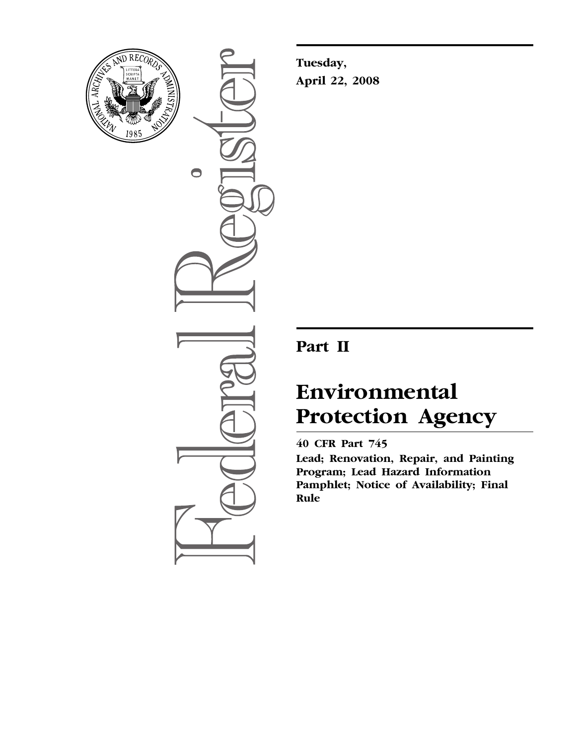**Tuesday,**

**April 22, 2008**

## Part II

# Environmental Protection Agency

**40 CFR Part 745**

**Lead; Renovation, Repair, and Painting Program; Lead Hazard Information Pamphlet; Notice of Availability; Final Rule**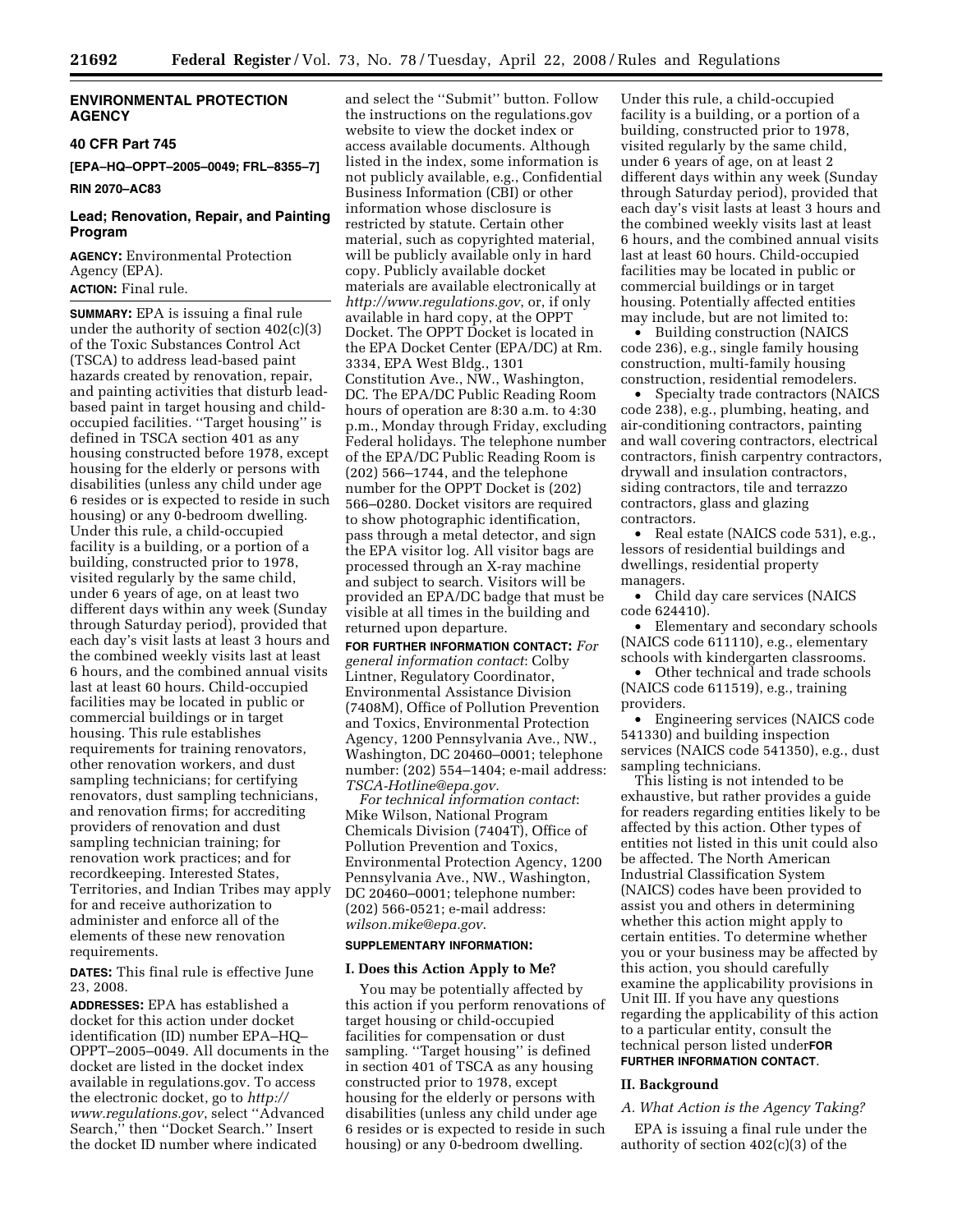## ENVIRONMENTAL PROTECTION AGENCY

### 40 CFR Part 745

**[EPA–HQ–OPPT–2005–0049; FRL–8355–7]**

**RIN 2070–AC83**

### Lead; Renovation, Repair, and Painting Program

**AGENCY:** Environmental Protection Agency (EPA).

**ACTION:** Final rule.

**SUMMARY:** EPA is issuing a final rule under the authority of section 402(c)(3) of the Toxic Substances Control Act (TSCA) to address lead-based paint hazards created by renovation, repair, and painting activities that disturb lead-based paint in target housing and child-occupied facilities. ''Target housing'' is defined in TSCA section 401 as any housing constructed before 1978, except housing for the elderly or persons with disabilities (unless any child under age 6 resides or is expected to reside in such housing) or any 0-bedroom dwelling. Under this rule, a child-occupied facility is a building, or a portion of a building, constructed prior to 1978, visited regularly by the same child, under 6 years of age, on at least two different days within any week (Sunday through Saturday period), provided that each day's visit lasts at least 3 hours and the combined weekly visits last at least 6 hours, and the combined annual visits last at least 60 hours. Child-occupied facilities may be located in public or commercial buildings or in target housing. This rule establishes requirements for training renovators, other renovation workers, and dust sampling technicians; for certifying renovators, dust sampling technicians, and renovation firms; for accrediting providers of renovation and dust sampling technician training; for renovation work practices; and for recordkeeping. Interested States, Territories, and Indian Tribes may apply for and receive authorization to administer and enforce all of the elements of these new renovation requirements.

**DATES:** This final rule is effective June 23, 2008.

**ADDRESSES:** EPA has established a docket for this action under docket identification (ID) number EPA–HQ–OPPT–2005–0049. All documents in the docket are listed in the docket index available in regulations.gov. To access the electronic docket, go to *http://www.regulations.gov*, select ''Advanced Search,'' then ''Docket Search.'' Insert the docket ID number where indicated and select the ''Submit'' button. Follow the instructions on the regulations.gov website to view the docket index or access available documents. Although listed in the index, some information is not publicly available, e.g., Confidential Business Information (CBI) or other information whose disclosure is restricted by statute. Certain other material, such as copyrighted material, will be publicly available only in hard copy. Publicly available docket materials are available electronically at *http://www.regulations.gov*, or, if only available in hard copy, at the OPPT Docket. The OPPT Docket is located in the EPA Docket Center (EPA/DC) at Rm. 3334, EPA West Bldg., 1301 Constitution Ave., NW., Washington, DC. The EPA/DC Public Reading Room hours of operation are 8:30 a.m. to 4:30 p.m., Monday through Friday, excluding Federal holidays. The telephone number of the EPA/DC Public Reading Room is (202) 566–1744, and the telephone number for the OPPT Docket is (202) 566–0280. Docket visitors are required to show photographic identification, pass through a metal detector, and sign the EPA visitor log. All visitor bags are processed through an X-ray machine and subject to search. Visitors will be provided an EPA/DC badge that must be visible at all times in the building and returned upon departure.

**FOR FURTHER INFORMATION CONTACT:** *For general information contact*: Colby Lintner, Regulatory Coordinator, Environmental Assistance Division (7408M), Office of Pollution Prevention and Toxics, Environmental Protection Agency, 1200 Pennsylvania Ave., NW., Washington, DC 20460–0001; telephone number: (202) 554–1404; e-mail address: *TSCA-Hotline@epa.gov.*

*For technical information contact*: Mike Wilson, National Program Chemicals Division (7404T), Office of Pollution Prevention and Toxics, Environmental Protection Agency, 1200 Pennsylvania Ave., NW., Washington, DC 20460–0001; telephone number: (202) 566-0521; e-mail address: *wilson.mike@epa.gov*.

**SUPPLEMENTARY INFORMATION:**

## I. Does this Action Apply to Me?

You may be potentially affected by this action if you perform renovations of target housing or child-occupied facilities for compensation or dust sampling. ''Target housing'' is defined in section 401 of TSCA as any housing constructed prior to 1978, except housing for the elderly or persons with disabilities (unless any child under age 6 resides or is expected to reside in such housing) or any 0-bedroom dwelling. Under this rule, a child-occupied facility is a building, or a portion of a building, constructed prior to 1978, visited regularly by the same child, under 6 years of age, on at least 2 different days within any week (Sunday through Saturday period), provided that each day's visit lasts at least 3 hours and the combined weekly visits last at least 6 hours, and the combined annual visits last at least 60 hours. Child-occupied facilities may be located in public or commercial buildings or in target housing. Potentially affected entities may include, but are not limited to:

- Building construction (NAICS code 236), e.g., single family housing construction, multi-family housing construction, residential remodelers.
- Specialty trade contractors (NAICS code 238), e.g., plumbing, heating, and air-conditioning contractors, painting and wall covering contractors, electrical contractors, finish carpentry contractors, drywall and insulation contractors, siding contractors, tile and terrazzo contractors, glass and glazing contractors.
- Real estate (NAICS code 531), e.g., lessors of residential buildings and dwellings, residential property managers.
- Child day care services (NAICS code 624410).
- Elementary and secondary schools (NAICS code 611110), e.g., elementary schools with kindergarten classrooms.
- Other technical and trade schools (NAICS code 611519), e.g., training providers.
- Engineering services (NAICS code 541330) and building inspection services (NAICS code 541350), e.g., dust sampling technicians.

This listing is not intended to be exhaustive, but rather provides a guide for readers regarding entities likely to be affected by this action. Other types of entities not listed in this unit could also be affected. The North American Industrial Classification System (NAICS) codes have been provided to assist you and others in determining whether this action might apply to certain entities. To determine whether you or your business may be affected by this action, you should carefully examine the applicability provisions in Unit III. If you have any questions regarding the applicability of this action to a particular entity, consult the technical person listed under **FOR FURTHER INFORMATION CONTACT**.

## II. Background

### *A. What Action is the Agency Taking?*

EPA is issuing a final rule under the authority of section 402(c)(3) of the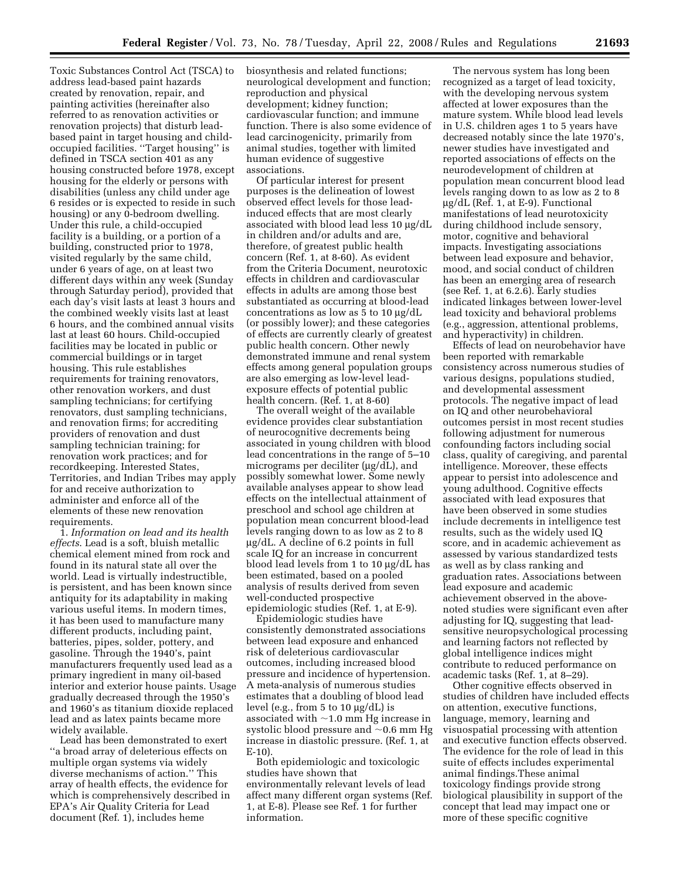Toxic Substances Control Act (TSCA) to address lead-based paint hazards created by renovation, repair, and painting activities (hereinafter also referred to as renovation activities or renovation projects) that disturb lead-based paint in target housing and child-occupied facilities. ''Target housing'' is defined in TSCA section 401 as any housing constructed before 1978, except housing for the elderly or persons with disabilities (unless any child under age 6 resides or is expected to reside in such housing) or any 0-bedroom dwelling. Under this rule, a child-occupied facility is a building, or a portion of a building, constructed prior to 1978, visited regularly by the same child, under 6 years of age, on at least two different days within any week (Sunday through Saturday period), provided that each day's visit lasts at least 3 hours and the combined weekly visits last at least 6 hours, and the combined annual visits last at least 60 hours. Child-occupied facilities may be located in public or commercial buildings or in target housing. This rule establishes requirements for training renovators, other renovation workers, and dust sampling technicians; for certifying renovators, dust sampling technicians, and renovation firms; for accrediting providers of renovation and dust sampling technician training; for renovation work practices; and for recordkeeping. Interested States, Territories, and Indian Tribes may apply for and receive authorization to administer and enforce all of the elements of these new renovation requirements.

1. *Information on lead and its health effects*. Lead is a soft, bluish metallic chemical element mined from rock and found in its natural state all over the world. Lead is virtually indestructible, is persistent, and has been known since antiquity for its adaptability in making various useful items. In modern times, it has been used to manufacture many different products, including paint, batteries, pipes, solder, pottery, and gasoline. Through the 1940's, paint manufacturers frequently used lead as a primary ingredient in many oil-based interior and exterior house paints. Usage gradually decreased through the 1950's and 1960's as titanium dioxide replaced lead and as latex paints became more widely available.

Lead has been demonstrated to exert ''a broad array of deleterious effects on multiple organ systems via widely diverse mechanisms of action.'' This array of health effects, the evidence for which is comprehensively described in EPA's Air Quality Criteria for Lead document (Ref. 1), includes heme biosynthesis and related functions; neurological development and function; reproduction and physical development; kidney function; cardiovascular function; and immune function. There is also some evidence of lead carcinogenicity, primarily from animal studies, together with limited human evidence of suggestive associations.

Of particular interest for present purposes is the delineation of lowest observed effect levels for those lead-induced effects that are most clearly associated with blood lead less 10 µg/dL in children and/or adults and are, therefore, of greatest public health concern (Ref. 1, at 8-60). As evident from the Criteria Document, neurotoxic effects in children and cardiovascular effects in adults are among those best substantiated as occurring at blood-lead concentrations as low as 5 to 10 µg/dL (or possibly lower); and these categories of effects are currently clearly of greatest public health concern. Other newly demonstrated immune and renal system effects among general population groups are also emerging as low-level lead-exposure effects of potential public health concern. (Ref. 1, at 8-60)

The overall weight of the available evidence provides clear substantiation of neurocognitive decrements being associated in young children with blood lead concentrations in the range of 5–10 micrograms per deciliter (µg/dL), and possibly somewhat lower. Some newly available analyses appear to show lead effects on the intellectual attainment of preschool and school age children at population mean concurrent blood-lead levels ranging down to as low as 2 to 8 µg/dL. A decline of 6.2 points in full scale IQ for an increase in concurrent blood lead levels from 1 to 10 µg/dL has been estimated, based on a pooled analysis of results derived from seven well-conducted prospective epidemiologic studies (Ref. 1, at E-9).

Epidemiologic studies have consistently demonstrated associations between lead exposure and enhanced risk of deleterious cardiovascular outcomes, including increased blood pressure and incidence of hypertension. A meta-analysis of numerous studies estimates that a doubling of blood lead level (e.g., from 5 to 10 µg/dL) is associated with ~1.0 mm Hg increase in systolic blood pressure and ~0.6 mm Hg increase in diastolic pressure. (Ref. 1, at E-10).

Both epidemiologic and toxicologic studies have shown that environmentally relevant levels of lead affect many different organ systems (Ref. 1, at E-8). Please see Ref. 1 for further information.

The nervous system has long been recognized as a target of lead toxicity, with the developing nervous system affected at lower exposures than the mature system. While blood lead levels in U.S. children ages 1 to 5 years have decreased notably since the late 1970's, newer studies have investigated and reported associations of effects on the neurodevelopment of children at population mean concurrent blood lead levels ranging down to as low as 2 to 8 µg/dL (Ref. 1, at E-9). Functional manifestations of lead neurotoxicity during childhood include sensory, motor, cognitive and behavioral impacts. Investigating associations between lead exposure and behavior, mood, and social conduct of children has been an emerging area of research (see Ref. 1, at 6.2.6). Early studies indicated linkages between lower-level lead toxicity and behavioral problems (e.g., aggression, attentional problems, and hyperactivity) in children.

Effects of lead on neurobehavior have been reported with remarkable consistency across numerous studies of various designs, populations studied, and developmental assessment protocols. The negative impact of lead on IQ and other neurobehavioral outcomes persist in most recent studies following adjustment for numerous confounding factors including social class, quality of caregiving, and parental intelligence. Moreover, these effects appear to persist into adolescence and young adulthood. Cognitive effects associated with lead exposures that have been observed in some studies include decrements in intelligence test results, such as the widely used IQ score, and in academic achievement as assessed by various standardized tests as well as by class ranking and graduation rates. Associations between lead exposure and academic achievement observed in the above-noted studies were significant even after adjusting for IQ, suggesting that lead-sensitive neuropsychological processing and learning factors not reflected by global intelligence indices might contribute to reduced performance on academic tasks (Ref. 1, at 8–29).

Other cognitive effects observed in studies of children have included effects on attention, executive functions, language, memory, learning and visuospatial processing with attention and executive function effects observed. The evidence for the role of lead in this suite of effects includes experimental animal findings.These animal toxicology findings provide strong biological plausibility in support of the concept that lead may impact one or more of these specific cognitive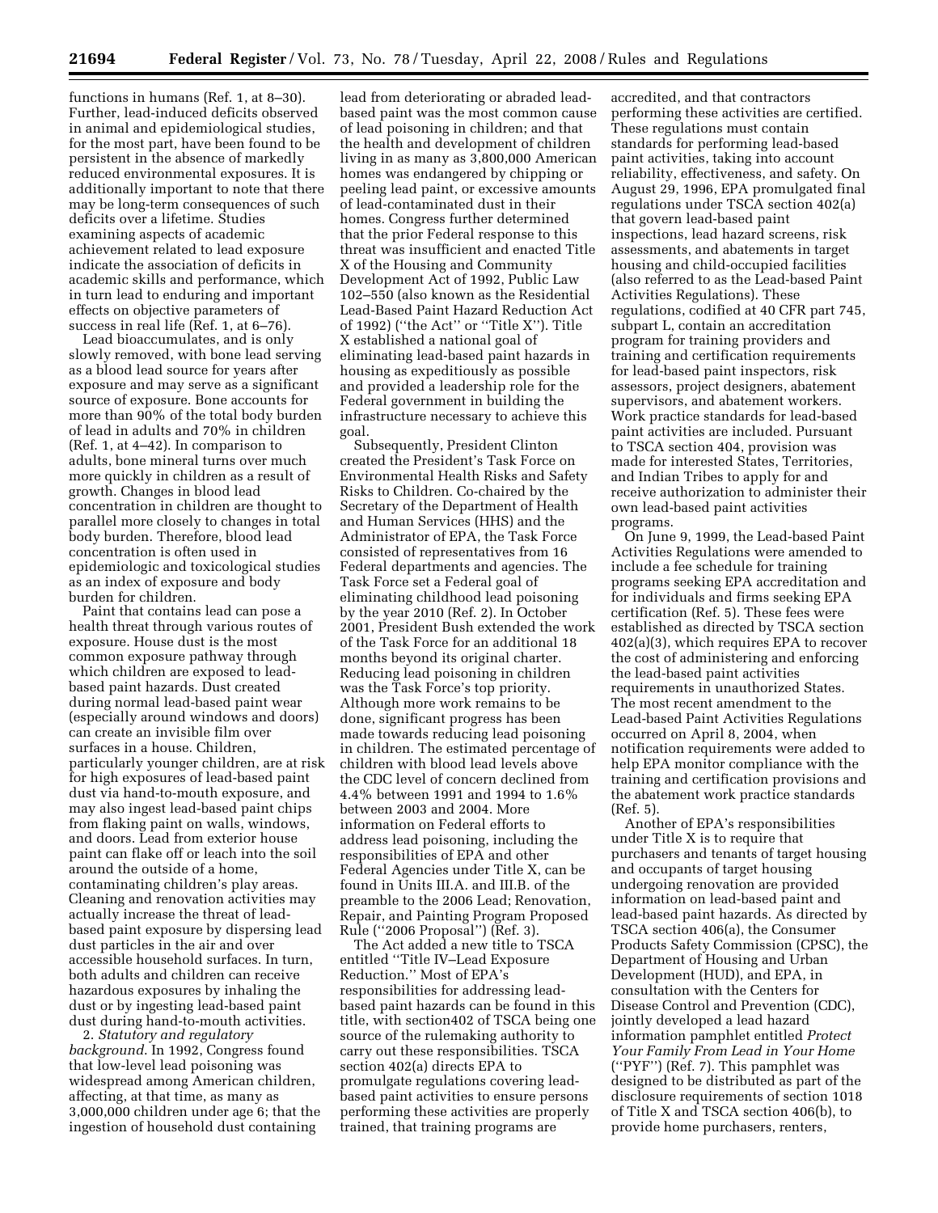functions in humans (Ref. 1, at 8–30). Further, lead-induced deficits observed in animal and epidemiological studies, for the most part, have been found to be persistent in the absence of markedly reduced environmental exposures. It is additionally important to note that there may be long-term consequences of such deficits over a lifetime. Studies examining aspects of academic achievement related to lead exposure indicate the association of deficits in academic skills and performance, which in turn lead to enduring and important effects on objective parameters of success in real life (Ref. 1, at 6–76).

Lead bioaccumulates, and is only slowly removed, with bone lead serving as a blood lead source for years after exposure and may serve as a significant source of exposure. Bone accounts for more than 90% of the total body burden of lead in adults and 70% in children (Ref. 1, at 4–42). In comparison to adults, bone mineral turns over much more quickly in children as a result of growth. Changes in blood lead concentration in children are thought to parallel more closely to changes in total body burden. Therefore, blood lead concentration is often used in epidemiologic and toxicological studies as an index of exposure and body burden for children.

Paint that contains lead can pose a health threat through various routes of exposure. House dust is the most common exposure pathway through which children are exposed to lead-based paint hazards. Dust created during normal lead-based paint wear (especially around windows and doors) can create an invisible film over surfaces in a house. Children, particularly younger children, are at risk for high exposures of lead-based paint dust via hand-to-mouth exposure, and may also ingest lead-based paint chips from flaking paint on walls, windows, and doors. Lead from exterior house paint can flake off or leach into the soil around the outside of a home, contaminating children's play areas. Cleaning and renovation activities may actually increase the threat of lead-based paint exposure by dispersing lead dust particles in the air and over accessible household surfaces. In turn, both adults and children can receive hazardous exposures by inhaling the dust or by ingesting lead-based paint dust during hand-to-mouth activities.

2. *Statutory and regulatory background.* In 1992, Congress found that low-level lead poisoning was widespread among American children, affecting, at that time, as many as 3,000,000 children under age 6; that the ingestion of household dust containing lead from deteriorating or abraded lead-based paint was the most common cause of lead poisoning in children; and that the health and development of children living in as many as 3,800,000 American homes was endangered by chipping or peeling lead paint, or excessive amounts of lead-contaminated dust in their homes. Congress further determined that the prior Federal response to this threat was insufficient and enacted Title X of the Housing and Community Development Act of 1992, Public Law 102–550 (also known as the Residential Lead-Based Paint Hazard Reduction Act of 1992) (''the Act'' or ''Title X''). Title X established a national goal of eliminating lead-based paint hazards in housing as expeditiously as possible and provided a leadership role for the Federal government in building the infrastructure necessary to achieve this goal.

Subsequently, President Clinton created the President's Task Force on Environmental Health Risks and Safety Risks to Children. Co-chaired by the Secretary of the Department of Health and Human Services (HHS) and the Administrator of EPA, the Task Force consisted of representatives from 16 Federal departments and agencies. The Task Force set a Federal goal of eliminating childhood lead poisoning by the year 2010 (Ref. 2). In October 2001, President Bush extended the work of the Task Force for an additional 18 months beyond its original charter. Reducing lead poisoning in children was the Task Force's top priority. Although more work remains to be done, significant progress has been made towards reducing lead poisoning in children. The estimated percentage of children with blood lead levels above the CDC level of concern declined from 4.4% between 1991 and 1994 to 1.6% between 2003 and 2004. More information on Federal efforts to address lead poisoning, including the responsibilities of EPA and other Federal Agencies under Title X, can be found in Units III.A. and III.B. of the preamble to the 2006 Lead; Renovation, Repair, and Painting Program Proposed Rule (''2006 Proposal'') (Ref. 3).

The Act added a new title to TSCA entitled ''Title IV–Lead Exposure Reduction.'' Most of EPA's responsibilities for addressing lead-based paint hazards can be found in this title, with section402 of TSCA being one source of the rulemaking authority to carry out these responsibilities. TSCA section 402(a) directs EPA to promulgate regulations covering lead-based paint activities to ensure persons performing these activities are properly trained, that training programs are accredited, and that contractors performing these activities are certified. These regulations must contain standards for performing lead-based paint activities, taking into account reliability, effectiveness, and safety. On August 29, 1996, EPA promulgated final regulations under TSCA section 402(a) that govern lead-based paint inspections, lead hazard screens, risk assessments, and abatements in target housing and child-occupied facilities (also referred to as the Lead-based Paint Activities Regulations). These regulations, codified at 40 CFR part 745, subpart L, contain an accreditation program for training providers and training and certification requirements for lead-based paint inspectors, risk assessors, project designers, abatement supervisors, and abatement workers. Work practice standards for lead-based paint activities are included. Pursuant to TSCA section 404, provision was made for interested States, Territories, and Indian Tribes to apply for and receive authorization to administer their own lead-based paint activities programs.

On June 9, 1999, the Lead-based Paint Activities Regulations were amended to include a fee schedule for training programs seeking EPA accreditation and for individuals and firms seeking EPA certification (Ref. 5). These fees were established as directed by TSCA section 402(a)(3), which requires EPA to recover the cost of administering and enforcing the lead-based paint activities requirements in unauthorized States. The most recent amendment to the Lead-based Paint Activities Regulations occurred on April 8, 2004, when notification requirements were added to help EPA monitor compliance with the training and certification provisions and the abatement work practice standards (Ref. 5).

Another of EPA's responsibilities under Title X is to require that purchasers and tenants of target housing and occupants of target housing undergoing renovation are provided information on lead-based paint and lead-based paint hazards. As directed by TSCA section 406(a), the Consumer Products Safety Commission (CPSC), the Department of Housing and Urban Development (HUD), and EPA, in consultation with the Centers for Disease Control and Prevention (CDC), jointly developed a lead hazard information pamphlet entitled *Protect Your Family From Lead in Your Home* (''PYF'') (Ref. 7). This pamphlet was designed to be distributed as part of the disclosure requirements of section 1018 of Title X and TSCA section 406(b), to provide home purchasers, renters,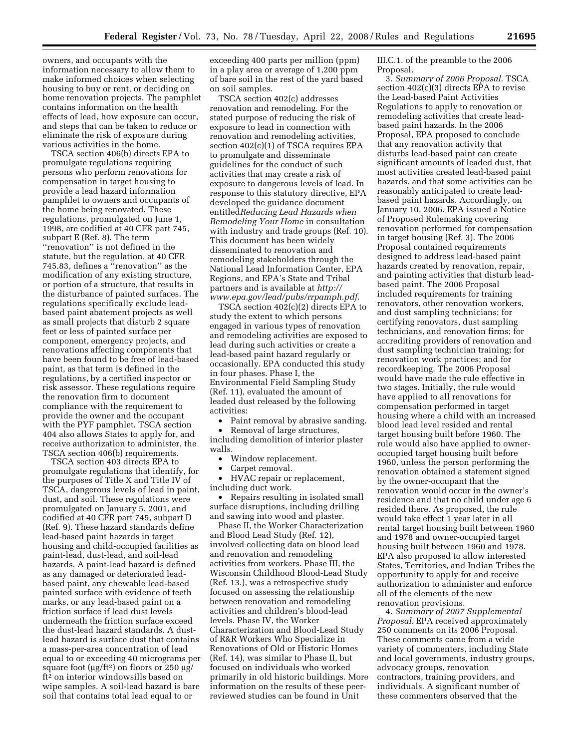owners, and occupants with the information necessary to allow them to make informed choices when selecting housing to buy or rent, or deciding on home renovation projects. The pamphlet contains information on the health effects of lead, how exposure can occur, and steps that can be taken to reduce or eliminate the risk of exposure during various activities in the home.

TSCA section 406(b) directs EPA to promulgate regulations requiring persons who perform renovations for compensation in target housing to provide a lead hazard information pamphlet to owners and occupants of the home being renovated. These regulations, promulgated on June 1, 1998, are codified at 40 CFR part 745, subpart E (Ref. 8). The term ''renovation'' is not defined in the statute, but the regulation, at 40 CFR 745.83, defines a ''renovation'' as the modification of any existing structure, or portion of a structure, that results in the disturbance of painted surfaces. The regulations specifically exclude lead-based paint abatement projects as well as small projects that disturb 2 square feet or less of painted surface per component, emergency projects, and renovations affecting components that have been found to be free of lead-based paint, as that term is defined in the regulations, by a certified inspector or risk assessor. These regulations require the renovation firm to document compliance with the requirement to provide the owner and the occupant with the PYF pamphlet. TSCA section 404 also allows States to apply for, and receive authorization to administer, the TSCA section 406(b) requirements.

TSCA section 403 directs EPA to promulgate regulations that identify, for the purposes of Title X and Title IV of TSCA, dangerous levels of lead in paint, dust, and soil. These regulations were promulgated on January 5, 2001, and codified at 40 CFR part 745, subpart D (Ref. 9). These hazard standards define lead-based paint hazards in target housing and child-occupied facilities as paint-lead, dust-lead, and soil-lead hazards. A paint-lead hazard is defined as any damaged or deteriorated lead-based paint, any chewable lead-based painted surface with evidence of teeth marks, or any lead-based paint on a friction surface if lead dust levels underneath the friction surface exceed the dust-lead hazard standards. A dust-lead hazard is surface dust that contains a mass-per-area concentration of lead equal to or exceeding 40 micrograms per square foot (µg/ft$^2$) on floors or 250 µg/ft$^2$ on interior windowsills based on wipe samples. A soil-lead hazard is bare soil that contains total lead equal to or exceeding 400 parts per million (ppm) in a play area or average of 1,200 ppm of bare soil in the rest of the yard based on soil samples.

TSCA section 402(c) addresses renovation and remodeling. For the stated purpose of reducing the risk of exposure to lead in connection with renovation and remodeling activities, section 402(c)(1) of TSCA requires EPA to promulgate and disseminate guidelines for the conduct of such activities that may create a risk of exposure to dangerous levels of lead. In response to this statutory directive, EPA developed the guidance document entitled *Reducing Lead Hazards when Remodeling Your Home* in consultation with industry and trade groups (Ref. 10). This document has been widely disseminated to renovation and remodeling stakeholders through the National Lead Information Center, EPA Regions, and EPA's State and Tribal partners and is available at *http://www.epa.gov/lead/pubs/rrpamph.pdf*.

TSCA section 402(c)(2) directs EPA to study the extent to which persons engaged in various types of renovation and remodeling activities are exposed to lead during such activities or create a lead-based paint hazard regularly or occasionally. EPA conducted this study in four phases. Phase I, the Environmental Field Sampling Study (Ref. 11), evaluated the amount of leaded dust released by the following activities:

- Paint removal by abrasive sanding.
- Removal of large structures, including demolition of interior plaster walls.
- Window replacement.
- Carpet removal.
- HVAC repair or replacement, including duct work.
- Repairs resulting in isolated small surface disruptions, including drilling and sawing into wood and plaster.

Phase II, the Worker Characterization and Blood Lead Study (Ref. 12), involved collecting data on blood lead and renovation and remodeling activities from workers. Phase III, the Wisconsin Childhood Blood-Lead Study (Ref. 13.), was a retrospective study focused on assessing the relationship between renovation and remodeling activities and children's blood-lead levels. Phase IV, the Worker Characterization and Blood-Lead Study of R&R Workers Who Specialize in Renovations of Old or Historic Homes (Ref. 14), was similar to Phase II, but focused on individuals who worked primarily in old historic buildings. More information on the results of these peer-reviewed studies can be found in Unit III.C.1. of the preamble to the 2006 Proposal.

3. *Summary of 2006 Proposal.* TSCA section 402(c)(3) directs EPA to revise the Lead-based Paint Activities Regulations to apply to renovation or remodeling activities that create lead-based paint hazards. In the 2006 Proposal, EPA proposed to conclude that any renovation activity that disturbs lead-based paint can create significant amounts of leaded dust, that most activities created lead-based paint hazards, and that some activities can be reasonably anticipated to create lead-based paint hazards. Accordingly, on January 10, 2006, EPA issued a Notice of Proposed Rulemaking covering renovation performed for compensation in target housing (Ref. 3). The 2006 Proposal contained requirements designed to address lead-based paint hazards created by renovation, repair, and painting activities that disturb lead-based paint. The 2006 Proposal included requirements for training renovators, other renovation workers, and dust sampling technicians; for certifying renovators, dust sampling technicians, and renovation firms; for accrediting providers of renovation and dust sampling technician training; for renovation work practices; and for recordkeeping. The 2006 Proposal would have made the rule effective in two stages. Initially, the rule would have applied to all renovations for compensation performed in target housing where a child with an increased blood lead level resided and rental target housing built before 1960. The rule would also have applied to owner-occupied target housing built before 1960, unless the person performing the renovation obtained a statement signed by the owner-occupant that the renovation would occur in the owner's residence and that no child under age 6 resided there. As proposed, the rule would take effect 1 year later in all rental target housing built between 1960 and 1978 and owner-occupied target housing built between 1960 and 1978. EPA also proposed to allow interested States, Territories, and Indian Tribes the opportunity to apply for and receive authorization to administer and enforce all of the elements of the new renovation provisions.

4. *Summary of 2007 Supplemental Proposal.* EPA received approximately 250 comments on its 2006 Proposal. These comments came from a wide variety of commenters, including State and local governments, industry groups, advocacy groups, renovation contractors, training providers, and individuals. A significant number of these commenters observed that the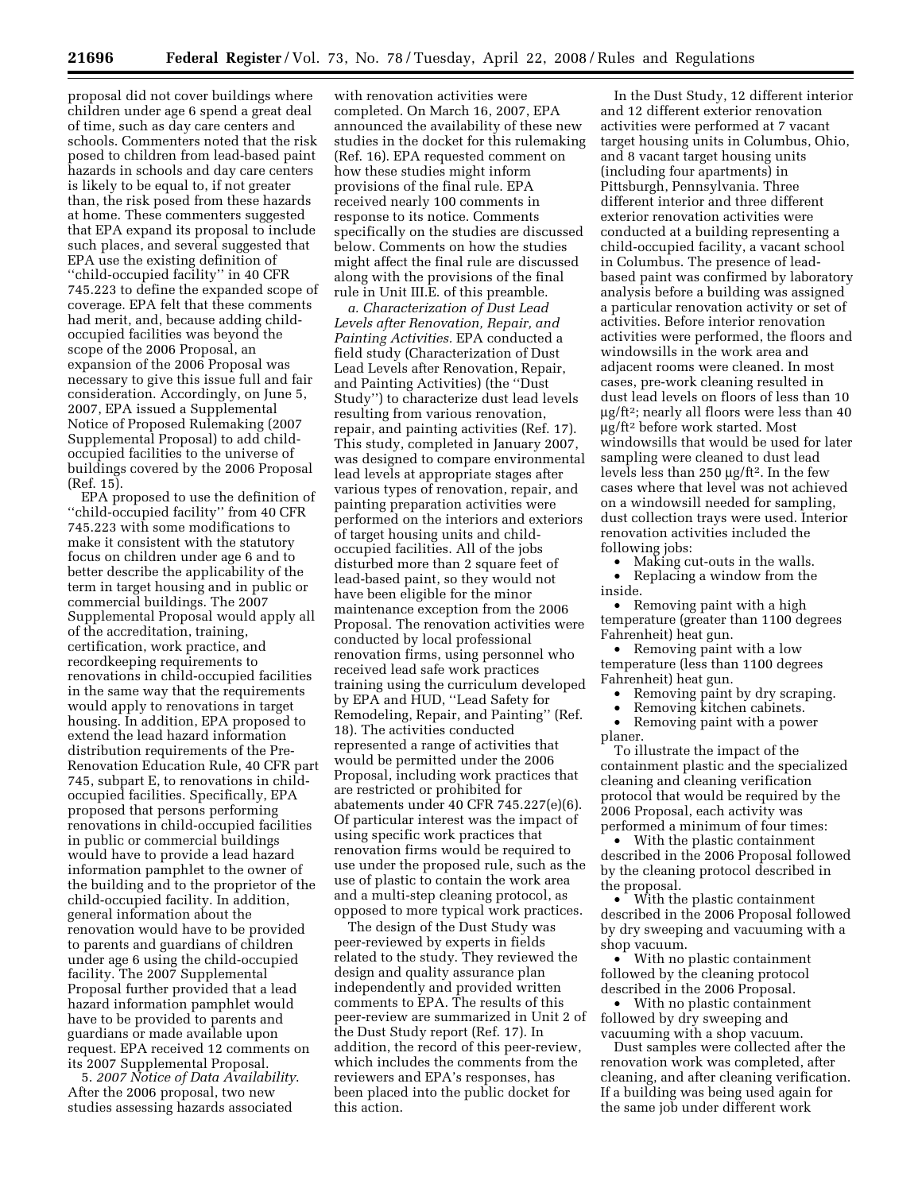proposal did not cover buildings where children under age 6 spend a great deal of time, such as day care centers and schools. Commenters noted that the risk posed to children from lead-based paint hazards in schools and day care centers is likely to be equal to, if not greater than, the risk posed from these hazards at home. These commenters suggested that EPA expand its proposal to include such places, and several suggested that EPA use the existing definition of ''child-occupied facility'' in 40 CFR 745.223 to define the expanded scope of coverage. EPA felt that these comments had merit, and, because adding child-occupied facilities was beyond the scope of the 2006 Proposal, an expansion of the 2006 Proposal was necessary to give this issue full and fair consideration. Accordingly, on June 5, 2007, EPA issued a Supplemental Notice of Proposed Rulemaking (2007 Supplemental Proposal) to add child-occupied facilities to the universe of buildings covered by the 2006 Proposal (Ref. 15).

EPA proposed to use the definition of ''child-occupied facility'' from 40 CFR 745.223 with some modifications to make it consistent with the statutory focus on children under age 6 and to better describe the applicability of the term in target housing and in public or commercial buildings. The 2007 Supplemental Proposal would apply all of the accreditation, training, certification, and recordkeeping requirements to renovations in child-occupied facilities in the same way that the requirements would apply to renovations in target housing. In addition, EPA proposed to extend the lead hazard information distribution requirements of the Pre-Renovation Education Rule, 40 CFR part 745, subpart E, to renovations in child-occupied facilities. Specifically, EPA proposed that persons performing renovations in child-occupied facilities in public or commercial buildings would have to provide a lead hazard information pamphlet to the owner of the building and to the proprietor of the child-occupied facility. In addition, general information about the renovation would have to be provided to parents and guardians of children under age 6 using the child-occupied facility. The 2007 Supplemental Proposal further provided that a lead hazard information pamphlet would have to be provided to parents and guardians or made available upon request. EPA received 12 comments on its 2007 Supplemental Proposal.

5. *2007 Notice of Data Availability.* After the 2006 proposal, two new studies assessing hazards associated with renovation activities were completed. On March 16, 2007, EPA announced the availability of these new studies in the docket for this rulemaking (Ref. 16). EPA requested comment on how these studies might inform provisions of the final rule. EPA received nearly 100 comments in response to its notice. Comments specifically on the studies are discussed below. Comments on how the studies might affect the final rule are discussed along with the provisions of the final rule in Unit III.E. of this preamble.

*a. Characterization of Dust Lead Levels after Renovation, Repair, and Painting Activities.* EPA conducted a field study (Characterization of Dust Lead Levels after Renovation, Repair, and Painting Activities) (the ''Dust Study'') to characterize dust lead levels resulting from various renovation, repair, and painting activities (Ref. 17). This study, completed in January 2007, was designed to compare environmental lead levels at appropriate stages after various types of renovation, repair, and painting preparation activities were performed on the interiors and exteriors of target housing units and child-occupied facilities. All of the jobs disturbed more than 2 square feet of lead-based paint, so they would not have been eligible for the minor maintenance exception from the 2006 Proposal. The renovation activities were conducted by local professional renovation firms, using personnel who received lead safe work practices training using the curriculum developed by EPA and HUD, ''Lead Safety for Remodeling, Repair, and Painting'' (Ref. 18). The activities conducted represented a range of activities that would be permitted under the 2006 Proposal, including work practices that are restricted or prohibited for abatements under 40 CFR 745.227(e)(6). Of particular interest was the impact of using specific work practices that renovation firms would be required to use under the proposed rule, such as the use of plastic to contain the work area and a multi-step cleaning protocol, as opposed to more typical work practices.

The design of the Dust Study was peer-reviewed by experts in fields related to the study. They reviewed the design and quality assurance plan independently and provided written comments to EPA. The results of this peer-review are summarized in Unit 2 of the Dust Study report (Ref. 17). In addition, the record of this peer-review, which includes the comments from the reviewers and EPA's responses, has been placed into the public docket for this action.

In the Dust Study, 12 different interior and 12 different exterior renovation activities were performed at 7 vacant target housing units in Columbus, Ohio, and 8 vacant target housing units (including four apartments) in Pittsburgh, Pennsylvania. Three different interior and three different exterior renovation activities were conducted at a building representing a child-occupied facility, a vacant school in Columbus. The presence of lead-based paint was confirmed by laboratory analysis before a building was assigned a particular renovation activity or set of activities. Before interior renovation activities were performed, the floors and windowsills in the work area and adjacent rooms were cleaned. In most cases, pre-work cleaning resulted in dust lead levels on floors of less than 10 µg/ft$^2$; nearly all floors were less than 40 µg/ft$^2$ before work started. Most windowsills that would be used for later sampling were cleaned to dust lead levels less than 250 µg/ft$^2$. In the few cases where that level was not achieved on a windowsill needed for sampling, dust collection trays were used. Interior renovation activities included the following jobs:

- Making cut-outs in the walls.
- Replacing a window from the inside.
- Removing paint with a high temperature (greater than 1100 degrees Fahrenheit) heat gun.
- Removing paint with a low temperature (less than 1100 degrees Fahrenheit) heat gun.
- Removing paint by dry scraping.
- Removing kitchen cabinets.
- Removing paint with a power planer.

To illustrate the impact of the containment plastic and the specialized cleaning and cleaning verification protocol that would be required by the 2006 Proposal, each activity was performed a minimum of four times:

- With the plastic containment described in the 2006 Proposal followed by the cleaning protocol described in the proposal.
- With the plastic containment described in the 2006 Proposal followed by dry sweeping and vacuuming with a shop vacuum.
- With no plastic containment followed by the cleaning protocol described in the 2006 Proposal.
- With no plastic containment followed by dry sweeping and vacuuming with a shop vacuum.

Dust samples were collected after the renovation work was completed, after cleaning, and after cleaning verification. If a building was being used again for the same job under different work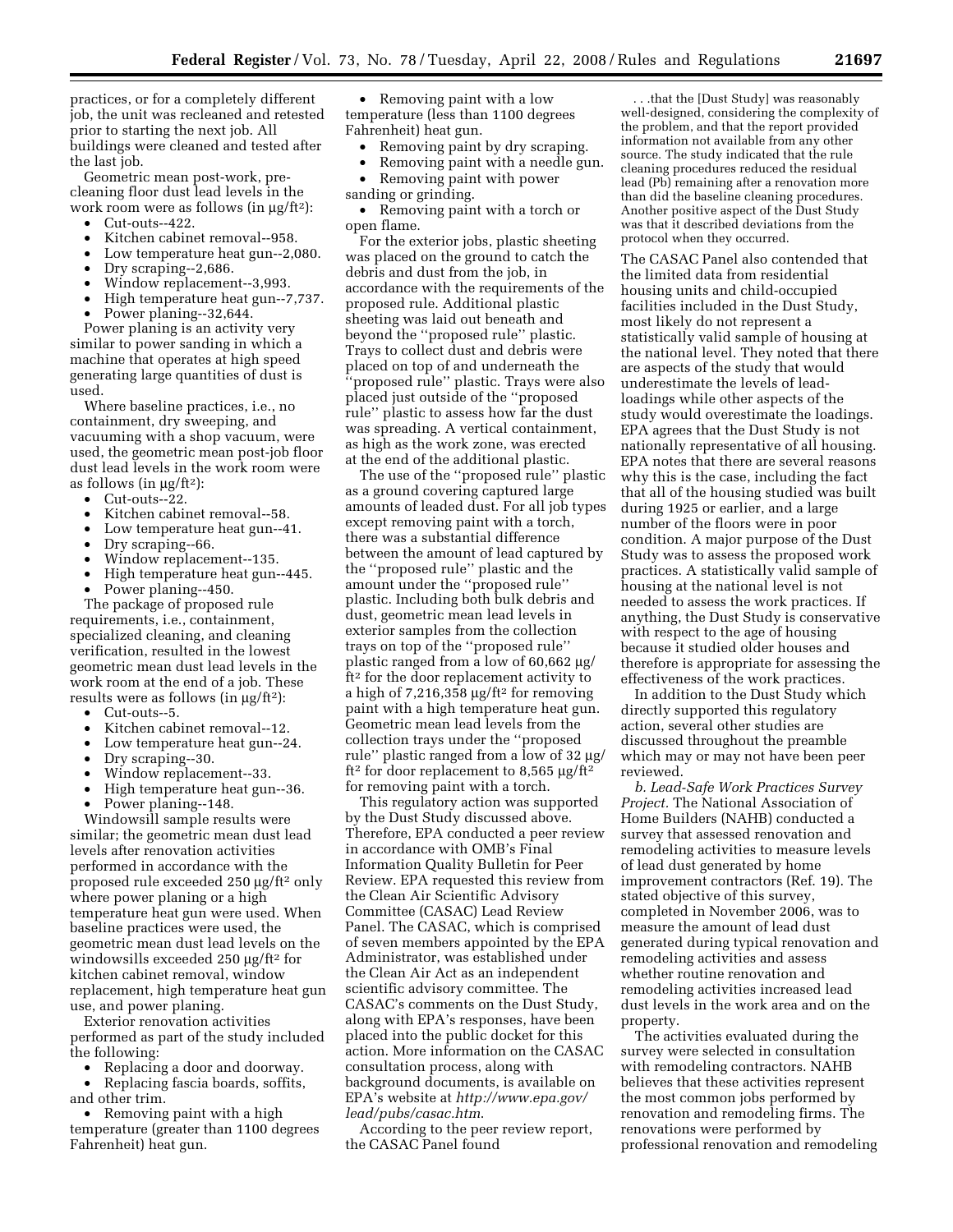practices, or for a completely different job, the unit was recleaned and retested prior to starting the next job. All buildings were cleaned and tested after the last job.

Geometric mean post-work, pre-cleaning floor dust lead levels in the work room were as follows (in µg/ft$^2$):

- Cut-outs--422.
- Kitchen cabinet removal--958.
- Low temperature heat gun--2,080.
- Dry scraping--2,686.
- Window replacement--3,993.
- High temperature heat gun--7,737.
- Power planing--32,644.

Power planing is an activity very similar to power sanding in which a machine that operates at high speed generating large quantities of dust is used.

Where baseline practices, i.e., no containment, dry sweeping, and vacuuming with a shop vacuum, were used, the geometric mean post-job floor dust lead levels in the work room were as follows (in µg/ft$^2$):

- Cut-outs--22.
- Kitchen cabinet removal--58.
- Low temperature heat gun--41.
- Dry scraping--66.
- Window replacement--135.
- High temperature heat gun--445.
- Power planing--450.

The package of proposed rule requirements, i.e., containment, specialized cleaning, and cleaning verification, resulted in the lowest geometric mean dust lead levels in the work room at the end of a job. These results were as follows (in µg/ft$^2$):

- Cut-outs--5.
- Kitchen cabinet removal--12.
- Low temperature heat gun--24.
- Dry scraping--30.
- Window replacement--33.
- High temperature heat gun--36.
- Power planing--148.

Windowsill sample results were similar; the geometric mean dust lead levels after renovation activities performed in accordance with the proposed rule exceeded 250 µg/ft$^2$ only where power planing or a high temperature heat gun were used. When baseline practices were used, the geometric mean dust lead levels on the windowsills exceeded 250 µg/ft$^2$ for kitchen cabinet removal, window replacement, high temperature heat gun use, and power planing.

Exterior renovation activities performed as part of the study included the following:

- Replacing a door and doorway.
- Replacing fascia boards, soffits, and other trim.
- Removing paint with a high temperature (greater than 1100 degrees Fahrenheit) heat gun.
- Removing paint with a low temperature (less than 1100 degrees Fahrenheit) heat gun.
- Removing paint by dry scraping.
- Removing paint with a needle gun.
- Removing paint with power sanding or grinding.
- Removing paint with a torch or open flame.

For the exterior jobs, plastic sheeting was placed on the ground to catch the debris and dust from the job, in accordance with the requirements of the proposed rule. Additional plastic sheeting was laid out beneath and beyond the ''proposed rule'' plastic. Trays to collect dust and debris were placed on top of and underneath the ''proposed rule'' plastic. Trays were also placed just outside of the ''proposed rule'' plastic to assess how far the dust was spreading. A vertical containment, as high as the work zone, was erected at the end of the additional plastic.

The use of the ''proposed rule'' plastic as a ground covering captured large amounts of leaded dust. For all job types except removing paint with a torch, there was a substantial difference between the amount of lead captured by the ''proposed rule'' plastic and the amount under the ''proposed rule'' plastic. Including both bulk debris and dust, geometric mean lead levels in exterior samples from the collection trays on top of the ''proposed rule'' plastic ranged from a low of 60,662 µg/ft$^2$ for the door replacement activity to a high of 7,216,358 µg/ft$^2$ for removing paint with a high temperature heat gun. Geometric mean lead levels from the collection trays under the ''proposed rule'' plastic ranged from a low of 32 µg/ft$^2$ for door replacement to 8,565 µg/ft$^2$ for removing paint with a torch.

This regulatory action was supported by the Dust Study discussed above. Therefore, EPA conducted a peer review in accordance with OMB's Final Information Quality Bulletin for Peer Review. EPA requested this review from the Clean Air Scientific Advisory Committee (CASAC) Lead Review Panel. The CASAC, which is comprised of seven members appointed by the EPA Administrator, was established under the Clean Air Act as an independent scientific advisory committee. The CASAC's comments on the Dust Study, along with EPA's responses, have been placed into the public docket for this action. More information on the CASAC consultation process, along with background documents, is available on EPA's website at *http://www.epa.gov/lead/pubs/casac.htm*.

According to the peer review report, the CASAC Panel found

> . . .that the [Dust Study] was reasonably well-designed, considering the complexity of the problem, and that the report provided information not available from any other source. The study indicated that the rule cleaning procedures reduced the residual lead (Pb) remaining after a renovation more than did the baseline cleaning procedures. Another positive aspect of the Dust Study was that it described deviations from the protocol when they occurred.

The CASAC Panel also contended that the limited data from residential housing units and child-occupied facilities included in the Dust Study, most likely do not represent a statistically valid sample of housing at the national level. They noted that there are aspects of the study that would underestimate the levels of lead-loadings while other aspects of the study would overestimate the loadings. EPA agrees that the Dust Study is not nationally representative of all housing. EPA notes that there are several reasons why this is the case, including the fact that all of the housing studied was built during 1925 or earlier, and a large number of the floors were in poor condition. A major purpose of the Dust Study was to assess the proposed work practices. A statistically valid sample of housing at the national level is not needed to assess the work practices. If anything, the Dust Study is conservative with respect to the age of housing because it studied older houses and therefore is appropriate for assessing the effectiveness of the work practices.

In addition to the Dust Study which directly supported this regulatory action, several other studies are discussed throughout the preamble which may or may not have been peer reviewed.

*b. Lead-Safe Work Practices Survey Project.* The National Association of Home Builders (NAHB) conducted a survey that assessed renovation and remodeling activities to measure levels of lead dust generated by home improvement contractors (Ref. 19). The stated objective of this survey, completed in November 2006, was to measure the amount of lead dust generated during typical renovation and remodeling activities and assess whether routine renovation and remodeling activities increased lead dust levels in the work area and on the property.

The activities evaluated during the survey were selected in consultation with remodeling contractors. NAHB believes that these activities represent the most common jobs performed by renovation and remodeling firms. The renovations were performed by professional renovation and remodeling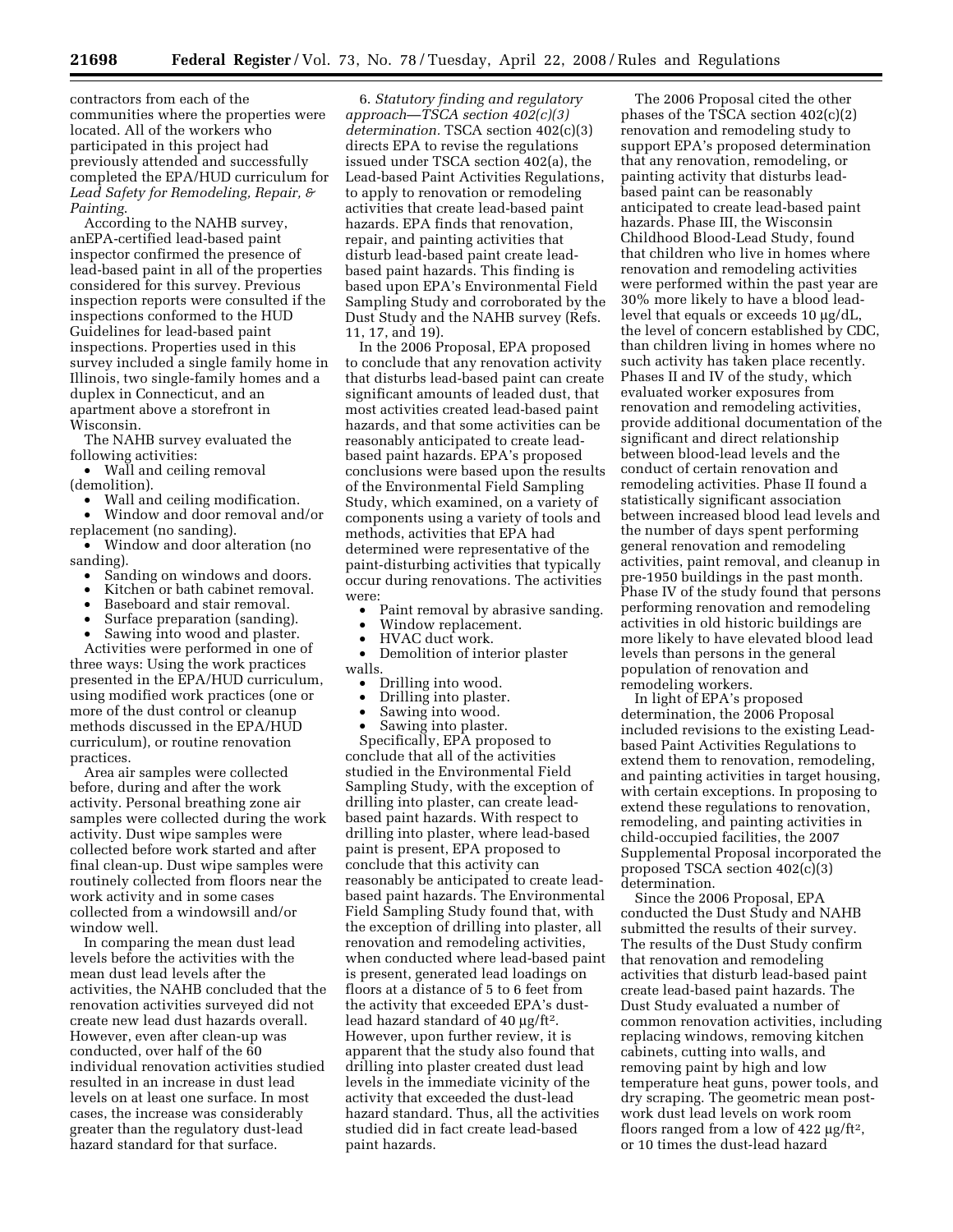contractors from each of the communities where the properties were located. All of the workers who participated in this project had previously attended and successfully completed the EPA/HUD curriculum for *Lead Safety for Remodeling, Repair, & Painting*.

According to the NAHB survey, anEPA-certified lead-based paint inspector confirmed the presence of lead-based paint in all of the properties considered for this survey. Previous inspection reports were consulted if the inspections conformed to the HUD Guidelines for lead-based paint inspections. Properties used in this survey included a single family home in Illinois, two single-family homes and a duplex in Connecticut, and an apartment above a storefront in Wisconsin.

The NAHB survey evaluated the following activities:

- Wall and ceiling removal (demolition).
- Wall and ceiling modification.
- Window and door removal and/or replacement (no sanding).
- Window and door alteration (no sanding).
- Sanding on windows and doors.
- Kitchen or bath cabinet removal.
- Baseboard and stair removal.
- Surface preparation (sanding).
- Sawing into wood and plaster.

Activities were performed in one of three ways: Using the work practices presented in the EPA/HUD curriculum, using modified work practices (one or more of the dust control or cleanup methods discussed in the EPA/HUD curriculum), or routine renovation practices.

Area air samples were collected before, during and after the work activity. Personal breathing zone air samples were collected during the work activity. Dust wipe samples were collected before work started and after final clean-up. Dust wipe samples were routinely collected from floors near the work activity and in some cases collected from a windowsill and/or window well.

In comparing the mean dust lead levels before the activities with the mean dust lead levels after the activities, the NAHB concluded that the renovation activities surveyed did not create new lead dust hazards overall. However, even after clean-up was conducted, over half of the 60 individual renovation activities studied resulted in an increase in dust lead levels on at least one surface. In most cases, the increase was considerably greater than the regulatory dust-lead hazard standard for that surface.

6. *Statutory finding and regulatory approach—TSCA section 402(c)(3) determination.* TSCA section 402(c)(3) directs EPA to revise the regulations issued under TSCA section 402(a), the Lead-based Paint Activities Regulations, to apply to renovation or remodeling activities that create lead-based paint hazards. EPA finds that renovation, repair, and painting activities that disturb lead-based paint create lead-based paint hazards. This finding is based upon EPA's Environmental Field Sampling Study and corroborated by the Dust Study and the NAHB survey (Refs. 11, 17, and 19).

In the 2006 Proposal, EPA proposed to conclude that any renovation activity that disturbs lead-based paint can create significant amounts of leaded dust, that most activities created lead-based paint hazards, and that some activities can be reasonably anticipated to create lead-based paint hazards. EPA's proposed conclusions were based upon the results of the Environmental Field Sampling Study, which examined, on a variety of components using a variety of tools and methods, activities that EPA had determined were representative of the paint-disturbing activities that typically occur during renovations. The activities were:

- Paint removal by abrasive sanding.
- Window replacement.
- HVAC duct work.
- Demolition of interior plaster walls.
- Drilling into wood.
- Drilling into plaster.
- Sawing into wood.
- Sawing into plaster.

Specifically, EPA proposed to conclude that all of the activities studied in the Environmental Field Sampling Study, with the exception of drilling into plaster, can create lead-based paint hazards. With respect to drilling into plaster, where lead-based paint is present, EPA proposed to conclude that this activity can reasonably be anticipated to create lead-based paint hazards. The Environmental Field Sampling Study found that, with the exception of drilling into plaster, all renovation and remodeling activities, when conducted where lead-based paint is present, generated lead loadings on floors at a distance of 5 to 6 feet from the activity that exceeded EPA's dust-lead hazard standard of 40 μg/ft². However, upon further review, it is apparent that the study also found that drilling into plaster created dust lead levels in the immediate vicinity of the activity that exceeded the dust-lead hazard standard. Thus, all the activities studied did in fact create lead-based paint hazards.

The 2006 Proposal cited the other phases of the TSCA section 402(c)(2) renovation and remodeling study to support EPA's proposed determination that any renovation, remodeling, or painting activity that disturbs lead-based paint can be reasonably anticipated to create lead-based paint hazards. Phase III, the Wisconsin Childhood Blood-Lead Study, found that children who live in homes where renovation and remodeling activities were performed within the past year are 30% more likely to have a blood lead-level that equals or exceeds 10 μg/dL, the level of concern established by CDC, than children living in homes where no such activity has taken place recently. Phases II and IV of the study, which evaluated worker exposures from renovation and remodeling activities, provide additional documentation of the significant and direct relationship between blood-lead levels and the conduct of certain renovation and remodeling activities. Phase II found a statistically significant association between increased blood lead levels and the number of days spent performing general renovation and remodeling activities, paint removal, and cleanup in pre-1950 buildings in the past month. Phase IV of the study found that persons performing renovation and remodeling activities in old historic buildings are more likely to have elevated blood lead levels than persons in the general population of renovation and remodeling workers.

In light of EPA's proposed determination, the 2006 Proposal included revisions to the existing Lead-based Paint Activities Regulations to extend them to renovation, remodeling, and painting activities in target housing, with certain exceptions. In proposing to extend these regulations to renovation, remodeling, and painting activities in child-occupied facilities, the 2007 Supplemental Proposal incorporated the proposed TSCA section 402(c)(3) determination.

Since the 2006 Proposal, EPA conducted the Dust Study and NAHB submitted the results of their survey. The results of the Dust Study confirm that renovation and remodeling activities that disturb lead-based paint create lead-based paint hazards. The Dust Study evaluated a number of common renovation activities, including replacing windows, removing kitchen cabinets, cutting into walls, and removing paint by high and low temperature heat guns, power tools, and dry scraping. The geometric mean post-work dust lead levels on work room floors ranged from a low of 422 μg/ft², or 10 times the dust-lead hazard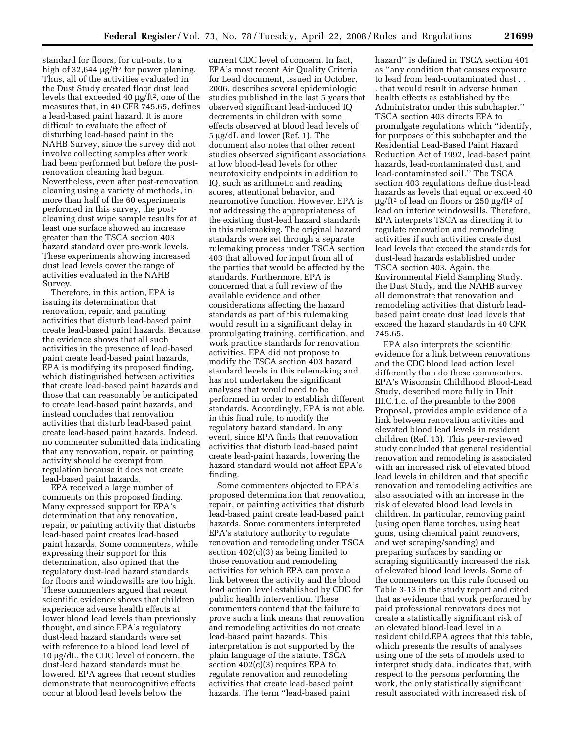standard for floors, for cut-outs, to a high of 32,644 µg/ft² for power planing. Thus, all of the activities evaluated in the Dust Study created floor dust lead levels that exceeded 40 µg/ft², one of the measures that, in 40 CFR 745.65, defines a lead-based paint hazard. It is more difficult to evaluate the effect of disturbing lead-based paint in the NAHB Survey, since the survey did not involve collecting samples after work had been performed but before the post-renovation cleaning had begun. Nevertheless, even after post-renovation cleaning using a variety of methods, in more than half of the 60 experiments performed in this survey, the post-cleaning dust wipe sample results for at least one surface showed an increase greater than the TSCA section 403 hazard standard over pre-work levels. These experiments showing increased dust lead levels cover the range of activities evaluated in the NAHB Survey.

Therefore, in this action, EPA is issuing its determination that renovation, repair, and painting activities that disturb lead-based paint create lead-based paint hazards. Because the evidence shows that all such activities in the presence of lead-based paint create lead-based paint hazards, EPA is modifying its proposed finding, which distinguished between activities that create lead-based paint hazards and those that can reasonably be anticipated to create lead-based paint hazards, and instead concludes that renovation activities that disturb lead-based paint create lead-based paint hazards. Indeed, no commenter submitted data indicating that any renovation, repair, or painting activity should be exempt from regulation because it does not create lead-based paint hazards.

EPA received a large number of comments on this proposed finding. Many expressed support for EPA's determination that any renovation, repair, or painting activity that disturbs lead-based paint creates lead-based paint hazards. Some commenters, while expressing their support for this determination, also opined that the regulatory dust-lead hazard standards for floors and windowsills are too high. These commenters argued that recent scientific evidence shows that children experience adverse health effects at lower blood lead levels than previously thought, and since EPA's regulatory dust-lead hazard standards were set with reference to a blood lead level of 10 µg/dL, the CDC level of concern, the dust-lead hazard standards must be lowered. EPA agrees that recent studies demonstrate that neurocognitive effects occur at blood lead levels below the current CDC level of concern. In fact, EPA's most recent Air Quality Criteria for Lead document, issued in October, 2006, describes several epidemiologic studies published in the last 5 years that observed significant lead-induced IQ decrements in children with some effects observed at blood lead levels of 5 µg/dL and lower (Ref. 1). The document also notes that other recent studies observed significant associations at low blood-lead levels for other neurotoxicity endpoints in addition to IQ, such as arithmetic and reading scores, attentional behavior, and neuromotive function. However, EPA is not addressing the appropriateness of the existing dust-lead hazard standards in this rulemaking. The original hazard standards were set through a separate rulemaking process under TSCA section 403 that allowed for input from all of the parties that would be affected by the standards. Furthermore, EPA is concerned that a full review of the available evidence and other considerations affecting the hazard standards as part of this rulemaking would result in a significant delay in promulgating training, certification, and work practice standards for renovation activities. EPA did not propose to modify the TSCA section 403 hazard standard levels in this rulemaking and has not undertaken the significant analyses that would need to be performed in order to establish different standards. Accordingly, EPA is not able, in this final rule, to modify the regulatory hazard standard. In any event, since EPA finds that renovation activities that disturb lead-based paint create lead-paint hazards, lowering the hazard standard would not affect EPA's finding.

Some commenters objected to EPA's proposed determination that renovation, repair, or painting activities that disturb lead-based paint create lead-based paint hazards. Some commenters interpreted EPA's statutory authority to regulate renovation and remodeling under TSCA section 402(c)(3) as being limited to those renovation and remodeling activities for which EPA can prove a link between the activity and the blood lead action level established by CDC for public health intervention. These commenters contend that the failure to prove such a link means that renovation and remodeling activities do not create lead-based paint hazards. This interpretation is not supported by the plain language of the statute. TSCA section 402(c)(3) requires EPA to regulate renovation and remodeling activities that create lead-based paint hazards. The term ''lead-based paint hazard'' is defined in TSCA section 401 as ''any condition that causes exposure to lead from lead-contaminated dust . . . that would result in adverse human health effects as established by the Administrator under this subchapter.'' TSCA section 403 directs EPA to promulgate regulations which ''identify, for purposes of this subchapter and the Residential Lead-Based Paint Hazard Reduction Act of 1992, lead-based paint hazards, lead-contaminated dust, and lead-contaminated soil.'' The TSCA section 403 regulations define dust-lead hazards as levels that equal or exceed 40 µg/ft² of lead on floors or 250 µg/ft² of lead on interior windowsills. Therefore, EPA interprets TSCA as directing it to regulate renovation and remodeling activities if such activities create dust lead levels that exceed the standards for dust-lead hazards established under TSCA section 403. Again, the Environmental Field Sampling Study, the Dust Study, and the NAHB survey all demonstrate that renovation and remodeling activities that disturb lead-based paint create dust lead levels that exceed the hazard standards in 40 CFR 745.65.

EPA also interprets the scientific evidence for a link between renovations and the CDC blood lead action level differently than do these commenters. EPA's Wisconsin Childhood Blood-Lead Study, described more fully in Unit III.C.1.c. of the preamble to the 2006 Proposal, provides ample evidence of a link between renovation activities and elevated blood lead levels in resident children (Ref. 13). This peer-reviewed study concluded that general residential renovation and remodeling is associated with an increased risk of elevated blood lead levels in children and that specific renovation and remodeling activities are also associated with an increase in the risk of elevated blood lead levels in children. In particular, removing paint (using open flame torches, using heat guns, using chemical paint removers, and wet scraping/sanding) and preparing surfaces by sanding or scraping significantly increased the risk of elevated blood lead levels. Some of the commenters on this rule focused on Table 3-13 in the study report and cited that as evidence that work performed by paid professional renovators does not create a statistically significant risk of an elevated blood-lead level in a resident child.EPA agrees that this table, which presents the results of analyses using one of the sets of models used to interpret study data, indicates that, with respect to the persons performing the work, the only statistically significant result associated with increased risk of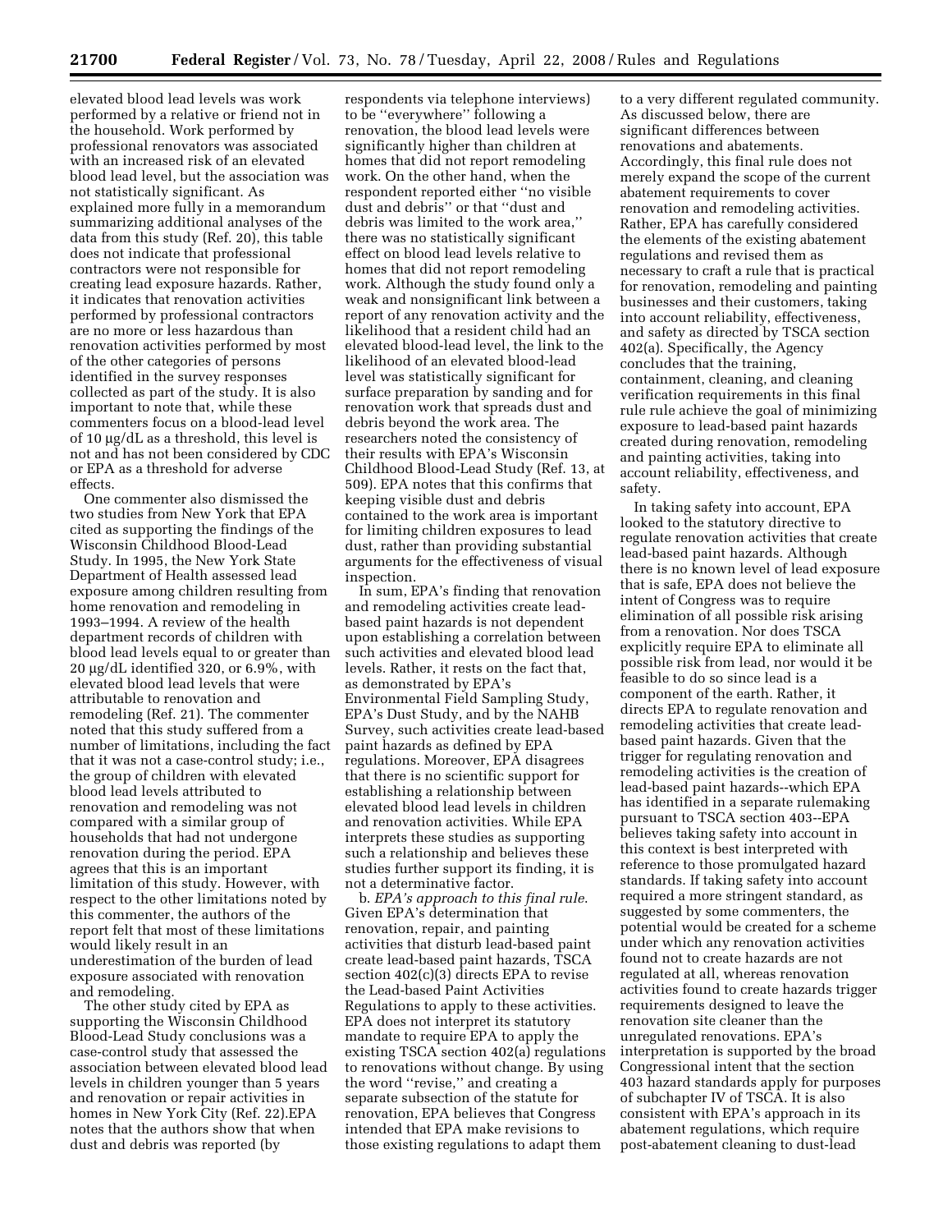elevated blood lead levels was work performed by a relative or friend not in the household. Work performed by professional renovators was associated with an increased risk of an elevated blood lead level, but the association was not statistically significant. As explained more fully in a memorandum summarizing additional analyses of the data from this study (Ref. 20), this table does not indicate that professional contractors were not responsible for creating lead exposure hazards. Rather, it indicates that renovation activities performed by professional contractors are no more or less hazardous than renovation activities performed by most of the other categories of persons identified in the survey responses collected as part of the study. It is also important to note that, while these commenters focus on a blood-lead level of 10 µg/dL as a threshold, this level is not and has not been considered by CDC or EPA as a threshold for adverse effects.

One commenter also dismissed the two studies from New York that EPA cited as supporting the findings of the Wisconsin Childhood Blood-Lead Study. In 1995, the New York State Department of Health assessed lead exposure among children resulting from home renovation and remodeling in 1993–1994. A review of the health department records of children with blood lead levels equal to or greater than 20 µg/dL identified 320, or 6.9%, with elevated blood lead levels that were attributable to renovation and remodeling (Ref. 21). The commenter noted that this study suffered from a number of limitations, including the fact that it was not a case-control study; i.e., the group of children with elevated blood lead levels attributed to renovation and remodeling was not compared with a similar group of households that had not undergone renovation during the period. EPA agrees that this is an important limitation of this study. However, with respect to the other limitations noted by this commenter, the authors of the report felt that most of these limitations would likely result in an underestimation of the burden of lead exposure associated with renovation and remodeling.

The other study cited by EPA as supporting the Wisconsin Childhood Blood-Lead Study conclusions was a case-control study that assessed the association between elevated blood lead levels in children younger than 5 years and renovation or repair activities in homes in New York City (Ref. 22).EPA notes that the authors show that when dust and debris was reported (by respondents via telephone interviews) to be ''everywhere'' following a renovation, the blood lead levels were significantly higher than children at homes that did not report remodeling work. On the other hand, when the respondent reported either ''no visible dust and debris'' or that ''dust and debris was limited to the work area,'' there was no statistically significant effect on blood lead levels relative to homes that did not report remodeling work. Although the study found only a weak and nonsignificant link between a report of any renovation activity and the likelihood that a resident child had an elevated blood-lead level, the link to the likelihood of an elevated blood-lead level was statistically significant for surface preparation by sanding and for renovation work that spreads dust and debris beyond the work area. The researchers noted the consistency of their results with EPA's Wisconsin Childhood Blood-Lead Study (Ref. 13, at 509). EPA notes that this confirms that keeping visible dust and debris contained to the work area is important for limiting children exposures to lead dust, rather than providing substantial arguments for the effectiveness of visual inspection.

In sum, EPA's finding that renovation and remodeling activities create lead-based paint hazards is not dependent upon establishing a correlation between such activities and elevated blood lead levels. Rather, it rests on the fact that, as demonstrated by EPA's Environmental Field Sampling Study, EPA's Dust Study, and by the NAHB Survey, such activities create lead-based paint hazards as defined by EPA regulations. Moreover, EPA disagrees that there is no scientific support for establishing a relationship between elevated blood lead levels in children and renovation activities. While EPA interprets these studies as supporting such a relationship and believes these studies further support its finding, it is not a determinative factor.

b. *EPA's approach to this final rule*. Given EPA's determination that renovation, repair, and painting activities that disturb lead-based paint create lead-based paint hazards, TSCA section 402(c)(3) directs EPA to revise the Lead-based Paint Activities Regulations to apply to these activities. EPA does not interpret its statutory mandate to require EPA to apply the existing TSCA section 402(a) regulations to renovations without change. By using the word ''revise,'' and creating a separate subsection of the statute for renovation, EPA believes that Congress intended that EPA make revisions to those existing regulations to adapt them to a very different regulated community. As discussed below, there are significant differences between renovations and abatements. Accordingly, this final rule does not merely expand the scope of the current abatement requirements to cover renovation and remodeling activities. Rather, EPA has carefully considered the elements of the existing abatement regulations and revised them as necessary to craft a rule that is practical for renovation, remodeling and painting businesses and their customers, taking into account reliability, effectiveness, and safety as directed by TSCA section 402(a). Specifically, the Agency concludes that the training, containment, cleaning, and cleaning verification requirements in this final rule rule achieve the goal of minimizing exposure to lead-based paint hazards created during renovation, remodeling and painting activities, taking into account reliability, effectiveness, and safety.

In taking safety into account, EPA looked to the statutory directive to regulate renovation activities that create lead-based paint hazards. Although there is no known level of lead exposure that is safe, EPA does not believe the intent of Congress was to require elimination of all possible risk arising from a renovation. Nor does TSCA explicitly require EPA to eliminate all possible risk from lead, nor would it be feasible to do so since lead is a component of the earth. Rather, it directs EPA to regulate renovation and remodeling activities that create lead-based paint hazards. Given that the trigger for regulating renovation and remodeling activities is the creation of lead-based paint hazards--which EPA has identified in a separate rulemaking pursuant to TSCA section 403--EPA believes taking safety into account in this context is best interpreted with reference to those promulgated hazard standards. If taking safety into account required a more stringent standard, as suggested by some commenters, the potential would be created for a scheme under which any renovation activities found not to create hazards are not regulated at all, whereas renovation activities found to create hazards trigger requirements designed to leave the renovation site cleaner than the unregulated renovations. EPA's interpretation is supported by the broad Congressional intent that the section 403 hazard standards apply for purposes of subchapter IV of TSCA. It is also consistent with EPA's approach in its abatement regulations, which require post-abatement cleaning to dust-lead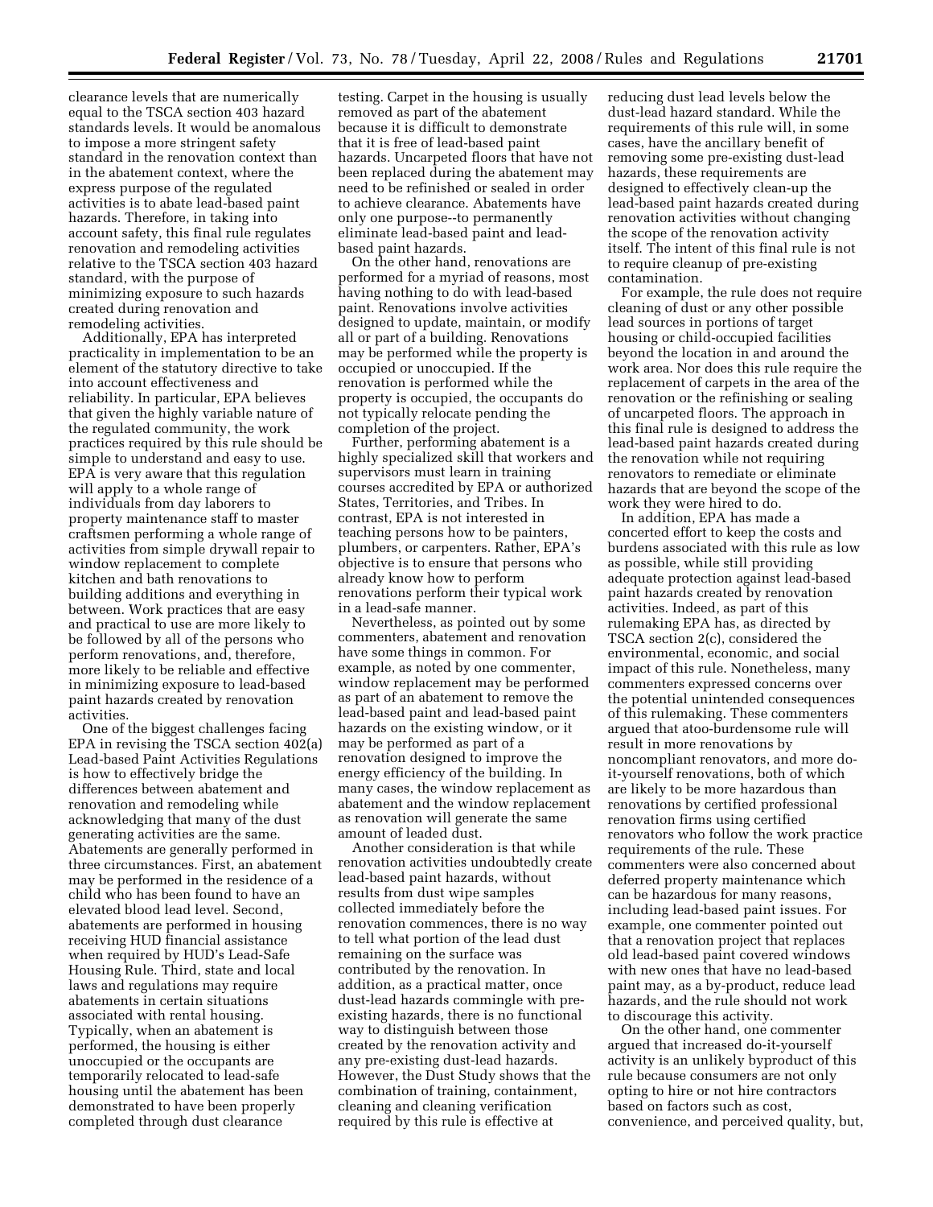clearance levels that are numerically equal to the TSCA section 403 hazard standards levels. It would be anomalous to impose a more stringent safety standard in the renovation context than in the abatement context, where the express purpose of the regulated activities is to abate lead-based paint hazards. Therefore, in taking into account safety, this final rule regulates renovation and remodeling activities relative to the TSCA section 403 hazard standard, with the purpose of minimizing exposure to such hazards created during renovation and remodeling activities.

Additionally, EPA has interpreted practicality in implementation to be an element of the statutory directive to take into account effectiveness and reliability. In particular, EPA believes that given the highly variable nature of the regulated community, the work practices required by this rule should be simple to understand and easy to use. EPA is very aware that this regulation will apply to a whole range of individuals from day laborers to property maintenance staff to master craftsmen performing a whole range of activities from simple drywall repair to window replacement to complete kitchen and bath renovations to building additions and everything in between. Work practices that are easy and practical to use are more likely to be followed by all of the persons who perform renovations, and, therefore, more likely to be reliable and effective in minimizing exposure to lead-based paint hazards created by renovation activities.

One of the biggest challenges facing EPA in revising the TSCA section 402(a) Lead-based Paint Activities Regulations is how to effectively bridge the differences between abatement and renovation and remodeling while acknowledging that many of the dust generating activities are the same. Abatements are generally performed in three circumstances. First, an abatement may be performed in the residence of a child who has been found to have an elevated blood lead level. Second, abatements are performed in housing receiving HUD financial assistance when required by HUD's Lead-Safe Housing Rule. Third, state and local laws and regulations may require abatements in certain situations associated with rental housing. Typically, when an abatement is performed, the housing is either unoccupied or the occupants are temporarily relocated to lead-safe housing until the abatement has been demonstrated to have been properly completed through dust clearance testing. Carpet in the housing is usually removed as part of the abatement because it is difficult to demonstrate that it is free of lead-based paint hazards. Uncarpeted floors that have not been replaced during the abatement may need to be refinished or sealed in order to achieve clearance. Abatements have only one purpose--to permanently eliminate lead-based paint and lead-based paint hazards.

On the other hand, renovations are performed for a myriad of reasons, most having nothing to do with lead-based paint. Renovations involve activities designed to update, maintain, or modify all or part of a building. Renovations may be performed while the property is occupied or unoccupied. If the renovation is performed while the property is occupied, the occupants do not typically relocate pending the completion of the project.

Further, performing abatement is a highly specialized skill that workers and supervisors must learn in training courses accredited by EPA or authorized States, Territories, and Tribes. In contrast, EPA is not interested in teaching persons how to be painters, plumbers, or carpenters. Rather, EPA's objective is to ensure that persons who already know how to perform renovations perform their typical work in a lead-safe manner.

Nevertheless, as pointed out by some commenters, abatement and renovation have some things in common. For example, as noted by one commenter, window replacement may be performed as part of an abatement to remove the lead-based paint and lead-based paint hazards on the existing window, or it may be performed as part of a renovation designed to improve the energy efficiency of the building. In many cases, the window replacement as abatement and the window replacement as renovation will generate the same amount of leaded dust.

Another consideration is that while renovation activities undoubtedly create lead-based paint hazards, without results from dust wipe samples collected immediately before the renovation commences, there is no way to tell what portion of the lead dust remaining on the surface was contributed by the renovation. In addition, as a practical matter, once dust-lead hazards commingle with pre-existing hazards, there is no functional way to distinguish between those created by the renovation activity and any pre-existing dust-lead hazards. However, the Dust Study shows that the combination of training, containment, cleaning and cleaning verification required by this rule is effective at reducing dust lead levels below the dust-lead hazard standard. While the requirements of this rule will, in some cases, have the ancillary benefit of removing some pre-existing dust-lead hazards, these requirements are designed to effectively clean-up the lead-based paint hazards created during renovation activities without changing the scope of the renovation activity itself. The intent of this final rule is not to require cleanup of pre-existing contamination.

For example, the rule does not require cleaning of dust or any other possible lead sources in portions of target housing or child-occupied facilities beyond the location in and around the work area. Nor does this rule require the replacement of carpets in the area of the renovation or the refinishing or sealing of uncarpeted floors. The approach in this final rule is designed to address the lead-based paint hazards created during the renovation while not requiring renovators to remediate or eliminate hazards that are beyond the scope of the work they were hired to do.

In addition, EPA has made a concerted effort to keep the costs and burdens associated with this rule as low as possible, while still providing adequate protection against lead-based paint hazards created by renovation activities. Indeed, as part of this rulemaking EPA has, as directed by TSCA section 2(c), considered the environmental, economic, and social impact of this rule. Nonetheless, many commenters expressed concerns over the potential unintended consequences of this rulemaking. These commenters argued that atoo-burdensome rule will result in more renovations by noncompliant renovators, and more do-it-yourself renovations, both of which are likely to be more hazardous than renovations by certified professional renovation firms using certified renovators who follow the work practice requirements of the rule. These commenters were also concerned about deferred property maintenance which can be hazardous for many reasons, including lead-based paint issues. For example, one commenter pointed out that a renovation project that replaces old lead-based paint covered windows with new ones that have no lead-based paint may, as a by-product, reduce lead hazards, and the rule should not work to discourage this activity.

On the other hand, one commenter argued that increased do-it-yourself activity is an unlikely byproduct of this rule because consumers are not only opting to hire or not hire contractors based on factors such as cost, convenience, and perceived quality, but,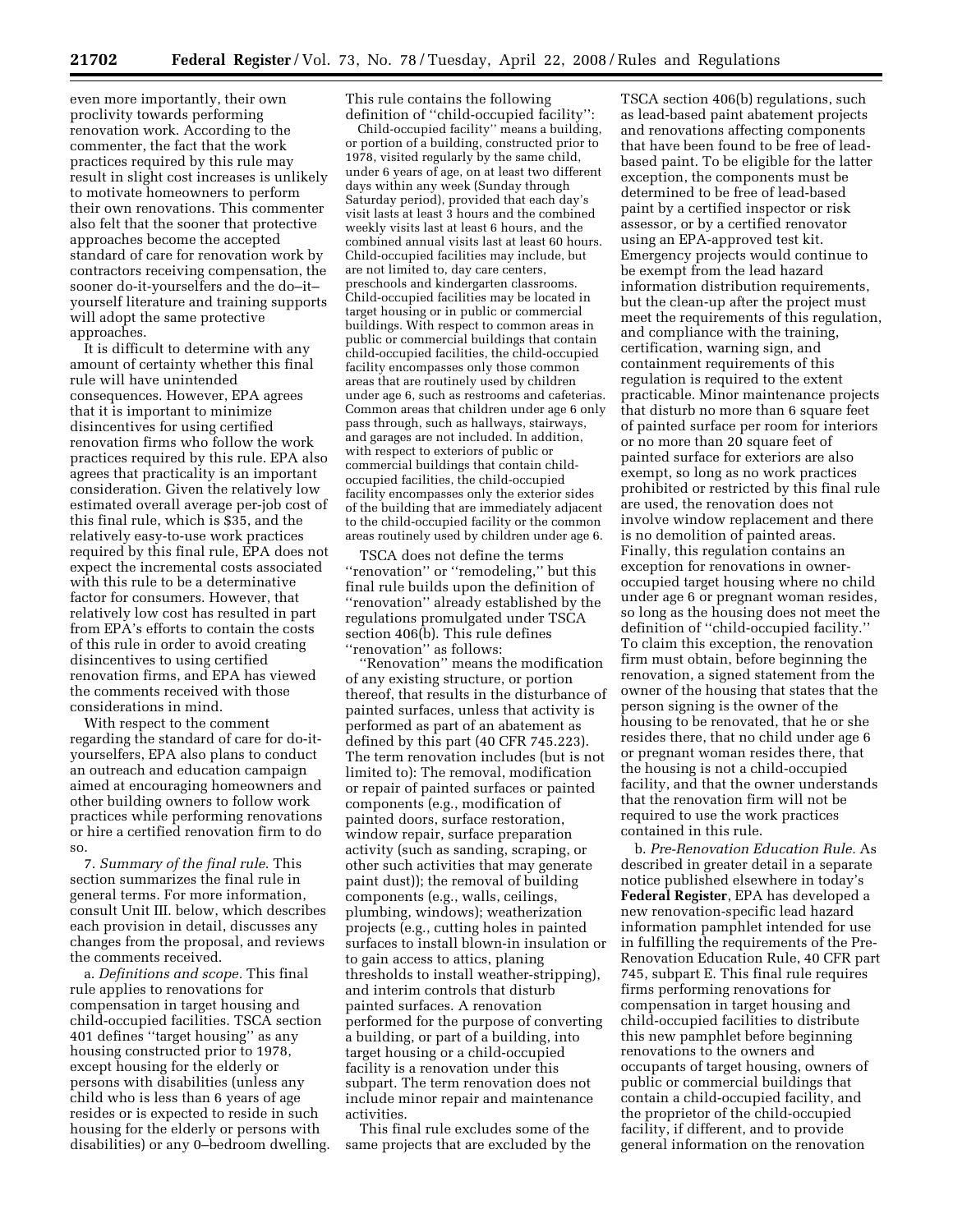even more importantly, their own proclivity towards performing renovation work. According to the commenter, the fact that the work practices required by this rule may result in slight cost increases is unlikely to motivate homeowners to perform their own renovations. This commenter also felt that the sooner that protective approaches become the accepted standard of care for renovation work by contractors receiving compensation, the sooner do-it-yourselfers and the do–it–yourself literature and training supports will adopt the same protective approaches.

It is difficult to determine with any amount of certainty whether this final rule will have unintended consequences. However, EPA agrees that it is important to minimize disincentives for using certified renovation firms who follow the work practices required by this rule. EPA also agrees that practicality is an important consideration. Given the relatively low estimated overall average per-job cost of this final rule, which is $35, and the relatively easy-to-use work practices required by this final rule, EPA does not expect the incremental costs associated with this rule to be a determinative factor for consumers. However, that relatively low cost has resulted in part from EPA's efforts to contain the costs of this rule in order to avoid creating disincentives to using certified renovation firms, and EPA has viewed the comments received with those considerations in mind.

With respect to the comment regarding the standard of care for do-it-yourselfers, EPA also plans to conduct an outreach and education campaign aimed at encouraging homeowners and other building owners to follow work practices while performing renovations or hire a certified renovation firm to do so.

7. *Summary of the final rule*. This section summarizes the final rule in general terms. For more information, consult Unit III. below, which describes each provision in detail, discusses any changes from the proposal, and reviews the comments received.

a. *Definitions and scope*. This final rule applies to renovations for compensation in target housing and child-occupied facilities. TSCA section 401 defines ''target housing'' as any housing constructed prior to 1978, except housing for the elderly or persons with disabilities (unless any child who is less than 6 years of age resides or is expected to reside in such housing for the elderly or persons with disabilities) or any 0–bedroom dwelling. This rule contains the following definition of ''child-occupied facility'':

Child-occupied facility'' means a building, or portion of a building, constructed prior to 1978, visited regularly by the same child, under 6 years of age, on at least two different days within any week (Sunday through Saturday period), provided that each day's visit lasts at least 3 hours and the combined weekly visits last at least 6 hours, and the combined annual visits last at least 60 hours. Child-occupied facilities may include, but are not limited to, day care centers, preschools and kindergarten classrooms. Child-occupied facilities may be located in target housing or in public or commercial buildings. With respect to common areas in public or commercial buildings that contain child-occupied facilities, the child-occupied facility encompasses only those common areas that are routinely used by children under age 6, such as restrooms and cafeterias. Common areas that children under age 6 only pass through, such as hallways, stairways, and garages are not included. In addition, with respect to exteriors of public or commercial buildings that contain child-occupied facilities, the child-occupied facility encompasses only the exterior sides of the building that are immediately adjacent to the child-occupied facility or the common areas routinely used by children under age 6.

TSCA does not define the terms ''renovation'' or ''remodeling,'' but this final rule builds upon the definition of ''renovation'' already established by the regulations promulgated under TSCA section 406(b). This rule defines ''renovation'' as follows:

''Renovation'' means the modification of any existing structure, or portion thereof, that results in the disturbance of painted surfaces, unless that activity is performed as part of an abatement as defined by this part (40 CFR 745.223). The term renovation includes (but is not limited to): The removal, modification or repair of painted surfaces or painted components (e.g., modification of painted doors, surface restoration, window repair, surface preparation activity (such as sanding, scraping, or other such activities that may generate paint dust)); the removal of building components (e.g., walls, ceilings, plumbing, windows); weatherization projects (e.g., cutting holes in painted surfaces to install blown-in insulation or to gain access to attics, planing thresholds to install weather-stripping), and interim controls that disturb painted surfaces. A renovation performed for the purpose of converting a building, or part of a building, into target housing or a child-occupied facility is a renovation under this subpart. The term renovation does not include minor repair and maintenance activities.

This final rule excludes some of the same projects that are excluded by the TSCA section 406(b) regulations, such as lead-based paint abatement projects and renovations affecting components that have been found to be free of lead-based paint. To be eligible for the latter exception, the components must be determined to be free of lead-based paint by a certified inspector or risk assessor, or by a certified renovator using an EPA-approved test kit. Emergency projects would continue to be exempt from the lead hazard information distribution requirements, but the clean-up after the project must meet the requirements of this regulation, and compliance with the training, certification, warning sign, and containment requirements of this regulation is required to the extent practicable. Minor maintenance projects that disturb no more than 6 square feet of painted surface per room for interiors or no more than 20 square feet of painted surface for exteriors are also exempt, so long as no work practices prohibited or restricted by this final rule are used, the renovation does not involve window replacement and there is no demolition of painted areas. Finally, this regulation contains an exception for renovations in owner-occupied target housing where no child under age 6 or pregnant woman resides, so long as the housing does not meet the definition of ''child-occupied facility.'' To claim this exception, the renovation firm must obtain, before beginning the renovation, a signed statement from the owner of the housing that states that the person signing is the owner of the housing to be renovated, that he or she resides there, that no child under age 6 or pregnant woman resides there, that the housing is not a child-occupied facility, and that the owner understands that the renovation firm will not be required to use the work practices contained in this rule.

b. *Pre-Renovation Education Rule*. As described in greater detail in a separate notice published elsewhere in today's **Federal Register**, EPA has developed a new renovation-specific lead hazard information pamphlet intended for use in fulfilling the requirements of the Pre-Renovation Education Rule, 40 CFR part 745, subpart E. This final rule requires firms performing renovations for compensation in target housing and child-occupied facilities to distribute this new pamphlet before beginning renovations to the owners and occupants of target housing, owners of public or commercial buildings that contain a child-occupied facility, and the proprietor of the child-occupied facility, if different, and to provide general information on the renovation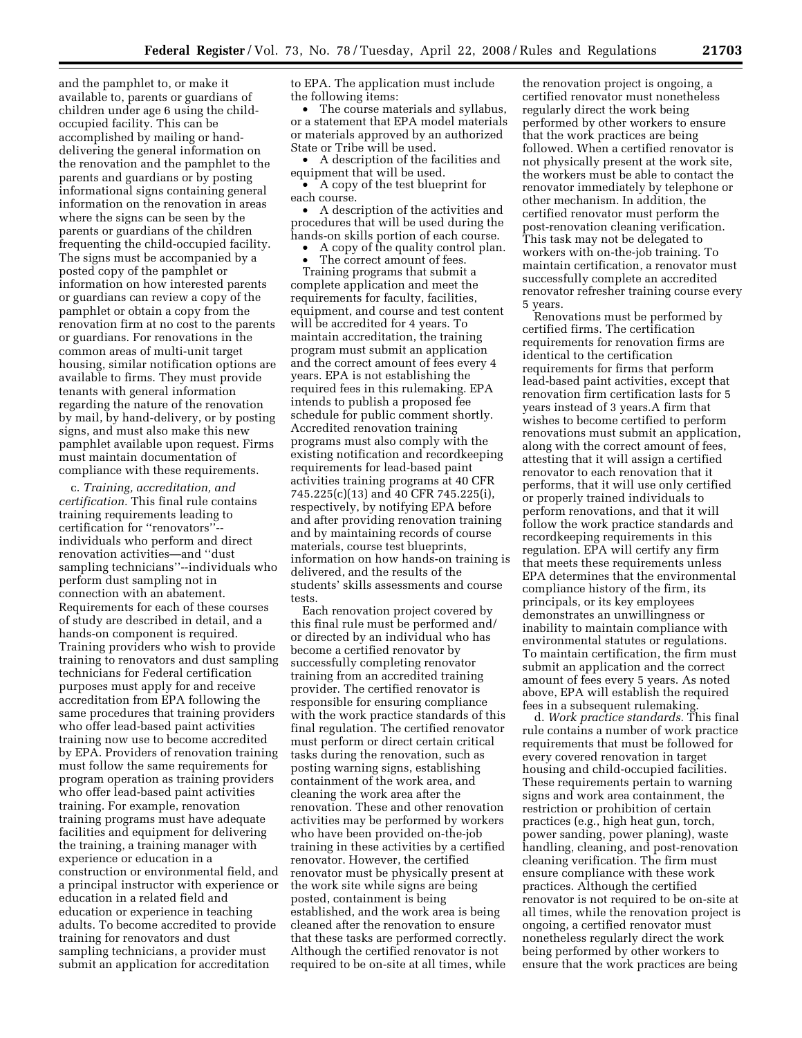and the pamphlet to, or make it available to, parents or guardians of children under age 6 using the child-occupied facility. This can be accomplished by mailing or hand-delivering the general information on the renovation and the pamphlet to the parents and guardians or by posting informational signs containing general information on the renovation in areas where the signs can be seen by the parents or guardians of the children frequenting the child-occupied facility. The signs must be accompanied by a posted copy of the pamphlet or information on how interested parents or guardians can review a copy of the pamphlet or obtain a copy from the renovation firm at no cost to the parents or guardians. For renovations in the common areas of multi-unit target housing, similar notification options are available to firms. They must provide tenants with general information regarding the nature of the renovation by mail, by hand-delivery, or by posting signs, and must also make this new pamphlet available upon request. Firms must maintain documentation of compliance with these requirements.

c. *Training, accreditation, and certification.* This final rule contains training requirements leading to certification for ''renovators''--individuals who perform and direct renovation activities—and ''dust sampling technicians''--individuals who perform dust sampling not in connection with an abatement. Requirements for each of these courses of study are described in detail, and a hands-on component is required. Training providers who wish to provide training to renovators and dust sampling technicians for Federal certification purposes must apply for and receive accreditation from EPA following the same procedures that training providers who offer lead-based paint activities training now use to become accredited by EPA. Providers of renovation training must follow the same requirements for program operation as training providers who offer lead-based paint activities training. For example, renovation training programs must have adequate facilities and equipment for delivering the training, a training manager with experience or education in a construction or environmental field, and a principal instructor with experience or education in a related field and education or experience in teaching adults. To become accredited to provide training for renovators and dust sampling technicians, a provider must submit an application for accreditation to EPA. The application must include the following items:

- The course materials and syllabus, or a statement that EPA model materials or materials approved by an authorized State or Tribe will be used.
- A description of the facilities and equipment that will be used.
- A copy of the test blueprint for each course.
- A description of the activities and procedures that will be used during the hands-on skills portion of each course.
- A copy of the quality control plan.
- The correct amount of fees.

Training programs that submit a complete application and meet the requirements for faculty, facilities, equipment, and course and test content will be accredited for 4 years. To maintain accreditation, the training program must submit an application and the correct amount of fees every 4 years. EPA is not establishing the required fees in this rulemaking. EPA intends to publish a proposed fee schedule for public comment shortly. Accredited renovation training programs must also comply with the existing notification and recordkeeping requirements for lead-based paint activities training programs at 40 CFR 745.225(c)(13) and 40 CFR 745.225(i), respectively, by notifying EPA before and after providing renovation training and by maintaining records of course materials, course test blueprints, information on how hands-on training is delivered, and the results of the students' skills assessments and course tests.

Each renovation project covered by this final rule must be performed and/or directed by an individual who has become a certified renovator by successfully completing renovator training from an accredited training provider. The certified renovator is responsible for ensuring compliance with the work practice standards of this final regulation. The certified renovator must perform or direct certain critical tasks during the renovation, such as posting warning signs, establishing containment of the work area, and cleaning the work area after the renovation. These and other renovation activities may be performed by workers who have been provided on-the-job training in these activities by a certified renovator. However, the certified renovator must be physically present at the work site while signs are being posted, containment is being established, and the work area is being cleaned after the renovation to ensure that these tasks are performed correctly. Although the certified renovator is not required to be on-site at all times, while the renovation project is ongoing, a certified renovator must nonetheless regularly direct the work being performed by other workers to ensure that the work practices are being followed. When a certified renovator is not physically present at the work site, the workers must be able to contact the renovator immediately by telephone or other mechanism. In addition, the certified renovator must perform the post-renovation cleaning verification. This task may not be delegated to workers with on-the-job training. To maintain certification, a renovator must successfully complete an accredited renovator refresher training course every 5 years.

Renovations must be performed by certified firms. The certification requirements for renovation firms are identical to the certification requirements for firms that perform lead-based paint activities, except that renovation firm certification lasts for 5 years instead of 3 years.A firm that wishes to become certified to perform renovations must submit an application, along with the correct amount of fees, attesting that it will assign a certified renovator to each renovation that it performs, that it will use only certified or properly trained individuals to perform renovations, and that it will follow the work practice standards and recordkeeping requirements in this regulation. EPA will certify any firm that meets these requirements unless EPA determines that the environmental compliance history of the firm, its principals, or its key employees demonstrates an unwillingness or inability to maintain compliance with environmental statutes or regulations. To maintain certification, the firm must submit an application and the correct amount of fees every 5 years. As noted above, EPA will establish the required fees in a subsequent rulemaking.

d. *Work practice standards.* This final rule contains a number of work practice requirements that must be followed for every covered renovation in target housing and child-occupied facilities. These requirements pertain to warning signs and work area containment, the restriction or prohibition of certain practices (e.g., high heat gun, torch, power sanding, power planing), waste handling, cleaning, and post-renovation cleaning verification. The firm must ensure compliance with these work practices. Although the certified renovator is not required to be on-site at all times, while the renovation project is ongoing, a certified renovator must nonetheless regularly direct the work being performed by other workers to ensure that the work practices are being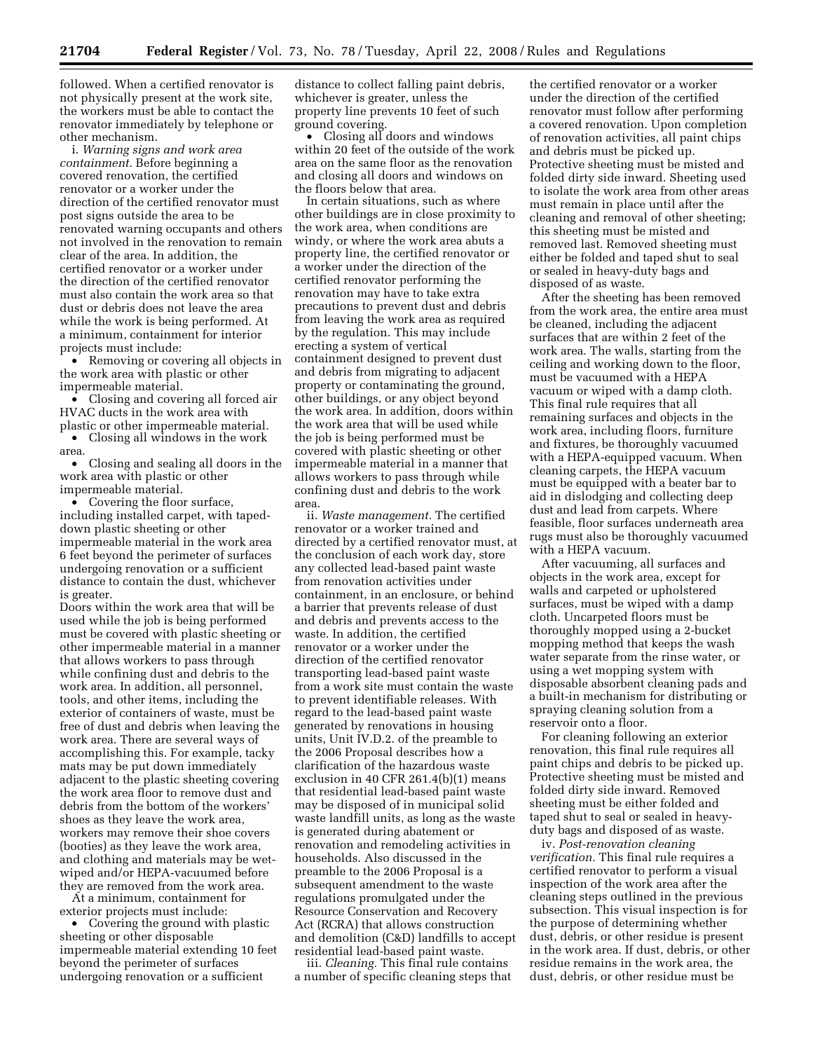followed. When a certified renovator is not physically present at the work site, the workers must be able to contact the renovator immediately by telephone or other mechanism.

i. *Warning signs and work area containment.* Before beginning a covered renovation, the certified renovator or a worker under the direction of the certified renovator must post signs outside the area to be renovated warning occupants and others not involved in the renovation to remain clear of the area. In addition, the certified renovator or a worker under the direction of the certified renovator must also contain the work area so that dust or debris does not leave the area while the work is being performed. At a minimum, containment for interior projects must include:

- Removing or covering all objects in the work area with plastic or other impermeable material.
- Closing and covering all forced air HVAC ducts in the work area with plastic or other impermeable material.
- Closing all windows in the work area.
- Closing and sealing all doors in the work area with plastic or other impermeable material.
- Covering the floor surface, including installed carpet, with taped-down plastic sheeting or other impermeable material in the work area 6 feet beyond the perimeter of surfaces undergoing renovation or a sufficient distance to contain the dust, whichever is greater.

Doors within the work area that will be used while the job is being performed must be covered with plastic sheeting or other impermeable material in a manner that allows workers to pass through while confining dust and debris to the work area. In addition, all personnel, tools, and other items, including the exterior of containers of waste, must be free of dust and debris when leaving the work area. There are several ways of accomplishing this. For example, tacky mats may be put down immediately adjacent to the plastic sheeting covering the work area floor to remove dust and debris from the bottom of the workers' shoes as they leave the work area, workers may remove their shoe covers (booties) as they leave the work area, and clothing and materials may be wet-wiped and/or HEPA-vacuumed before they are removed from the work area.

At a minimum, containment for exterior projects must include:

- Covering the ground with plastic sheeting or other disposable impermeable material extending 10 feet beyond the perimeter of surfaces undergoing renovation or a sufficient distance to collect falling paint debris, whichever is greater, unless the property line prevents 10 feet of such ground covering.
- Closing all doors and windows within 20 feet of the outside of the work area on the same floor as the renovation and closing all doors and windows on the floors below that area.

In certain situations, such as where other buildings are in close proximity to the work area, when conditions are windy, or where the work area abuts a property line, the certified renovator or a worker under the direction of the certified renovator performing the renovation may have to take extra precautions to prevent dust and debris from leaving the work area as required by the regulation. This may include erecting a system of vertical containment designed to prevent dust and debris from migrating to adjacent property or contaminating the ground, other buildings, or any object beyond the work area. In addition, doors within the work area that will be used while the job is being performed must be covered with plastic sheeting or other impermeable material in a manner that allows workers to pass through while confining dust and debris to the work area.

ii. *Waste management.* The certified renovator or a worker trained and directed by a certified renovator must, at the conclusion of each work day, store any collected lead-based paint waste from renovation activities under containment, in an enclosure, or behind a barrier that prevents release of dust and debris and prevents access to the waste. In addition, the certified renovator or a worker under the direction of the certified renovator transporting lead-based paint waste from a work site must contain the waste to prevent identifiable releases. With regard to the lead-based paint waste generated by renovations in housing units, Unit IV.D.2. of the preamble to the 2006 Proposal describes how a clarification of the hazardous waste exclusion in 40 CFR 261.4(b)(1) means that residential lead-based paint waste may be disposed of in municipal solid waste landfill units, as long as the waste is generated during abatement or renovation and remodeling activities in households. Also discussed in the preamble to the 2006 Proposal is a subsequent amendment to the waste regulations promulgated under the Resource Conservation and Recovery Act (RCRA) that allows construction and demolition (C&D) landfills to accept residential lead-based paint waste.

iii. *Cleaning.* This final rule contains a number of specific cleaning steps that the certified renovator or a worker under the direction of the certified renovator must follow after performing a covered renovation. Upon completion of renovation activities, all paint chips and debris must be picked up. Protective sheeting must be misted and folded dirty side inward. Sheeting used to isolate the work area from other areas must remain in place until after the cleaning and removal of other sheeting; this sheeting must be misted and removed last. Removed sheeting must either be folded and taped shut to seal or sealed in heavy-duty bags and disposed of as waste.

After the sheeting has been removed from the work area, the entire area must be cleaned, including the adjacent surfaces that are within 2 feet of the work area. The walls, starting from the ceiling and working down to the floor, must be vacuumed with a HEPA vacuum or wiped with a damp cloth. This final rule requires that all remaining surfaces and objects in the work area, including floors, furniture and fixtures, be thoroughly vacuumed with a HEPA-equipped vacuum. When cleaning carpets, the HEPA vacuum must be equipped with a beater bar to aid in dislodging and collecting deep dust and lead from carpets. Where feasible, floor surfaces underneath area rugs must also be thoroughly vacuumed with a HEPA vacuum.

After vacuuming, all surfaces and objects in the work area, except for walls and carpeted or upholstered surfaces, must be wiped with a damp cloth. Uncarpeted floors must be thoroughly mopped using a 2-bucket mopping method that keeps the wash water separate from the rinse water, or using a wet mopping system with disposable absorbent cleaning pads and a built-in mechanism for distributing or spraying cleaning solution from a reservoir onto a floor.

For cleaning following an exterior renovation, this final rule requires all paint chips and debris to be picked up. Protective sheeting must be misted and folded dirty side inward. Removed sheeting must be either folded and taped shut to seal or sealed in heavy-duty bags and disposed of as waste.

iv. *Post-renovation cleaning verification.* This final rule requires a certified renovator to perform a visual inspection of the work area after the cleaning steps outlined in the previous subsection. This visual inspection is for the purpose of determining whether dust, debris, or other residue is present in the work area. If dust, debris, or other residue remains in the work area, the dust, debris, or other residue must be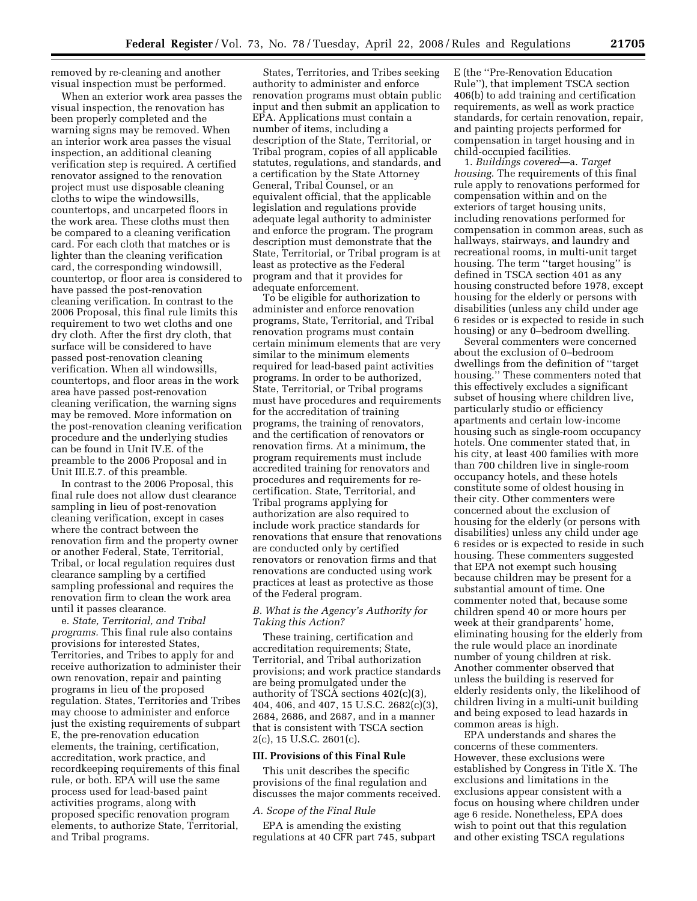removed by re-cleaning and another visual inspection must be performed.

When an exterior work area passes the visual inspection, the renovation has been properly completed and the warning signs may be removed. When an interior work area passes the visual inspection, an additional cleaning verification step is required. A certified renovator assigned to the renovation project must use disposable cleaning cloths to wipe the windowsills, countertops, and uncarpeted floors in the work area. These cloths must then be compared to a cleaning verification card. For each cloth that matches or is lighter than the cleaning verification card, the corresponding windowsill, countertop, or floor area is considered to have passed the post-renovation cleaning verification. In contrast to the 2006 Proposal, this final rule limits this requirement to two wet cloths and one dry cloth. After the first dry cloth, that surface will be considered to have passed post-renovation cleaning verification. When all windowsills, countertops, and floor areas in the work area have passed post-renovation cleaning verification, the warning signs may be removed. More information on the post-renovation cleaning verification procedure and the underlying studies can be found in Unit IV.E. of the preamble to the 2006 Proposal and in Unit III.E.7. of this preamble.

In contrast to the 2006 Proposal, this final rule does not allow dust clearance sampling in lieu of post-renovation cleaning verification, except in cases where the contract between the renovation firm and the property owner or another Federal, State, Territorial, Tribal, or local regulation requires dust clearance sampling by a certified sampling professional and requires the renovation firm to clean the work area until it passes clearance.

e. *State, Territorial, and Tribal programs.* This final rule also contains provisions for interested States, Territories, and Tribes to apply for and receive authorization to administer their own renovation, repair and painting programs in lieu of the proposed regulation. States, Territories and Tribes may choose to administer and enforce just the existing requirements of subpart E, the pre-renovation education elements, the training, certification, accreditation, work practice, and recordkeeping requirements of this final rule, or both. EPA will use the same process used for lead-based paint activities programs, along with proposed specific renovation program elements, to authorize State, Territorial, and Tribal programs.

States, Territories, and Tribes seeking authority to administer and enforce renovation programs must obtain public input and then submit an application to EPA. Applications must contain a number of items, including a description of the State, Territorial, or Tribal program, copies of all applicable statutes, regulations, and standards, and a certification by the State Attorney General, Tribal Counsel, or an equivalent official, that the applicable legislation and regulations provide adequate legal authority to administer and enforce the program. The program description must demonstrate that the State, Territorial, or Tribal program is at least as protective as the Federal program and that it provides for adequate enforcement.

To be eligible for authorization to administer and enforce renovation programs, State, Territorial, and Tribal renovation programs must contain certain minimum elements that are very similar to the minimum elements required for lead-based paint activities programs. In order to be authorized, State, Territorial, or Tribal programs must have procedures and requirements for the accreditation of training programs, the training of renovators, and the certification of renovators or renovation firms. At a minimum, the program requirements must include accredited training for renovators and procedures and requirements for re-certification. State, Territorial, and Tribal programs applying for authorization are also required to include work practice standards for renovations that ensure that renovations are conducted only by certified renovators or renovation firms and that renovations are conducted using work practices at least as protective as those of the Federal program.

### *B. What is the Agency's Authority for Taking this Action?*

These training, certification and accreditation requirements; State, Territorial, and Tribal authorization provisions; and work practice standards are being promulgated under the authority of TSCA sections 402(c)(3), 404, 406, and 407, 15 U.S.C. 2682(c)(3), 2684, 2686, and 2687, and in a manner that is consistent with TSCA section 2(c), 15 U.S.C. 2601(c).

## III. Provisions of this Final Rule

This unit describes the specific provisions of the final regulation and discusses the major comments received.

### *A. Scope of the Final Rule*

EPA is amending the existing regulations at 40 CFR part 745, subpart E (the ''Pre-Renovation Education Rule''), that implement TSCA section 406(b) to add training and certification requirements, as well as work practice standards, for certain renovation, repair, and painting projects performed for compensation in target housing and in child-occupied facilities.

1. *Buildings covered*—a. *Target housing.* The requirements of this final rule apply to renovations performed for compensation within and on the exteriors of target housing units, including renovations performed for compensation in common areas, such as hallways, stairways, and laundry and recreational rooms, in multi-unit target housing. The term ''target housing'' is defined in TSCA section 401 as any housing constructed before 1978, except housing for the elderly or persons with disabilities (unless any child under age 6 resides or is expected to reside in such housing) or any 0–bedroom dwelling.

Several commenters were concerned about the exclusion of 0–bedroom dwellings from the definition of ''target housing.'' These commenters noted that this effectively excludes a significant subset of housing where children live, particularly studio or efficiency apartments and certain low-income housing such as single-room occupancy hotels. One commenter stated that, in his city, at least 400 families with more than 700 children live in single-room occupancy hotels, and these hotels constitute some of oldest housing in their city. Other commenters were concerned about the exclusion of housing for the elderly (or persons with disabilities) unless any child under age 6 resides or is expected to reside in such housing. These commenters suggested that EPA not exempt such housing because children may be present for a substantial amount of time. One commenter noted that, because some children spend 40 or more hours per week at their grandparents' home, eliminating housing for the elderly from the rule would place an inordinate number of young children at risk. Another commenter observed that unless the building is reserved for elderly residents only, the likelihood of children living in a multi-unit building and being exposed to lead hazards in common areas is high.

EPA understands and shares the concerns of these commenters. However, these exclusions were established by Congress in Title X. The exclusions and limitations in the exclusions appear consistent with a focus on housing where children under age 6 reside. Nonetheless, EPA does wish to point out that this regulation and other existing TSCA regulations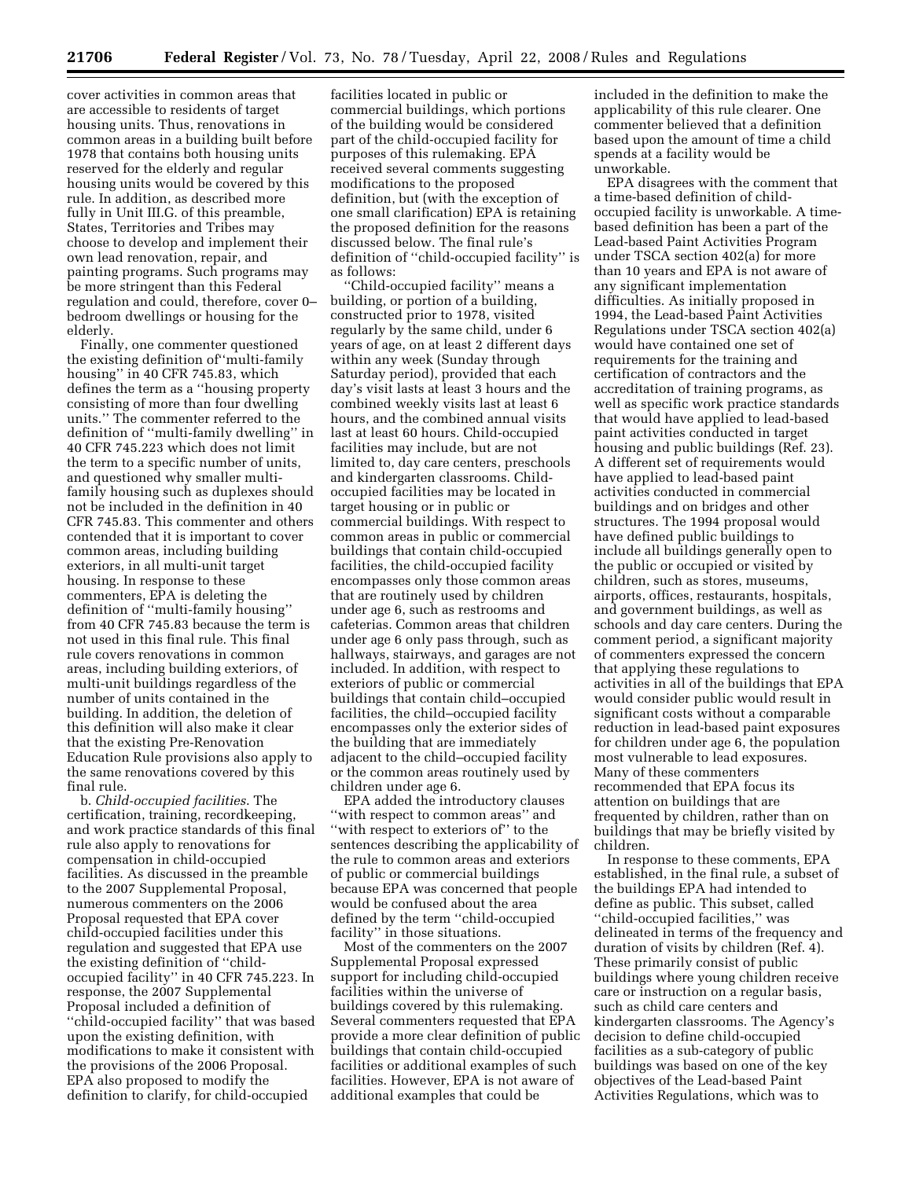cover activities in common areas that are accessible to residents of target housing units. Thus, renovations in common areas in a building built before 1978 that contains both housing units reserved for the elderly and regular housing units would be covered by this rule. In addition, as described more fully in Unit III.G. of this preamble, States, Territories and Tribes may choose to develop and implement their own lead renovation, repair, and painting programs. Such programs may be more stringent than this Federal regulation and could, therefore, cover 0–bedroom dwellings or housing for the elderly.

Finally, one commenter questioned the existing definition of ''multi-family housing'' in 40 CFR 745.83, which defines the term as a ''housing property consisting of more than four dwelling units.'' The commenter referred to the definition of ''multi-family dwelling'' in 40 CFR 745.223 which does not limit the term to a specific number of units, and questioned why smaller multi-family housing such as duplexes should not be included in the definition in 40 CFR 745.83. This commenter and others contended that it is important to cover common areas, including building exteriors, in all multi-unit target housing. In response to these commenters, EPA is deleting the definition of ''multi-family housing'' from 40 CFR 745.83 because the term is not used in this final rule. This final rule covers renovations in common areas, including building exteriors, of multi-unit buildings regardless of the number of units contained in the building. In addition, the deletion of this definition will also make it clear that the existing Pre-Renovation Education Rule provisions also apply to the same renovations covered by this final rule.

b. *Child-occupied facilities.* The certification, training, recordkeeping, and work practice standards of this final rule also apply to renovations for compensation in child-occupied facilities. As discussed in the preamble to the 2007 Supplemental Proposal, numerous commenters on the 2006 Proposal requested that EPA cover child-occupied facilities under this regulation and suggested that EPA use the existing definition of ''child-occupied facility'' in 40 CFR 745.223. In response, the 2007 Supplemental Proposal included a definition of ''child-occupied facility'' that was based upon the existing definition, with modifications to make it consistent with the provisions of the 2006 Proposal. EPA also proposed to modify the definition to clarify, for child-occupied facilities located in public or commercial buildings, which portions of the building would be considered part of the child-occupied facility for purposes of this rulemaking. EPA received several comments suggesting modifications to the proposed definition, but (with the exception of one small clarification) EPA is retaining the proposed definition for the reasons discussed below. The final rule's definition of ''child-occupied facility'' is as follows:

''Child-occupied facility'' means a building, or portion of a building, constructed prior to 1978, visited regularly by the same child, under 6 years of age, on at least 2 different days within any week (Sunday through Saturday period), provided that each day's visit lasts at least 3 hours and the combined weekly visits last at least 6 hours, and the combined annual visits last at least 60 hours. Child-occupied facilities may include, but are not limited to, day care centers, preschools and kindergarten classrooms. Child-occupied facilities may be located in target housing or in public or commercial buildings. With respect to common areas in public or commercial buildings that contain child-occupied facilities, the child-occupied facility encompasses only those common areas that are routinely used by children under age 6, such as restrooms and cafeterias. Common areas that children under age 6 only pass through, such as hallways, stairways, and garages are not included. In addition, with respect to exteriors of public or commercial buildings that contain child–occupied facilities, the child–occupied facility encompasses only the exterior sides of the building that are immediately adjacent to the child–occupied facility or the common areas routinely used by children under age 6.

EPA added the introductory clauses ''with respect to common areas'' and ''with respect to exteriors of'' to the sentences describing the applicability of the rule to common areas and exteriors of public or commercial buildings because EPA was concerned that people would be confused about the area defined by the term ''child-occupied facility'' in those situations.

Most of the commenters on the 2007 Supplemental Proposal expressed support for including child-occupied facilities within the universe of buildings covered by this rulemaking. Several commenters requested that EPA provide a more clear definition of public buildings that contain child-occupied facilities or additional examples of such facilities. However, EPA is not aware of additional examples that could be included in the definition to make the applicability of this rule clearer. One commenter believed that a definition based upon the amount of time a child spends at a facility would be unworkable.

EPA disagrees with the comment that a time-based definition of child-occupied facility is unworkable. A time-based definition has been a part of the Lead-based Paint Activities Program under TSCA section 402(a) for more than 10 years and EPA is not aware of any significant implementation difficulties. As initially proposed in 1994, the Lead-based Paint Activities Regulations under TSCA section 402(a) would have contained one set of requirements for the training and certification of contractors and the accreditation of training programs, as well as specific work practice standards that would have applied to lead-based paint activities conducted in target housing and public buildings (Ref. 23). A different set of requirements would have applied to lead-based paint activities conducted in commercial buildings and on bridges and other structures. The 1994 proposal would have defined public buildings to include all buildings generally open to the public or occupied or visited by children, such as stores, museums, airports, offices, restaurants, hospitals, and government buildings, as well as schools and day care centers. During the comment period, a significant majority of commenters expressed the concern that applying these regulations to activities in all of the buildings that EPA would consider public would result in significant costs without a comparable reduction in lead-based paint exposures for children under age 6, the population most vulnerable to lead exposures. Many of these commenters recommended that EPA focus its attention on buildings that are frequented by children, rather than on buildings that may be briefly visited by children.

In response to these comments, EPA established, in the final rule, a subset of the buildings EPA had intended to define as public. This subset, called ''child-occupied facilities,'' was delineated in terms of the frequency and duration of visits by children (Ref. 4). These primarily consist of public buildings where young children receive care or instruction on a regular basis, such as child care centers and kindergarten classrooms. The Agency's decision to define child-occupied facilities as a sub-category of public buildings was based on one of the key objectives of the Lead-based Paint Activities Regulations, which was to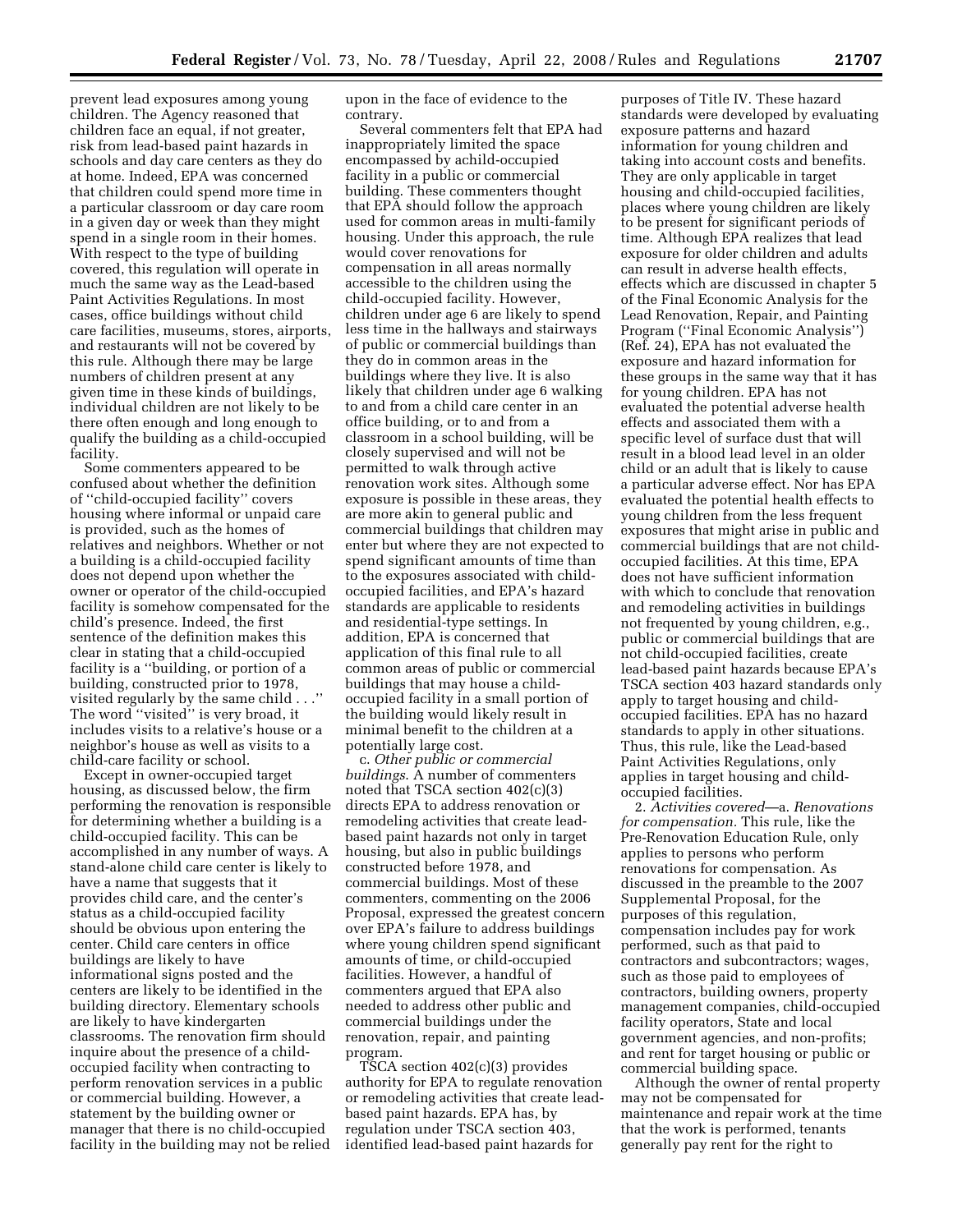prevent lead exposures among young children. The Agency reasoned that children face an equal, if not greater, risk from lead-based paint hazards in schools and day care centers as they do at home. Indeed, EPA was concerned that children could spend more time in a particular classroom or day care room in a given day or week than they might spend in a single room in their homes. With respect to the type of building covered, this regulation will operate in much the same way as the Lead-based Paint Activities Regulations. In most cases, office buildings without child care facilities, museums, stores, airports, and restaurants will not be covered by this rule. Although there may be large numbers of children present at any given time in these kinds of buildings, individual children are not likely to be there often enough and long enough to qualify the building as a child-occupied facility.

Some commenters appeared to be confused about whether the definition of ''child-occupied facility'' covers housing where informal or unpaid care is provided, such as the homes of relatives and neighbors. Whether or not a building is a child-occupied facility does not depend upon whether the owner or operator of the child-occupied facility is somehow compensated for the child's presence. Indeed, the first sentence of the definition makes this clear in stating that a child-occupied facility is a ''building, or portion of a building, constructed prior to 1978, visited regularly by the same child . . .'' The word ''visited'' is very broad, it includes visits to a relative's house or a neighbor's house as well as visits to a child-care facility or school.

Except in owner-occupied target housing, as discussed below, the firm performing the renovation is responsible for determining whether a building is a child-occupied facility. This can be accomplished in any number of ways. A stand-alone child care center is likely to have a name that suggests that it provides child care, and the center's status as a child-occupied facility should be obvious upon entering the center. Child care centers in office buildings are likely to have informational signs posted and the centers are likely to be identified in the building directory. Elementary schools are likely to have kindergarten classrooms. The renovation firm should inquire about the presence of a child-occupied facility when contracting to perform renovation services in a public or commercial building. However, a statement by the building owner or manager that there is no child-occupied facility in the building may not be relied upon in the face of evidence to the contrary.

Several commenters felt that EPA had inappropriately limited the space encompassed by achild-occupied facility in a public or commercial building. These commenters thought that EPA should follow the approach used for common areas in multi-family housing. Under this approach, the rule would cover renovations for compensation in all areas normally accessible to the children using the child-occupied facility. However, children under age 6 are likely to spend less time in the hallways and stairways of public or commercial buildings than they do in common areas in the buildings where they live. It is also likely that children under age 6 walking to and from a child care center in an office building, or to and from a classroom in a school building, will be closely supervised and will not be permitted to walk through active renovation work sites. Although some exposure is possible in these areas, they are more akin to general public and commercial buildings that children may enter but where they are not expected to spend significant amounts of time than to the exposures associated with child-occupied facilities, and EPA's hazard standards are applicable to residents and residential-type settings. In addition, EPA is concerned that application of this final rule to all common areas of public or commercial buildings that may house a child-occupied facility in a small portion of the building would likely result in minimal benefit to the children at a potentially large cost.

c. *Other public or commercial buildings*. A number of commenters noted that TSCA section 402(c)(3) directs EPA to address renovation or remodeling activities that create lead-based paint hazards not only in target housing, but also in public buildings constructed before 1978, and commercial buildings. Most of these commenters, commenting on the 2006 Proposal, expressed the greatest concern over EPA's failure to address buildings where young children spend significant amounts of time, or child-occupied facilities. However, a handful of commenters argued that EPA also needed to address other public and commercial buildings under the renovation, repair, and painting program.

TSCA section 402(c)(3) provides authority for EPA to regulate renovation or remodeling activities that create lead-based paint hazards. EPA has, by regulation under TSCA section 403, identified lead-based paint hazards for purposes of Title IV. These hazard standards were developed by evaluating exposure patterns and hazard information for young children and taking into account costs and benefits. They are only applicable in target housing and child-occupied facilities, places where young children are likely to be present for significant periods of time. Although EPA realizes that lead exposure for older children and adults can result in adverse health effects, effects which are discussed in chapter 5 of the Final Economic Analysis for the Lead Renovation, Repair, and Painting Program (''Final Economic Analysis'') (Ref. 24), EPA has not evaluated the exposure and hazard information for these groups in the same way that it has for young children. EPA has not evaluated the potential adverse health effects and associated them with a specific level of surface dust that will result in a blood lead level in an older child or an adult that is likely to cause a particular adverse effect. Nor has EPA evaluated the potential health effects to young children from the less frequent exposures that might arise in public and commercial buildings that are not child-occupied facilities. At this time, EPA does not have sufficient information with which to conclude that renovation and remodeling activities in buildings not frequented by young children, e.g., public or commercial buildings that are not child-occupied facilities, create lead-based paint hazards because EPA's TSCA section 403 hazard standards only apply to target housing and child-occupied facilities. EPA has no hazard standards to apply in other situations. Thus, this rule, like the Lead-based Paint Activities Regulations, only applies in target housing and child-occupied facilities.

2. *Activities covered*—a. *Renovations for compensation.* This rule, like the Pre-Renovation Education Rule, only applies to persons who perform renovations for compensation. As discussed in the preamble to the 2007 Supplemental Proposal, for the purposes of this regulation, compensation includes pay for work performed, such as that paid to contractors and subcontractors; wages, such as those paid to employees of contractors, building owners, property management companies, child-occupied facility operators, State and local government agencies, and non-profits; and rent for target housing or public or commercial building space.

Although the owner of rental property may not be compensated for maintenance and repair work at the time that the work is performed, tenants generally pay rent for the right to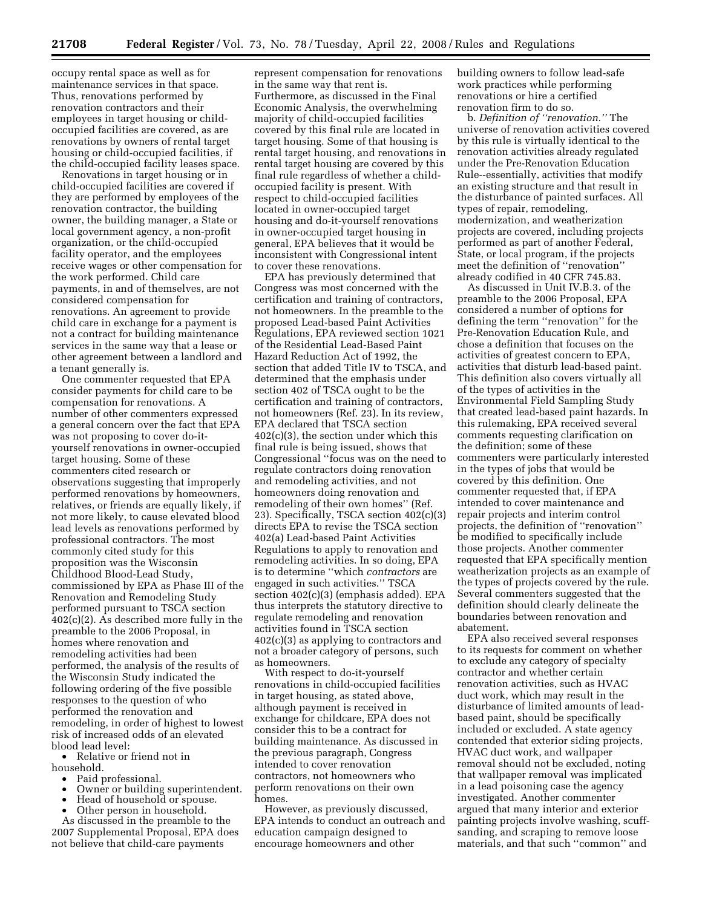occupy rental space as well as for maintenance services in that space. Thus, renovations performed by renovation contractors and their employees in target housing or child-occupied facilities are covered, as are renovations by owners of rental target housing or child-occupied facilities, if the child-occupied facility leases space.

Renovations in target housing or in child-occupied facilities are covered if they are performed by employees of the renovation contractor, the building owner, the building manager, a State or local government agency, a non-profit organization, or the child-occupied facility operator, and the employees receive wages or other compensation for the work performed. Child care payments, in and of themselves, are not considered compensation for renovations. An agreement to provide child care in exchange for a payment is not a contract for building maintenance services in the same way that a lease or other agreement between a landlord and a tenant generally is.

One commenter requested that EPA consider payments for child care to be compensation for renovations. A number of other commenters expressed a general concern over the fact that EPA was not proposing to cover do-it-yourself renovations in owner-occupied target housing. Some of these commenters cited research or observations suggesting that improperly performed renovations by homeowners, relatives, or friends are equally likely, if not more likely, to cause elevated blood lead levels as renovations performed by professional contractors. The most commonly cited study for this proposition was the Wisconsin Childhood Blood-Lead Study, commissioned by EPA as Phase III of the Renovation and Remodeling Study performed pursuant to TSCA section 402(c)(2). As described more fully in the preamble to the 2006 Proposal, in homes where renovation and remodeling activities had been performed, the analysis of the results of the Wisconsin Study indicated the following ordering of the five possible responses to the question of who performed the renovation and remodeling, in order of highest to lowest risk of increased odds of an elevated blood lead level:

- Relative or friend not in household.
- Paid professional.
- Owner or building superintendent.
- Head of household or spouse.
- Other person in household.

As discussed in the preamble to the 2007 Supplemental Proposal, EPA does not believe that child-care payments represent compensation for renovations in the same way that rent is. Furthermore, as discussed in the Final Economic Analysis, the overwhelming majority of child-occupied facilities covered by this final rule are located in target housing. Some of that housing is rental target housing, and renovations in rental target housing are covered by this final rule regardless of whether a child-occupied facility is present. With respect to child-occupied facilities located in owner-occupied target housing and do-it-yourself renovations in owner-occupied target housing in general, EPA believes that it would be inconsistent with Congressional intent to cover these renovations.

EPA has previously determined that Congress was most concerned with the certification and training of contractors, not homeowners. In the preamble to the proposed Lead-based Paint Activities Regulations, EPA reviewed section 1021 of the Residential Lead-Based Paint Hazard Reduction Act of 1992, the section that added Title IV to TSCA, and determined that the emphasis under section 402 of TSCA ought to be the certification and training of contractors, not homeowners (Ref. 23). In its review, EPA declared that TSCA section 402(c)(3), the section under which this final rule is being issued, shows that Congressional ''focus was on the need to regulate contractors doing renovation and remodeling activities, and not homeowners doing renovation and remodeling of their own homes'' (Ref. 23). Specifically, TSCA section 402(c)(3) directs EPA to revise the TSCA section 402(a) Lead-based Paint Activities Regulations to apply to renovation and remodeling activities. In so doing, EPA is to determine ''which *contractors* are engaged in such activities.'' TSCA section 402(c)(3) (emphasis added). EPA thus interprets the statutory directive to regulate remodeling and renovation activities found in TSCA section 402(c)(3) as applying to contractors and not a broader category of persons, such as homeowners.

With respect to do-it-yourself renovations in child-occupied facilities in target housing, as stated above, although payment is received in exchange for childcare, EPA does not consider this to be a contract for building maintenance. As discussed in the previous paragraph, Congress intended to cover renovation contractors, not homeowners who perform renovations on their own homes.

However, as previously discussed, EPA intends to conduct an outreach and education campaign designed to encourage homeowners and other building owners to follow lead-safe work practices while performing renovations or hire a certified renovation firm to do so.

b. *Definition of ''renovation.''* The universe of renovation activities covered by this rule is virtually identical to the renovation activities already regulated under the Pre-Renovation Education Rule--essentially, activities that modify an existing structure and that result in the disturbance of painted surfaces. All types of repair, remodeling, modernization, and weatherization projects are covered, including projects performed as part of another Federal, State, or local program, if the projects meet the definition of ''renovation'' already codified in 40 CFR 745.83.

As discussed in Unit IV.B.3. of the preamble to the 2006 Proposal, EPA considered a number of options for defining the term ''renovation'' for the Pre-Renovation Education Rule, and chose a definition that focuses on the activities of greatest concern to EPA, activities that disturb lead-based paint. This definition also covers virtually all of the types of activities in the Environmental Field Sampling Study that created lead-based paint hazards. In this rulemaking, EPA received several comments requesting clarification on the definition; some of these commenters were particularly interested in the types of jobs that would be covered by this definition. One commenter requested that, if EPA intended to cover maintenance and repair projects and interim control projects, the definition of ''renovation'' be modified to specifically include those projects. Another commenter requested that EPA specifically mention weatherization projects as an example of the types of projects covered by the rule. Several commenters suggested that the definition should clearly delineate the boundaries between renovation and abatement.

EPA also received several responses to its requests for comment on whether to exclude any category of specialty contractor and whether certain renovation activities, such as HVAC duct work, which may result in the disturbance of limited amounts of lead-based paint, should be specifically included or excluded. A state agency contended that exterior siding projects, HVAC duct work, and wallpaper removal should not be excluded, noting that wallpaper removal was implicated in a lead poisoning case the agency investigated. Another commenter argued that many interior and exterior painting projects involve washing, scuff-sanding, and scraping to remove loose materials, and that such ''common'' and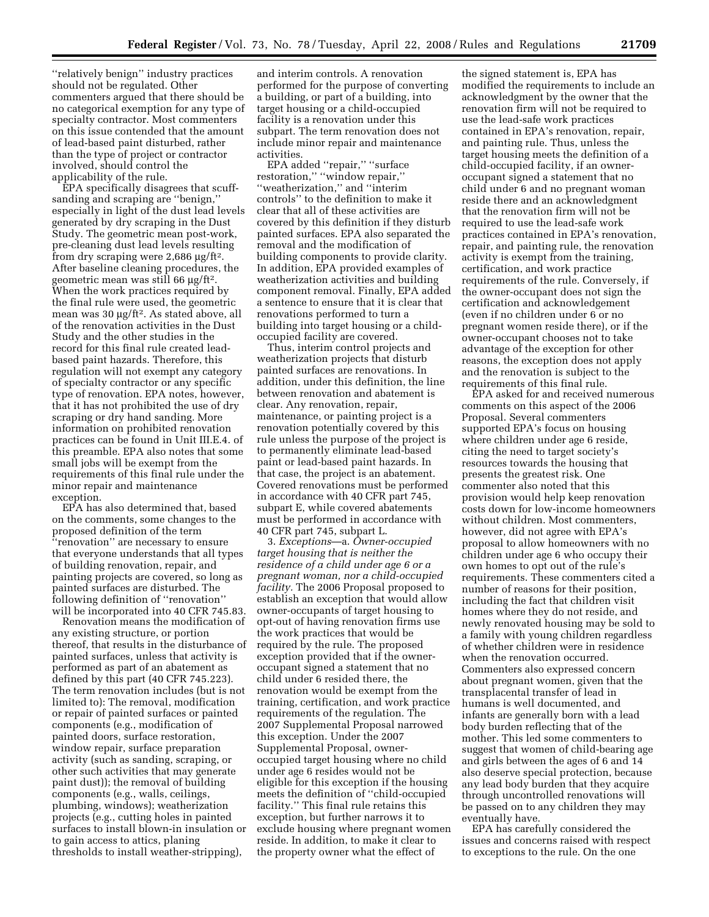''relatively benign'' industry practices should not be regulated. Other commenters argued that there should be no categorical exemption for any type of specialty contractor. Most commenters on this issue contended that the amount of lead-based paint disturbed, rather than the type of project or contractor involved, should control the applicability of the rule.

EPA specifically disagrees that scuff-sanding and scraping are ''benign,'' especially in light of the dust lead levels generated by dry scraping in the Dust Study. The geometric mean post-work, pre-cleaning dust lead levels resulting from dry scraping were 2,686 µg/ft$^2$. After baseline cleaning procedures, the geometric mean was still 66 µg/ft$^2$. When the work practices required by the final rule were used, the geometric mean was 30 µg/ft$^2$. As stated above, all of the renovation activities in the Dust Study and the other studies in the record for this final rule created lead-based paint hazards. Therefore, this regulation will not exempt any category of specialty contractor or any specific type of renovation. EPA notes, however, that it has not prohibited the use of dry scraping or dry hand sanding. More information on prohibited renovation practices can be found in Unit III.E.4. of this preamble. EPA also notes that some small jobs will be exempt from the requirements of this final rule under the minor repair and maintenance exception.

EPA has also determined that, based on the comments, some changes to the proposed definition of the term ''renovation'' are necessary to ensure that everyone understands that all types of building renovation, repair, and painting projects are covered, so long as painted surfaces are disturbed. The following definition of ''renovation'' will be incorporated into 40 CFR 745.83.

Renovation means the modification of any existing structure, or portion thereof, that results in the disturbance of painted surfaces, unless that activity is performed as part of an abatement as defined by this part (40 CFR 745.223). The term renovation includes (but is not limited to): The removal, modification or repair of painted surfaces or painted components (e.g., modification of painted doors, surface restoration, window repair, surface preparation activity (such as sanding, scraping, or other such activities that may generate paint dust)); the removal of building components (e.g., walls, ceilings, plumbing, windows); weatherization projects (e.g., cutting holes in painted surfaces to install blown-in insulation or to gain access to attics, planing thresholds to install weather-stripping), and interim controls. A renovation performed for the purpose of converting a building, or part of a building, into target housing or a child-occupied facility is a renovation under this subpart. The term renovation does not include minor repair and maintenance activities.

EPA added ''repair,'' ''surface restoration,'' ''window repair,'' ''weatherization,'' and ''interim controls'' to the definition to make it clear that all of these activities are covered by this definition if they disturb painted surfaces. EPA also separated the removal and the modification of building components to provide clarity. In addition, EPA provided examples of weatherization activities and building component removal. Finally, EPA added a sentence to ensure that it is clear that renovations performed to turn a building into target housing or a child-occupied facility are covered.

Thus, interim control projects and weatherization projects that disturb painted surfaces are renovations. In addition, under this definition, the line between renovation and abatement is clear. Any renovation, repair, maintenance, or painting project is a renovation potentially covered by this rule unless the purpose of the project is to permanently eliminate lead-based paint or lead-based paint hazards. In that case, the project is an abatement. Covered renovations must be performed in accordance with 40 CFR part 745, subpart E, while covered abatements must be performed in accordance with 40 CFR part 745, subpart L.

3. *Exceptions*—a. *Owner-occupied target housing that is neither the residence of a child under age 6 or a pregnant woman, nor a child-occupied facility.* The 2006 Proposal proposed to establish an exception that would allow owner-occupants of target housing to opt-out of having renovation firms use the work practices that would be required by the rule. The proposed exception provided that if the owner-occupant signed a statement that no child under 6 resided there, the renovation would be exempt from the training, certification, and work practice requirements of the regulation. The 2007 Supplemental Proposal narrowed this exception. Under the 2007 Supplemental Proposal, owner-occupied target housing where no child under age 6 resides would not be eligible for this exception if the housing meets the definition of ''child-occupied facility.'' This final rule retains this exception, but further narrows it to exclude housing where pregnant women reside. In addition, to make it clear to the property owner what the effect of the signed statement is, EPA has modified the requirements to include an acknowledgment by the owner that the renovation firm will not be required to use the lead-safe work practices contained in EPA's renovation, repair, and painting rule. Thus, unless the target housing meets the definition of a child-occupied facility, if an owner-occupant signed a statement that no child under 6 and no pregnant woman reside there and an acknowledgment that the renovation firm will not be required to use the lead-safe work practices contained in EPA's renovation, repair, and painting rule, the renovation activity is exempt from the training, certification, and work practice requirements of the rule. Conversely, if the owner-occupant does not sign the certification and acknowledgement (even if no children under 6 or no pregnant women reside there), or if the owner-occupant chooses not to take advantage of the exception for other reasons, the exception does not apply and the renovation is subject to the requirements of this final rule.

EPA asked for and received numerous comments on this aspect of the 2006 Proposal. Several commenters supported EPA's focus on housing where children under age 6 reside, citing the need to target society's resources towards the housing that presents the greatest risk. One commenter also noted that this provision would help keep renovation costs down for low-income homeowners without children. Most commenters, however, did not agree with EPA's proposal to allow homeowners with no children under age 6 who occupy their own homes to opt out of the rule's requirements. These commenters cited a number of reasons for their position, including the fact that children visit homes where they do not reside, and newly renovated housing may be sold to a family with young children regardless of whether children were in residence when the renovation occurred. Commenters also expressed concern about pregnant women, given that the transplacental transfer of lead in humans is well documented, and infants are generally born with a lead body burden reflecting that of the mother. This led some commenters to suggest that women of child-bearing age and girls between the ages of 6 and 14 also deserve special protection, because any lead body burden that they acquire through uncontrolled renovations will be passed on to any children they may eventually have.

EPA has carefully considered the issues and concerns raised with respect to exceptions to the rule. On the one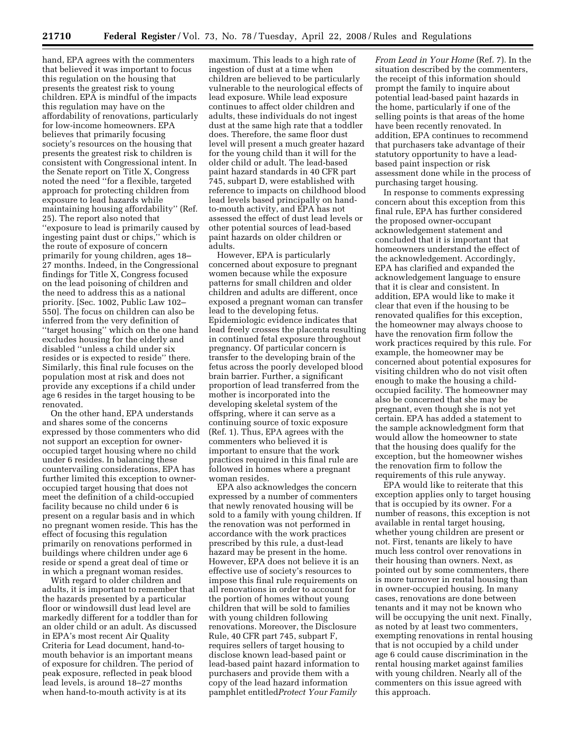hand, EPA agrees with the commenters that believed it was important to focus this regulation on the housing that presents the greatest risk to young children. EPA is mindful of the impacts this regulation may have on the affordability of renovations, particularly for low-income homeowners. EPA believes that primarily focusing society's resources on the housing that presents the greatest risk to children is consistent with Congressional intent. In the Senate report on Title X, Congress noted the need ''for a flexible, targeted approach for protecting children from exposure to lead hazards while maintaining housing affordability'' (Ref. 25). The report also noted that ''exposure to lead is primarily caused by ingesting paint dust or chips,'' which is the route of exposure of concern primarily for young children, ages 18–27 months. Indeed, in the Congressional findings for Title X, Congress focused on the lead poisoning of children and the need to address this as a national priority. [Sec. 1002, Public Law 102–550]. The focus on children can also be inferred from the very definition of ''target housing'' which on the one hand excludes housing for the elderly and disabled ''unless a child under six resides or is expected to reside'' there. Similarly, this final rule focuses on the population most at risk and does not provide any exceptions if a child under age 6 resides in the target housing to be renovated.

On the other hand, EPA understands and shares some of the concerns expressed by those commenters who did not support an exception for owner-occupied target housing where no child under 6 resides. In balancing these countervailing considerations, EPA has further limited this exception to owner-occupied target housing that does not meet the definition of a child-occupied facility because no child under 6 is present on a regular basis and in which no pregnant women reside. This has the effect of focusing this regulation primarily on renovations performed in buildings where children under age 6 reside or spend a great deal of time or in which a pregnant woman resides.

With regard to older children and adults, it is important to remember that the hazards presented by a particular floor or windowsill dust lead level are markedly different for a toddler than for an older child or an adult. As discussed in EPA's most recent Air Quality Criteria for Lead document, hand-to-mouth behavior is an important means of exposure for children. The period of peak exposure, reflected in peak blood lead levels, is around 18–27 months when hand-to-mouth activity is at its maximum. This leads to a high rate of ingestion of dust at a time when children are believed to be particularly vulnerable to the neurological effects of lead exposure. While lead exposure continues to affect older children and adults, these individuals do not ingest dust at the same high rate that a toddler does. Therefore, the same floor dust level will present a much greater hazard for the young child than it will for the older child or adult. The lead-based paint hazard standards in 40 CFR part 745, subpart D, were established with reference to impacts on childhood blood lead levels based principally on hand-to-mouth activity, and EPA has not assessed the effect of dust lead levels or other potential sources of lead-based paint hazards on older children or adults.

However, EPA is particularly concerned about exposure to pregnant women because while the exposure patterns for small children and older children and adults are different, once exposed a pregnant woman can transfer lead to the developing fetus. Epidemiologic evidence indicates that lead freely crosses the placenta resulting in continued fetal exposure throughout pregnancy. Of particular concern is transfer to the developing brain of the fetus across the poorly developed blood brain barrier. Further, a significant proportion of lead transferred from the mother is incorporated into the developing skeletal system of the offspring, where it can serve as a continuing source of toxic exposure (Ref. 1). Thus, EPA agrees with the commenters who believed it is important to ensure that the work practices required in this final rule are followed in homes where a pregnant woman resides.

EPA also acknowledges the concern expressed by a number of commenters that newly renovated housing will be sold to a family with young children. If the renovation was not performed in accordance with the work practices prescribed by this rule, a dust-lead hazard may be present in the home. However, EPA does not believe it is an effective use of society's resources to impose this final rule requirements on all renovations in order to account for the portion of homes without young children that will be sold to families with young children following renovations. Moreover, the Disclosure Rule, 40 CFR part 745, subpart F, requires sellers of target housing to disclose known lead-based paint or lead-based paint hazard information to purchasers and provide them with a copy of the lead hazard information pamphlet entitled *Protect Your Family From Lead in Your Home* (Ref. 7). In the situation described by the commenters, the receipt of this information should prompt the family to inquire about potential lead-based paint hazards in the home, particularly if one of the selling points is that areas of the home have been recently renovated. In addition, EPA continues to recommend that purchasers take advantage of their statutory opportunity to have a lead-based paint inspection or risk assessment done while in the process of purchasing target housing.

In response to comments expressing concern about this exception from this final rule, EPA has further considered the proposed owner-occupant acknowledgement statement and concluded that it is important that homeowners understand the effect of the acknowledgement. Accordingly, EPA has clarified and expanded the acknowledgement language to ensure that it is clear and consistent. In addition, EPA would like to make it clear that even if the housing to be renovated qualifies for this exception, the homeowner may always choose to have the renovation firm follow the work practices required by this rule. For example, the homeowner may be concerned about potential exposures for visiting children who do not visit often enough to make the housing a child-occupied facility. The homeowner may also be concerned that she may be pregnant, even though she is not yet certain. EPA has added a statement to the sample acknowledgment form that would allow the homeowner to state that the housing does qualify for the exception, but the homeowner wishes the renovation firm to follow the requirements of this rule anyway.

EPA would like to reiterate that this exception applies only to target housing that is occupied by its owner. For a number of reasons, this exception is not available in rental target housing, whether young children are present or not. First, tenants are likely to have much less control over renovations in their housing than owners. Next, as pointed out by some commenters, there is more turnover in rental housing than in owner-occupied housing. In many cases, renovations are done between tenants and it may not be known who will be occupying the unit next. Finally, as noted by at least two commenters, exempting renovations in rental housing that is not occupied by a child under age 6 could cause discrimination in the rental housing market against families with young children. Nearly all of the commenters on this issue agreed with this approach.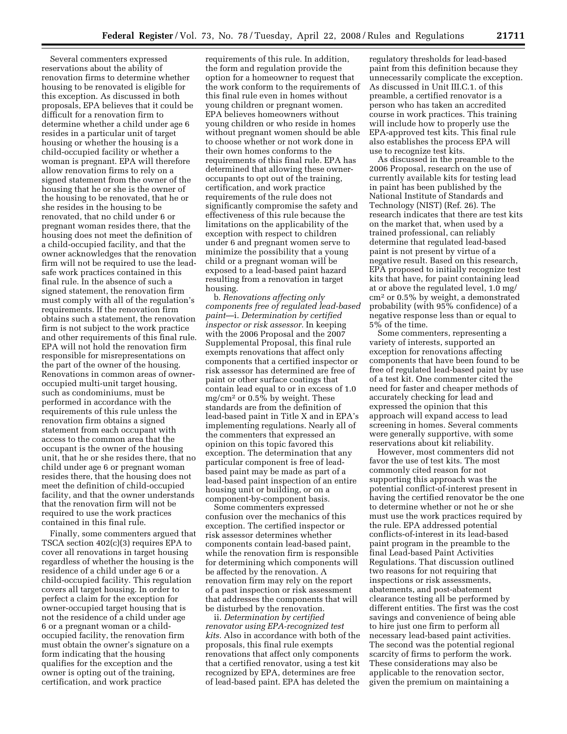Several commenters expressed reservations about the ability of renovation firms to determine whether housing to be renovated is eligible for this exception. As discussed in both proposals, EPA believes that it could be difficult for a renovation firm to determine whether a child under age 6 resides in a particular unit of target housing or whether the housing is a child-occupied facility or whether a woman is pregnant. EPA will therefore allow renovation firms to rely on a signed statement from the owner of the housing that he or she is the owner of the housing to be renovated, that he or she resides in the housing to be renovated, that no child under 6 or pregnant woman resides there, that the housing does not meet the definition of a child-occupied facility, and that the owner acknowledges that the renovation firm will not be required to use the lead-safe work practices contained in this final rule. In the absence of such a signed statement, the renovation firm must comply with all of the regulation's requirements. If the renovation firm obtains such a statement, the renovation firm is not subject to the work practice and other requirements of this final rule. EPA will not hold the renovation firm responsible for misrepresentations on the part of the owner of the housing. Renovations in common areas of owner-occupied multi-unit target housing, such as condominiums, must be performed in accordance with the requirements of this rule unless the renovation firm obtains a signed statement from each occupant with access to the common area that the occupant is the owner of the housing unit, that he or she resides there, that no child under age 6 or pregnant woman resides there, that the housing does not meet the definition of child-occupied facility, and that the owner understands that the renovation firm will not be required to use the work practices contained in this final rule.

Finally, some commenters argued that TSCA section 402(c)(3) requires EPA to cover all renovations in target housing regardless of whether the housing is the residence of a child under age 6 or a child-occupied facility. This regulation covers all target housing. In order to perfect a claim for the exception for owner-occupied target housing that is not the residence of a child under age 6 or a pregnant woman or a child-occupied facility, the renovation firm must obtain the owner's signature on a form indicating that the housing qualifies for the exception and the owner is opting out of the training, certification, and work practice requirements of this rule. In addition, the form and regulation provide the option for a homeowner to request that the work conform to the requirements of this final rule even in homes without young children or pregnant women. EPA believes homeowners without young children or who reside in homes without pregnant women should be able to choose whether or not work done in their own homes conforms to the requirements of this final rule. EPA has determined that allowing these owner-occupants to opt out of the training, certification, and work practice requirements of the rule does not significantly compromise the safety and effectiveness of this rule because the limitations on the applicability of the exception with respect to children under 6 and pregnant women serve to minimize the possibility that a young child or a pregnant woman will be exposed to a lead-based paint hazard resulting from a renovation in target housing.

b. *Renovations affecting only components free of regulated lead-based paint*—i. *Determination by certified inspector or risk assessor*. In keeping with the 2006 Proposal and the 2007 Supplemental Proposal, this final rule exempts renovations that affect only components that a certified inspector or risk assessor has determined are free of paint or other surface coatings that contain lead equal to or in excess of 1.0 mg/cm$^2$ or 0.5% by weight. These standards are from the definition of lead-based paint in Title X and in EPA's implementing regulations. Nearly all of the commenters that expressed an opinion on this topic favored this exception. The determination that any particular component is free of lead-based paint may be made as part of a lead-based paint inspection of an entire housing unit or building, or on a component-by-component basis.

Some commenters expressed confusion over the mechanics of this exception. The certified inspector or risk assessor determines whether components contain lead-based paint, while the renovation firm is responsible for determining which components will be affected by the renovation. A renovation firm may rely on the report of a past inspection or risk assessment that addresses the components that will be disturbed by the renovation.

ii. *Determination by certified renovator using EPA-recognized test kits*. Also in accordance with both of the proposals, this final rule exempts renovations that affect only components that a certified renovator, using a test kit recognized by EPA, determines are free of lead-based paint. EPA has deleted the regulatory thresholds for lead-based paint from this definition because they unnecessarily complicate the exception. As discussed in Unit III.C.1. of this preamble, a certified renovator is a person who has taken an accredited course in work practices. This training will include how to properly use the EPA-approved test kits. This final rule also establishes the process EPA will use to recognize test kits.

As discussed in the preamble to the 2006 Proposal, research on the use of currently available kits for testing lead in paint has been published by the National Institute of Standards and Technology (NIST) (Ref. 26). The research indicates that there are test kits on the market that, when used by a trained professional, can reliably determine that regulated lead-based paint is not present by virtue of a negative result. Based on this research, EPA proposed to initially recognize test kits that have, for paint containing lead at or above the regulated level, 1.0 mg/cm$^2$ or 0.5% by weight, a demonstrated probability (with 95% confidence) of a negative response less than or equal to 5% of the time.

Some commenters, representing a variety of interests, supported an exception for renovations affecting components that have been found to be free of regulated lead-based paint by use of a test kit. One commenter cited the need for faster and cheaper methods of accurately checking for lead and expressed the opinion that this approach will expand access to lead screening in homes. Several comments were generally supportive, with some reservations about kit reliability.

However, most commenters did not favor the use of test kits. The most commonly cited reason for not supporting this approach was the potential conflict-of-interest present in having the certified renovator be the one to determine whether or not he or she must use the work practices required by the rule. EPA addressed potential conflicts-of-interest in its lead-based paint program in the preamble to the final Lead-based Paint Activities Regulations. That discussion outlined two reasons for not requiring that inspections or risk assessments, abatements, and post-abatement clearance testing all be performed by different entities. The first was the cost savings and convenience of being able to hire just one firm to perform all necessary lead-based paint activities. The second was the potential regional scarcity of firms to perform the work. These considerations may also be applicable to the renovation sector, given the premium on maintaining a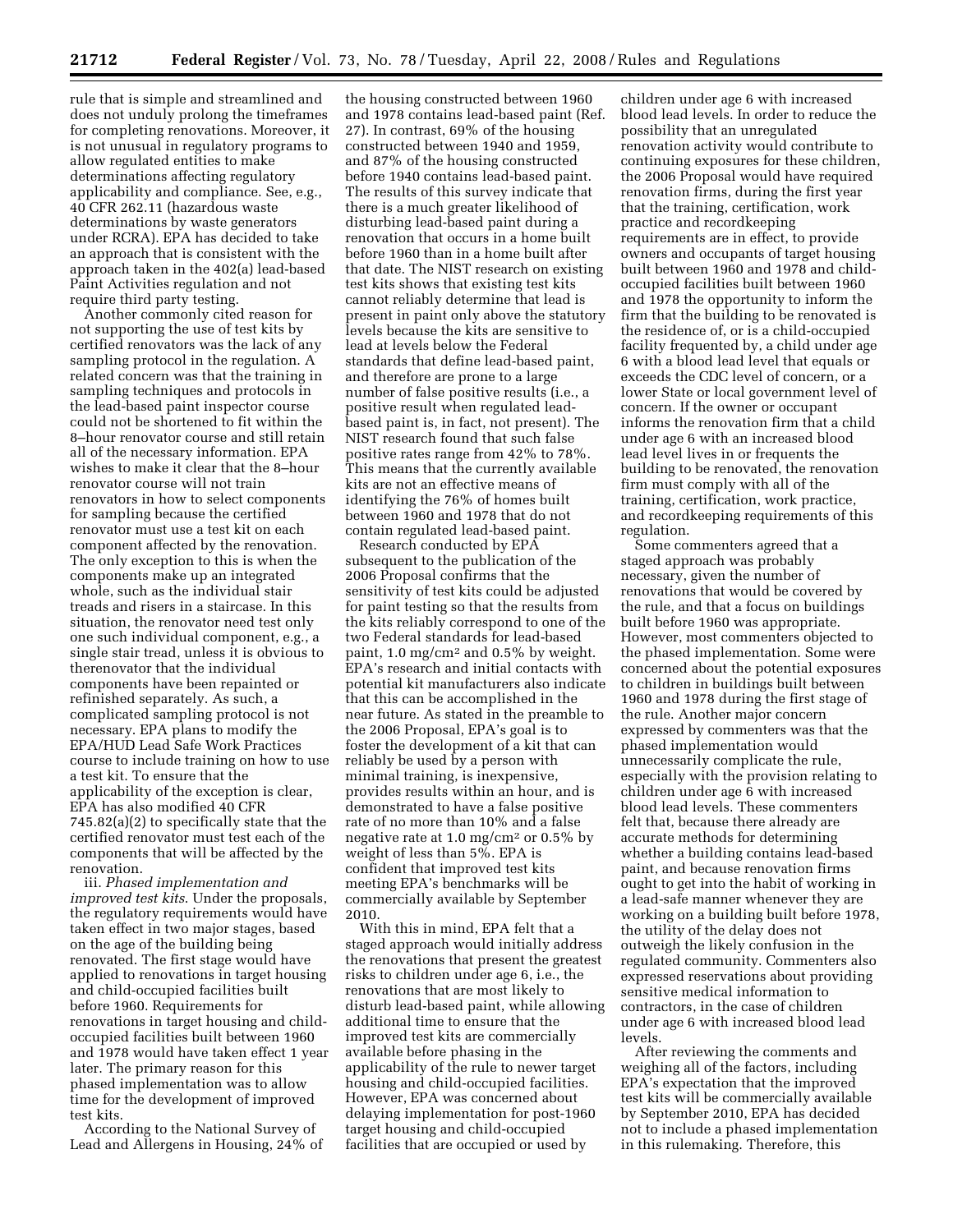rule that is simple and streamlined and does not unduly prolong the timeframes for completing renovations. Moreover, it is not unusual in regulatory programs to allow regulated entities to make determinations affecting regulatory applicability and compliance. See, e.g., 40 CFR 262.11 (hazardous waste determinations by waste generators under RCRA). EPA has decided to take an approach that is consistent with the approach taken in the 402(a) lead-based Paint Activities regulation and not require third party testing.

Another commonly cited reason for not supporting the use of test kits by certified renovators was the lack of any sampling protocol in the regulation. A related concern was that the training in sampling techniques and protocols in the lead-based paint inspector course could not be shortened to fit within the 8–hour renovator course and still retain all of the necessary information. EPA wishes to make it clear that the 8–hour renovator course will not train renovators in how to select components for sampling because the certified renovator must use a test kit on each component affected by the renovation. The only exception to this is when the components make up an integrated whole, such as the individual stair treads and risers in a staircase. In this situation, the renovator need test only one such individual component, e.g., a single stair tread, unless it is obvious to therenovator that the individual components have been repainted or refinished separately. As such, a complicated sampling protocol is not necessary. EPA plans to modify the EPA/HUD Lead Safe Work Practices course to include training on how to use a test kit. To ensure that the applicability of the exception is clear, EPA has also modified 40 CFR 745.82(a)(2) to specifically state that the certified renovator must test each of the components that will be affected by the renovation.

iii. *Phased implementation and improved test kits*. Under the proposals, the regulatory requirements would have taken effect in two major stages, based on the age of the building being renovated. The first stage would have applied to renovations in target housing and child-occupied facilities built before 1960. Requirements for renovations in target housing and child-occupied facilities built between 1960 and 1978 would have taken effect 1 year later. The primary reason for this phased implementation was to allow time for the development of improved test kits.

According to the National Survey of Lead and Allergens in Housing, 24% of the housing constructed between 1960 and 1978 contains lead-based paint (Ref. 27). In contrast, 69% of the housing constructed between 1940 and 1959, and 87% of the housing constructed before 1940 contains lead-based paint. The results of this survey indicate that there is a much greater likelihood of disturbing lead-based paint during a renovation that occurs in a home built before 1960 than in a home built after that date. The NIST research on existing test kits shows that existing test kits cannot reliably determine that lead is present in paint only above the statutory levels because the kits are sensitive to lead at levels below the Federal standards that define lead-based paint, and therefore are prone to a large number of false positive results (i.e., a positive result when regulated lead-based paint is, in fact, not present). The NIST research found that such false positive rates range from 42% to 78%. This means that the currently available kits are not an effective means of identifying the 76% of homes built between 1960 and 1978 that do not contain regulated lead-based paint.

Research conducted by EPA subsequent to the publication of the 2006 Proposal confirms that the sensitivity of test kits could be adjusted for paint testing so that the results from the kits reliably correspond to one of the two Federal standards for lead-based paint, 1.0 mg/cm$^2$ and 0.5% by weight. EPA's research and initial contacts with potential kit manufacturers also indicate that this can be accomplished in the near future. As stated in the preamble to the 2006 Proposal, EPA's goal is to foster the development of a kit that can reliably be used by a person with minimal training, is inexpensive, provides results within an hour, and is demonstrated to have a false positive rate of no more than 10% and a false negative rate at 1.0 mg/cm$^2$ or 0.5% by weight of less than 5%. EPA is confident that improved test kits meeting EPA's benchmarks will be commercially available by September 2010.

With this in mind, EPA felt that a staged approach would initially address the renovations that present the greatest risks to children under age 6, i.e., the renovations that are most likely to disturb lead-based paint, while allowing additional time to ensure that the improved test kits are commercially available before phasing in the applicability of the rule to newer target housing and child-occupied facilities. However, EPA was concerned about delaying implementation for post-1960 target housing and child-occupied facilities that are occupied or used by children under age 6 with increased blood lead levels. In order to reduce the possibility that an unregulated renovation activity would contribute to continuing exposures for these children, the 2006 Proposal would have required renovation firms, during the first year that the training, certification, work practice and recordkeeping requirements are in effect, to provide owners and occupants of target housing built between 1960 and 1978 and child-occupied facilities built between 1960 and 1978 the opportunity to inform the firm that the building to be renovated is the residence of, or is a child-occupied facility frequented by, a child under age 6 with a blood lead level that equals or exceeds the CDC level of concern, or a lower State or local government level of concern. If the owner or occupant informs the renovation firm that a child under age 6 with an increased blood lead level lives in or frequents the building to be renovated, the renovation firm must comply with all of the training, certification, work practice, and recordkeeping requirements of this regulation.

Some commenters agreed that a staged approach was probably necessary, given the number of renovations that would be covered by the rule, and that a focus on buildings built before 1960 was appropriate. However, most commenters objected to the phased implementation. Some were concerned about the potential exposures to children in buildings built between 1960 and 1978 during the first stage of the rule. Another major concern expressed by commenters was that the phased implementation would unnecessarily complicate the rule, especially with the provision relating to children under age 6 with increased blood lead levels. These commenters felt that, because there already are accurate methods for determining whether a building contains lead-based paint, and because renovation firms ought to get into the habit of working in a lead-safe manner whenever they are working on a building built before 1978, the utility of the delay does not outweigh the likely confusion in the regulated community. Commenters also expressed reservations about providing sensitive medical information to contractors, in the case of children under age 6 with increased blood lead levels.

After reviewing the comments and weighing all of the factors, including EPA's expectation that the improved test kits will be commercially available by September 2010, EPA has decided not to include a phased implementation in this rulemaking. Therefore, this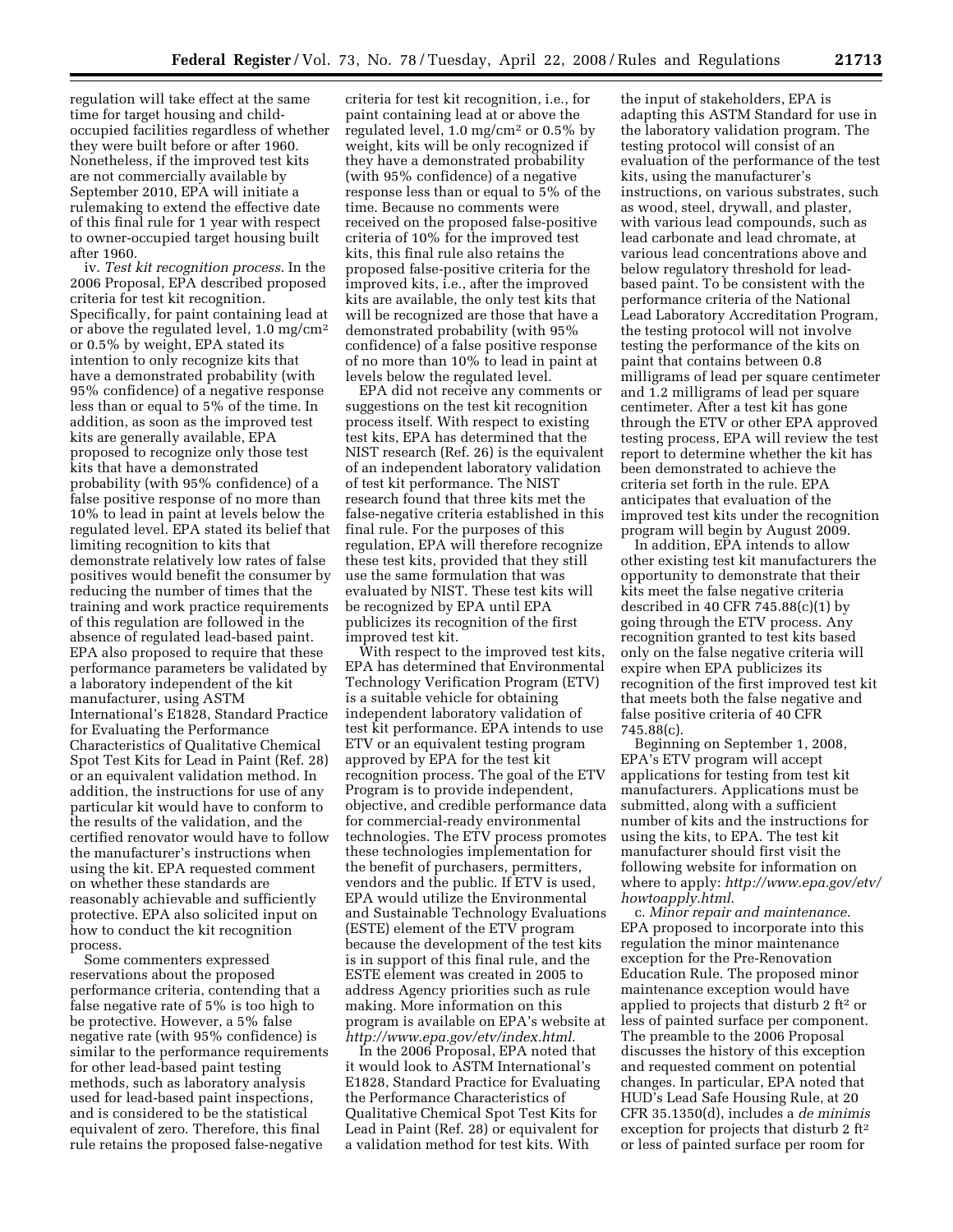regulation will take effect at the same time for target housing and child-occupied facilities regardless of whether they were built before or after 1960. Nonetheless, if the improved test kits are not commercially available by September 2010, EPA will initiate a rulemaking to extend the effective date of this final rule for 1 year with respect to owner-occupied target housing built after 1960.

iv. *Test kit recognition process*. In the 2006 Proposal, EPA described proposed criteria for test kit recognition. Specifically, for paint containing lead at or above the regulated level, 1.0 mg/cm$^2$ or 0.5% by weight, EPA stated its intention to only recognize kits that have a demonstrated probability (with 95% confidence) of a negative response less than or equal to 5% of the time. In addition, as soon as the improved test kits are generally available, EPA proposed to recognize only those test kits that have a demonstrated probability (with 95% confidence) of a false positive response of no more than 10% to lead in paint at levels below the regulated level. EPA stated its belief that limiting recognition to kits that demonstrate relatively low rates of false positives would benefit the consumer by reducing the number of times that the training and work practice requirements of this regulation are followed in the absence of regulated lead-based paint. EPA also proposed to require that these performance parameters be validated by a laboratory independent of the kit manufacturer, using ASTM International's E1828, Standard Practice for Evaluating the Performance Characteristics of Qualitative Chemical Spot Test Kits for Lead in Paint (Ref. 28) or an equivalent validation method. In addition, the instructions for use of any particular kit would have to conform to the results of the validation, and the certified renovator would have to follow the manufacturer's instructions when using the kit. EPA requested comment on whether these standards are reasonably achievable and sufficiently protective. EPA also solicited input on how to conduct the kit recognition process.

Some commenters expressed reservations about the proposed performance criteria, contending that a false negative rate of 5% is too high to be protective. However, a 5% false negative rate (with 95% confidence) is similar to the performance requirements for other lead-based paint testing methods, such as laboratory analysis used for lead-based paint inspections, and is considered to be the statistical equivalent of zero. Therefore, this final rule retains the proposed false-negative criteria for test kit recognition, i.e., for paint containing lead at or above the regulated level, 1.0 mg/cm$^2$ or 0.5% by weight, kits will be only recognized if they have a demonstrated probability (with 95% confidence) of a negative response less than or equal to 5% of the time. Because no comments were received on the proposed false-positive criteria of 10% for the improved test kits, this final rule also retains the proposed false-positive criteria for the improved kits, i.e., after the improved kits are available, the only test kits that will be recognized are those that have a demonstrated probability (with 95% confidence) of a false positive response of no more than 10% to lead in paint at levels below the regulated level.

EPA did not receive any comments or suggestions on the test kit recognition process itself. With respect to existing test kits, EPA has determined that the NIST research (Ref. 26) is the equivalent of an independent laboratory validation of test kit performance. The NIST research found that three kits met the false-negative criteria established in this final rule. For the purposes of this regulation, EPA will therefore recognize these test kits, provided that they still use the same formulation that was evaluated by NIST. These test kits will be recognized by EPA until EPA publicizes its recognition of the first improved test kit.

With respect to the improved test kits, EPA has determined that Environmental Technology Verification Program (ETV) is a suitable vehicle for obtaining independent laboratory validation of test kit performance. EPA intends to use ETV or an equivalent testing program approved by EPA for the test kit recognition process. The goal of the ETV Program is to provide independent, objective, and credible performance data for commercial-ready environmental technologies. The ETV process promotes these technologies implementation for the benefit of purchasers, permitters, vendors and the public. If ETV is used, EPA would utilize the Environmental and Sustainable Technology Evaluations (ESTE) element of the ETV program because the development of the test kits is in support of this final rule, and the ESTE element was created in 2005 to address Agency priorities such as rule making. More information on this program is available on EPA's website at *http://www.epa.gov/etv/index.html*.

In the 2006 Proposal, EPA noted that it would look to ASTM International's E1828, Standard Practice for Evaluating the Performance Characteristics of Qualitative Chemical Spot Test Kits for Lead in Paint (Ref. 28) or equivalent for a validation method for test kits. With the input of stakeholders, EPA is adapting this ASTM Standard for use in the laboratory validation program. The testing protocol will consist of an evaluation of the performance of the test kits, using the manufacturer's instructions, on various substrates, such as wood, steel, drywall, and plaster, with various lead compounds, such as lead carbonate and lead chromate, at various lead concentrations above and below regulatory threshold for lead-based paint. To be consistent with the performance criteria of the National Lead Laboratory Accreditation Program, the testing protocol will not involve testing the performance of the kits on paint that contains between 0.8 milligrams of lead per square centimeter and 1.2 milligrams of lead per square centimeter. After a test kit has gone through the ETV or other EPA approved testing process, EPA will review the test report to determine whether the kit has been demonstrated to achieve the criteria set forth in the rule. EPA anticipates that evaluation of the improved test kits under the recognition program will begin by August 2009.

In addition, EPA intends to allow other existing test kit manufacturers the opportunity to demonstrate that their kits meet the false negative criteria described in 40 CFR 745.88(c)(1) by going through the ETV process. Any recognition granted to test kits based only on the false negative criteria will expire when EPA publicizes its recognition of the first improved test kit that meets both the false negative and false positive criteria of 40 CFR 745.88(c).

Beginning on September 1, 2008, EPA's ETV program will accept applications for testing from test kit manufacturers. Applications must be submitted, along with a sufficient number of kits and the instructions for using the kits, to EPA. The test kit manufacturer should first visit the following website for information on where to apply: *http://www.epa.gov/etv/howtoapply.html*.

c. *Minor repair and maintenance*. EPA proposed to incorporate into this regulation the minor maintenance exception for the Pre-Renovation Education Rule. The proposed minor maintenance exception would have applied to projects that disturb 2 ft$^2$ or less of painted surface per component. The preamble to the 2006 Proposal discusses the history of this exception and requested comment on potential changes. In particular, EPA noted that HUD's Lead Safe Housing Rule, at 20 CFR 35.1350(d), includes a *de minimis* exception for projects that disturb 2 ft$^2$ or less of painted surface per room for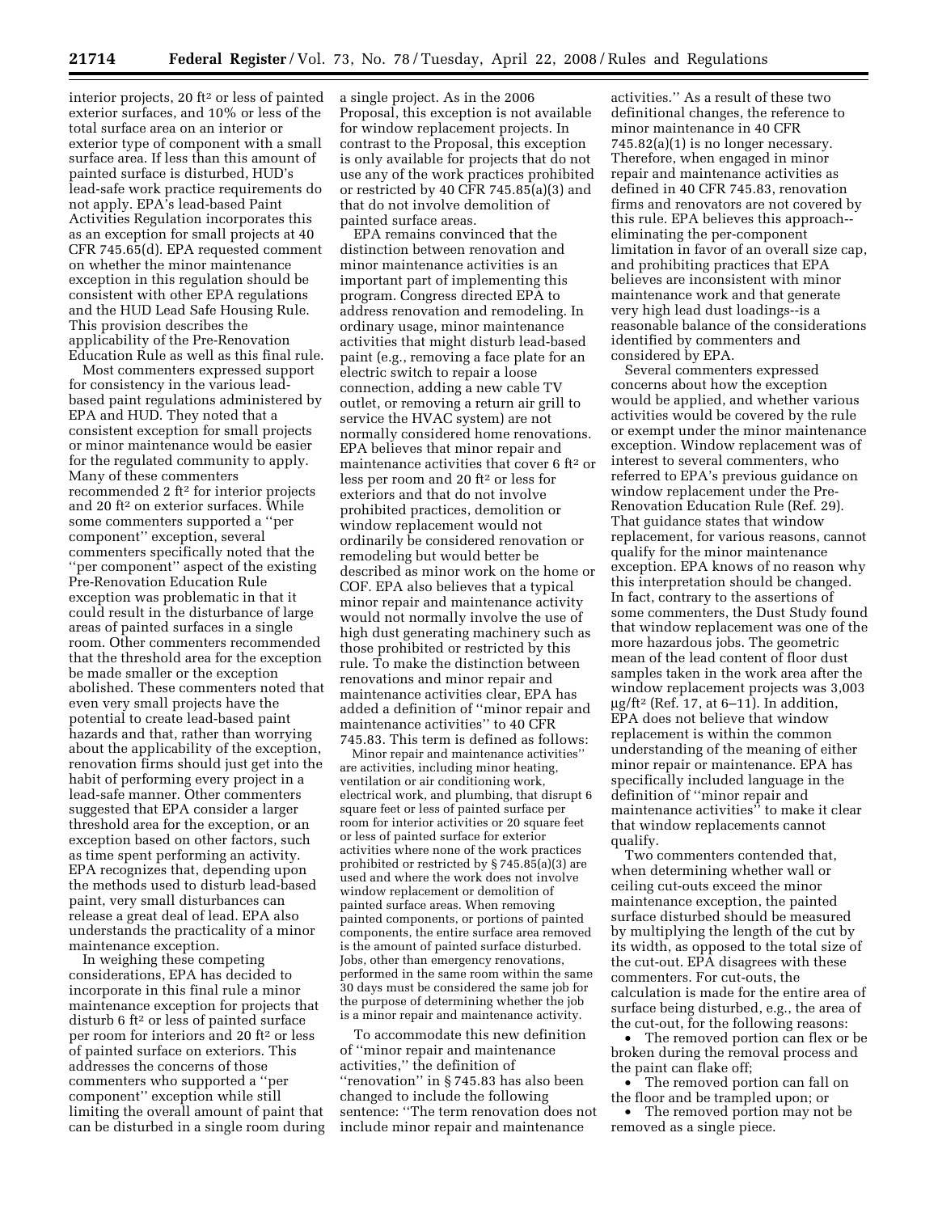interior projects, 20 $ft^2$ or less of painted exterior surfaces, and 10% or less of the total surface area on an interior or exterior type of component with a small surface area. If less than this amount of painted surface is disturbed, HUD's lead-safe work practice requirements do not apply. EPA's lead-based Paint Activities Regulation incorporates this as an exception for small projects at 40 CFR 745.65(d). EPA requested comment on whether the minor maintenance exception in this regulation should be consistent with other EPA regulations and the HUD Lead Safe Housing Rule. This provision describes the applicability of the Pre-Renovation Education Rule as well as this final rule.

Most commenters expressed support for consistency in the various lead-based paint regulations administered by EPA and HUD. They noted that a consistent exception for small projects or minor maintenance would be easier for the regulated community to apply. Many of these commenters recommended 2 $ft^2$ for interior projects and 20 $ft^2$ on exterior surfaces. While some commenters supported a ''per component'' exception, several commenters specifically noted that the ''per component'' aspect of the existing Pre-Renovation Education Rule exception was problematic in that it could result in the disturbance of large areas of painted surfaces in a single room. Other commenters recommended that the threshold area for the exception be made smaller or the exception abolished. These commenters noted that even very small projects have the potential to create lead-based paint hazards and that, rather than worrying about the applicability of the exception, renovation firms should just get into the habit of performing every project in a lead-safe manner. Other commenters suggested that EPA consider a larger threshold area for the exception, or an exception based on other factors, such as time spent performing an activity. EPA recognizes that, depending upon the methods used to disturb lead-based paint, very small disturbances can release a great deal of lead. EPA also understands the practicality of a minor maintenance exception.

In weighing these competing considerations, EPA has decided to incorporate in this final rule a minor maintenance exception for projects that disturb 6 $ft^2$ or less of painted surface per room for interiors and 20 $ft^2$ or less of painted surface on exteriors. This addresses the concerns of those commenters who supported a ''per component'' exception while still limiting the overall amount of paint that can be disturbed in a single room during a single project. As in the 2006 Proposal, this exception is not available for window replacement projects. In contrast to the Proposal, this exception is only available for projects that do not use any of the work practices prohibited or restricted by 40 CFR 745.85(a)(3) and that do not involve demolition of painted surface areas.

EPA remains convinced that the distinction between renovation and minor maintenance activities is an important part of implementing this program. Congress directed EPA to address renovation and remodeling. In ordinary usage, minor maintenance activities that might disturb lead-based paint (e.g., removing a face plate for an electric switch to repair a loose connection, adding a new cable TV outlet, or removing a return air grill to service the HVAC system) are not normally considered home renovations. EPA believes that minor repair and maintenance activities that cover 6 $ft^2$ or less per room and 20 $ft^2$ or less for exteriors and that do not involve prohibited practices, demolition or window replacement would not ordinarily be considered renovation or remodeling but would better be described as minor work on the home or COF. EPA also believes that a typical minor repair and maintenance activity would not normally involve the use of high dust generating machinery such as those prohibited or restricted by this rule. To make the distinction between renovations and minor repair and maintenance activities clear, EPA has added a definition of ''minor repair and maintenance activities'' to 40 CFR 745.83. This term is defined as follows:

Minor repair and maintenance activities'' are activities, including minor heating, ventilation or air conditioning work, electrical work, and plumbing, that disrupt 6 square feet or less of painted surface per room for interior activities or 20 square feet or less of painted surface for exterior activities where none of the work practices prohibited or restricted by § 745.85(a)(3) are used and where the work does not involve window replacement or demolition of painted surface areas. When removing painted components, or portions of painted components, the entire surface area removed is the amount of painted surface disturbed. Jobs, other than emergency renovations, performed in the same room within the same 30 days must be considered the same job for the purpose of determining whether the job is a minor repair and maintenance activity.

To accommodate this new definition of ''minor repair and maintenance activities,'' the definition of ''renovation'' in § 745.83 has also been changed to include the following sentence: ''The term renovation does not include minor repair and maintenance activities.'' As a result of these two definitional changes, the reference to minor maintenance in 40 CFR 745.82(a)(1) is no longer necessary. Therefore, when engaged in minor repair and maintenance activities as defined in 40 CFR 745.83, renovation firms and renovators are not covered by this rule. EPA believes this approach--eliminating the per-component limitation in favor of an overall size cap, and prohibiting practices that EPA believes are inconsistent with minor maintenance work and that generate very high lead dust loadings--is a reasonable balance of the considerations identified by commenters and considered by EPA.

Several commenters expressed concerns about how the exception would be applied, and whether various activities would be covered by the rule or exempt under the minor maintenance exception. Window replacement was of interest to several commenters, who referred to EPA's previous guidance on window replacement under the Pre-Renovation Education Rule (Ref. 29). That guidance states that window replacement, for various reasons, cannot qualify for the minor maintenance exception. EPA knows of no reason why this interpretation should be changed. In fact, contrary to the assertions of some commenters, the Dust Study found that window replacement was one of the more hazardous jobs. The geometric mean of the lead content of floor dust samples taken in the work area after the window replacement projects was 3,003 $\mu g/ft^2$ (Ref. 17, at 6–11). In addition, EPA does not believe that window replacement is within the common understanding of the meaning of either minor repair or maintenance. EPA has specifically included language in the definition of ''minor repair and maintenance activities'' to make it clear that window replacements cannot qualify.

Two commenters contended that, when determining whether wall or ceiling cut-outs exceed the minor maintenance exception, the painted surface disturbed should be measured by multiplying the length of the cut by its width, as opposed to the total size of the cut-out. EPA disagrees with these commenters. For cut-outs, the calculation is made for the entire area of surface being disturbed, e.g., the area of the cut-out, for the following reasons:

- The removed portion can flex or be broken during the removal process and the paint can flake off;
- The removed portion can fall on the floor and be trampled upon; or
- The removed portion may not be removed as a single piece.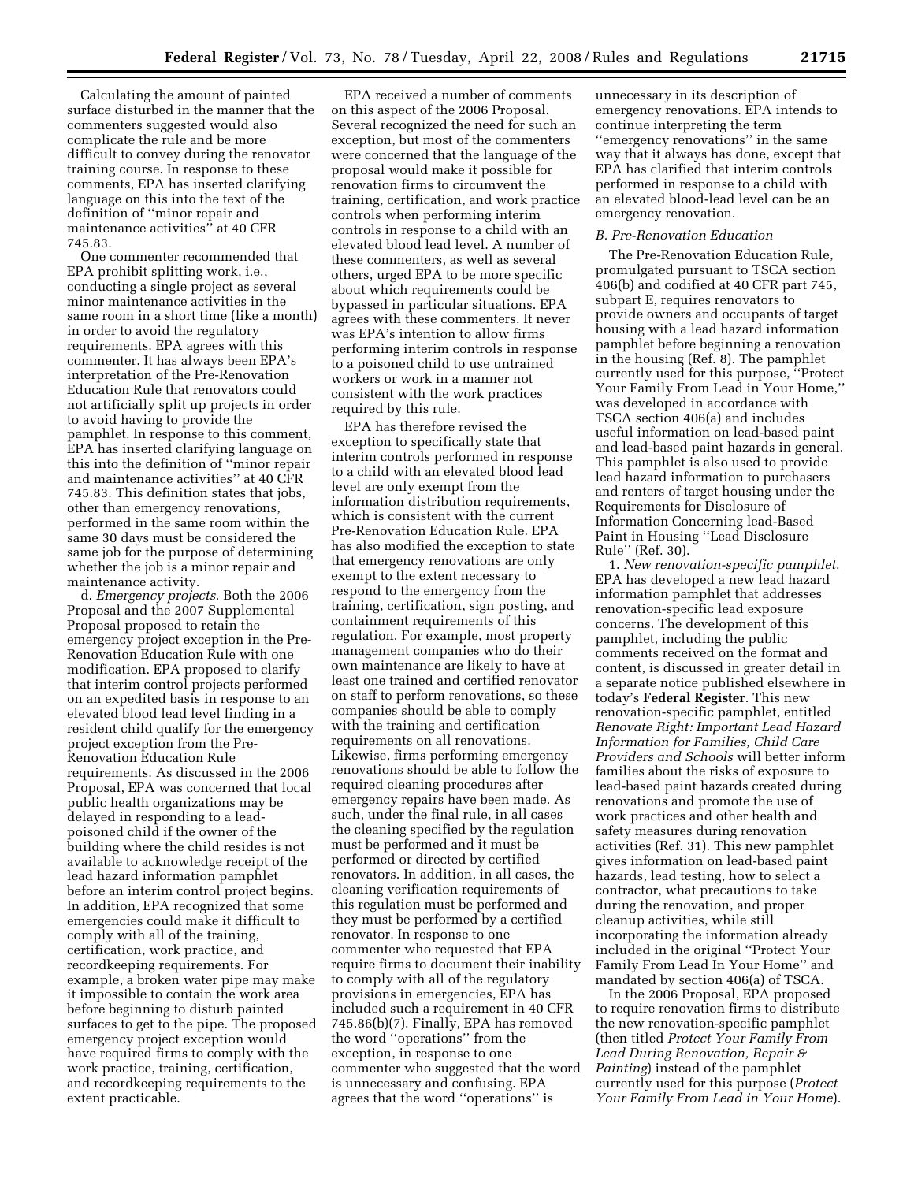Calculating the amount of painted surface disturbed in the manner that the commenters suggested would also complicate the rule and be more difficult to convey during the renovator training course. In response to these comments, EPA has inserted clarifying language on this into the text of the definition of ''minor repair and maintenance activities'' at 40 CFR 745.83.

One commenter recommended that EPA prohibit splitting work, i.e., conducting a single project as several minor maintenance activities in the same room in a short time (like a month) in order to avoid the regulatory requirements. EPA agrees with this commenter. It has always been EPA's interpretation of the Pre-Renovation Education Rule that renovators could not artificially split up projects in order to avoid having to provide the pamphlet. In response to this comment, EPA has inserted clarifying language on this into the definition of ''minor repair and maintenance activities'' at 40 CFR 745.83. This definition states that jobs, other than emergency renovations, performed in the same room within the same 30 days must be considered the same job for the purpose of determining whether the job is a minor repair and maintenance activity.

d. *Emergency projects*. Both the 2006 Proposal and the 2007 Supplemental Proposal proposed to retain the emergency project exception in the Pre-Renovation Education Rule with one modification. EPA proposed to clarify that interim control projects performed on an expedited basis in response to an elevated blood lead level finding in a resident child qualify for the emergency project exception from the Pre-Renovation Education Rule requirements. As discussed in the 2006 Proposal, EPA was concerned that local public health organizations may be delayed in responding to a lead-poisoned child if the owner of the building where the child resides is not available to acknowledge receipt of the lead hazard information pamphlet before an interim control project begins. In addition, EPA recognized that some emergencies could make it difficult to comply with all of the training, certification, work practice, and recordkeeping requirements. For example, a broken water pipe may make it impossible to contain the work area before beginning to disturb painted surfaces to get to the pipe. The proposed emergency project exception would have required firms to comply with the work practice, training, certification, and recordkeeping requirements to the extent practicable.

EPA received a number of comments on this aspect of the 2006 Proposal. Several recognized the need for such an exception, but most of the commenters were concerned that the language of the proposal would make it possible for renovation firms to circumvent the training, certification, and work practice controls when performing interim controls in response to a child with an elevated blood lead level. A number of these commenters, as well as several others, urged EPA to be more specific about which requirements could be bypassed in particular situations. EPA agrees with these commenters. It never was EPA's intention to allow firms performing interim controls in response to a poisoned child to use untrained workers or work in a manner not consistent with the work practices required by this rule.

EPA has therefore revised the exception to specifically state that interim controls performed in response to a child with an elevated blood lead level are only exempt from the information distribution requirements, which is consistent with the current Pre-Renovation Education Rule. EPA has also modified the exception to state that emergency renovations are only exempt to the extent necessary to respond to the emergency from the training, certification, sign posting, and containment requirements of this regulation. For example, most property management companies who do their own maintenance are likely to have at least one trained and certified renovator on staff to perform renovations, so these companies should be able to comply with the training and certification requirements on all renovations. Likewise, firms performing emergency renovations should be able to follow the required cleaning procedures after emergency repairs have been made. As such, under the final rule, in all cases the cleaning specified by the regulation must be performed and it must be performed or directed by certified renovators. In addition, in all cases, the cleaning verification requirements of this regulation must be performed and they must be performed by a certified renovator. In response to one commenter who requested that EPA require firms to document their inability to comply with all of the regulatory provisions in emergencies, EPA has included such a requirement in 40 CFR 745.86(b)(7). Finally, EPA has removed the word ''operations'' from the exception, in response to one commenter who suggested that the word is unnecessary and confusing. EPA agrees that the word ''operations'' is unnecessary in its description of emergency renovations. EPA intends to continue interpreting the term ''emergency renovations'' in the same way that it always has done, except that EPA has clarified that interim controls performed in response to a child with an elevated blood-lead level can be an emergency renovation.

### *B. Pre-Renovation Education*

The Pre-Renovation Education Rule, promulgated pursuant to TSCA section 406(b) and codified at 40 CFR part 745, subpart E, requires renovators to provide owners and occupants of target housing with a lead hazard information pamphlet before beginning a renovation in the housing (Ref. 8). The pamphlet currently used for this purpose, ''Protect Your Family From Lead in Your Home,'' was developed in accordance with TSCA section 406(a) and includes useful information on lead-based paint and lead-based paint hazards in general. This pamphlet is also used to provide lead hazard information to purchasers and renters of target housing under the Requirements for Disclosure of Information Concerning lead-Based Paint in Housing ''Lead Disclosure Rule'' (Ref. 30).

1. *New renovation-specific pamphlet*. EPA has developed a new lead hazard information pamphlet that addresses renovation-specific lead exposure concerns. The development of this pamphlet, including the public comments received on the format and content, is discussed in greater detail in a separate notice published elsewhere in today's **Federal Register**. This new renovation-specific pamphlet, entitled *Renovate Right: Important Lead Hazard Information for Families, Child Care Providers and Schools* will better inform families about the risks of exposure to lead-based paint hazards created during renovations and promote the use of work practices and other health and safety measures during renovation activities (Ref. 31). This new pamphlet gives information on lead-based paint hazards, lead testing, how to select a contractor, what precautions to take during the renovation, and proper cleanup activities, while still incorporating the information already included in the original ''Protect Your Family From Lead In Your Home'' and mandated by section 406(a) of TSCA.

In the 2006 Proposal, EPA proposed to require renovation firms to distribute the new renovation-specific pamphlet (then titled *Protect Your Family From Lead During Renovation, Repair & Painting*) instead of the pamphlet currently used for this purpose (*Protect Your Family From Lead in Your Home*).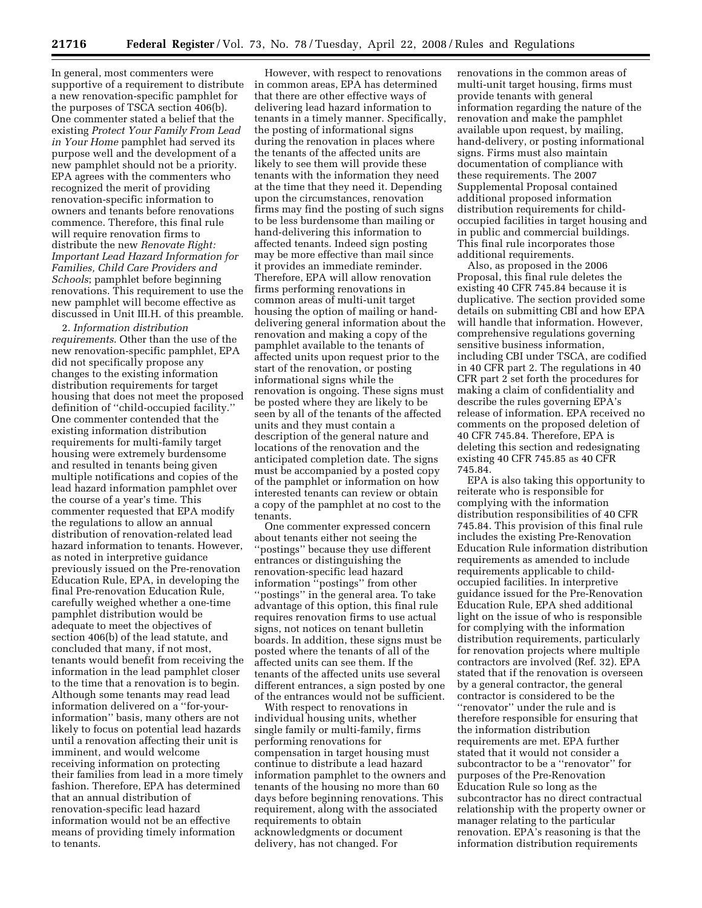In general, most commenters were supportive of a requirement to distribute a new renovation-specific pamphlet for the purposes of TSCA section 406(b). One commenter stated a belief that the existing *Protect Your Family From Lead in Your Home* pamphlet had served its purpose well and the development of a new pamphlet should not be a priority. EPA agrees with the commenters who recognized the merit of providing renovation-specific information to owners and tenants before renovations commence. Therefore, this final rule will require renovation firms to distribute the new *Renovate Right: Important Lead Hazard Information for Families, Child Care Providers and Schools*; pamphlet before beginning renovations. This requirement to use the new pamphlet will become effective as discussed in Unit III.H. of this preamble.

2. *Information distribution requirements*. Other than the use of the new renovation-specific pamphlet, EPA did not specifically propose any changes to the existing information distribution requirements for target housing that does not meet the proposed definition of ''child-occupied facility.'' One commenter contended that the existing information distribution requirements for multi-family target housing were extremely burdensome and resulted in tenants being given multiple notifications and copies of the lead hazard information pamphlet over the course of a year's time. This commenter requested that EPA modify the regulations to allow an annual distribution of renovation-related lead hazard information to tenants. However, as noted in interpretive guidance previously issued on the Pre-renovation Education Rule, EPA, in developing the final Pre-renovation Education Rule, carefully weighed whether a one-time pamphlet distribution would be adequate to meet the objectives of section 406(b) of the lead statute, and concluded that many, if not most, tenants would benefit from receiving the information in the lead pamphlet closer to the time that a renovation is to begin. Although some tenants may read lead information delivered on a ''for-your-information'' basis, many others are not likely to focus on potential lead hazards until a renovation affecting their unit is imminent, and would welcome receiving information on protecting their families from lead in a more timely fashion. Therefore, EPA has determined that an annual distribution of renovation-specific lead hazard information would not be an effective means of providing timely information to tenants.

However, with respect to renovations in common areas, EPA has determined that there are other effective ways of delivering lead hazard information to tenants in a timely manner. Specifically, the posting of informational signs during the renovation in places where the tenants of the affected units are likely to see them will provide these tenants with the information they need at the time that they need it. Depending upon the circumstances, renovation firms may find the posting of such signs to be less burdensome than mailing or hand-delivering this information to affected tenants. Indeed sign posting may be more effective than mail since it provides an immediate reminder. Therefore, EPA will allow renovation firms performing renovations in common areas of multi-unit target housing the option of mailing or hand-delivering general information about the renovation and making a copy of the pamphlet available to the tenants of affected units upon request prior to the start of the renovation, or posting informational signs while the renovation is ongoing. These signs must be posted where they are likely to be seen by all of the tenants of the affected units and they must contain a description of the general nature and locations of the renovation and the anticipated completion date. The signs must be accompanied by a posted copy of the pamphlet or information on how interested tenants can review or obtain a copy of the pamphlet at no cost to the tenants.

One commenter expressed concern about tenants either not seeing the ''postings'' because they use different entrances or distinguishing the renovation-specific lead hazard information ''postings'' from other ''postings'' in the general area. To take advantage of this option, this final rule requires renovation firms to use actual signs, not notices on tenant bulletin boards. In addition, these signs must be posted where the tenants of all of the affected units can see them. If the tenants of the affected units use several different entrances, a sign posted by one of the entrances would not be sufficient.

With respect to renovations in individual housing units, whether single family or multi-family, firms performing renovations for compensation in target housing must continue to distribute a lead hazard information pamphlet to the owners and tenants of the housing no more than 60 days before beginning renovations. This requirement, along with the associated requirements to obtain acknowledgments or document delivery, has not changed. For renovations in the common areas of multi-unit target housing, firms must provide tenants with general information regarding the nature of the renovation and make the pamphlet available upon request, by mailing, hand-delivery, or posting informational signs. Firms must also maintain documentation of compliance with these requirements. The 2007 Supplemental Proposal contained additional proposed information distribution requirements for child-occupied facilities in target housing and in public and commercial buildings. This final rule incorporates those additional requirements.

Also, as proposed in the 2006 Proposal, this final rule deletes the existing 40 CFR 745.84 because it is duplicative. The section provided some details on submitting CBI and how EPA will handle that information. However, comprehensive regulations governing sensitive business information, including CBI under TSCA, are codified in 40 CFR part 2. The regulations in 40 CFR part 2 set forth the procedures for making a claim of confidentiality and describe the rules governing EPA's release of information. EPA received no comments on the proposed deletion of 40 CFR 745.84. Therefore, EPA is deleting this section and redesignating existing 40 CFR 745.85 as 40 CFR 745.84.

EPA is also taking this opportunity to reiterate who is responsible for complying with the information distribution responsibilities of 40 CFR 745.84. This provision of this final rule includes the existing Pre-Renovation Education Rule information distribution requirements as amended to include requirements applicable to child-occupied facilities. In interpretive guidance issued for the Pre-Renovation Education Rule, EPA shed additional light on the issue of who is responsible for complying with the information distribution requirements, particularly for renovation projects where multiple contractors are involved (Ref. 32). EPA stated that if the renovation is overseen by a general contractor, the general contractor is considered to be the ''renovator'' under the rule and is therefore responsible for ensuring that the information distribution requirements are met. EPA further stated that it would not consider a subcontractor to be a ''renovator'' for purposes of the Pre-Renovation Education Rule so long as the subcontractor has no direct contractual relationship with the property owner or manager relating to the particular renovation. EPA's reasoning is that the information distribution requirements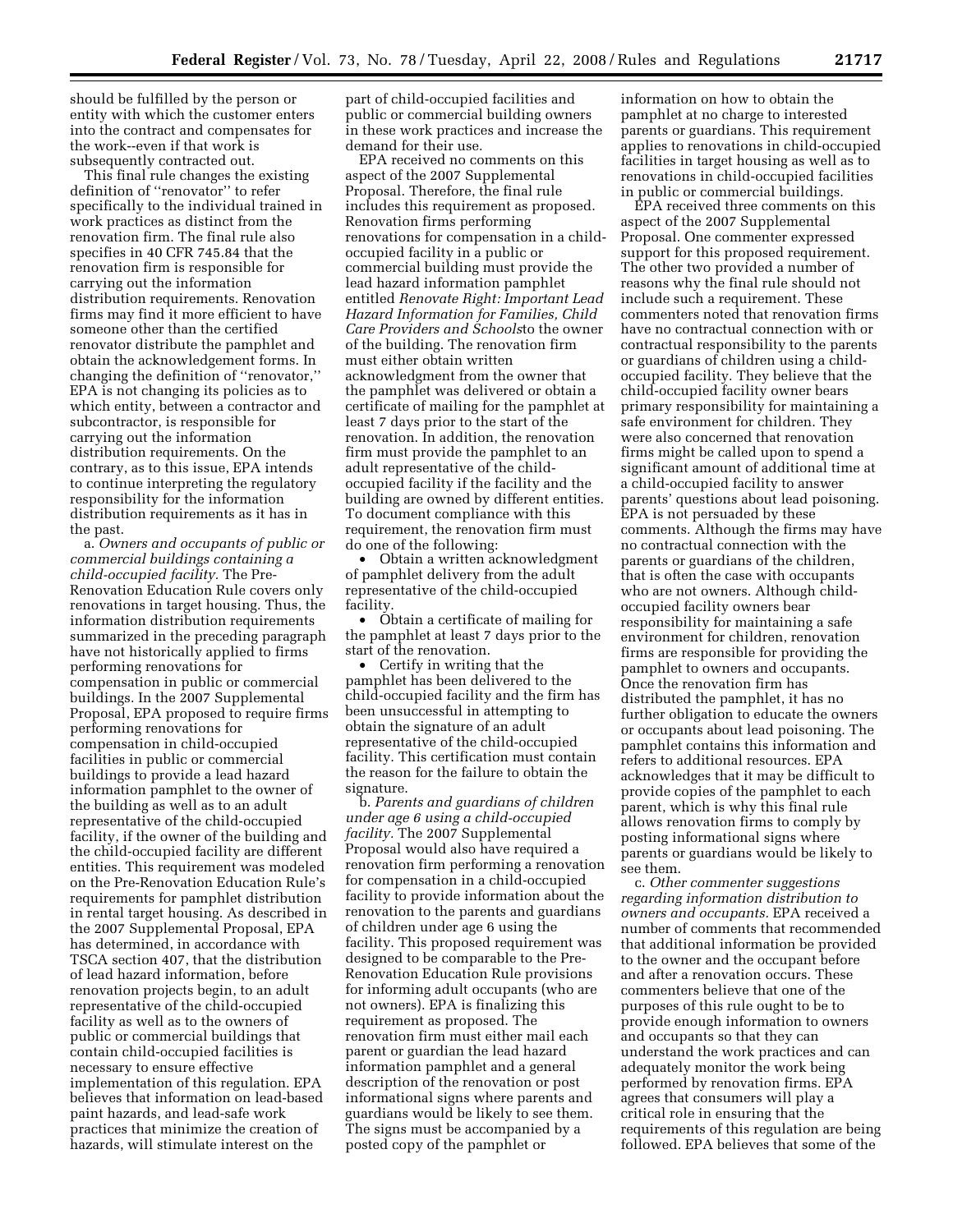should be fulfilled by the person or entity with which the customer enters into the contract and compensates for the work--even if that work is subsequently contracted out.

This final rule changes the existing definition of ''renovator'' to refer specifically to the individual trained in work practices as distinct from the renovation firm. The final rule also specifies in 40 CFR 745.84 that the renovation firm is responsible for carrying out the information distribution requirements. Renovation firms may find it more efficient to have someone other than the certified renovator distribute the pamphlet and obtain the acknowledgement forms. In changing the definition of ''renovator,'' EPA is not changing its policies as to which entity, between a contractor and subcontractor, is responsible for carrying out the information distribution requirements. On the contrary, as to this issue, EPA intends to continue interpreting the regulatory responsibility for the information distribution requirements as it has in the past.

a. *Owners and occupants of public or commercial buildings containing a child-occupied facility.* The Pre-Renovation Education Rule covers only renovations in target housing. Thus, the information distribution requirements summarized in the preceding paragraph have not historically applied to firms performing renovations for compensation in public or commercial buildings. In the 2007 Supplemental Proposal, EPA proposed to require firms performing renovations for compensation in child-occupied facilities in public or commercial buildings to provide a lead hazard information pamphlet to the owner of the building as well as to an adult representative of the child-occupied facility, if the owner of the building and the child-occupied facility are different entities. This requirement was modeled on the Pre-Renovation Education Rule's requirements for pamphlet distribution in rental target housing. As described in the 2007 Supplemental Proposal, EPA has determined, in accordance with TSCA section 407, that the distribution of lead hazard information, before renovation projects begin, to an adult representative of the child-occupied facility as well as to the owners of public or commercial buildings that contain child-occupied facilities is necessary to ensure effective implementation of this regulation. EPA believes that information on lead-based paint hazards, and lead-safe work practices that minimize the creation of hazards, will stimulate interest on the part of child-occupied facilities and public or commercial building owners in these work practices and increase the demand for their use.

EPA received no comments on this aspect of the 2007 Supplemental Proposal. Therefore, the final rule includes this requirement as proposed. Renovation firms performing renovations for compensation in a child-occupied facility in a public or commercial building must provide the lead hazard information pamphlet entitled *Renovate Right: Important Lead Hazard Information for Families, Child Care Providers and Schools*to the owner of the building. The renovation firm must either obtain written acknowledgment from the owner that the pamphlet was delivered or obtain a certificate of mailing for the pamphlet at least 7 days prior to the start of the renovation. In addition, the renovation firm must provide the pamphlet to an adult representative of the child-occupied facility if the facility and the building are owned by different entities. To document compliance with this requirement, the renovation firm must do one of the following:

- Obtain a written acknowledgment of pamphlet delivery from the adult representative of the child-occupied facility.
- Obtain a certificate of mailing for the pamphlet at least 7 days prior to the start of the renovation.
- Certify in writing that the pamphlet has been delivered to the child-occupied facility and the firm has been unsuccessful in attempting to obtain the signature of an adult representative of the child-occupied facility. This certification must contain the reason for the failure to obtain the signature.

b. *Parents and guardians of children under age 6 using a child-occupied facility.* The 2007 Supplemental Proposal would also have required a renovation firm performing a renovation for compensation in a child-occupied facility to provide information about the renovation to the parents and guardians of children under age 6 using the facility. This proposed requirement was designed to be comparable to the Pre-Renovation Education Rule provisions for informing adult occupants (who are not owners). EPA is finalizing this requirement as proposed. The renovation firm must either mail each parent or guardian the lead hazard information pamphlet and a general description of the renovation or post informational signs where parents and guardians would be likely to see them. The signs must be accompanied by a posted copy of the pamphlet or information on how to obtain the pamphlet at no charge to interested parents or guardians. This requirement applies to renovations in child-occupied facilities in target housing as well as to renovations in child-occupied facilities in public or commercial buildings.

EPA received three comments on this aspect of the 2007 Supplemental Proposal. One commenter expressed support for this proposed requirement. The other two provided a number of reasons why the final rule should not include such a requirement. These commenters noted that renovation firms have no contractual connection with or contractual responsibility to the parents or guardians of children using a child-occupied facility. They believe that the child-occupied facility owner bears primary responsibility for maintaining a safe environment for children. They were also concerned that renovation firms might be called upon to spend a significant amount of additional time at a child-occupied facility to answer parents' questions about lead poisoning. EPA is not persuaded by these comments. Although the firms may have no contractual connection with the parents or guardians of the children, that is often the case with occupants who are not owners. Although child-occupied facility owners bear responsibility for maintaining a safe environment for children, renovation firms are responsible for providing the pamphlet to owners and occupants. Once the renovation firm has distributed the pamphlet, it has no further obligation to educate the owners or occupants about lead poisoning. The pamphlet contains this information and refers to additional resources. EPA acknowledges that it may be difficult to provide copies of the pamphlet to each parent, which is why this final rule allows renovation firms to comply by posting informational signs where parents or guardians would be likely to see them.

c. *Other commenter suggestions regarding information distribution to owners and occupants.* EPA received a number of comments that recommended that additional information be provided to the owner and the occupant before and after a renovation occurs. These commenters believe that one of the purposes of this rule ought to be to provide enough information to owners and occupants so that they can understand the work practices and can adequately monitor the work being performed by renovation firms. EPA agrees that consumers will play a critical role in ensuring that the requirements of this regulation are being followed. EPA believes that some of the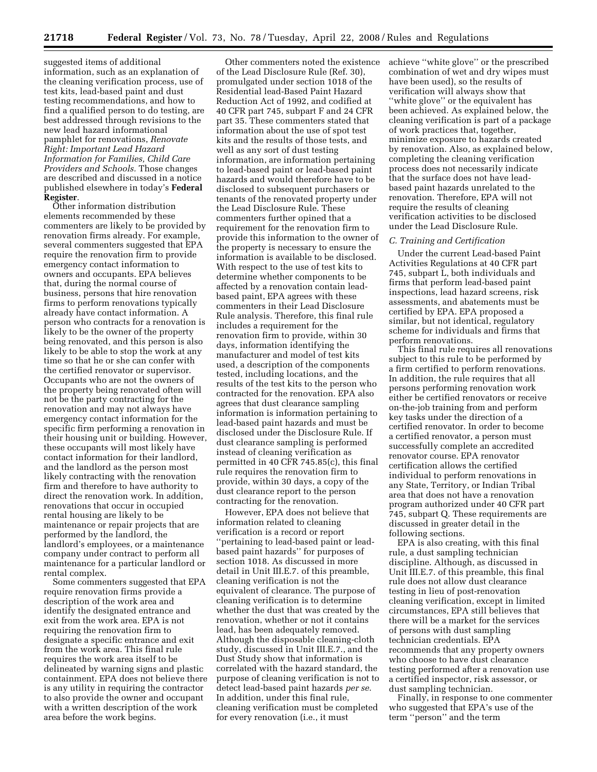suggested items of additional information, such as an explanation of the cleaning verification process, use of test kits, lead-based paint and dust testing recommendations, and how to find a qualified person to do testing, are best addressed through revisions to the new lead hazard informational pamphlet for renovations, *Renovate Right: Important Lead Hazard Information for Families, Child Care Providers and Schools.* Those changes are described and discussed in a notice published elsewhere in today's **Federal Register**.

Other information distribution elements recommended by these commenters are likely to be provided by renovation firms already. For example, several commenters suggested that EPA require the renovation firm to provide emergency contact information to owners and occupants. EPA believes that, during the normal course of business, persons that hire renovation firms to perform renovations typically already have contact information. A person who contracts for a renovation is likely to be the owner of the property being renovated, and this person is also likely to be able to stop the work at any time so that he or she can confer with the certified renovator or supervisor. Occupants who are not the owners of the property being renovated often will not be the party contracting for the renovation and may not always have emergency contact information for the specific firm performing a renovation in their housing unit or building. However, these occupants will most likely have contact information for their landlord, and the landlord as the person most likely contracting with the renovation firm and therefore to have authority to direct the renovation work. In addition, renovations that occur in occupied rental housing are likely to be maintenance or repair projects that are performed by the landlord, the landlord's employees, or a maintenance company under contract to perform all maintenance for a particular landlord or rental complex.

Some commenters suggested that EPA require renovation firms provide a description of the work area and identify the designated entrance and exit from the work area. EPA is not requiring the renovation firm to designate a specific entrance and exit from the work area. This final rule requires the work area itself to be delineated by warning signs and plastic containment. EPA does not believe there is any utility in requiring the contractor to also provide the owner and occupant with a written description of the work area before the work begins.

Other commenters noted the existence of the Lead Disclosure Rule (Ref. 30), promulgated under section 1018 of the Residential lead-Based Paint Hazard Reduction Act of 1992, and codified at 40 CFR part 745, subpart F and 24 CFR part 35. These commenters stated that information about the use of spot test kits and the results of those tests, and well as any sort of dust testing information, are information pertaining to lead-based paint or lead-based paint hazards and would therefore have to be disclosed to subsequent purchasers or tenants of the renovated property under the Lead Disclosure Rule. These commenters further opined that a requirement for the renovation firm to provide this information to the owner of the property is necessary to ensure the information is available to be disclosed. With respect to the use of test kits to determine whether components to be affected by a renovation contain lead-based paint, EPA agrees with these commenters in their Lead Disclosure Rule analysis. Therefore, this final rule includes a requirement for the renovation firm to provide, within 30 days, information identifying the manufacturer and model of test kits used, a description of the components tested, including locations, and the results of the test kits to the person who contracted for the renovation. EPA also agrees that dust clearance sampling information is information pertaining to lead-based paint hazards and must be disclosed under the Disclosure Rule. If dust clearance sampling is performed instead of cleaning verification as permitted in 40 CFR 745.85(c), this final rule requires the renovation firm to provide, within 30 days, a copy of the dust clearance report to the person contracting for the renovation.

However, EPA does not believe that information related to cleaning verification is a record or report "pertaining to lead-based paint or lead-based paint hazards" for purposes of section 1018. As discussed in more detail in Unit III.E.7. of this preamble, cleaning verification is not the equivalent of clearance. The purpose of cleaning verification is to determine whether the dust that was created by the renovation, whether or not it contains lead, has been adequately removed. Although the disposable cleaning-cloth study, discussed in Unit III.E.7., and the Dust Study show that information is correlated with the hazard standard, the purpose of cleaning verification is not to detect lead-based paint hazards *per se*. In addition, under this final rule, cleaning verification must be completed for every renovation (i.e., it must achieve "white glove" or the prescribed combination of wet and dry wipes must have been used), so the results of verification will always show that "white glove" or the equivalent has been achieved. As explained below, the cleaning verification is part of a package of work practices that, together, minimize exposure to hazards created by renovation. Also, as explained below, completing the cleaning verification process does not necessarily indicate that the surface does not have lead-based paint hazards unrelated to the renovation. Therefore, EPA will not require the results of cleaning verification activities to be disclosed under the Lead Disclosure Rule.

*C. Training and Certification*

Under the current Lead-based Paint Activities Regulations at 40 CFR part 745, subpart L, both individuals and firms that perform lead-based paint inspections, lead hazard screens, risk assessments, and abatements must be certified by EPA. EPA proposed a similar, but not identical, regulatory scheme for individuals and firms that perform renovations.

This final rule requires all renovations subject to this rule to be performed by a firm certified to perform renovations. In addition, the rule requires that all persons performing renovation work either be certified renovators or receive on-the-job training from and perform key tasks under the direction of a certified renovator. In order to become a certified renovator, a person must successfully complete an accredited renovator course. EPA renovator certification allows the certified individual to perform renovations in any State, Territory, or Indian Tribal area that does not have a renovation program authorized under 40 CFR part 745, subpart Q. These requirements are discussed in greater detail in the following sections.

EPA is also creating, with this final rule, a dust sampling technician discipline. Although, as discussed in Unit III.E.7. of this preamble, this final rule does not allow dust clearance testing in lieu of post-renovation cleaning verification, except in limited circumstances, EPA still believes that there will be a market for the services of persons with dust sampling technician credentials. EPA recommends that any property owners who choose to have dust clearance testing performed after a renovation use a certified inspector, risk assessor, or dust sampling technician.

Finally, in response to one commenter who suggested that EPA's use of the term "person" and the term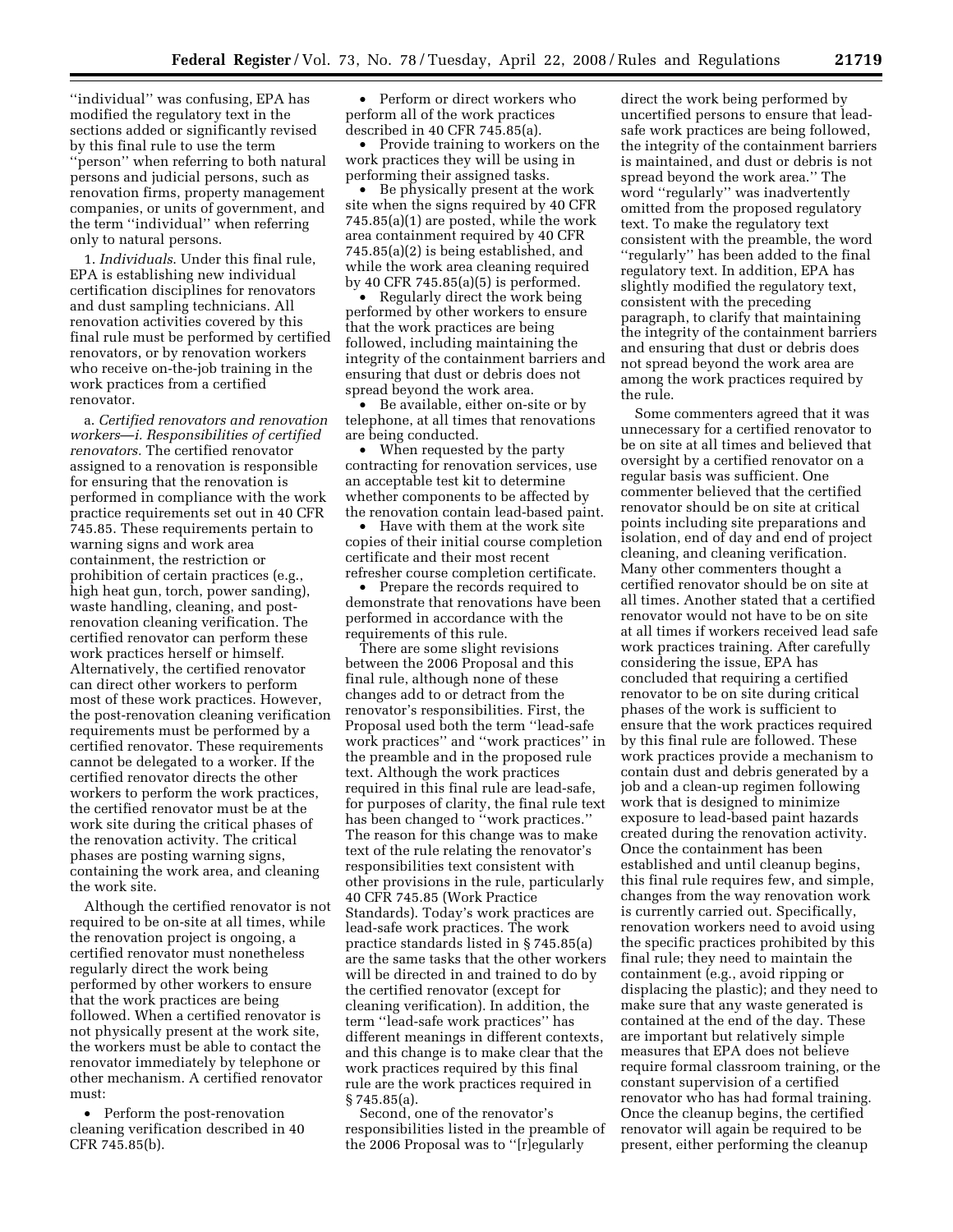''individual'' was confusing, EPA has modified the regulatory text in the sections added or significantly revised by this final rule to use the term ''person'' when referring to both natural persons and judicial persons, such as renovation firms, property management companies, or units of government, and the term ''individual'' when referring only to natural persons.

1. *Individuals*. Under this final rule, EPA is establishing new individual certification disciplines for renovators and dust sampling technicians. All renovation activities covered by this final rule must be performed by certified renovators, or by renovation workers who receive on-the-job training in the work practices from a certified renovator.

a. *Certified renovators and renovation workers—i. Responsibilities of certified renovators.* The certified renovator assigned to a renovation is responsible for ensuring that the renovation is performed in compliance with the work practice requirements set out in 40 CFR 745.85. These requirements pertain to warning signs and work area containment, the restriction or prohibition of certain practices (e.g., high heat gun, torch, power sanding), waste handling, cleaning, and post-renovation cleaning verification. The certified renovator can perform these work practices herself or himself. Alternatively, the certified renovator can direct other workers to perform most of these work practices. However, the post-renovation cleaning verification requirements must be performed by a certified renovator. These requirements cannot be delegated to a worker. If the certified renovator directs the other workers to perform the work practices, the certified renovator must be at the work site during the critical phases of the renovation activity. The critical phases are posting warning signs, containing the work area, and cleaning the work site.

Although the certified renovator is not required to be on-site at all times, while the renovation project is ongoing, a certified renovator must nonetheless regularly direct the work being performed by other workers to ensure that the work practices are being followed. When a certified renovator is not physically present at the work site, the workers must be able to contact the renovator immediately by telephone or other mechanism. A certified renovator must:

- Perform the post-renovation cleaning verification described in 40 CFR 745.85(b).
- Perform or direct workers who perform all of the work practices described in 40 CFR 745.85(a).
- Provide training to workers on the work practices they will be using in performing their assigned tasks.
- Be physically present at the work site when the signs required by 40 CFR 745.85(a)(1) are posted, while the work area containment required by 40 CFR 745.85(a)(2) is being established, and while the work area cleaning required by 40 CFR 745.85(a)(5) is performed.
- Regularly direct the work being performed by other workers to ensure that the work practices are being followed, including maintaining the integrity of the containment barriers and ensuring that dust or debris does not spread beyond the work area.
- Be available, either on-site or by telephone, at all times that renovations are being conducted.
- When requested by the party contracting for renovation services, use an acceptable test kit to determine whether components to be affected by the renovation contain lead-based paint.
- Have with them at the work site copies of their initial course completion certificate and their most recent refresher course completion certificate.
- Prepare the records required to demonstrate that renovations have been performed in accordance with the requirements of this rule.

There are some slight revisions between the 2006 Proposal and this final rule, although none of these changes add to or detract from the renovator's responsibilities. First, the Proposal used both the term ''lead-safe work practices'' and ''work practices'' in the preamble and in the proposed rule text. Although the work practices required in this final rule are lead-safe, for purposes of clarity, the final rule text has been changed to ''work practices.'' The reason for this change was to make text of the rule relating the renovator's responsibilities text consistent with other provisions in the rule, particularly 40 CFR 745.85 (Work Practice Standards). Today's work practices are lead-safe work practices. The work practice standards listed in § 745.85(a) are the same tasks that the other workers will be directed in and trained to do by the certified renovator (except for cleaning verification). In addition, the term ''lead-safe work practices'' has different meanings in different contexts, and this change is to make clear that the work practices required by this final rule are the work practices required in § 745.85(a).

Second, one of the renovator's responsibilities listed in the preamble of the 2006 Proposal was to ''[r]egularly direct the work being performed by uncertified persons to ensure that lead-safe work practices are being followed, the integrity of the containment barriers is maintained, and dust or debris is not spread beyond the work area.'' The word ''regularly'' was inadvertently omitted from the proposed regulatory text. To make the regulatory text consistent with the preamble, the word ''regularly'' has been added to the final regulatory text. In addition, EPA has slightly modified the regulatory text, consistent with the preceding paragraph, to clarify that maintaining the integrity of the containment barriers and ensuring that dust or debris does not spread beyond the work area are among the work practices required by the rule.

Some commenters agreed that it was unnecessary for a certified renovator to be on site at all times and believed that oversight by a certified renovator on a regular basis was sufficient. One commenter believed that the certified renovator should be on site at critical points including site preparations and isolation, end of day and end of project cleaning, and cleaning verification. Many other commenters thought a certified renovator should be on site at all times. Another stated that a certified renovator would not have to be on site at all times if workers received lead safe work practices training. After carefully considering the issue, EPA has concluded that requiring a certified renovator to be on site during critical phases of the work is sufficient to ensure that the work practices required by this final rule are followed. These work practices provide a mechanism to contain dust and debris generated by a job and a clean-up regimen following work that is designed to minimize exposure to lead-based paint hazards created during the renovation activity. Once the containment has been established and until cleanup begins, this final rule requires few, and simple, changes from the way renovation work is currently carried out. Specifically, renovation workers need to avoid using the specific practices prohibited by this final rule; they need to maintain the containment (e.g., avoid ripping or displacing the plastic); and they need to make sure that any waste generated is contained at the end of the day. These are important but relatively simple measures that EPA does not believe require formal classroom training, or the constant supervision of a certified renovator who has had formal training. Once the cleanup begins, the certified renovator will again be required to be present, either performing the cleanup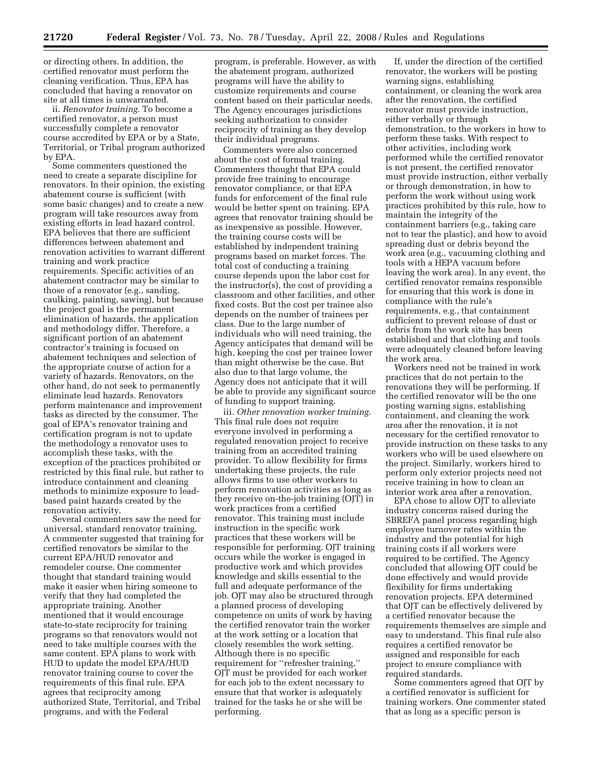or directing others. In addition, the certified renovator must perform the cleaning verification. Thus, EPA has concluded that having a renovator on site at all times is unwarranted.

ii. *Renovator training.* To become a certified renovator, a person must successfully complete a renovator course accredited by EPA or by a State, Territorial, or Tribal program authorized by EPA.

Some commenters questioned the need to create a separate discipline for renovators. In their opinion, the existing abatement course is sufficient (with some basic changes) and to create a new program will take resources away from existing efforts in lead hazard control. EPA believes that there are sufficient differences between abatement and renovation activities to warrant different training and work practice requirements. Specific activities of an abatement contractor may be similar to those of a renovator (e.g., sanding, caulking, painting, sawing), but because the project goal is the permanent elimination of hazards, the application and methodology differ. Therefore, a significant portion of an abatement contractor's training is focused on abatement techniques and selection of the appropriate course of action for a variety of hazards. Renovators, on the other hand, do not seek to permanently eliminate lead hazards. Renovators perform maintenance and improvement tasks as directed by the consumer. The goal of EPA's renovator training and certification program is not to update the methodology a renovator uses to accomplish these tasks, with the exception of the practices prohibited or restricted by this final rule, but rather to introduce containment and cleaning methods to minimize exposure to lead-based paint hazards created by the renovation activity.

Several commenters saw the need for universal, standard renovator training. A commenter suggested that training for certified renovators be similar to the current EPA/HUD renovator and remodeler course. One commenter thought that standard training would make it easier when hiring someone to verify that they had completed the appropriate training. Another mentioned that it would encourage state-to-state reciprocity for training programs so that renovators would not need to take multiple courses with the same content. EPA plans to work with HUD to update the model EPA/HUD renovator training course to cover the requirements of this final rule. EPA agrees that reciprocity among authorized State, Territorial, and Tribal programs, and with the Federal program, is preferable. However, as with the abatement program, authorized programs will have the ability to customize requirements and course content based on their particular needs. The Agency encourages jurisdictions seeking authorization to consider reciprocity of training as they develop their individual programs.

Commenters were also concerned about the cost of formal training. Commenters thought that EPA could provide free training to encourage renovator compliance, or that EPA funds for enforcement of the final rule would be better spent on training. EPA agrees that renovator training should be as inexpensive as possible. However, the training course costs will be established by independent training programs based on market forces. The total cost of conducting a training course depends upon the labor cost for the instructor(s), the cost of providing a classroom and other facilities, and other fixed costs. But the cost per trainee also depends on the number of trainees per class. Due to the large number of individuals who will need training, the Agency anticipates that demand will be high, keeping the cost per trainee lower than might otherwise be the case. But also due to that large volume, the Agency does not anticipate that it will be able to provide any significant source of funding to support training.

iii. *Other renovation worker training.* This final rule does not require everyone involved in performing a regulated renovation project to receive training from an accredited training provider. To allow flexibility for firms undertaking these projects, the rule allows firms to use other workers to perform renovation activities as long as they receive on-the-job training (OJT) in work practices from a certified renovator. This training must include instruction in the specific work practices that these workers will be responsible for performing. OJT training occurs while the worker is engaged in productive work and which provides knowledge and skills essential to the full and adequate performance of the job. OJT may also be structured through a planned process of developing competence on units of work by having the certified renovator train the worker at the work setting or a location that closely resembles the work setting. Although there is no specific requirement for ''refresher training,'' OJT must be provided for each worker for each job to the extent necessary to ensure that that worker is adequately trained for the tasks he or she will be performing.

If, under the direction of the certified renovator, the workers will be posting warning signs, establishing containment, or cleaning the work area after the renovation, the certified renovator must provide instruction, either verbally or through demonstration, to the workers in how to perform these tasks. With respect to other activities, including work performed while the certified renovator is not present, the certified renovator must provide instruction, either verbally or through demonstration, in how to perform the work without using work practices prohibited by this rule, how to maintain the integrity of the containment barriers (e.g., taking care not to tear the plastic), and how to avoid spreading dust or debris beyond the work area (e.g., vacuuming clothing and tools with a HEPA vacuum before leaving the work area). In any event, the certified renovator remains responsible for ensuring that this work is done in compliance with the rule's requirements, e.g., that containment sufficient to prevent release of dust or debris from the work site has been established and that clothing and tools were adequately cleaned before leaving the work area.

Workers need not be trained in work practices that do not pertain to the renovations they will be performing. If the certified renovator will be the one posting warning signs, establishing containment, and cleaning the work area after the renovation, it is not necessary for the certified renovator to provide instruction on these tasks to any workers who will be used elsewhere on the project. Similarly, workers hired to perform only exterior projects need not receive training in how to clean an interior work area after a renovation.

EPA chose to allow OJT to alleviate industry concerns raised during the SBREFA panel process regarding high employee turnover rates within the industry and the potential for high training costs if all workers were required to be certified. The Agency concluded that allowing OJT could be done effectively and would provide flexibility for firms undertaking renovation projects. EPA determined that OJT can be effectively delivered by a certified renovator because the requirements themselves are simple and easy to understand. This final rule also requires a certified renovator be assigned and responsible for each project to ensure compliance with required standards.

Some commenters agreed that OJT by a certified renovator is sufficient for training workers. One commenter stated that as long as a specific person is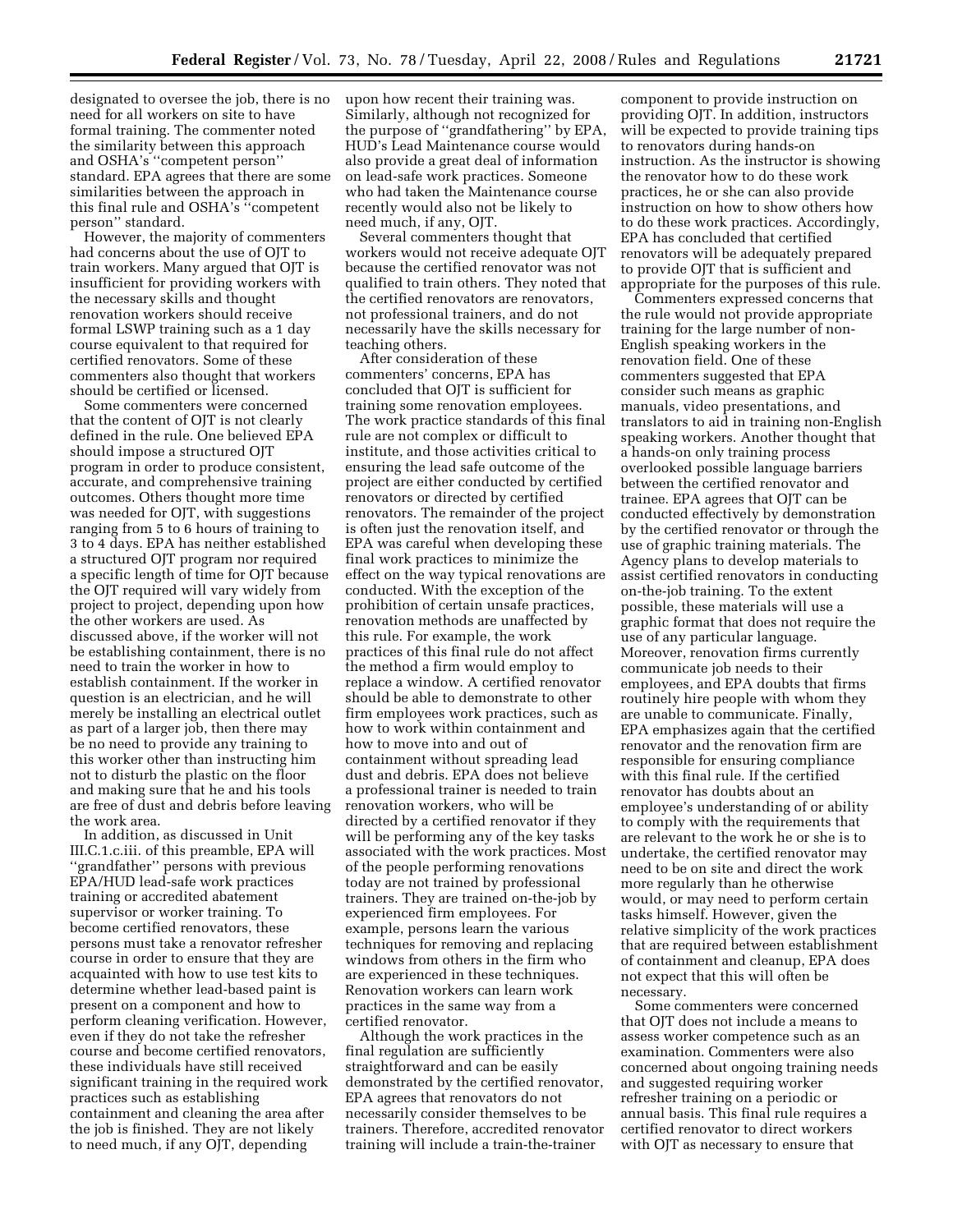designated to oversee the job, there is no need for all workers on site to have formal training. The commenter noted the similarity between this approach and OSHA's ''competent person'' standard. EPA agrees that there are some similarities between the approach in this final rule and OSHA's ''competent person'' standard.

However, the majority of commenters had concerns about the use of OJT to train workers. Many argued that OJT is insufficient for providing workers with the necessary skills and thought renovation workers should receive formal LSWP training such as a 1 day course equivalent to that required for certified renovators. Some of these commenters also thought that workers should be certified or licensed.

Some commenters were concerned that the content of OJT is not clearly defined in the rule. One believed EPA should impose a structured OJT program in order to produce consistent, accurate, and comprehensive training outcomes. Others thought more time was needed for OJT, with suggestions ranging from 5 to 6 hours of training to 3 to 4 days. EPA has neither established a structured OJT program nor required a specific length of time for OJT because the OJT required will vary widely from project to project, depending upon how the other workers are used. As discussed above, if the worker will not be establishing containment, there is no need to train the worker in how to establish containment. If the worker in question is an electrician, and he will merely be installing an electrical outlet as part of a larger job, then there may be no need to provide any training to this worker other than instructing him not to disturb the plastic on the floor and making sure that he and his tools are free of dust and debris before leaving the work area.

In addition, as discussed in Unit III.C.1.c.iii. of this preamble, EPA will ''grandfather'' persons with previous EPA/HUD lead-safe work practices training or accredited abatement supervisor or worker training. To become certified renovators, these persons must take a renovator refresher course in order to ensure that they are acquainted with how to use test kits to determine whether lead-based paint is present on a component and how to perform cleaning verification. However, even if they do not take the refresher course and become certified renovators, these individuals have still received significant training in the required work practices such as establishing containment and cleaning the area after the job is finished. They are not likely to need much, if any OJT, depending upon how recent their training was. Similarly, although not recognized for the purpose of ''grandfathering'' by EPA, HUD's Lead Maintenance course would also provide a great deal of information on lead-safe work practices. Someone who had taken the Maintenance course recently would also not be likely to need much, if any, OJT.

Several commenters thought that workers would not receive adequate OJT because the certified renovator was not qualified to train others. They noted that the certified renovators are renovators, not professional trainers, and do not necessarily have the skills necessary for teaching others.

After consideration of these commenters' concerns, EPA has concluded that OJT is sufficient for training some renovation employees. The work practice standards of this final rule are not complex or difficult to institute, and those activities critical to ensuring the lead safe outcome of the project are either conducted by certified renovators or directed by certified renovators. The remainder of the project is often just the renovation itself, and EPA was careful when developing these final work practices to minimize the effect on the way typical renovations are conducted. With the exception of the prohibition of certain unsafe practices, renovation methods are unaffected by this rule. For example, the work practices of this final rule do not affect the method a firm would employ to replace a window. A certified renovator should be able to demonstrate to other firm employees work practices, such as how to work within containment and how to move into and out of containment without spreading lead dust and debris. EPA does not believe a professional trainer is needed to train renovation workers, who will be directed by a certified renovator if they will be performing any of the key tasks associated with the work practices. Most of the people performing renovations today are not trained by professional trainers. They are trained on-the-job by experienced firm employees. For example, persons learn the various techniques for removing and replacing windows from others in the firm who are experienced in these techniques. Renovation workers can learn work practices in the same way from a certified renovator.

Although the work practices in the final regulation are sufficiently straightforward and can be easily demonstrated by the certified renovator, EPA agrees that renovators do not necessarily consider themselves to be trainers. Therefore, accredited renovator training will include a train-the-trainer component to provide instruction on providing OJT. In addition, instructors will be expected to provide training tips to renovators during hands-on instruction. As the instructor is showing the renovator how to do these work practices, he or she can also provide instruction on how to show others how to do these work practices. Accordingly, EPA has concluded that certified renovators will be adequately prepared to provide OJT that is sufficient and appropriate for the purposes of this rule.

Commenters expressed concerns that the rule would not provide appropriate training for the large number of non-English speaking workers in the renovation field. One of these commenters suggested that EPA consider such means as graphic manuals, video presentations, and translators to aid in training non-English speaking workers. Another thought that a hands-on only training process overlooked possible language barriers between the certified renovator and trainee. EPA agrees that OJT can be conducted effectively by demonstration by the certified renovator or through the use of graphic training materials. The Agency plans to develop materials to assist certified renovators in conducting on-the-job training. To the extent possible, these materials will use a graphic format that does not require the use of any particular language. Moreover, renovation firms currently communicate job needs to their employees, and EPA doubts that firms routinely hire people with whom they are unable to communicate. Finally, EPA emphasizes again that the certified renovator and the renovation firm are responsible for ensuring compliance with this final rule. If the certified renovator has doubts about an employee's understanding of or ability to comply with the requirements that are relevant to the work he or she is to undertake, the certified renovator may need to be on site and direct the work more regularly than he otherwise would, or may need to perform certain tasks himself. However, given the relative simplicity of the work practices that are required between establishment of containment and cleanup, EPA does not expect that this will often be necessary.

Some commenters were concerned that OJT does not include a means to assess worker competence such as an examination. Commenters were also concerned about ongoing training needs and suggested requiring worker refresher training on a periodic or annual basis. This final rule requires a certified renovator to direct workers with OJT as necessary to ensure that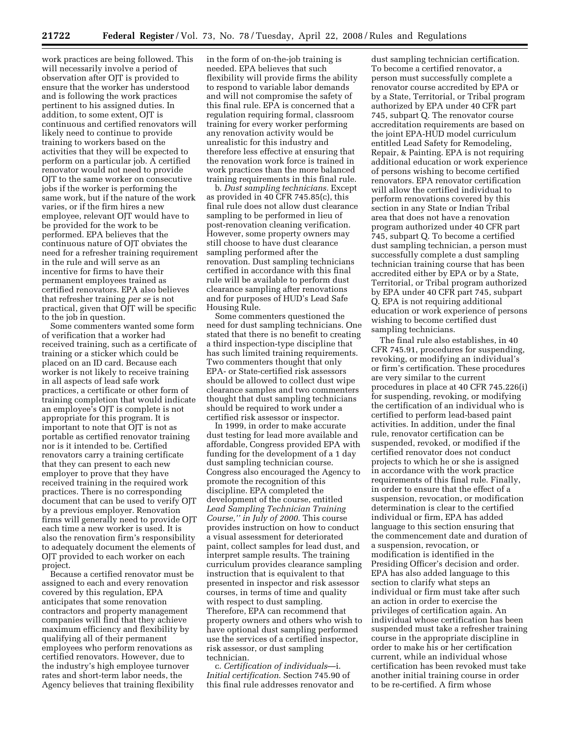work practices are being followed. This will necessarily involve a period of observation after OJT is provided to ensure that the worker has understood and is following the work practices pertinent to his assigned duties. In addition, to some extent, OJT is continuous and certified renovators will likely need to continue to provide training to workers based on the activities that they will be expected to perform on a particular job. A certified renovator would not need to provide OJT to the same worker on consecutive jobs if the worker is performing the same work, but if the nature of the work varies, or if the firm hires a new employee, relevant OJT would have to be provided for the work to be performed. EPA believes that the continuous nature of OJT obviates the need for a refresher training requirement in the rule and will serve as an incentive for firms to have their permanent employees trained as certified renovators. EPA also believes that refresher training *per se* is not practical, given that OJT will be specific to the job in question.

Some commenters wanted some form of verification that a worker had received training, such as a certificate of training or a sticker which could be placed on an ID card. Because each worker is not likely to receive training in all aspects of lead safe work practices, a certificate or other form of training completion that would indicate an employee's OJT is complete is not appropriate for this program. It is important to note that OJT is not as portable as certified renovator training nor is it intended to be. Certified renovators carry a training certificate that they can present to each new employer to prove that they have received training in the required work practices. There is no corresponding document that can be used to verify OJT by a previous employer. Renovation firms will generally need to provide OJT each time a new worker is used. It is also the renovation firm's responsibility to adequately document the elements of OJT provided to each worker on each project.

Because a certified renovator must be assigned to each and every renovation covered by this regulation, EPA anticipates that some renovation contractors and property management companies will find that they achieve maximum efficiency and flexibility by qualifying all of their permanent employees who perform renovations as certified renovators. However, due to the industry's high employee turnover rates and short-term labor needs, the Agency believes that training flexibility in the form of on-the-job training is needed. EPA believes that such flexibility will provide firms the ability to respond to variable labor demands and will not compromise the safety of this final rule. EPA is concerned that a regulation requiring formal, classroom training for every worker performing any renovation activity would be unrealistic for this industry and therefore less effective at ensuring that the renovation work force is trained in work practices than the more balanced training requirements in this final rule.

b. *Dust sampling technicians.* Except as provided in 40 CFR 745.85(c), this final rule does not allow dust clearance sampling to be performed in lieu of post-renovation cleaning verification. However, some property owners may still choose to have dust clearance sampling performed after the renovation. Dust sampling technicians certified in accordance with this final rule will be available to perform dust clearance sampling after renovations and for purposes of HUD's Lead Safe Housing Rule.

Some commenters questioned the need for dust sampling technicians. One stated that there is no benefit to creating a third inspection-type discipline that has such limited training requirements. Two commenters thought that only EPA- or State-certified risk assessors should be allowed to collect dust wipe clearance samples and two commenters thought that dust sampling technicians should be required to work under a certified risk assessor or inspector.

In 1999, in order to make accurate dust testing for lead more available and affordable, Congress provided EPA with funding for the development of a 1 day dust sampling technician course. Congress also encouraged the Agency to promote the recognition of this discipline. EPA completed the development of the course, entitled *Lead Sampling Technician Training Course,'' in July of 2000.* This course provides instruction on how to conduct a visual assessment for deteriorated paint, collect samples for lead dust, and interpret sample results. The training curriculum provides clearance sampling instruction that is equivalent to that presented in inspector and risk assessor courses, in terms of time and quality with respect to dust sampling. Therefore, EPA can recommend that property owners and others who wish to have optional dust sampling performed use the services of a certified inspector, risk assessor, or dust sampling technician.

c. *Certification of individuals*—i. *Initial certification*. Section 745.90 of this final rule addresses renovator and dust sampling technician certification. To become a certified renovator, a person must successfully complete a renovator course accredited by EPA or by a State, Territorial, or Tribal program authorized by EPA under 40 CFR part 745, subpart Q. The renovator course accreditation requirements are based on the joint EPA-HUD model curriculum entitled Lead Safety for Remodeling, Repair, & Painting. EPA is not requiring additional education or work experience of persons wishing to become certified renovators. EPA renovator certification will allow the certified individual to perform renovations covered by this section in any State or Indian Tribal area that does not have a renovation program authorized under 40 CFR part 745, subpart Q. To become a certified dust sampling technician, a person must successfully complete a dust sampling technician training course that has been accredited either by EPA or by a State, Territorial, or Tribal program authorized by EPA under 40 CFR part 745, subpart Q. EPA is not requiring additional education or work experience of persons wishing to become certified dust sampling technicians.

The final rule also establishes, in 40 CFR 745.91, procedures for suspending, revoking, or modifying an individual's or firm's certification. These procedures are very similar to the current procedures in place at 40 CFR 745.226(i) for suspending, revoking, or modifying the certification of an individual who is certified to perform lead-based paint activities. In addition, under the final rule, renovator certification can be suspended, revoked, or modified if the certified renovator does not conduct projects to which he or she is assigned in accordance with the work practice requirements of this final rule. Finally, in order to ensure that the effect of a suspension, revocation, or modification determination is clear to the certified individual or firm, EPA has added language to this section ensuring that the commencement date and duration of a suspension, revocation, or modification is identified in the Presiding Officer's decision and order. EPA has also added language to this section to clarify what steps an individual or firm must take after such an action in order to exercise the privileges of certification again. An individual whose certification has been suspended must take a refresher training course in the appropriate discipline in order to make his or her certification current, while an individual whose certification has been revoked must take another initial training course in order to be re-certified. A firm whose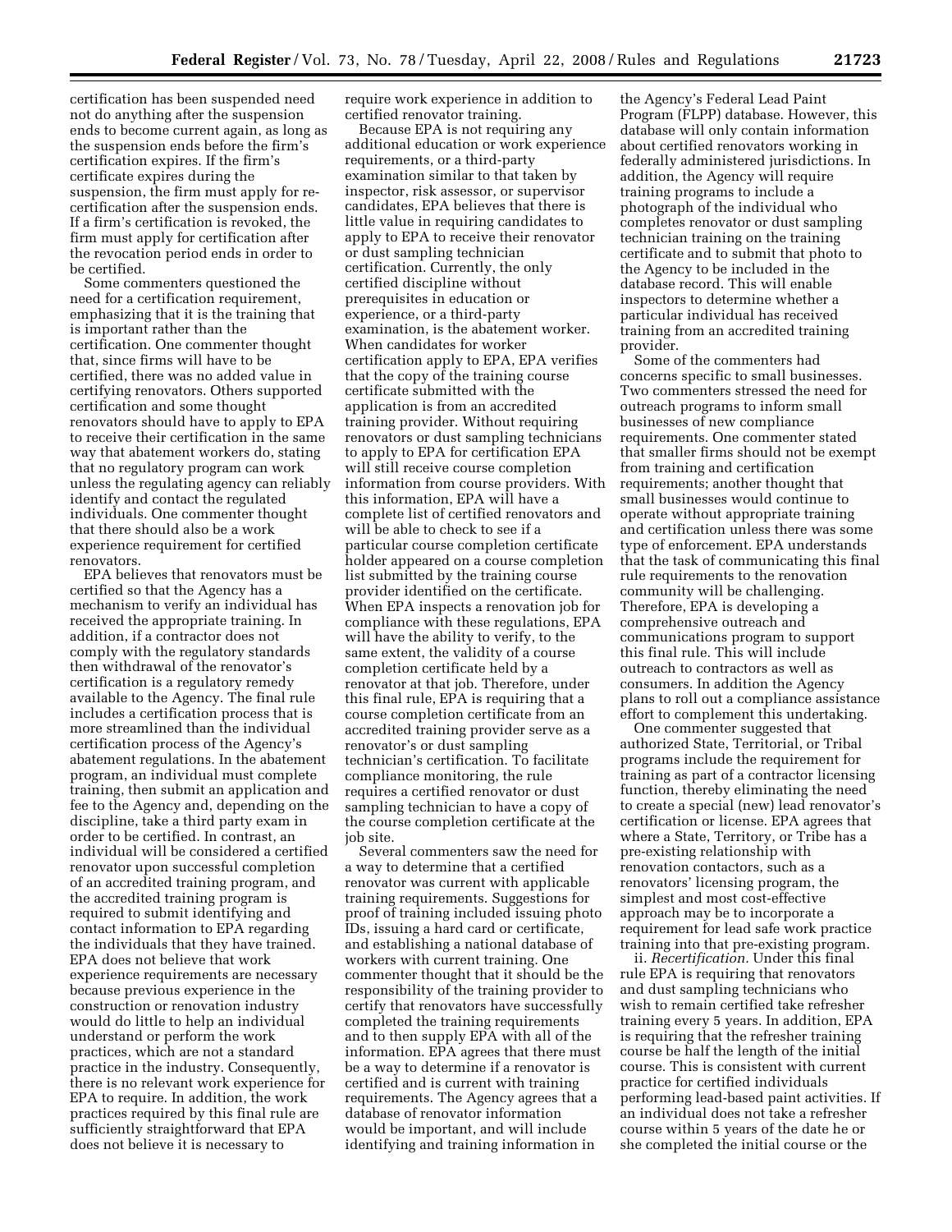certification has been suspended need not do anything after the suspension ends to become current again, as long as the suspension ends before the firm's certification expires. If the firm's certificate expires during the suspension, the firm must apply for re-certification after the suspension ends. If a firm's certification is revoked, the firm must apply for certification after the revocation period ends in order to be certified.

Some commenters questioned the need for a certification requirement, emphasizing that it is the training that is important rather than the certification. One commenter thought that, since firms will have to be certified, there was no added value in certifying renovators. Others supported certification and some thought renovators should have to apply to EPA to receive their certification in the same way that abatement workers do, stating that no regulatory program can work unless the regulating agency can reliably identify and contact the regulated individuals. One commenter thought that there should also be a work experience requirement for certified renovators.

EPA believes that renovators must be certified so that the Agency has a mechanism to verify an individual has received the appropriate training. In addition, if a contractor does not comply with the regulatory standards then withdrawal of the renovator's certification is a regulatory remedy available to the Agency. The final rule includes a certification process that is more streamlined than the individual certification process of the Agency's abatement regulations. In the abatement program, an individual must complete training, then submit an application and fee to the Agency and, depending on the discipline, take a third party exam in order to be certified. In contrast, an individual will be considered a certified renovator upon successful completion of an accredited training program, and the accredited training program is required to submit identifying and contact information to EPA regarding the individuals that they have trained. EPA does not believe that work experience requirements are necessary because previous experience in the construction or renovation industry would do little to help an individual understand or perform the work practices, which are not a standard practice in the industry. Consequently, there is no relevant work experience for EPA to require. In addition, the work practices required by this final rule are sufficiently straightforward that EPA does not believe it is necessary to require work experience in addition to certified renovator training.

Because EPA is not requiring any additional education or work experience requirements, or a third-party examination similar to that taken by inspector, risk assessor, or supervisor candidates, EPA believes that there is little value in requiring candidates to apply to EPA to receive their renovator or dust sampling technician certification. Currently, the only certified discipline without prerequisites in education or experience, or a third-party examination, is the abatement worker. When candidates for worker certification apply to EPA, EPA verifies that the copy of the training course certificate submitted with the application is from an accredited training provider. Without requiring renovators or dust sampling technicians to apply to EPA for certification EPA will still receive course completion information from course providers. With this information, EPA will have a complete list of certified renovators and will be able to check to see if a particular course completion certificate holder appeared on a course completion list submitted by the training course provider identified on the certificate. When EPA inspects a renovation job for compliance with these regulations, EPA will have the ability to verify, to the same extent, the validity of a course completion certificate held by a renovator at that job. Therefore, under this final rule, EPA is requiring that a course completion certificate from an accredited training provider serve as a renovator's or dust sampling technician's certification. To facilitate compliance monitoring, the rule requires a certified renovator or dust sampling technician to have a copy of the course completion certificate at the job site.

Several commenters saw the need for a way to determine that a certified renovator was current with applicable training requirements. Suggestions for proof of training included issuing photo IDs, issuing a hard card or certificate, and establishing a national database of workers with current training. One commenter thought that it should be the responsibility of the training provider to certify that renovators have successfully completed the training requirements and to then supply EPA with all of the information. EPA agrees that there must be a way to determine if a renovator is certified and is current with training requirements. The Agency agrees that a database of renovator information would be important, and will include identifying and training information in the Agency's Federal Lead Paint Program (FLPP) database. However, this database will only contain information about certified renovators working in federally administered jurisdictions. In addition, the Agency will require training programs to include a photograph of the individual who completes renovator or dust sampling technician training on the training certificate and to submit that photo to the Agency to be included in the database record. This will enable inspectors to determine whether a particular individual has received training from an accredited training provider.

Some of the commenters had concerns specific to small businesses. Two commenters stressed the need for outreach programs to inform small businesses of new compliance requirements. One commenter stated that smaller firms should not be exempt from training and certification requirements; another thought that small businesses would continue to operate without appropriate training and certification unless there was some type of enforcement. EPA understands that the task of communicating this final rule requirements to the renovation community will be challenging. Therefore, EPA is developing a comprehensive outreach and communications program to support this final rule. This will include outreach to contractors as well as consumers. In addition the Agency plans to roll out a compliance assistance effort to complement this undertaking.

One commenter suggested that authorized State, Territorial, or Tribal programs include the requirement for training as part of a contractor licensing function, thereby eliminating the need to create a special (new) lead renovator's certification or license. EPA agrees that where a State, Territory, or Tribe has a pre-existing relationship with renovation contactors, such as a renovators' licensing program, the simplest and most cost-effective approach may be to incorporate a requirement for lead safe work practice training into that pre-existing program.

ii. *Recertification.* Under this final rule EPA is requiring that renovators and dust sampling technicians who wish to remain certified take refresher training every 5 years. In addition, EPA is requiring that the refresher training course be half the length of the initial course. This is consistent with current practice for certified individuals performing lead-based paint activities. If an individual does not take a refresher course within 5 years of the date he or she completed the initial course or the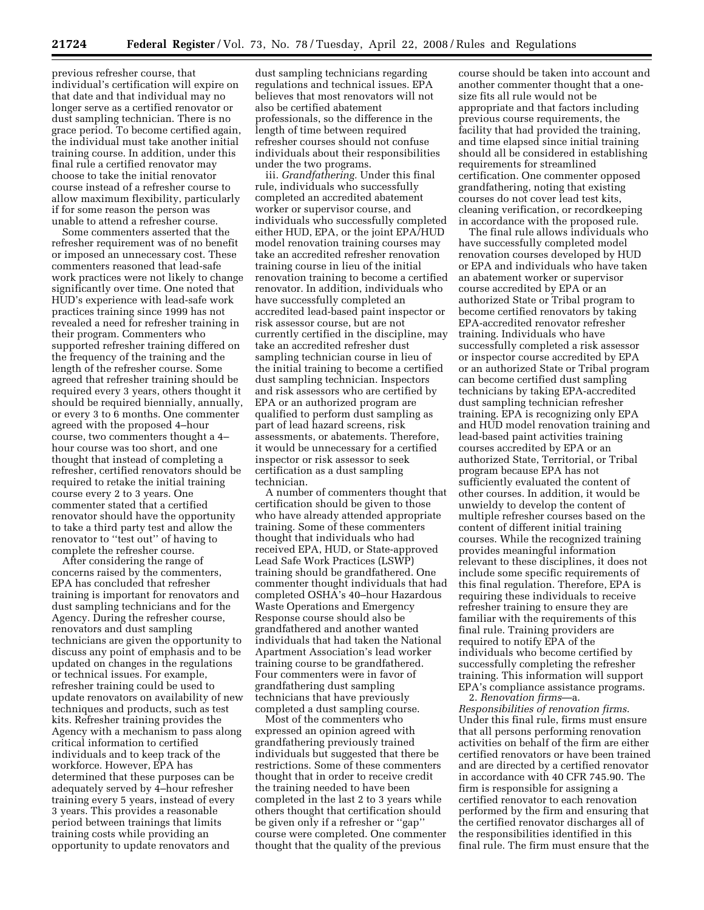previous refresher course, that individual's certification will expire on that date and that individual may no longer serve as a certified renovator or dust sampling technician. There is no grace period. To become certified again, the individual must take another initial training course. In addition, under this final rule a certified renovator may choose to take the initial renovator course instead of a refresher course to allow maximum flexibility, particularly if for some reason the person was unable to attend a refresher course.

Some commenters asserted that the refresher requirement was of no benefit or imposed an unnecessary cost. These commenters reasoned that lead-safe work practices were not likely to change significantly over time. One noted that HUD's experience with lead-safe work practices training since 1999 has not revealed a need for refresher training in their program. Commenters who supported refresher training differed on the frequency of the training and the length of the refresher course. Some agreed that refresher training should be required every 3 years, others thought it should be required biennially, annually, or every 3 to 6 months. One commenter agreed with the proposed 4–hour course, two commenters thought a 4–hour course was too short, and one thought that instead of completing a refresher, certified renovators should be required to retake the initial training course every 2 to 3 years. One commenter stated that a certified renovator should have the opportunity to take a third party test and allow the renovator to ''test out'' of having to complete the refresher course.

After considering the range of concerns raised by the commenters, EPA has concluded that refresher training is important for renovators and dust sampling technicians and for the Agency. During the refresher course, renovators and dust sampling technicians are given the opportunity to discuss any point of emphasis and to be updated on changes in the regulations or technical issues. For example, refresher training could be used to update renovators on availability of new techniques and products, such as test kits. Refresher training provides the Agency with a mechanism to pass along critical information to certified individuals and to keep track of the workforce. However, EPA has determined that these purposes can be adequately served by 4–hour refresher training every 5 years, instead of every 3 years. This provides a reasonable period between trainings that limits training costs while providing an opportunity to update renovators and dust sampling technicians regarding regulations and technical issues. EPA believes that most renovators will not also be certified abatement professionals, so the difference in the length of time between required refresher courses should not confuse individuals about their responsibilities under the two programs.

iii. *Grandfathering*. Under this final rule, individuals who successfully completed an accredited abatement worker or supervisor course, and individuals who successfully completed either HUD, EPA, or the joint EPA/HUD model renovation training courses may take an accredited refresher renovation training course in lieu of the initial renovation training to become a certified renovator. In addition, individuals who have successfully completed an accredited lead-based paint inspector or risk assessor course, but are not currently certified in the discipline, may take an accredited refresher dust sampling technician course in lieu of the initial training to become a certified dust sampling technician. Inspectors and risk assessors who are certified by EPA or an authorized program are qualified to perform dust sampling as part of lead hazard screens, risk assessments, or abatements. Therefore, it would be unnecessary for a certified inspector or risk assessor to seek certification as a dust sampling technician.

A number of commenters thought that certification should be given to those who have already attended appropriate training. Some of these commenters thought that individuals who had received EPA, HUD, or State-approved Lead Safe Work Practices (LSWP) training should be grandfathered. One commenter thought individuals that had completed OSHA's 40–hour Hazardous Waste Operations and Emergency Response course should also be grandfathered and another wanted individuals that had taken the National Apartment Association's lead worker training course to be grandfathered. Four commenters were in favor of grandfathering dust sampling technicians that have previously completed a dust sampling course.

Most of the commenters who expressed an opinion agreed with grandfathering previously trained individuals but suggested that there be restrictions. Some of these commenters thought that in order to receive credit the training needed to have been completed in the last 2 to 3 years while others thought that certification should be given only if a refresher or ''gap'' course were completed. One commenter thought that the quality of the previous course should be taken into account and another commenter thought that a one-size fits all rule would not be appropriate and that factors including previous course requirements, the facility that had provided the training, and time elapsed since initial training should all be considered in establishing requirements for streamlined certification. One commenter opposed grandfathering, noting that existing courses do not cover lead test kits, cleaning verification, or recordkeeping in accordance with the proposed rule.

The final rule allows individuals who have successfully completed model renovation courses developed by HUD or EPA and individuals who have taken an abatement worker or supervisor course accredited by EPA or an authorized State or Tribal program to become certified renovators by taking EPA-accredited renovator refresher training. Individuals who have successfully completed a risk assessor or inspector course accredited by EPA or an authorized State or Tribal program can become certified dust sampling technicians by taking EPA-accredited dust sampling technician refresher training. EPA is recognizing only EPA and HUD model renovation training and lead-based paint activities training courses accredited by EPA or an authorized State, Territorial, or Tribal program because EPA has not sufficiently evaluated the content of other courses. In addition, it would be unwieldy to develop the content of multiple refresher courses based on the content of different initial training courses. While the recognized training provides meaningful information relevant to these disciplines, it does not include some specific requirements of this final regulation. Therefore, EPA is requiring these individuals to receive refresher training to ensure they are familiar with the requirements of this final rule. Training providers are required to notify EPA of the individuals who become certified by successfully completing the refresher training. This information will support EPA's compliance assistance programs.

2. *Renovation firms*—a. *Responsibilities of renovation firms*. Under this final rule, firms must ensure that all persons performing renovation activities on behalf of the firm are either certified renovators or have been trained and are directed by a certified renovator in accordance with 40 CFR 745.90. The firm is responsible for assigning a certified renovator to each renovation performed by the firm and ensuring that the certified renovator discharges all of the responsibilities identified in this final rule. The firm must ensure that the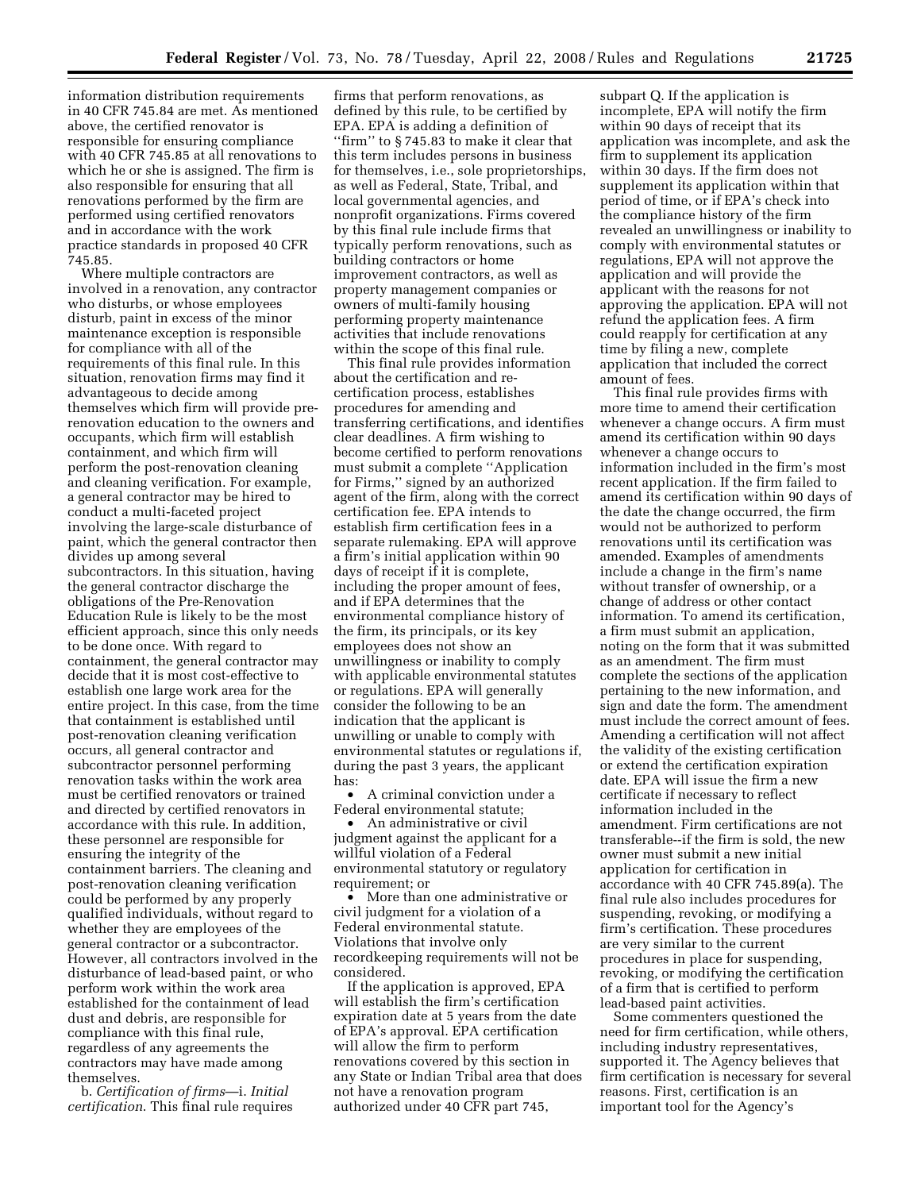information distribution requirements in 40 CFR 745.84 are met. As mentioned above, the certified renovator is responsible for ensuring compliance with 40 CFR 745.85 at all renovations to which he or she is assigned. The firm is also responsible for ensuring that all renovations performed by the firm are performed using certified renovators and in accordance with the work practice standards in proposed 40 CFR 745.85.

Where multiple contractors are involved in a renovation, any contractor who disturbs, or whose employees disturb, paint in excess of the minor maintenance exception is responsible for compliance with all of the requirements of this final rule. In this situation, renovation firms may find it advantageous to decide among themselves which firm will provide pre-renovation education to the owners and occupants, which firm will establish containment, and which firm will perform the post-renovation cleaning and cleaning verification. For example, a general contractor may be hired to conduct a multi-faceted project involving the large-scale disturbance of paint, which the general contractor then divides up among several subcontractors. In this situation, having the general contractor discharge the obligations of the Pre-Renovation Education Rule is likely to be the most efficient approach, since this only needs to be done once. With regard to containment, the general contractor may decide that it is most cost-effective to establish one large work area for the entire project. In this case, from the time that containment is established until post-renovation cleaning verification occurs, all general contractor and subcontractor personnel performing renovation tasks within the work area must be certified renovators or trained and directed by certified renovators in accordance with this rule. In addition, these personnel are responsible for ensuring the integrity of the containment barriers. The cleaning and post-renovation cleaning verification could be performed by any properly qualified individuals, without regard to whether they are employees of the general contractor or a subcontractor. However, all contractors involved in the disturbance of lead-based paint, or who perform work within the work area established for the containment of lead dust and debris, are responsible for compliance with this final rule, regardless of any agreements the contractors may have made among themselves.

b. *Certification of firms*—i. *Initial certification*. This final rule requires firms that perform renovations, as defined by this rule, to be certified by EPA. EPA is adding a definition of "firm" to § 745.83 to make it clear that this term includes persons in business for themselves, i.e., sole proprietorships, as well as Federal, State, Tribal, and local governmental agencies, and nonprofit organizations. Firms covered by this final rule include firms that typically perform renovations, such as building contractors or home improvement contractors, as well as property management companies or owners of multi-family housing performing property maintenance activities that include renovations within the scope of this final rule.

This final rule provides information about the certification and re-certification process, establishes procedures for amending and transferring certifications, and identifies clear deadlines. A firm wishing to become certified to perform renovations must submit a complete "Application for Firms," signed by an authorized agent of the firm, along with the correct certification fee. EPA intends to establish firm certification fees in a separate rulemaking. EPA will approve a firm's initial application within 90 days of receipt if it is complete, including the proper amount of fees, and if EPA determines that the environmental compliance history of the firm, its principals, or its key employees does not show an unwillingness or inability to comply with applicable environmental statutes or regulations. EPA will generally consider the following to be an indication that the applicant is unwilling or unable to comply with environmental statutes or regulations if, during the past 3 years, the applicant has:

- A criminal conviction under a Federal environmental statute;
- An administrative or civil judgment against the applicant for a willful violation of a Federal environmental statutory or regulatory requirement; or
- More than one administrative or civil judgment for a violation of a Federal environmental statute. Violations that involve only recordkeeping requirements will not be considered.

If the application is approved, EPA will establish the firm's certification expiration date at 5 years from the date of EPA's approval. EPA certification will allow the firm to perform renovations covered by this section in any State or Indian Tribal area that does not have a renovation program authorized under 40 CFR part 745, subpart Q. If the application is incomplete, EPA will notify the firm within 90 days of receipt that its application was incomplete, and ask the firm to supplement its application within 30 days. If the firm does not supplement its application within that period of time, or if EPA's check into the compliance history of the firm revealed an unwillingness or inability to comply with environmental statutes or regulations, EPA will not approve the application and will provide the applicant with the reasons for not approving the application. EPA will not refund the application fees. A firm could reapply for certification at any time by filing a new, complete application that included the correct amount of fees.

This final rule provides firms with more time to amend their certification whenever a change occurs. A firm must amend its certification within 90 days whenever a change occurs to information included in the firm's most recent application. If the firm failed to amend its certification within 90 days of the date the change occurred, the firm would not be authorized to perform renovations until its certification was amended. Examples of amendments include a change in the firm's name without transfer of ownership, or a change of address or other contact information. To amend its certification, a firm must submit an application, noting on the form that it was submitted as an amendment. The firm must complete the sections of the application pertaining to the new information, and sign and date the form. The amendment must include the correct amount of fees. Amending a certification will not affect the validity of the existing certification or extend the certification expiration date. EPA will issue the firm a new certificate if necessary to reflect information included in the amendment. Firm certifications are not transferable--if the firm is sold, the new owner must submit a new initial application for certification in accordance with 40 CFR 745.89(a). The final rule also includes procedures for suspending, revoking, or modifying a firm's certification. These procedures are very similar to the current procedures in place for suspending, revoking, or modifying the certification of a firm that is certified to perform lead-based paint activities.

Some commenters questioned the need for firm certification, while others, including industry representatives, supported it. The Agency believes that firm certification is necessary for several reasons. First, certification is an important tool for the Agency's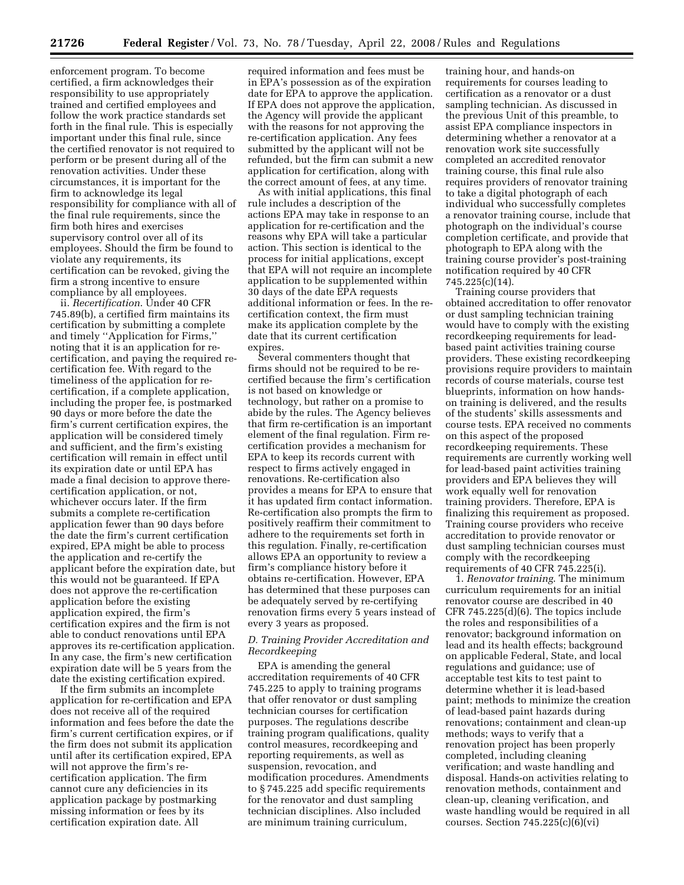enforcement program. To become certified, a firm acknowledges their responsibility to use appropriately trained and certified employees and follow the work practice standards set forth in the final rule. This is especially important under this final rule, since the certified renovator is not required to perform or be present during all of the renovation activities. Under these circumstances, it is important for the firm to acknowledge its legal responsibility for compliance with all of the final rule requirements, since the firm both hires and exercises supervisory control over all of its employees. Should the firm be found to violate any requirements, its certification can be revoked, giving the firm a strong incentive to ensure compliance by all employees.

ii. *Recertification*. Under 40 CFR 745.89(b), a certified firm maintains its certification by submitting a complete and timely ''Application for Firms,'' noting that it is an application for re-certification, and paying the required re-certification fee. With regard to the timeliness of the application for re-certification, if a complete application, including the proper fee, is postmarked 90 days or more before the date the firm's current certification expires, the application will be considered timely and sufficient, and the firm's existing certification will remain in effect until its expiration date or until EPA has made a final decision to approve there-certification application, or not, whichever occurs later. If the firm submits a complete re-certification application fewer than 90 days before the date the firm's current certification expired, EPA might be able to process the application and re-certify the applicant before the expiration date, but this would not be guaranteed. If EPA does not approve the re-certification application before the existing application expired, the firm's certification expires and the firm is not able to conduct renovations until EPA approves its re-certification application. In any case, the firm's new certification expiration date will be 5 years from the date the existing certification expired.

If the firm submits an incomplete application for re-certification and EPA does not receive all of the required information and fees before the date the firm's current certification expires, or if the firm does not submit its application until after its certification expired, EPA will not approve the firm's re-certification application. The firm cannot cure any deficiencies in its application package by postmarking missing information or fees by its certification expiration date. All required information and fees must be in EPA's possession as of the expiration date for EPA to approve the application. If EPA does not approve the application, the Agency will provide the applicant with the reasons for not approving the re-certification application. Any fees submitted by the applicant will not be refunded, but the firm can submit a new application for certification, along with the correct amount of fees, at any time.

As with initial applications, this final rule includes a description of the actions EPA may take in response to an application for re-certification and the reasons why EPA will take a particular action. This section is identical to the process for initial applications, except that EPA will not require an incomplete application to be supplemented within 30 days of the date EPA requests additional information or fees. In the re-certification context, the firm must make its application complete by the date that its current certification expires.

Several commenters thought that firms should not be required to be re-certified because the firm's certification is not based on knowledge or technology, but rather on a promise to abide by the rules. The Agency believes that firm re-certification is an important element of the final regulation. Firm re-certification provides a mechanism for EPA to keep its records current with respect to firms actively engaged in renovations. Re-certification also provides a means for EPA to ensure that it has updated firm contact information. Re-certification also prompts the firm to positively reaffirm their commitment to adhere to the requirements set forth in this regulation. Finally, re-certification allows EPA an opportunity to review a firm's compliance history before it obtains re-certification. However, EPA has determined that these purposes can be adequately served by re-certifying renovation firms every 5 years instead of every 3 years as proposed.

### *D. Training Provider Accreditation and Recordkeeping*

EPA is amending the general accreditation requirements of 40 CFR 745.225 to apply to training programs that offer renovator or dust sampling technician courses for certification purposes. The regulations describe training program qualifications, quality control measures, recordkeeping and reporting requirements, as well as suspension, revocation, and modification procedures. Amendments to § 745.225 add specific requirements for the renovator and dust sampling technician disciplines. Also included are minimum training curriculum, training hour, and hands-on requirements for courses leading to certification as a renovator or a dust sampling technician. As discussed in the previous Unit of this preamble, to assist EPA compliance inspectors in determining whether a renovator at a renovation work site successfully completed an accredited renovator training course, this final rule also requires providers of renovator training to take a digital photograph of each individual who successfully completes a renovator training course, include that photograph on the individual's course completion certificate, and provide that photograph to EPA along with the training course provider's post-training notification required by 40 CFR 745.225(c)(14).

Training course providers that obtained accreditation to offer renovator or dust sampling technician training would have to comply with the existing recordkeeping requirements for lead-based paint activities training course providers. These existing recordkeeping provisions require providers to maintain records of course materials, course test blueprints, information on how hands-on training is delivered, and the results of the students' skills assessments and course tests. EPA received no comments on this aspect of the proposed recordkeeping requirements. These requirements are currently working well for lead-based paint activities training providers and EPA believes they will work equally well for renovation training providers. Therefore, EPA is finalizing this requirement as proposed. Training course providers who receive accreditation to provide renovator or dust sampling technician courses must comply with the recordkeeping requirements of 40 CFR 745.225(i).

1. *Renovator training*. The minimum curriculum requirements for an initial renovator course are described in 40 CFR 745.225(d)(6). The topics include the roles and responsibilities of a renovator; background information on lead and its health effects; background on applicable Federal, State, and local regulations and guidance; use of acceptable test kits to test paint to determine whether it is lead-based paint; methods to minimize the creation of lead-based paint hazards during renovations; containment and clean-up methods; ways to verify that a renovation project has been properly completed, including cleaning verification; and waste handling and disposal. Hands-on activities relating to renovation methods, containment and clean-up, cleaning verification, and waste handling would be required in all courses. Section 745.225(c)(6)(vi)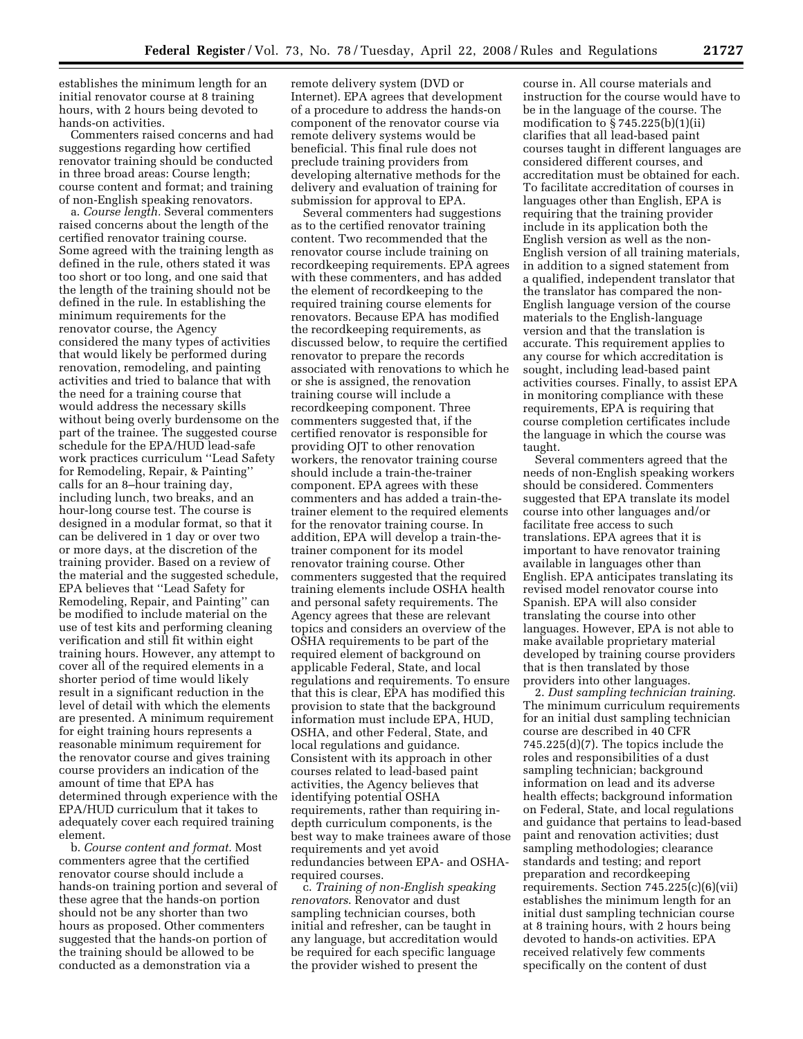establishes the minimum length for an initial renovator course at 8 training hours, with 2 hours being devoted to hands-on activities.

Commenters raised concerns and had suggestions regarding how certified renovator training should be conducted in three broad areas: Course length; course content and format; and training of non-English speaking renovators.

a. *Course length.* Several commenters raised concerns about the length of the certified renovator training course. Some agreed with the training length as defined in the rule, others stated it was too short or too long, and one said that the length of the training should not be defined in the rule. In establishing the minimum requirements for the renovator course, the Agency considered the many types of activities that would likely be performed during renovation, remodeling, and painting activities and tried to balance that with the need for a training course that would address the necessary skills without being overly burdensome on the part of the trainee. The suggested course schedule for the EPA/HUD lead-safe work practices curriculum ''Lead Safety for Remodeling, Repair, & Painting'' calls for an 8–hour training day, including lunch, two breaks, and an hour-long course test. The course is designed in a modular format, so that it can be delivered in 1 day or over two or more days, at the discretion of the training provider. Based on a review of the material and the suggested schedule, EPA believes that ''Lead Safety for Remodeling, Repair, and Painting'' can be modified to include material on the use of test kits and performing cleaning verification and still fit within eight training hours. However, any attempt to cover all of the required elements in a shorter period of time would likely result in a significant reduction in the level of detail with which the elements are presented. A minimum requirement for eight training hours represents a reasonable minimum requirement for the renovator course and gives training course providers an indication of the amount of time that EPA has determined through experience with the EPA/HUD curriculum that it takes to adequately cover each required training element.

b. *Course content and format.* Most commenters agree that the certified renovator course should include a hands-on training portion and several of these agree that the hands-on portion should not be any shorter than two hours as proposed. Other commenters suggested that the hands-on portion of the training should be allowed to be conducted as a demonstration via a remote delivery system (DVD or Internet). EPA agrees that development of a procedure to address the hands-on component of the renovator course via remote delivery systems would be beneficial. This final rule does not preclude training providers from developing alternative methods for the delivery and evaluation of training for submission for approval to EPA.

Several commenters had suggestions as to the certified renovator training content. Two recommended that the renovator course include training on recordkeeping requirements. EPA agrees with these commenters, and has added the element of recordkeeping to the required training course elements for renovators. Because EPA has modified the recordkeeping requirements, as discussed below, to require the certified renovator to prepare the records associated with renovations to which he or she is assigned, the renovation training course will include a recordkeeping component. Three commenters suggested that, if the certified renovator is responsible for providing OJT to other renovation workers, the renovator training course should include a train-the-trainer component. EPA agrees with these commenters and has added a train-the-trainer element to the required elements for the renovator training course. In addition, EPA will develop a train-the-trainer component for its model renovator training course. Other commenters suggested that the required training elements include OSHA health and personal safety requirements. The Agency agrees that these are relevant topics and considers an overview of the OSHA requirements to be part of the required element of background on applicable Federal, State, and local regulations and requirements. To ensure that this is clear, EPA has modified this provision to state that the background information must include EPA, HUD, OSHA, and other Federal, State, and local regulations and guidance. Consistent with its approach in other courses related to lead-based paint activities, the Agency believes that identifying potential OSHA requirements, rather than requiring in-depth curriculum components, is the best way to make trainees aware of those requirements and yet avoid redundancies between EPA- and OSHA-required courses.

c. *Training of non-English speaking renovators.* Renovator and dust sampling technician courses, both initial and refresher, can be taught in any language, but accreditation would be required for each specific language the provider wished to present the course in. All course materials and instruction for the course would have to be in the language of the course. The modification to § 745.225(b)(1)(ii) clarifies that all lead-based paint courses taught in different languages are considered different courses, and accreditation must be obtained for each. To facilitate accreditation of courses in languages other than English, EPA is requiring that the training provider include in its application both the English version as well as the non-English version of all training materials, in addition to a signed statement from a qualified, independent translator that the translator has compared the non-English language version of the course materials to the English-language version and that the translation is accurate. This requirement applies to any course for which accreditation is sought, including lead-based paint activities courses. Finally, to assist EPA in monitoring compliance with these requirements, EPA is requiring that course completion certificates include the language in which the course was taught.

Several commenters agreed that the needs of non-English speaking workers should be considered. Commenters suggested that EPA translate its model course into other languages and/or facilitate free access to such translations. EPA agrees that it is important to have renovator training available in languages other than English. EPA anticipates translating its revised model renovator course into Spanish. EPA will also consider translating the course into other languages. However, EPA is not able to make available proprietary material developed by training course providers that is then translated by those providers into other languages.

2. *Dust sampling technician training.* The minimum curriculum requirements for an initial dust sampling technician course are described in 40 CFR 745.225(d)(7). The topics include the roles and responsibilities of a dust sampling technician; background information on lead and its adverse health effects; background information on Federal, State, and local regulations and guidance that pertains to lead-based paint and renovation activities; dust sampling methodologies; clearance standards and testing; and report preparation and recordkeeping requirements. Section 745.225(c)(6)(vii) establishes the minimum length for an initial dust sampling technician course at 8 training hours, with 2 hours being devoted to hands-on activities. EPA received relatively few comments specifically on the content of dust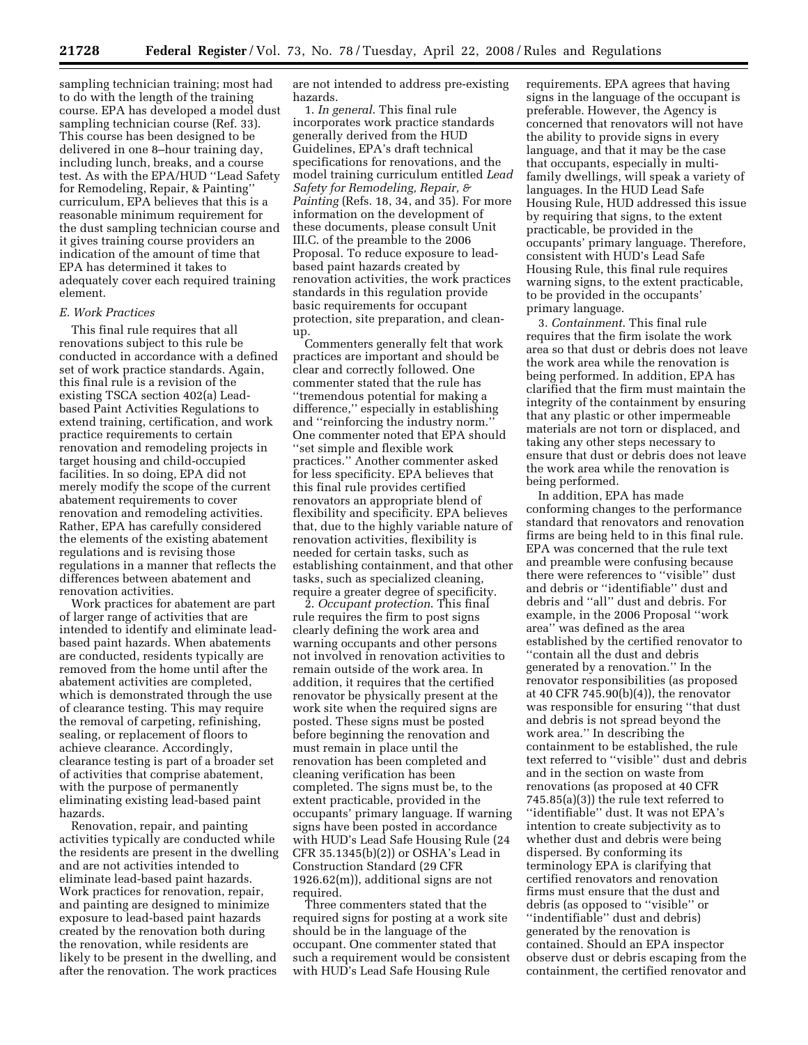sampling technician training; most had to do with the length of the training course. EPA has developed a model dust sampling technician course (Ref. 33). This course has been designed to be delivered in one 8–hour training day, including lunch, breaks, and a course test. As with the EPA/HUD ''Lead Safety for Remodeling, Repair, & Painting'' curriculum, EPA believes that this is a reasonable minimum requirement for the dust sampling technician course and it gives training course providers an indication of the amount of time that EPA has determined it takes to adequately cover each required training element.

*E. Work Practices*

This final rule requires that all renovations subject to this rule be conducted in accordance with a defined set of work practice standards. Again, this final rule is a revision of the existing TSCA section 402(a) Lead-based Paint Activities Regulations to extend training, certification, and work practice requirements to certain renovation and remodeling projects in target housing and child-occupied facilities. In so doing, EPA did not merely modify the scope of the current abatement requirements to cover renovation and remodeling activities. Rather, EPA has carefully considered the elements of the existing abatement regulations and is revising those regulations in a manner that reflects the differences between abatement and renovation activities.

Work practices for abatement are part of larger range of activities that are intended to identify and eliminate lead-based paint hazards. When abatements are conducted, residents typically are removed from the home until after the abatement activities are completed, which is demonstrated through the use of clearance testing. This may require the removal of carpeting, refinishing, sealing, or replacement of floors to achieve clearance. Accordingly, clearance testing is part of a broader set of activities that comprise abatement, with the purpose of permanently eliminating existing lead-based paint hazards.

Renovation, repair, and painting activities typically are conducted while the residents are present in the dwelling and are not activities intended to eliminate lead-based paint hazards. Work practices for renovation, repair, and painting are designed to minimize exposure to lead-based paint hazards created by the renovation both during the renovation, while residents are likely to be present in the dwelling, and after the renovation. The work practices are not intended to address pre-existing hazards.

1. *In general*. This final rule incorporates work practice standards generally derived from the HUD Guidelines, EPA's draft technical specifications for renovations, and the model training curriculum entitled *Lead Safety for Remodeling, Repair, & Painting* (Refs. 18, 34, and 35). For more information on the development of these documents, please consult Unit III.C. of the preamble to the 2006 Proposal. To reduce exposure to lead-based paint hazards created by renovation activities, the work practices standards in this regulation provide basic requirements for occupant protection, site preparation, and clean-up.

Commenters generally felt that work practices are important and should be clear and correctly followed. One commenter stated that the rule has ''tremendous potential for making a difference,'' especially in establishing and ''reinforcing the industry norm.'' One commenter noted that EPA should ''set simple and flexible work practices.'' Another commenter asked for less specificity. EPA believes that this final rule provides certified renovators an appropriate blend of flexibility and specificity. EPA believes that, due to the highly variable nature of renovation activities, flexibility is needed for certain tasks, such as establishing containment, and that other tasks, such as specialized cleaning, require a greater degree of specificity.

2. *Occupant protection*. This final rule requires the firm to post signs clearly defining the work area and warning occupants and other persons not involved in renovation activities to remain outside of the work area. In addition, it requires that the certified renovator be physically present at the work site when the required signs are posted. These signs must be posted before beginning the renovation and must remain in place until the renovation has been completed and cleaning verification has been completed. The signs must be, to the extent practicable, provided in the occupants' primary language. If warning signs have been posted in accordance with HUD's Lead Safe Housing Rule (24 CFR 35.1345(b)(2)) or OSHA's Lead in Construction Standard (29 CFR 1926.62(m)), additional signs are not required.

Three commenters stated that the required signs for posting at a work site should be in the language of the occupant. One commenter stated that such a requirement would be consistent with HUD's Lead Safe Housing Rule requirements. EPA agrees that having signs in the language of the occupant is preferable. However, the Agency is concerned that renovators will not have the ability to provide signs in every language, and that it may be the case that occupants, especially in multi-family dwellings, will speak a variety of languages. In the HUD Lead Safe Housing Rule, HUD addressed this issue by requiring that signs, to the extent practicable, be provided in the occupants' primary language. Therefore, consistent with HUD's Lead Safe Housing Rule, this final rule requires warning signs, to the extent practicable, to be provided in the occupants' primary language.

3. *Containment*. This final rule requires that the firm isolate the work area so that dust or debris does not leave the work area while the renovation is being performed. In addition, EPA has clarified that the firm must maintain the integrity of the containment by ensuring that any plastic or other impermeable materials are not torn or displaced, and taking any other steps necessary to ensure that dust or debris does not leave the work area while the renovation is being performed.

In addition, EPA has made conforming changes to the performance standard that renovators and renovation firms are being held to in this final rule. EPA was concerned that the rule text and preamble were confusing because there were references to ''visible'' dust and debris or ''identifiable'' dust and debris and ''all'' dust and debris. For example, in the 2006 Proposal ''work area'' was defined as the area established by the certified renovator to ''contain all the dust and debris generated by a renovation.'' In the renovator responsibilities (as proposed at 40 CFR 745.90(b)(4)), the renovator was responsible for ensuring ''that dust and debris is not spread beyond the work area.'' In describing the containment to be established, the rule text referred to ''visible'' dust and debris and in the section on waste from renovations (as proposed at 40 CFR 745.85(a)(3)) the rule text referred to ''identifiable'' dust. It was not EPA's intention to create subjectivity as to whether dust and debris were being dispersed. By conforming its terminology EPA is clarifying that certified renovators and renovation firms must ensure that the dust and debris (as opposed to ''visible'' or ''indentifiable'' dust and debris) generated by the renovation is contained. Should an EPA inspector observe dust or debris escaping from the containment, the certified renovator and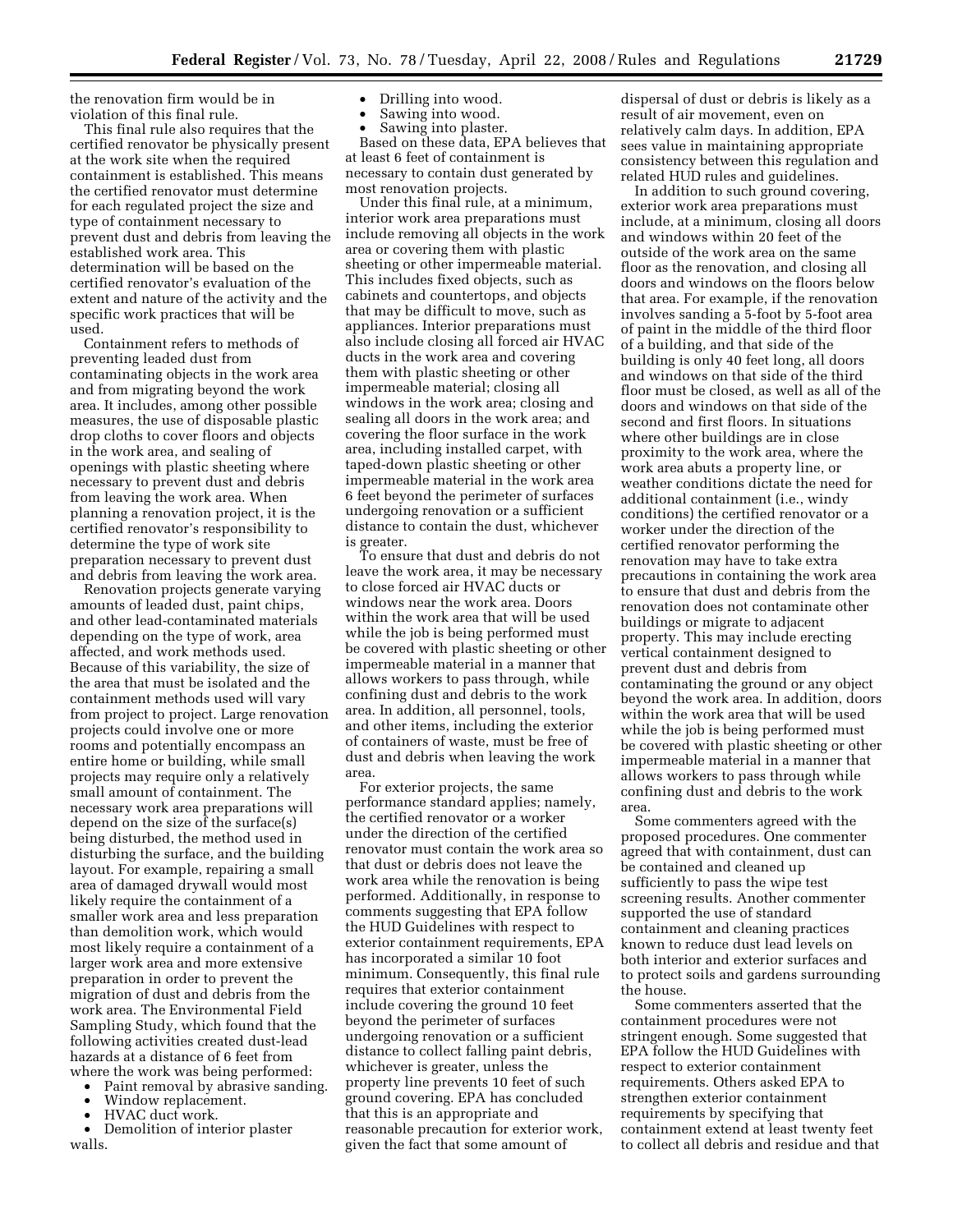the renovation firm would be in violation of this final rule.

This final rule also requires that the certified renovator be physically present at the work site when the required containment is established. This means the certified renovator must determine for each regulated project the size and type of containment necessary to prevent dust and debris from leaving the established work area. This determination will be based on the certified renovator's evaluation of the extent and nature of the activity and the specific work practices that will be used.

Containment refers to methods of preventing leaded dust from contaminating objects in the work area and from migrating beyond the work area. It includes, among other possible measures, the use of disposable plastic drop cloths to cover floors and objects in the work area, and sealing of openings with plastic sheeting where necessary to prevent dust and debris from leaving the work area. When planning a renovation project, it is the certified renovator's responsibility to determine the type of work site preparation necessary to prevent dust and debris from leaving the work area.

Renovation projects generate varying amounts of leaded dust, paint chips, and other lead-contaminated materials depending on the type of work, area affected, and work methods used. Because of this variability, the size of the area that must be isolated and the containment methods used will vary from project to project. Large renovation projects could involve one or more rooms and potentially encompass an entire home or building, while small projects may require only a relatively small amount of containment. The necessary work area preparations will depend on the size of the surface(s) being disturbed, the method used in disturbing the surface, and the building layout. For example, repairing a small area of damaged drywall would most likely require the containment of a smaller work area and less preparation than demolition work, which would most likely require a containment of a larger work area and more extensive preparation in order to prevent the migration of dust and debris from the work area. The Environmental Field Sampling Study, which found that the following activities created dust-lead hazards at a distance of 6 feet from where the work was being performed:

- Paint removal by abrasive sanding.
- Window replacement.
- HVAC duct work.
- Demolition of interior plaster walls.
- Drilling into wood.
- Sawing into wood.
- Sawing into plaster.

Based on these data, EPA believes that at least 6 feet of containment is necessary to contain dust generated by most renovation projects.

Under this final rule, at a minimum, interior work area preparations must include removing all objects in the work area or covering them with plastic sheeting or other impermeable material. This includes fixed objects, such as cabinets and countertops, and objects that may be difficult to move, such as appliances. Interior preparations must also include closing all forced air HVAC ducts in the work area and covering them with plastic sheeting or other impermeable material; closing all windows in the work area; closing and sealing all doors in the work area; and covering the floor surface in the work area, including installed carpet, with taped-down plastic sheeting or other impermeable material in the work area 6 feet beyond the perimeter of surfaces undergoing renovation or a sufficient distance to contain the dust, whichever is greater.

To ensure that dust and debris do not leave the work area, it may be necessary to close forced air HVAC ducts or windows near the work area. Doors within the work area that will be used while the job is being performed must be covered with plastic sheeting or other impermeable material in a manner that allows workers to pass through, while confining dust and debris to the work area. In addition, all personnel, tools, and other items, including the exterior of containers of waste, must be free of dust and debris when leaving the work area.

For exterior projects, the same performance standard applies; namely, the certified renovator or a worker under the direction of the certified renovator must contain the work area so that dust or debris does not leave the work area while the renovation is being performed. Additionally, in response to comments suggesting that EPA follow the HUD Guidelines with respect to exterior containment requirements, EPA has incorporated a similar 10 foot minimum. Consequently, this final rule requires that exterior containment include covering the ground 10 feet beyond the perimeter of surfaces undergoing renovation or a sufficient distance to collect falling paint debris, whichever is greater, unless the property line prevents 10 feet of such ground covering. EPA has concluded that this is an appropriate and reasonable precaution for exterior work, given the fact that some amount of dispersal of dust or debris is likely as a result of air movement, even on relatively calm days. In addition, EPA sees value in maintaining appropriate consistency between this regulation and related HUD rules and guidelines.

In addition to such ground covering, exterior work area preparations must include, at a minimum, closing all doors and windows within 20 feet of the outside of the work area on the same floor as the renovation, and closing all doors and windows on the floors below that area. For example, if the renovation involves sanding a 5-foot by 5-foot area of paint in the middle of the third floor of a building, and that side of the building is only 40 feet long, all doors and windows on that side of the third floor must be closed, as well as all of the doors and windows on that side of the second and first floors. In situations where other buildings are in close proximity to the work area, where the work area abuts a property line, or weather conditions dictate the need for additional containment (i.e., windy conditions) the certified renovator or a worker under the direction of the certified renovator performing the renovation may have to take extra precautions in containing the work area to ensure that dust and debris from the renovation does not contaminate other buildings or migrate to adjacent property. This may include erecting vertical containment designed to prevent dust and debris from contaminating the ground or any object beyond the work area. In addition, doors within the work area that will be used while the job is being performed must be covered with plastic sheeting or other impermeable material in a manner that allows workers to pass through while confining dust and debris to the work area.

Some commenters agreed with the proposed procedures. One commenter agreed that with containment, dust can be contained and cleaned up sufficiently to pass the wipe test screening results. Another commenter supported the use of standard containment and cleaning practices known to reduce dust lead levels on both interior and exterior surfaces and to protect soils and gardens surrounding the house.

Some commenters asserted that the containment procedures were not stringent enough. Some suggested that EPA follow the HUD Guidelines with respect to exterior containment requirements. Others asked EPA to strengthen exterior containment requirements by specifying that containment extend at least twenty feet to collect all debris and residue and that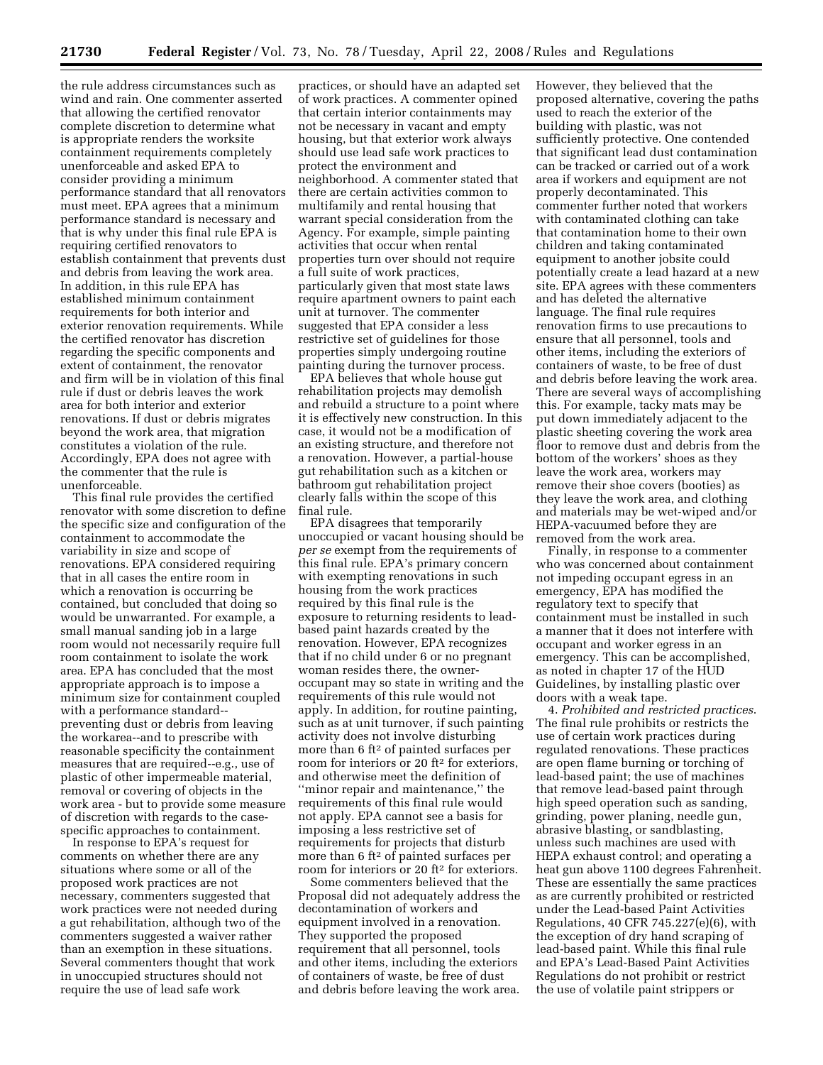the rule address circumstances such as wind and rain. One commenter asserted that allowing the certified renovator complete discretion to determine what is appropriate renders the worksite containment requirements completely unenforceable and asked EPA to consider providing a minimum performance standard that all renovators must meet. EPA agrees that a minimum performance standard is necessary and that is why under this final rule EPA is requiring certified renovators to establish containment that prevents dust and debris from leaving the work area. In addition, in this rule EPA has established minimum containment requirements for both interior and exterior renovation requirements. While the certified renovator has discretion regarding the specific components and extent of containment, the renovator and firm will be in violation of this final rule if dust or debris leaves the work area for both interior and exterior renovations. If dust or debris migrates beyond the work area, that migration constitutes a violation of the rule. Accordingly, EPA does not agree with the commenter that the rule is unenforceable.

This final rule provides the certified renovator with some discretion to define the specific size and configuration of the containment to accommodate the variability in size and scope of renovations. EPA considered requiring that in all cases the entire room in which a renovation is occurring be contained, but concluded that doing so would be unwarranted. For example, a small manual sanding job in a large room would not necessarily require full room containment to isolate the work area. EPA has concluded that the most appropriate approach is to impose a minimum size for containment coupled with a performance standard--preventing dust or debris from leaving the workarea--and to prescribe with reasonable specificity the containment measures that are required--e.g., use of plastic of other impermeable material, removal or covering of objects in the work area - but to provide some measure of discretion with regards to the case-specific approaches to containment.

In response to EPA's request for comments on whether there are any situations where some or all of the proposed work practices are not necessary, commenters suggested that work practices were not needed during a gut rehabilitation, although two of the commenters suggested a waiver rather than an exemption in these situations. Several commenters thought that work in unoccupied structures should not require the use of lead safe work practices, or should have an adapted set of work practices. A commenter opined that certain interior containments may not be necessary in vacant and empty housing, but that exterior work always should use lead safe work practices to protect the environment and neighborhood. A commenter stated that there are certain activities common to multifamily and rental housing that warrant special consideration from the Agency. For example, simple painting activities that occur when rental properties turn over should not require a full suite of work practices, particularly given that most state laws require apartment owners to paint each unit at turnover. The commenter suggested that EPA consider a less restrictive set of guidelines for those properties simply undergoing routine painting during the turnover process.

EPA believes that whole house gut rehabilitation projects may demolish and rebuild a structure to a point where it is effectively new construction. In this case, it would not be a modification of an existing structure, and therefore not a renovation. However, a partial-house gut rehabilitation such as a kitchen or bathroom gut rehabilitation project clearly falls within the scope of this final rule.

EPA disagrees that temporarily unoccupied or vacant housing should be *per se* exempt from the requirements of this final rule. EPA's primary concern with exempting renovations in such housing from the work practices required by this final rule is the exposure to returning residents to lead-based paint hazards created by the renovation. However, EPA recognizes that if no child under 6 or no pregnant woman resides there, the owner-occupant may so state in writing and the requirements of this rule would not apply. In addition, for routine painting, such as at unit turnover, if such painting activity does not involve disturbing more than 6 $ft^2$ of painted surfaces per room for interiors or 20 $ft^2$ for exteriors, and otherwise meet the definition of "minor repair and maintenance," the requirements of this final rule would not apply. EPA cannot see a basis for imposing a less restrictive set of requirements for projects that disturb more than 6 $ft^2$ of painted surfaces per room for interiors or 20 $ft^2$ for exteriors.

Some commenters believed that the Proposal did not adequately address the decontamination of workers and equipment involved in a renovation. They supported the proposed requirement that all personnel, tools and other items, including the exteriors of containers of waste, be free of dust and debris before leaving the work area. However, they believed that the proposed alternative, covering the paths used to reach the exterior of the building with plastic, was not sufficiently protective. One contended that significant lead dust contamination can be tracked or carried out of a work area if workers and equipment are not properly decontaminated. This commenter further noted that workers with contaminated clothing can take that contamination home to their own children and taking contaminated equipment to another jobsite could potentially create a lead hazard at a new site. EPA agrees with these commenters and has deleted the alternative language. The final rule requires renovation firms to use precautions to ensure that all personnel, tools and other items, including the exteriors of containers of waste, to be free of dust and debris before leaving the work area. There are several ways of accomplishing this. For example, tacky mats may be put down immediately adjacent to the plastic sheeting covering the work area floor to remove dust and debris from the bottom of the workers' shoes as they leave the work area, workers may remove their shoe covers (booties) as they leave the work area, and clothing and materials may be wet-wiped and/or HEPA-vacuumed before they are removed from the work area.

Finally, in response to a commenter who was concerned about containment not impeding occupant egress in an emergency, EPA has modified the regulatory text to specify that containment must be installed in such a manner that it does not interfere with occupant and worker egress in an emergency. This can be accomplished, as noted in chapter 17 of the HUD Guidelines, by installing plastic over doors with a weak tape.

4. *Prohibited and restricted practices*. The final rule prohibits or restricts the use of certain work practices during regulated renovations. These practices are open flame burning or torching of lead-based paint; the use of machines that remove lead-based paint through high speed operation such as sanding, grinding, power planing, needle gun, abrasive blasting, or sandblasting, unless such machines are used with HEPA exhaust control; and operating a heat gun above 1100 degrees Fahrenheit. These are essentially the same practices as are currently prohibited or restricted under the Lead-based Paint Activities Regulations, 40 CFR 745.227(e)(6), with the exception of dry hand scraping of lead-based paint. While this final rule and EPA's Lead-Based Paint Activities Regulations do not prohibit or restrict the use of volatile paint strippers or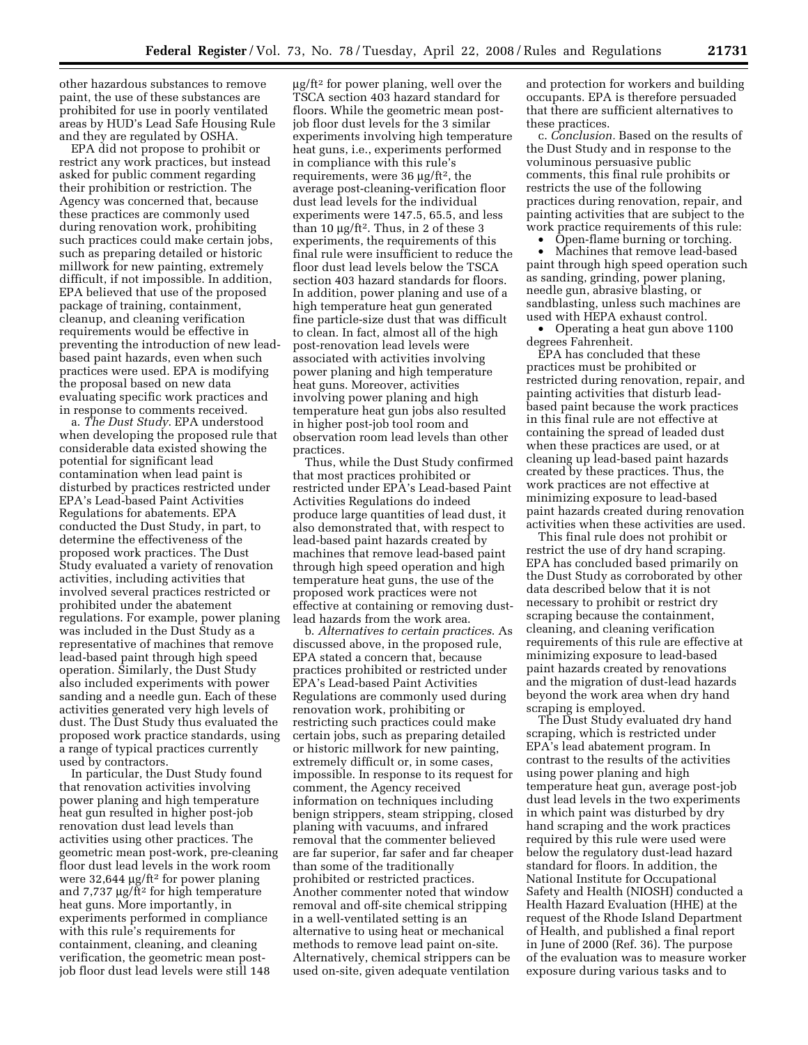other hazardous substances to remove paint, the use of these substances are prohibited for use in poorly ventilated areas by HUD's Lead Safe Housing Rule and they are regulated by OSHA.

EPA did not propose to prohibit or restrict any work practices, but instead asked for public comment regarding their prohibition or restriction. The Agency was concerned that, because these practices are commonly used during renovation work, prohibiting such practices could make certain jobs, such as preparing detailed or historic millwork for new painting, extremely difficult, if not impossible. In addition, EPA believed that use of the proposed package of training, containment, cleanup, and cleaning verification requirements would be effective in preventing the introduction of new lead-based paint hazards, even when such practices were used. EPA is modifying the proposal based on new data evaluating specific work practices and in response to comments received.

a. *The Dust Study*. EPA understood when developing the proposed rule that considerable data existed showing the potential for significant lead contamination when lead paint is disturbed by practices restricted under EPA's Lead-based Paint Activities Regulations for abatements. EPA conducted the Dust Study, in part, to determine the effectiveness of the proposed work practices. The Dust Study evaluated a variety of renovation activities, including activities that involved several practices restricted or prohibited under the abatement regulations. For example, power planing was included in the Dust Study as a representative of machines that remove lead-based paint through high speed operation. Similarly, the Dust Study also included experiments with power sanding and a needle gun. Each of these activities generated very high levels of dust. The Dust Study thus evaluated the proposed work practice standards, using a range of typical practices currently used by contractors.

In particular, the Dust Study found that renovation activities involving power planing and high temperature heat gun resulted in higher post-job renovation dust lead levels than activities using other practices. The geometric mean post-work, pre-cleaning floor dust lead levels in the work room were 32,644 µg/ft$^2$ for power planing and 7,737 µg/ft$^2$ for high temperature heat guns. More importantly, in experiments performed in compliance with this rule's requirements for containment, cleaning, and cleaning verification, the geometric mean post-job floor dust lead levels were still 148 µg/ft$^2$ for power planing, well over the TSCA section 403 hazard standard for floors. While the geometric mean post-job floor dust levels for the 3 similar experiments involving high temperature heat guns, i.e., experiments performed in compliance with this rule's requirements, were 36 µg/ft$^2$, the average post-cleaning-verification floor dust lead levels for the individual experiments were 147.5, 65.5, and less than 10 µg/ft$^2$. Thus, in 2 of these 3 experiments, the requirements of this final rule were insufficient to reduce the floor dust lead levels below the TSCA section 403 hazard standards for floors. In addition, power planing and use of a high temperature heat gun generated fine particle-size dust that was difficult to clean. In fact, almost all of the high post-renovation lead levels were associated with activities involving power planing and high temperature heat guns. Moreover, activities involving power planing and high temperature heat gun jobs also resulted in higher post-job tool room and observation room lead levels than other practices.

Thus, while the Dust Study confirmed that most practices prohibited or restricted under EPA's Lead-based Paint Activities Regulations do indeed produce large quantities of lead dust, it also demonstrated that, with respect to lead-based paint hazards created by machines that remove lead-based paint through high speed operation and high temperature heat guns, the use of the proposed work practices were not effective at containing or removing dust-lead hazards from the work area.

b. *Alternatives to certain practices*. As discussed above, in the proposed rule, EPA stated a concern that, because practices prohibited or restricted under EPA's Lead-based Paint Activities Regulations are commonly used during renovation work, prohibiting or restricting such practices could make certain jobs, such as preparing detailed or historic millwork for new painting, extremely difficult or, in some cases, impossible. In response to its request for comment, the Agency received information on techniques including benign strippers, steam stripping, closed planing with vacuums, and infrared removal that the commenter believed are far superior, far safer and far cheaper than some of the traditionally prohibited or restricted practices. Another commenter noted that window removal and off-site chemical stripping in a well-ventilated setting is an alternative to using heat or mechanical methods to remove lead paint on-site. Alternatively, chemical strippers can be used on-site, given adequate ventilation and protection for workers and building occupants. EPA is therefore persuaded that there are sufficient alternatives to these practices.

c. *Conclusion*. Based on the results of the Dust Study and in response to the voluminous persuasive public comments, this final rule prohibits or restricts the use of the following practices during renovation, repair, and painting activities that are subject to the work practice requirements of this rule:

- Open-flame burning or torching.
- Machines that remove lead-based paint through high speed operation such as sanding, grinding, power planing, needle gun, abrasive blasting, or sandblasting, unless such machines are used with HEPA exhaust control.
- Operating a heat gun above 1100 degrees Fahrenheit.

EPA has concluded that these practices must be prohibited or restricted during renovation, repair, and painting activities that disturb lead-based paint because the work practices in this final rule are not effective at containing the spread of leaded dust when these practices are used, or at cleaning up lead-based paint hazards created by these practices. Thus, the work practices are not effective at minimizing exposure to lead-based paint hazards created during renovation activities when these activities are used.

This final rule does not prohibit or restrict the use of dry hand scraping. EPA has concluded based primarily on the Dust Study as corroborated by other data described below that it is not necessary to prohibit or restrict dry scraping because the containment, cleaning, and cleaning verification requirements of this rule are effective at minimizing exposure to lead-based paint hazards created by renovations and the migration of dust-lead hazards beyond the work area when dry hand scraping is employed.

The Dust Study evaluated dry hand scraping, which is restricted under EPA's lead abatement program. In contrast to the results of the activities using power planing and high temperature heat gun, average post-job dust lead levels in the two experiments in which paint was disturbed by dry hand scraping and the work practices required by this rule were used were below the regulatory dust-lead hazard standard for floors. In addition, the National Institute for Occupational Safety and Health (NIOSH) conducted a Health Hazard Evaluation (HHE) at the request of the Rhode Island Department of Health, and published a final report in June of 2000 (Ref. 36). The purpose of the evaluation was to measure worker exposure during various tasks and to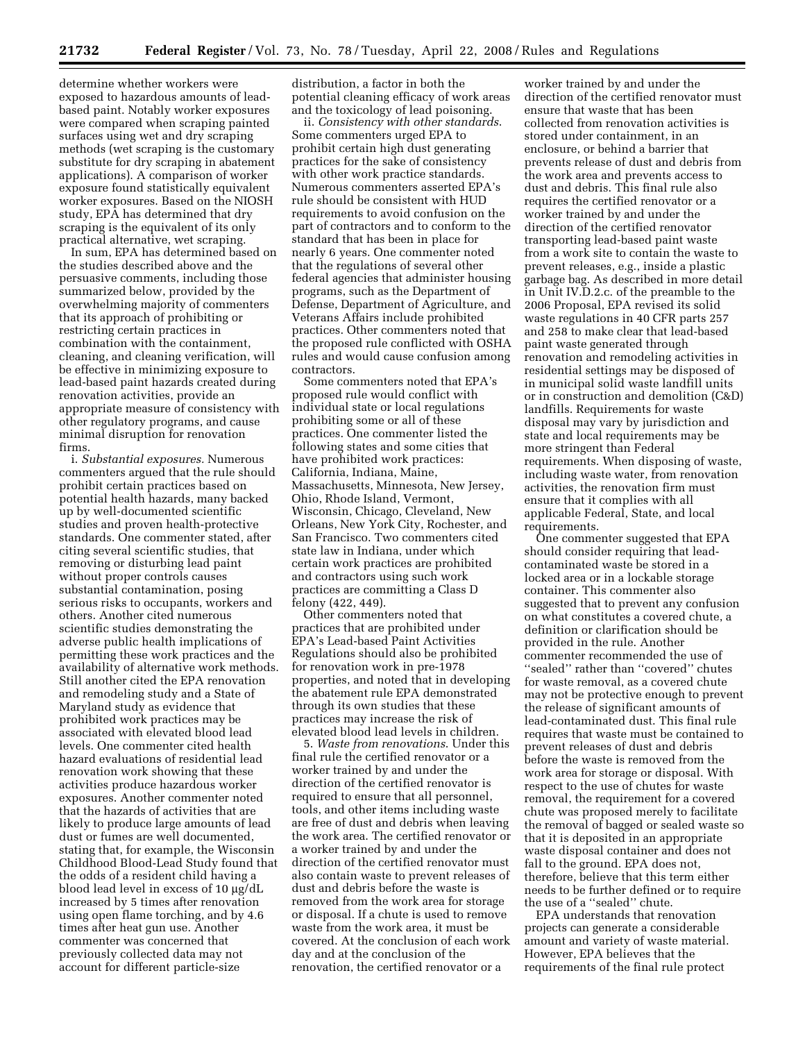determine whether workers were exposed to hazardous amounts of lead-based paint. Notably worker exposures were compared when scraping painted surfaces using wet and dry scraping methods (wet scraping is the customary substitute for dry scraping in abatement applications). A comparison of worker exposure found statistically equivalent worker exposures. Based on the NIOSH study, EPA has determined that dry scraping is the equivalent of its only practical alternative, wet scraping.

In sum, EPA has determined based on the studies described above and the persuasive comments, including those summarized below, provided by the overwhelming majority of commenters that its approach of prohibiting or restricting certain practices in combination with the containment, cleaning, and cleaning verification, will be effective in minimizing exposure to lead-based paint hazards created during renovation activities, provide an appropriate measure of consistency with other regulatory programs, and cause minimal disruption for renovation firms.

i. *Substantial exposures.* Numerous commenters argued that the rule should prohibit certain practices based on potential health hazards, many backed up by well-documented scientific studies and proven health-protective standards. One commenter stated, after citing several scientific studies, that removing or disturbing lead paint without proper controls causes substantial contamination, posing serious risks to occupants, workers and others. Another cited numerous scientific studies demonstrating the adverse public health implications of permitting these work practices and the availability of alternative work methods. Still another cited the EPA renovation and remodeling study and a State of Maryland study as evidence that prohibited work practices may be associated with elevated blood lead levels. One commenter cited health hazard evaluations of residential lead renovation work showing that these activities produce hazardous worker exposures. Another commenter noted that the hazards of activities that are likely to produce large amounts of lead dust or fumes are well documented, stating that, for example, the Wisconsin Childhood Blood-Lead Study found that the odds of a resident child having a blood lead level in excess of 10 µg/dL increased by 5 times after renovation using open flame torching, and by 4.6 times after heat gun use. Another commenter was concerned that previously collected data may not account for different particle-size distribution, a factor in both the potential cleaning efficacy of work areas and the toxicology of lead poisoning.

ii. *Consistency with other standards.* Some commenters urged EPA to prohibit certain high dust generating practices for the sake of consistency with other work practice standards. Numerous commenters asserted EPA's rule should be consistent with HUD requirements to avoid confusion on the part of contractors and to conform to the standard that has been in place for nearly 6 years. One commenter noted that the regulations of several other federal agencies that administer housing programs, such as the Department of Defense, Department of Agriculture, and Veterans Affairs include prohibited practices. Other commenters noted that the proposed rule conflicted with OSHA rules and would cause confusion among contractors.

Some commenters noted that EPA's proposed rule would conflict with individual state or local regulations prohibiting some or all of these practices. One commenter listed the following states and some cities that have prohibited work practices: California, Indiana, Maine, Massachusetts, Minnesota, New Jersey, Ohio, Rhode Island, Vermont, Wisconsin, Chicago, Cleveland, New Orleans, New York City, Rochester, and San Francisco. Two commenters cited state law in Indiana, under which certain work practices are prohibited and contractors using such work practices are committing a Class D felony (422, 449).

Other commenters noted that practices that are prohibited under EPA's Lead-based Paint Activities Regulations should also be prohibited for renovation work in pre-1978 properties, and noted that in developing the abatement rule EPA demonstrated through its own studies that these practices may increase the risk of elevated blood lead levels in children.

5. *Waste from renovations.* Under this final rule the certified renovator or a worker trained by and under the direction of the certified renovator is required to ensure that all personnel, tools, and other items including waste are free of dust and debris when leaving the work area. The certified renovator or a worker trained by and under the direction of the certified renovator must also contain waste to prevent releases of dust and debris before the waste is removed from the work area for storage or disposal. If a chute is used to remove waste from the work area, it must be covered. At the conclusion of each work day and at the conclusion of the renovation, the certified renovator or a worker trained by and under the direction of the certified renovator must ensure that waste that has been collected from renovation activities is stored under containment, in an enclosure, or behind a barrier that prevents release of dust and debris from the work area and prevents access to dust and debris. This final rule also requires the certified renovator or a worker trained by and under the direction of the certified renovator transporting lead-based paint waste from a work site to contain the waste to prevent releases, e.g., inside a plastic garbage bag. As described in more detail in Unit IV.D.2.c. of the preamble to the 2006 Proposal, EPA revised its solid waste regulations in 40 CFR parts 257 and 258 to make clear that lead-based paint waste generated through renovation and remodeling activities in residential settings may be disposed of in municipal solid waste landfill units or in construction and demolition (C&D) landfills. Requirements for waste disposal may vary by jurisdiction and state and local requirements may be more stringent than Federal requirements. When disposing of waste, including waste water, from renovation activities, the renovation firm must ensure that it complies with all applicable Federal, State, and local requirements.

One commenter suggested that EPA should consider requiring that lead-contaminated waste be stored in a locked area or in a lockable storage container. This commenter also suggested that to prevent any confusion on what constitutes a covered chute, a definition or clarification should be provided in the rule. Another commenter recommended the use of ''sealed'' rather than ''covered'' chutes for waste removal, as a covered chute may not be protective enough to prevent the release of significant amounts of lead-contaminated dust. This final rule requires that waste must be contained to prevent releases of dust and debris before the waste is removed from the work area for storage or disposal. With respect to the use of chutes for waste removal, the requirement for a covered chute was proposed merely to facilitate the removal of bagged or sealed waste so that it is deposited in an appropriate waste disposal container and does not fall to the ground. EPA does not, therefore, believe that this term either needs to be further defined or to require the use of a ''sealed'' chute.

EPA understands that renovation projects can generate a considerable amount and variety of waste material. However, EPA believes that the requirements of the final rule protect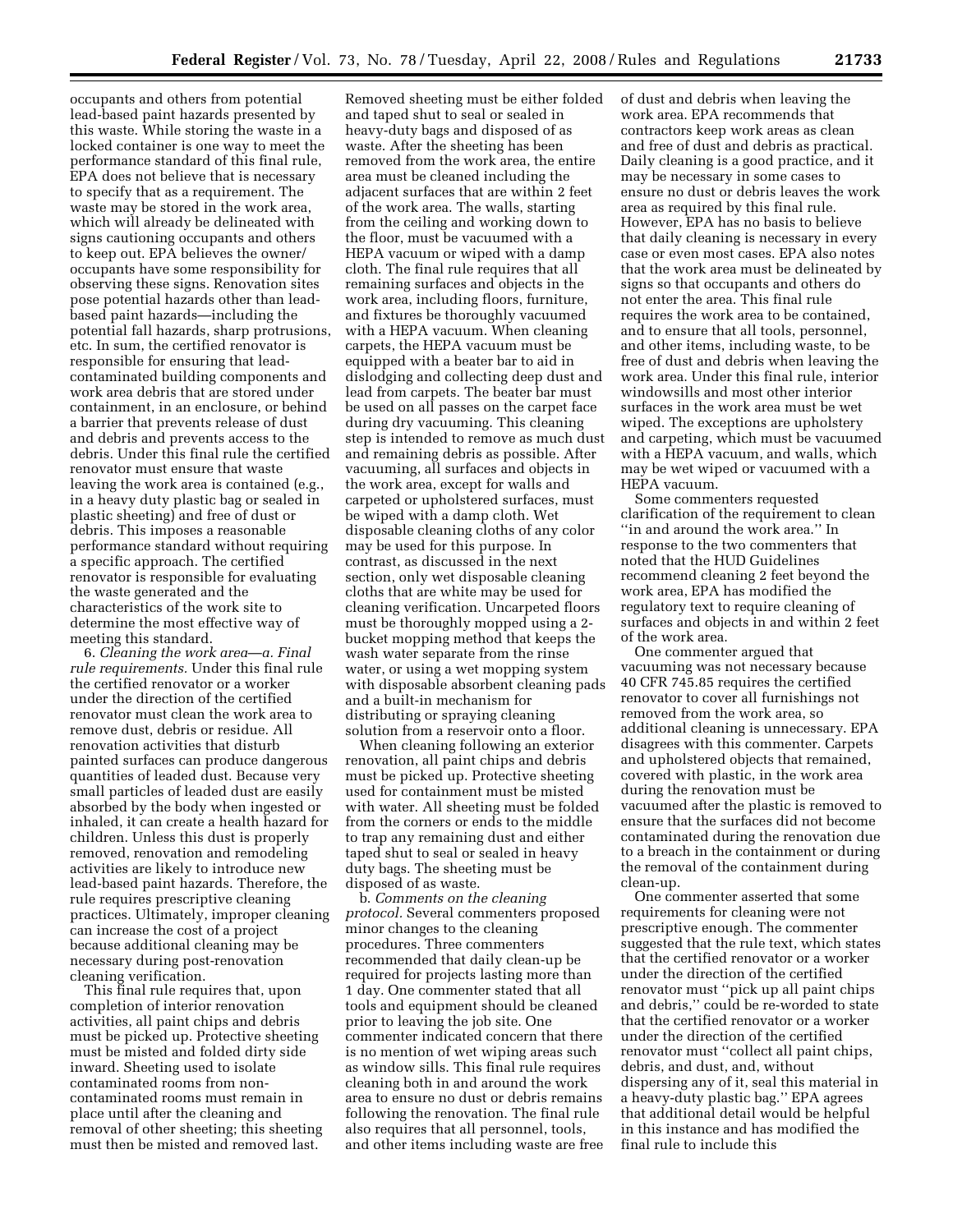occupants and others from potential lead-based paint hazards presented by this waste. While storing the waste in a locked container is one way to meet the performance standard of this final rule, EPA does not believe that is necessary to specify that as a requirement. The waste may be stored in the work area, which will already be delineated with signs cautioning occupants and others to keep out. EPA believes the owner/occupants have some responsibility for observing these signs. Renovation sites pose potential hazards other than lead-based paint hazards—including the potential fall hazards, sharp protrusions, etc. In sum, the certified renovator is responsible for ensuring that lead-contaminated building components and work area debris that are stored under containment, in an enclosure, or behind a barrier that prevents release of dust and debris and prevents access to the debris. Under this final rule the certified renovator must ensure that waste leaving the work area is contained (e.g., in a heavy duty plastic bag or sealed in plastic sheeting) and free of dust or debris. This imposes a reasonable performance standard without requiring a specific approach. The certified renovator is responsible for evaluating the waste generated and the characteristics of the work site to determine the most effective way of meeting this standard.

6. *Cleaning the work area*—*a. Final rule requirements.* Under this final rule the certified renovator or a worker under the direction of the certified renovator must clean the work area to remove dust, debris or residue. All renovation activities that disturb painted surfaces can produce dangerous quantities of leaded dust. Because very small particles of leaded dust are easily absorbed by the body when ingested or inhaled, it can create a health hazard for children. Unless this dust is properly removed, renovation and remodeling activities are likely to introduce new lead-based paint hazards. Therefore, the rule requires prescriptive cleaning practices. Ultimately, improper cleaning can increase the cost of a project because additional cleaning may be necessary during post-renovation cleaning verification.

This final rule requires that, upon completion of interior renovation activities, all paint chips and debris must be picked up. Protective sheeting must be misted and folded dirty side inward. Sheeting used to isolate contaminated rooms from non-contaminated rooms must remain in place until after the cleaning and removal of other sheeting; this sheeting must then be misted and removed last. Removed sheeting must be either folded and taped shut to seal or sealed in heavy-duty bags and disposed of as waste. After the sheeting has been removed from the work area, the entire area must be cleaned including the adjacent surfaces that are within 2 feet of the work area. The walls, starting from the ceiling and working down to the floor, must be vacuumed with a HEPA vacuum or wiped with a damp cloth. The final rule requires that all remaining surfaces and objects in the work area, including floors, furniture, and fixtures be thoroughly vacuumed with a HEPA vacuum. When cleaning carpets, the HEPA vacuum must be equipped with a beater bar to aid in dislodging and collecting deep dust and lead from carpets. The beater bar must be used on all passes on the carpet face during dry vacuuming. This cleaning step is intended to remove as much dust and remaining debris as possible. After vacuuming, all surfaces and objects in the work area, except for walls and carpeted or upholstered surfaces, must be wiped with a damp cloth. Wet disposable cleaning cloths of any color may be used for this purpose. In contrast, as discussed in the next section, only wet disposable cleaning cloths that are white may be used for cleaning verification. Uncarpeted floors must be thoroughly mopped using a 2-bucket mopping method that keeps the wash water separate from the rinse water, or using a wet mopping system with disposable absorbent cleaning pads and a built-in mechanism for distributing or spraying cleaning solution from a reservoir onto a floor.

When cleaning following an exterior renovation, all paint chips and debris must be picked up. Protective sheeting used for containment must be misted with water. All sheeting must be folded from the corners or ends to the middle to trap any remaining dust and either taped shut to seal or sealed in heavy duty bags. The sheeting must be disposed of as waste.

b. *Comments on the cleaning protocol.* Several commenters proposed minor changes to the cleaning procedures. Three commenters recommended that daily clean-up be required for projects lasting more than 1 day. One commenter stated that all tools and equipment should be cleaned prior to leaving the job site. One commenter indicated concern that there is no mention of wet wiping areas such as window sills. This final rule requires cleaning both in and around the work area to ensure no dust or debris remains following the renovation. The final rule also requires that all personnel, tools, and other items including waste are free of dust and debris when leaving the work area. EPA recommends that contractors keep work areas as clean and free of dust and debris as practical. Daily cleaning is a good practice, and it may be necessary in some cases to ensure no dust or debris leaves the work area as required by this final rule. However, EPA has no basis to believe that daily cleaning is necessary in every case or even most cases. EPA also notes that the work area must be delineated by signs so that occupants and others do not enter the area. This final rule requires the work area to be contained, and to ensure that all tools, personnel, and other items, including waste, to be free of dust and debris when leaving the work area. Under this final rule, interior windowsills and most other interior surfaces in the work area must be wet wiped. The exceptions are upholstery and carpeting, which must be vacuumed with a HEPA vacuum, and walls, which may be wet wiped or vacuumed with a HEPA vacuum.

Some commenters requested clarification of the requirement to clean ''in and around the work area.'' In response to the two commenters that noted that the HUD Guidelines recommend cleaning 2 feet beyond the work area, EPA has modified the regulatory text to require cleaning of surfaces and objects in and within 2 feet of the work area.

One commenter argued that vacuuming was not necessary because 40 CFR 745.85 requires the certified renovator to cover all furnishings not removed from the work area, so additional cleaning is unnecessary. EPA disagrees with this commenter. Carpets and upholstered objects that remained, covered with plastic, in the work area during the renovation must be vacuumed after the plastic is removed to ensure that the surfaces did not become contaminated during the renovation due to a breach in the containment or during the removal of the containment during clean-up.

One commenter asserted that some requirements for cleaning were not prescriptive enough. The commenter suggested that the rule text, which states that the certified renovator or a worker under the direction of the certified renovator must ''pick up all paint chips and debris,'' could be re-worded to state that the certified renovator or a worker under the direction of the certified renovator must ''collect all paint chips, debris, and dust, and, without dispersing any of it, seal this material in a heavy-duty plastic bag.'' EPA agrees that additional detail would be helpful in this instance and has modified the final rule to include this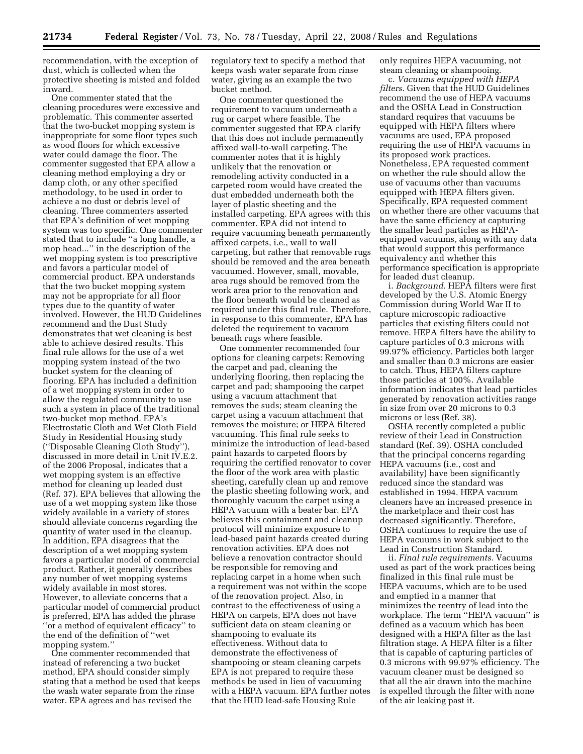recommendation, with the exception of dust, which is collected when the protective sheeting is misted and folded inward.

One commenter stated that the cleaning procedures were excessive and problematic. This commenter asserted that the two-bucket mopping system is inappropriate for some floor types such as wood floors for which excessive water could damage the floor. The commenter suggested that EPA allow a cleaning method employing a dry or damp cloth, or any other specified methodology, to be used in order to achieve a no dust or debris level of cleaning. Three commenters asserted that EPA's definition of wet mopping system was too specific. One commenter stated that to include ''a long handle, a mop head...'' in the description of the wet mopping system is too prescriptive and favors a particular model of commercial product. EPA understands that the two bucket mopping system may not be appropriate for all floor types due to the quantity of water involved. However, the HUD Guidelines recommend and the Dust Study demonstrates that wet cleaning is best able to achieve desired results. This final rule allows for the use of a wet mopping system instead of the two bucket system for the cleaning of flooring. EPA has included a definition of a wet mopping system in order to allow the regulated community to use such a system in place of the traditional two-bucket mop method. EPA's Electrostatic Cloth and Wet Cloth Field Study in Residential Housing study (''Disposable Cleaning Cloth Study''), discussed in more detail in Unit IV.E.2. of the 2006 Proposal, indicates that a wet mopping system is an effective method for cleaning up leaded dust (Ref. 37). EPA believes that allowing the use of a wet mopping system like those widely available in a variety of stores should alleviate concerns regarding the quantity of water used in the cleanup. In addition, EPA disagrees that the description of a wet mopping system favors a particular model of commercial product. Rather, it generally describes any number of wet mopping systems widely available in most stores. However, to alleviate concerns that a particular model of commercial product is preferred, EPA has added the phrase ''or a method of equivalent efficacy'' to the end of the definition of ''wet mopping system.''

One commenter recommended that instead of referencing a two bucket method, EPA should consider simply stating that a method be used that keeps the wash water separate from the rinse water. EPA agrees and has revised the regulatory text to specify a method that keeps wash water separate from rinse water, giving as an example the two bucket method.

One commenter questioned the requirement to vacuum underneath a rug or carpet where feasible. The commenter suggested that EPA clarify that this does not include permanently affixed wall-to-wall carpeting. The commenter notes that it is highly unlikely that the renovation or remodeling activity conducted in a carpeted room would have created the dust embedded underneath both the layer of plastic sheeting and the installed carpeting. EPA agrees with this commenter. EPA did not intend to require vacuuming beneath permanently affixed carpets, i.e., wall to wall carpeting, but rather that removable rugs should be removed and the area beneath vacuumed. However, small, movable, area rugs should be removed from the work area prior to the renovation and the floor beneath would be cleaned as required under this final rule. Therefore, in response to this commenter, EPA has deleted the requirement to vacuum beneath rugs where feasible.

One commenter recommended four options for cleaning carpets: Removing the carpet and pad, cleaning the underlying flooring, then replacing the carpet and pad; shampooing the carpet using a vacuum attachment that removes the suds; steam cleaning the carpet using a vacuum attachment that removes the moisture; or HEPA filtered vacuuming. This final rule seeks to minimize the introduction of lead-based paint hazards to carpeted floors by requiring the certified renovator to cover the floor of the work area with plastic sheeting, carefully clean up and remove the plastic sheeting following work, and thoroughly vacuum the carpet using a HEPA vacuum with a beater bar. EPA believes this containment and cleanup protocol will minimize exposure to lead-based paint hazards created during renovation activities. EPA does not believe a renovation contractor should be responsible for removing and replacing carpet in a home when such a requirement was not within the scope of the renovation project. Also, in contrast to the effectiveness of using a HEPA on carpets, EPA does not have sufficient data on steam cleaning or shampooing to evaluate its effectiveness. Without data to demonstrate the effectiveness of shampooing or steam cleaning carpets EPA is not prepared to require these methods be used in lieu of vacuuming with a HEPA vacuum. EPA further notes that the HUD lead-safe Housing Rule only requires HEPA vacuuming, not steam cleaning or shampooing.

c. *Vacuums equipped with HEPA filters.* Given that the HUD Guidelines recommend the use of HEPA vacuums and the OSHA Lead in Construction standard requires that vacuums be equipped with HEPA filters where vacuums are used, EPA proposed requiring the use of HEPA vacuums in its proposed work practices. Nonetheless, EPA requested comment on whether the rule should allow the use of vacuums other than vacuums equipped with HEPA filters given. Specifically, EPA requested comment on whether there are other vacuums that have the same efficiency at capturing the smaller lead particles as HEPA-equipped vacuums, along with any data that would support this performance equivalency and whether this performance specification is appropriate for leaded dust cleanup.

i. *Background.* HEPA filters were first developed by the U.S. Atomic Energy Commission during World War II to capture microscopic radioactive particles that existing filters could not remove. HEPA filters have the ability to capture particles of 0.3 microns with 99.97% efficiency. Particles both larger and smaller than 0.3 microns are easier to catch. Thus, HEPA filters capture those particles at 100%. Available information indicates that lead particles generated by renovation activities range in size from over 20 microns to 0.3 microns or less (Ref. 38).

OSHA recently completed a public review of their Lead in Construction standard (Ref. 39). OSHA concluded that the principal concerns regarding HEPA vacuums (i.e., cost and availability) have been significantly reduced since the standard was established in 1994. HEPA vacuum cleaners have an increased presence in the marketplace and their cost has decreased significantly. Therefore, OSHA continues to require the use of HEPA vacuums in work subject to the Lead in Construction Standard.

ii. *Final rule requirements.* Vacuums used as part of the work practices being finalized in this final rule must be HEPA vacuums, which are to be used and emptied in a manner that minimizes the reentry of lead into the workplace. The term ''HEPA vacuum'' is defined as a vacuum which has been designed with a HEPA filter as the last filtration stage. A HEPA filter is a filter that is capable of capturing particles of 0.3 microns with 99.97% efficiency. The vacuum cleaner must be designed so that all the air drawn into the machine is expelled through the filter with none of the air leaking past it.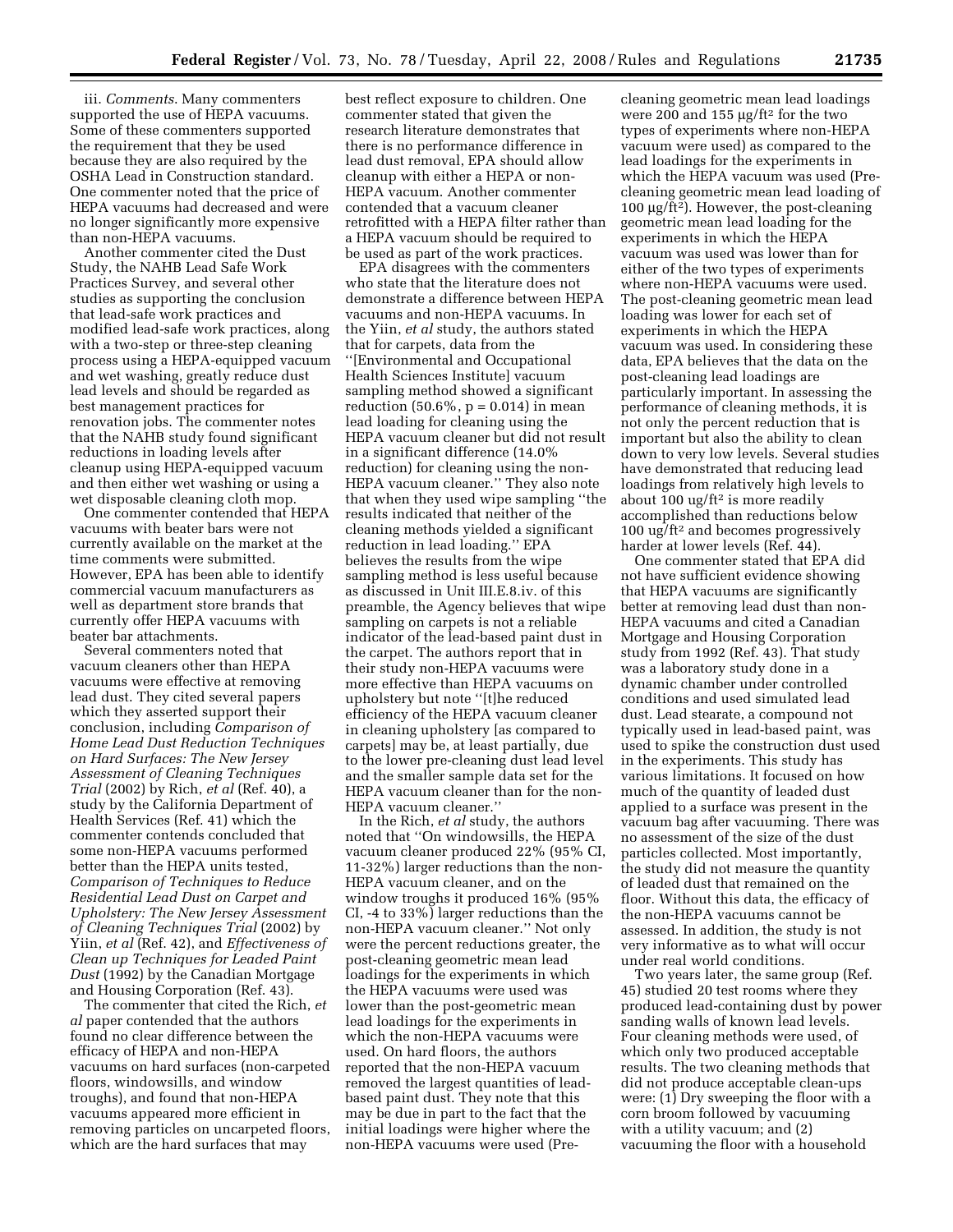iii. *Comments*. Many commenters supported the use of HEPA vacuums. Some of these commenters supported the requirement that they be used because they are also required by the OSHA Lead in Construction standard. One commenter noted that the price of HEPA vacuums had decreased and were no longer significantly more expensive than non-HEPA vacuums.

Another commenter cited the Dust Study, the NAHB Lead Safe Work Practices Survey, and several other studies as supporting the conclusion that lead-safe work practices and modified lead-safe work practices, along with a two-step or three-step cleaning process using a HEPA-equipped vacuum and wet washing, greatly reduce dust lead levels and should be regarded as best management practices for renovation jobs. The commenter notes that the NAHB study found significant reductions in loading levels after cleanup using HEPA-equipped vacuum and then either wet washing or using a wet disposable cleaning cloth mop.

One commenter contended that HEPA vacuums with beater bars were not currently available on the market at the time comments were submitted. However, EPA has been able to identify commercial vacuum manufacturers as well as department store brands that currently offer HEPA vacuums with beater bar attachments.

Several commenters noted that vacuum cleaners other than HEPA vacuums were effective at removing lead dust. They cited several papers which they asserted support their conclusion, including *Comparison of Home Lead Dust Reduction Techniques on Hard Surfaces: The New Jersey Assessment of Cleaning Techniques Trial* (2002) by Rich, *et al* (Ref. 40), a study by the California Department of Health Services (Ref. 41) which the commenter contends concluded that some non-HEPA vacuums performed better than the HEPA units tested, *Comparison of Techniques to Reduce Residential Lead Dust on Carpet and Upholstery: The New Jersey Assessment of Cleaning Techniques Trial* (2002) by Yiin, *et al* (Ref. 42), and *Effectiveness of Clean up Techniques for Leaded Paint Dust* (1992) by the Canadian Mortgage and Housing Corporation (Ref. 43).

The commenter that cited the Rich, *et al* paper contended that the authors found no clear difference between the efficacy of HEPA and non-HEPA vacuums on hard surfaces (non-carpeted floors, windowsills, and window troughs), and found that non-HEPA vacuums appeared more efficient in removing particles on uncarpeted floors, which are the hard surfaces that may best reflect exposure to children. One commenter stated that given the research literature demonstrates that there is no performance difference in lead dust removal, EPA should allow cleanup with either a HEPA or non-HEPA vacuum. Another commenter contended that a vacuum cleaner retrofitted with a HEPA filter rather than a HEPA vacuum should be required to be used as part of the work practices.

EPA disagrees with the commenters who state that the literature does not demonstrate a difference between HEPA vacuums and non-HEPA vacuums. In the Yiin, *et al* study, the authors stated that for carpets, data from the "[Environmental and Occupational Health Sciences Institute] vacuum sampling method showed a significant reduction (50.6%, $p = 0.014$) in mean lead loading for cleaning using the HEPA vacuum cleaner but did not result in a significant difference (14.0% reduction) for cleaning using the non-HEPA vacuum cleaner." They also note that when they used wipe sampling "the results indicated that neither of the cleaning methods yielded a significant reduction in lead loading." EPA believes the results from the wipe sampling method is less useful because as discussed in Unit III.E.8.iv. of this preamble, the Agency believes that wipe sampling on carpets is not a reliable indicator of the lead-based paint dust in the carpet. The authors report that in their study non-HEPA vacuums were more effective than HEPA vacuums on upholstery but note "[t]he reduced efficiency of the HEPA vacuum cleaner in cleaning upholstery [as compared to carpets] may be, at least partially, due to the lower pre-cleaning dust lead level and the smaller sample data set for the HEPA vacuum cleaner than for the non-HEPA vacuum cleaner."

In the Rich, *et al* study, the authors noted that "On windowsills, the HEPA vacuum cleaner produced 22% (95% CI, 11-32%) larger reductions than the non-HEPA vacuum cleaner, and on the window troughs it produced 16% (95% CI, -4 to 33%) larger reductions than the non-HEPA vacuum cleaner." Not only were the percent reductions greater, the post-cleaning geometric mean lead loadings for the experiments in which the HEPA vacuums were used was lower than the post-geometric mean lead loadings for the experiments in which the non-HEPA vacuums were used. On hard floors, the authors reported that the non-HEPA vacuum removed the largest quantities of lead-based paint dust. They note that this may be due in part to the fact that the initial loadings were higher where the non-HEPA vacuums were used (Pre-cleaning geometric mean lead loadings were 200 and 155 µg/ft$^2$ for the two types of experiments where non-HEPA vacuum were used) as compared to the lead loadings for the experiments in which the HEPA vacuum was used (Pre-cleaning geometric mean lead loading of 100 µg/ft$^2$). However, the post-cleaning geometric mean lead loading for the experiments in which the HEPA vacuum was used was lower than for either of the two types of experiments where non-HEPA vacuums were used. The post-cleaning geometric mean lead loading was lower for each set of experiments in which the HEPA vacuum was used. In considering these data, EPA believes that the data on the post-cleaning lead loadings are particularly important. In assessing the performance of cleaning methods, it is not only the percent reduction that is important but also the ability to clean down to very low levels. Several studies have demonstrated that reducing lead loadings from relatively high levels to about 100 ug/ft$^2$ is more readily accomplished than reductions below 100 ug/ft$^2$ and becomes progressively harder at lower levels (Ref. 44).

One commenter stated that EPA did not have sufficient evidence showing that HEPA vacuums are significantly better at removing lead dust than non-HEPA vacuums and cited a Canadian Mortgage and Housing Corporation study from 1992 (Ref. 43). That study was a laboratory study done in a dynamic chamber under controlled conditions and used simulated lead dust. Lead stearate, a compound not typically used in lead-based paint, was used to spike the construction dust used in the experiments. This study has various limitations. It focused on how much of the quantity of leaded dust applied to a surface was present in the vacuum bag after vacuuming. There was no assessment of the size of the dust particles collected. Most importantly, the study did not measure the quantity of leaded dust that remained on the floor. Without this data, the efficacy of the non-HEPA vacuums cannot be assessed. In addition, the study is not very informative as to what will occur under real world conditions.

Two years later, the same group (Ref. 45) studied 20 test rooms where they produced lead-containing dust by power sanding walls of known lead levels. Four cleaning methods were used, of which only two produced acceptable results. The two cleaning methods that did not produce acceptable clean-ups were: (1) Dry sweeping the floor with a corn broom followed by vacuuming with a utility vacuum; and (2) vacuuming the floor with a household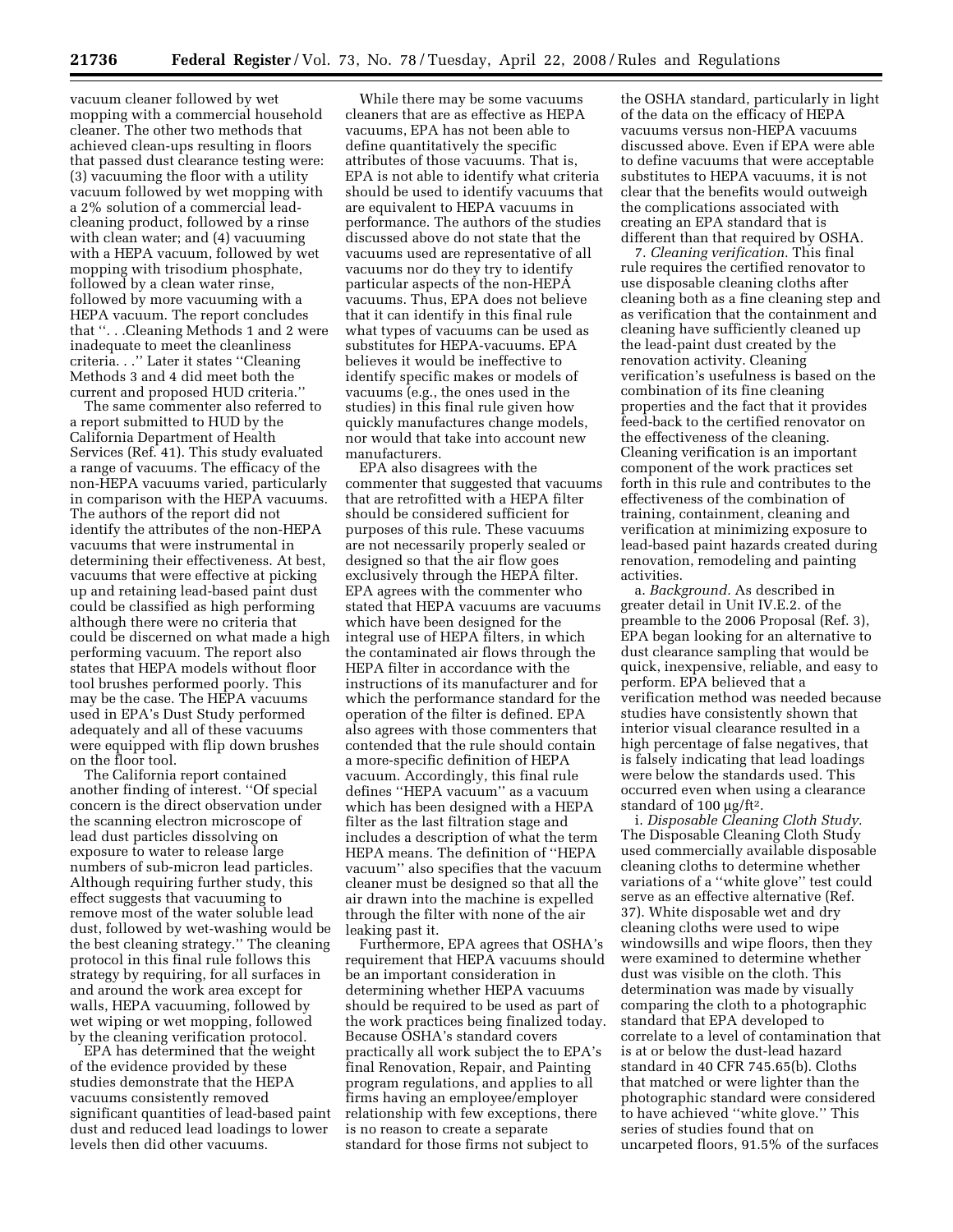vacuum cleaner followed by wet mopping with a commercial household cleaner. The other two methods that achieved clean-ups resulting in floors that passed dust clearance testing were: (3) vacuuming the floor with a utility vacuum followed by wet mopping with a 2% solution of a commercial lead-cleaning product, followed by a rinse with clean water; and (4) vacuuming with a HEPA vacuum, followed by wet mopping with trisodium phosphate, followed by a clean water rinse, followed by more vacuuming with a HEPA vacuum. The report concludes that ''. . .Cleaning Methods 1 and 2 were inadequate to meet the cleanliness criteria. . .'' Later it states ''Cleaning Methods 3 and 4 did meet both the current and proposed HUD criteria.''

The same commenter also referred to a report submitted to HUD by the California Department of Health Services (Ref. 41). This study evaluated a range of vacuums. The efficacy of the non-HEPA vacuums varied, particularly in comparison with the HEPA vacuums. The authors of the report did not identify the attributes of the non-HEPA vacuums that were instrumental in determining their effectiveness. At best, vacuums that were effective at picking up and retaining lead-based paint dust could be classified as high performing although there were no criteria that could be discerned on what made a high performing vacuum. The report also states that HEPA models without floor tool brushes performed poorly. This may be the case. The HEPA vacuums used in EPA's Dust Study performed adequately and all of these vacuums were equipped with flip down brushes on the floor tool.

The California report contained another finding of interest. ''Of special concern is the direct observation under the scanning electron microscope of lead dust particles dissolving on exposure to water to release large numbers of sub-micron lead particles. Although requiring further study, this effect suggests that vacuuming to remove most of the water soluble lead dust, followed by wet-washing would be the best cleaning strategy.'' The cleaning protocol in this final rule follows this strategy by requiring, for all surfaces in and around the work area except for walls, HEPA vacuuming, followed by wet wiping or wet mopping, followed by the cleaning verification protocol.

EPA has determined that the weight of the evidence provided by these studies demonstrate that the HEPA vacuums consistently removed significant quantities of lead-based paint dust and reduced lead loadings to lower levels then did other vacuums.

While there may be some vacuums cleaners that are as effective as HEPA vacuums, EPA has not been able to define quantitatively the specific attributes of those vacuums. That is, EPA is not able to identify what criteria should be used to identify vacuums that are equivalent to HEPA vacuums in performance. The authors of the studies discussed above do not state that the vacuums used are representative of all vacuums nor do they try to identify particular aspects of the non-HEPA vacuums. Thus, EPA does not believe that it can identify in this final rule what types of vacuums can be used as substitutes for HEPA-vacuums. EPA believes it would be ineffective to identify specific makes or models of vacuums (e.g., the ones used in the studies) in this final rule given how quickly manufactures change models, nor would that take into account new manufacturers.

EPA also disagrees with the commenter that suggested that vacuums that are retrofitted with a HEPA filter should be considered sufficient for purposes of this rule. These vacuums are not necessarily properly sealed or designed so that the air flow goes exclusively through the HEPA filter. EPA agrees with the commenter who stated that HEPA vacuums are vacuums which have been designed for the integral use of HEPA filters, in which the contaminated air flows through the HEPA filter in accordance with the instructions of its manufacturer and for which the performance standard for the operation of the filter is defined. EPA also agrees with those commenters that contended that the rule should contain a more-specific definition of HEPA vacuum. Accordingly, this final rule defines ''HEPA vacuum'' as a vacuum which has been designed with a HEPA filter as the last filtration stage and includes a description of what the term HEPA means. The definition of ''HEPA vacuum'' also specifies that the vacuum cleaner must be designed so that all the air drawn into the machine is expelled through the filter with none of the air leaking past it.

Furthermore, EPA agrees that OSHA's requirement that HEPA vacuums should be an important consideration in determining whether HEPA vacuums should be required to be used as part of the work practices being finalized today. Because OSHA's standard covers practically all work subject the to EPA's final Renovation, Repair, and Painting program regulations, and applies to all firms having an employee/employer relationship with few exceptions, there is no reason to create a separate standard for those firms not subject to the OSHA standard, particularly in light of the data on the efficacy of HEPA vacuums versus non-HEPA vacuums discussed above. Even if EPA were able to define vacuums that were acceptable substitutes to HEPA vacuums, it is not clear that the benefits would outweigh the complications associated with creating an EPA standard that is different than that required by OSHA.

7. *Cleaning verification*. This final rule requires the certified renovator to use disposable cleaning cloths after cleaning both as a fine cleaning step and as verification that the containment and cleaning have sufficiently cleaned up the lead-paint dust created by the renovation activity. Cleaning verification's usefulness is based on the combination of its fine cleaning properties and the fact that it provides feed-back to the certified renovator on the effectiveness of the cleaning. Cleaning verification is an important component of the work practices set forth in this rule and contributes to the effectiveness of the combination of training, containment, cleaning and verification at minimizing exposure to lead-based paint hazards created during renovation, remodeling and painting activities.

a. *Background*. As described in greater detail in Unit IV.E.2. of the preamble to the 2006 Proposal (Ref. 3), EPA began looking for an alternative to dust clearance sampling that would be quick, inexpensive, reliable, and easy to perform. EPA believed that a verification method was needed because studies have consistently shown that interior visual clearance resulted in a high percentage of false negatives, that is falsely indicating that lead loadings were below the standards used. This occurred even when using a clearance standard of 100 µg/ft$^2$.

i. *Disposable Cleaning Cloth Study*. The Disposable Cleaning Cloth Study used commercially available disposable cleaning cloths to determine whether variations of a ''white glove'' test could serve as an effective alternative (Ref. 37). White disposable wet and dry cleaning cloths were used to wipe windowsills and wipe floors, then they were examined to determine whether dust was visible on the cloth. This determination was made by visually comparing the cloth to a photographic standard that EPA developed to correlate to a level of contamination that is at or below the dust-lead hazard standard in 40 CFR 745.65(b). Cloths that matched or were lighter than the photographic standard were considered to have achieved ''white glove.'' This series of studies found that on uncarpeted floors, 91.5% of the surfaces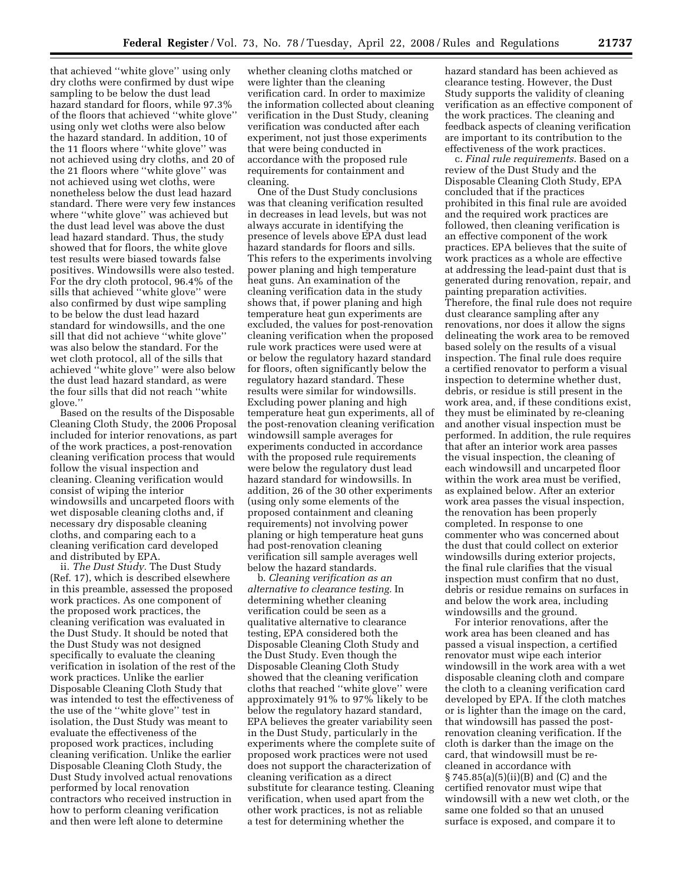that achieved ''white glove'' using only dry cloths were confirmed by dust wipe sampling to be below the dust lead hazard standard for floors, while 97.3% of the floors that achieved ''white glove'' using only wet cloths were also below the hazard standard. In addition, 10 of the 11 floors where ''white glove'' was not achieved using dry cloths, and 20 of the 21 floors where ''white glove'' was not achieved using wet cloths, were nonetheless below the dust lead hazard standard. There were very few instances where ''white glove'' was achieved but the dust lead level was above the dust lead hazard standard. Thus, the study showed that for floors, the white glove test results were biased towards false positives. Windowsills were also tested. For the dry cloth protocol, 96.4% of the sills that achieved ''white glove'' were also confirmed by dust wipe sampling to be below the dust lead hazard standard for windowsills, and the one sill that did not achieve ''white glove'' was also below the standard. For the wet cloth protocol, all of the sills that achieved ''white glove'' were also below the dust lead hazard standard, as were the four sills that did not reach ''white glove.''

Based on the results of the Disposable Cleaning Cloth Study, the 2006 Proposal included for interior renovations, as part of the work practices, a post-renovation cleaning verification process that would follow the visual inspection and cleaning. Cleaning verification would consist of wiping the interior windowsills and uncarpeted floors with wet disposable cleaning cloths and, if necessary dry disposable cleaning cloths, and comparing each to a cleaning verification card developed and distributed by EPA.

ii. *The Dust Study*. The Dust Study (Ref. 17), which is described elsewhere in this preamble, assessed the proposed work practices. As one component of the proposed work practices, the cleaning verification was evaluated in the Dust Study. It should be noted that the Dust Study was not designed specifically to evaluate the cleaning verification in isolation of the rest of the work practices. Unlike the earlier Disposable Cleaning Cloth Study that was intended to test the effectiveness of the use of the ''white glove'' test in isolation, the Dust Study was meant to evaluate the effectiveness of the proposed work practices, including cleaning verification. Unlike the earlier Disposable Cleaning Cloth Study, the Dust Study involved actual renovations performed by local renovation contractors who received instruction in how to perform cleaning verification and then were left alone to determine whether cleaning cloths matched or were lighter than the cleaning verification card. In order to maximize the information collected about cleaning verification in the Dust Study, cleaning verification was conducted after each experiment, not just those experiments that were being conducted in accordance with the proposed rule requirements for containment and cleaning.

One of the Dust Study conclusions was that cleaning verification resulted in decreases in lead levels, but was not always accurate in identifying the presence of levels above EPA dust lead hazard standards for floors and sills. This refers to the experiments involving power planing and high temperature heat guns. An examination of the cleaning verification data in the study shows that, if power planing and high temperature heat gun experiments are excluded, the values for post-renovation cleaning verification when the proposed rule work practices were used were at or below the regulatory hazard standard for floors, often significantly below the regulatory hazard standard. These results were similar for windowsills. Excluding power planing and high temperature heat gun experiments, all of the post-renovation cleaning verification windowsill sample averages for experiments conducted in accordance with the proposed rule requirements were below the regulatory dust lead hazard standard for windowsills. In addition, 26 of the 30 other experiments (using only some elements of the proposed containment and cleaning requirements) not involving power planing or high temperature heat guns had post-renovation cleaning verification sill sample averages well below the hazard standards.

b. *Cleaning verification as an alternative to clearance testing*. In determining whether cleaning verification could be seen as a qualitative alternative to clearance testing, EPA considered both the Disposable Cleaning Cloth Study and the Dust Study. Even though the Disposable Cleaning Cloth Study showed that the cleaning verification cloths that reached ''white glove'' were approximately 91% to 97% likely to be below the regulatory hazard standard, EPA believes the greater variability seen in the Dust Study, particularly in the experiments where the complete suite of proposed work practices were not used does not support the characterization of cleaning verification as a direct substitute for clearance testing. Cleaning verification, when used apart from the other work practices, is not as reliable a test for determining whether the hazard standard has been achieved as clearance testing. However, the Dust Study supports the validity of cleaning verification as an effective component of the work practices. The cleaning and feedback aspects of cleaning verification are important to its contribution to the effectiveness of the work practices.

c. *Final rule requirements*. Based on a review of the Dust Study and the Disposable Cleaning Cloth Study, EPA concluded that if the practices prohibited in this final rule are avoided and the required work practices are followed, then cleaning verification is an effective component of the work practices. EPA believes that the suite of work practices as a whole are effective at addressing the lead-paint dust that is generated during renovation, repair, and painting preparation activities. Therefore, the final rule does not require dust clearance sampling after any renovations, nor does it allow the signs delineating the work area to be removed based solely on the results of a visual inspection. The final rule does require a certified renovator to perform a visual inspection to determine whether dust, debris, or residue is still present in the work area, and, if these conditions exist, they must be eliminated by re-cleaning and another visual inspection must be performed. In addition, the rule requires that after an interior work area passes the visual inspection, the cleaning of each windowsill and uncarpeted floor within the work area must be verified, as explained below. After an exterior work area passes the visual inspection, the renovation has been properly completed. In response to one commenter who was concerned about the dust that could collect on exterior windowsills during exterior projects, the final rule clarifies that the visual inspection must confirm that no dust, debris or residue remains on surfaces in and below the work area, including windowsills and the ground.

For interior renovations, after the work area has been cleaned and has passed a visual inspection, a certified renovator must wipe each interior windowsill in the work area with a wet disposable cleaning cloth and compare the cloth to a cleaning verification card developed by EPA. If the cloth matches or is lighter than the image on the card, that windowsill has passed the post-renovation cleaning verification. If the cloth is darker than the image on the card, that windowsill must be re-cleaned in accordance with § 745.85(a)(5)(ii)(B) and (C) and the certified renovator must wipe that windowsill with a new wet cloth, or the same one folded so that an unused surface is exposed, and compare it to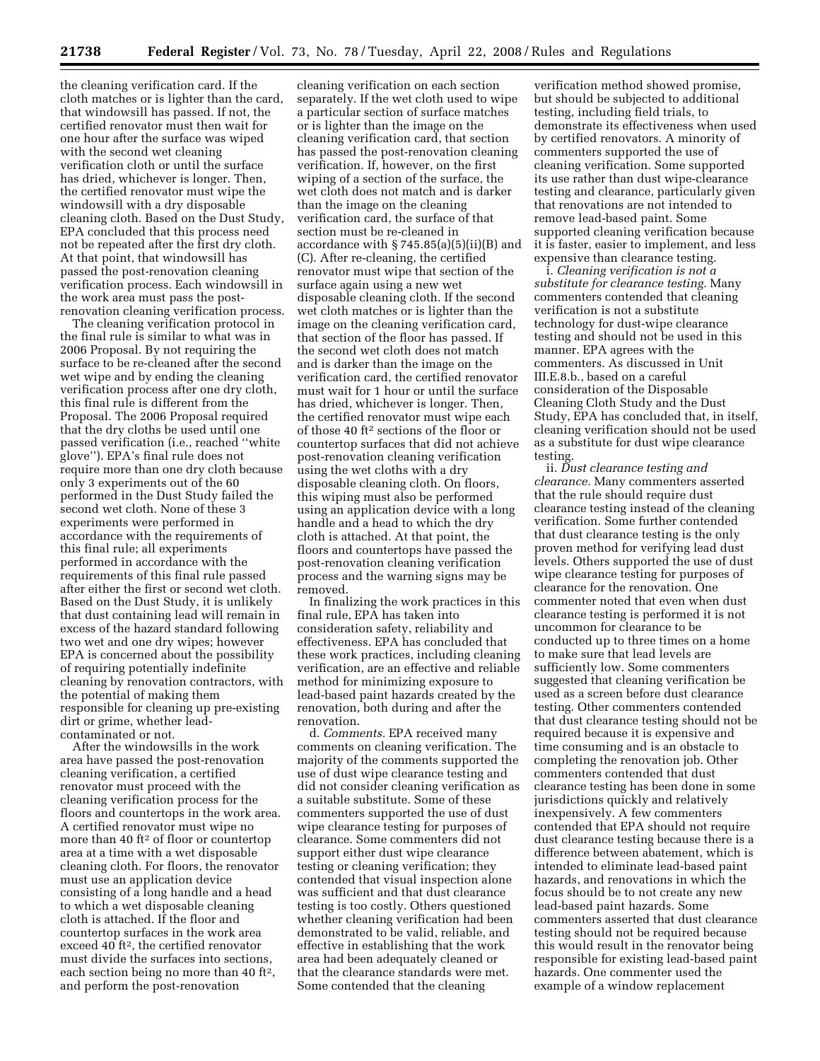the cleaning verification card. If the cloth matches or is lighter than the card, that windowsill has passed. If not, the certified renovator must then wait for one hour after the surface was wiped with the second wet cleaning verification cloth or until the surface has dried, whichever is longer. Then, the certified renovator must wipe the windowsill with a dry disposable cleaning cloth. Based on the Dust Study, EPA concluded that this process need not be repeated after the first dry cloth. At that point, that windowsill has passed the post-renovation cleaning verification process. Each windowsill in the work area must pass the post-renovation cleaning verification process.

The cleaning verification protocol in the final rule is similar to what was in 2006 Proposal. By not requiring the surface to be re-cleaned after the second wet wipe and by ending the cleaning verification process after one dry cloth, this final rule is different from the Proposal. The 2006 Proposal required that the dry cloths be used until one passed verification (i.e., reached ''white glove''). EPA's final rule does not require more than one dry cloth because only 3 experiments out of the 60 performed in the Dust Study failed the second wet cloth. None of these 3 experiments were performed in accordance with the requirements of this final rule; all experiments performed in accordance with the requirements of this final rule passed after either the first or second wet cloth. Based on the Dust Study, it is unlikely that dust containing lead will remain in excess of the hazard standard following two wet and one dry wipes; however EPA is concerned about the possibility of requiring potentially indefinite cleaning by renovation contractors, with the potential of making them responsible for cleaning up pre-existing dirt or grime, whether lead-contaminated or not.

After the windowsills in the work area have passed the post-renovation cleaning verification, a certified renovator must proceed with the cleaning verification process for the floors and countertops in the work area. A certified renovator must wipe no more than 40 ft$^2$ of floor or countertop area at a time with a wet disposable cleaning cloth. For floors, the renovator must use an application device consisting of a long handle and a head to which a wet disposable cleaning cloth is attached. If the floor and countertop surfaces in the work area exceed 40 ft$^2$, the certified renovator must divide the surfaces into sections, each section being no more than 40 ft$^2$, and perform the post-renovation cleaning verification on each section separately. If the wet cloth used to wipe a particular section of surface matches or is lighter than the image on the cleaning verification card, that section has passed the post-renovation cleaning verification. If, however, on the first wiping of a section of the surface, the wet cloth does not match and is darker than the image on the cleaning verification card, the surface of that section must be re-cleaned in accordance with § 745.85(a)(5)(ii)(B) and (C). After re-cleaning, the certified renovator must wipe that section of the surface again using a new wet disposable cleaning cloth. If the second wet cloth matches or is lighter than the image on the cleaning verification card, that section of the floor has passed. If the second wet cloth does not match and is darker than the image on the verification card, the certified renovator must wait for 1 hour or until the surface has dried, whichever is longer. Then, the certified renovator must wipe each of those 40 ft$^2$ sections of the floor or countertop surfaces that did not achieve post-renovation cleaning verification using the wet cloths with a dry disposable cleaning cloth. On floors, this wiping must also be performed using an application device with a long handle and a head to which the dry cloth is attached. At that point, the floors and countertops have passed the post-renovation cleaning verification process and the warning signs may be removed.

In finalizing the work practices in this final rule, EPA has taken into consideration safety, reliability and effectiveness. EPA has concluded that these work practices, including cleaning verification, are an effective and reliable method for minimizing exposure to lead-based paint hazards created by the renovation, both during and after the renovation.

d. *Comments.* EPA received many comments on cleaning verification. The majority of the comments supported the use of dust wipe clearance testing and did not consider cleaning verification as a suitable substitute. Some of these commenters supported the use of dust wipe clearance testing for purposes of clearance. Some commenters did not support either dust wipe clearance testing or cleaning verification; they contended that visual inspection alone was sufficient and that dust clearance testing is too costly. Others questioned whether cleaning verification had been demonstrated to be valid, reliable, and effective in establishing that the work area had been adequately cleaned or that the clearance standards were met. Some contended that the cleaning verification method showed promise, but should be subjected to additional testing, including field trials, to demonstrate its effectiveness when used by certified renovators. A minority of commenters supported the use of cleaning verification. Some supported its use rather than dust wipe-clearance testing and clearance, particularly given that renovations are not intended to remove lead-based paint. Some supported cleaning verification because it is faster, easier to implement, and less expensive than clearance testing.

i. *Cleaning verification is not a substitute for clearance testing.* Many commenters contended that cleaning verification is not a substitute technology for dust-wipe clearance testing and should not be used in this manner. EPA agrees with the commenters. As discussed in Unit III.E.8.b., based on a careful consideration of the Disposable Cleaning Cloth Study and the Dust Study, EPA has concluded that, in itself, cleaning verification should not be used as a substitute for dust wipe clearance testing.

ii. *Dust clearance testing and clearance.* Many commenters asserted that the rule should require dust clearance testing instead of the cleaning verification. Some further contended that dust clearance testing is the only proven method for verifying lead dust levels. Others supported the use of dust wipe clearance testing for purposes of clearance for the renovation. One commenter noted that even when dust clearance testing is performed it is not uncommon for clearance to be conducted up to three times on a home to make sure that lead levels are sufficiently low. Some commenters suggested that cleaning verification be used as a screen before dust clearance testing. Other commenters contended that dust clearance testing should not be required because it is expensive and time consuming and is an obstacle to completing the renovation job. Other commenters contended that dust clearance testing has been done in some jurisdictions quickly and relatively inexpensively. A few commenters contended that EPA should not require dust clearance testing because there is a difference between abatement, which is intended to eliminate lead-based paint hazards, and renovations in which the focus should be to not create any new lead-based paint hazards. Some commenters asserted that dust clearance testing should not be required because this would result in the renovator being responsible for existing lead-based paint hazards. One commenter used the example of a window replacement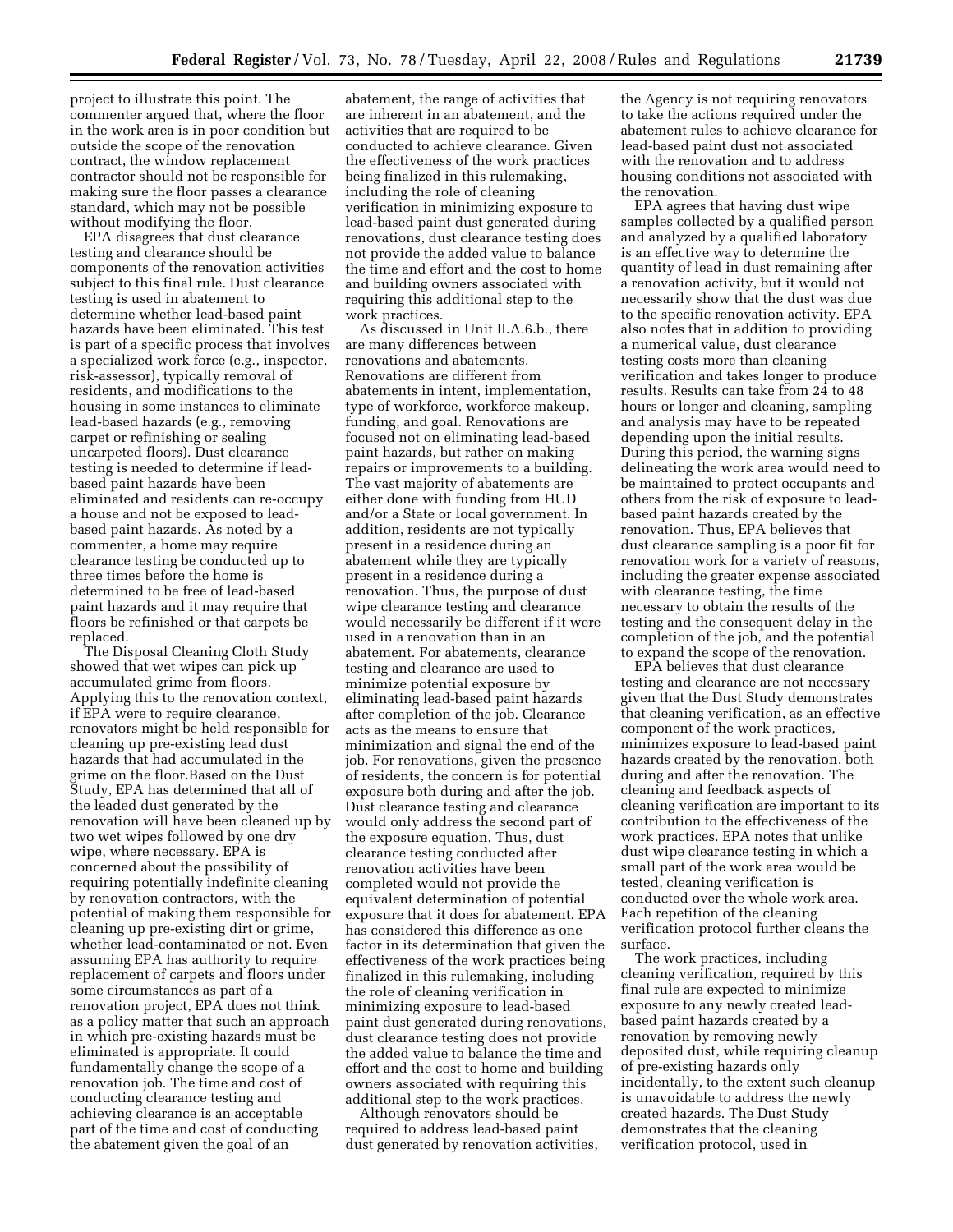project to illustrate this point. The commenter argued that, where the floor in the work area is in poor condition but outside the scope of the renovation contract, the window replacement contractor should not be responsible for making sure the floor passes a clearance standard, which may not be possible without modifying the floor.

EPA disagrees that dust clearance testing and clearance should be components of the renovation activities subject to this final rule. Dust clearance testing is used in abatement to determine whether lead-based paint hazards have been eliminated. This test is part of a specific process that involves a specialized work force (e.g., inspector, risk-assessor), typically removal of residents, and modifications to the housing in some instances to eliminate lead-based hazards (e.g., removing carpet or refinishing or sealing uncarpeted floors). Dust clearance testing is needed to determine if lead-based paint hazards have been eliminated and residents can re-occupy a house and not be exposed to lead-based paint hazards. As noted by a commenter, a home may require clearance testing be conducted up to three times before the home is determined to be free of lead-based paint hazards and it may require that floors be refinished or that carpets be replaced.

The Disposal Cleaning Cloth Study showed that wet wipes can pick up accumulated grime from floors. Applying this to the renovation context, if EPA were to require clearance, renovators might be held responsible for cleaning up pre-existing lead dust hazards that had accumulated in the grime on the floor.Based on the Dust Study, EPA has determined that all of the leaded dust generated by the renovation will have been cleaned up by two wet wipes followed by one dry wipe, where necessary. EPA is concerned about the possibility of requiring potentially indefinite cleaning by renovation contractors, with the potential of making them responsible for cleaning up pre-existing dirt or grime, whether lead-contaminated or not. Even assuming EPA has authority to require replacement of carpets and floors under some circumstances as part of a renovation project, EPA does not think as a policy matter that such an approach in which pre-existing hazards must be eliminated is appropriate. It could fundamentally change the scope of a renovation job. The time and cost of conducting clearance testing and achieving clearance is an acceptable part of the time and cost of conducting the abatement given the goal of an abatement, the range of activities that are inherent in an abatement, and the activities that are required to be conducted to achieve clearance. Given the effectiveness of the work practices being finalized in this rulemaking, including the role of cleaning verification in minimizing exposure to lead-based paint dust generated during renovations, dust clearance testing does not provide the added value to balance the time and effort and the cost to home and building owners associated with requiring this additional step to the work practices.

As discussed in Unit II.A.6.b., there are many differences between renovations and abatements. Renovations are different from abatements in intent, implementation, type of workforce, workforce makeup, funding, and goal. Renovations are focused not on eliminating lead-based paint hazards, but rather on making repairs or improvements to a building. The vast majority of abatements are either done with funding from HUD and/or a State or local government. In addition, residents are not typically present in a residence during an abatement while they are typically present in a residence during a renovation. Thus, the purpose of dust wipe clearance testing and clearance would necessarily be different if it were used in a renovation than in an abatement. For abatements, clearance testing and clearance are used to minimize potential exposure by eliminating lead-based paint hazards after completion of the job. Clearance acts as the means to ensure that minimization and signal the end of the job. For renovations, given the presence of residents, the concern is for potential exposure both during and after the job. Dust clearance testing and clearance would only address the second part of the exposure equation. Thus, dust clearance testing conducted after renovation activities have been completed would not provide the equivalent determination of potential exposure that it does for abatement. EPA has considered this difference as one factor in its determination that given the effectiveness of the work practices being finalized in this rulemaking, including the role of cleaning verification in minimizing exposure to lead-based paint dust generated during renovations, dust clearance testing does not provide the added value to balance the time and effort and the cost to home and building owners associated with requiring this additional step to the work practices.

Although renovators should be required to address lead-based paint dust generated by renovation activities, the Agency is not requiring renovators to take the actions required under the abatement rules to achieve clearance for lead-based paint dust not associated with the renovation and to address housing conditions not associated with the renovation.

EPA agrees that having dust wipe samples collected by a qualified person and analyzed by a qualified laboratory is an effective way to determine the quantity of lead in dust remaining after a renovation activity, but it would not necessarily show that the dust was due to the specific renovation activity. EPA also notes that in addition to providing a numerical value, dust clearance testing costs more than cleaning verification and takes longer to produce results. Results can take from 24 to 48 hours or longer and cleaning, sampling and analysis may have to be repeated depending upon the initial results. During this period, the warning signs delineating the work area would need to be maintained to protect occupants and others from the risk of exposure to lead-based paint hazards created by the renovation. Thus, EPA believes that dust clearance sampling is a poor fit for renovation work for a variety of reasons, including the greater expense associated with clearance testing, the time necessary to obtain the results of the testing and the consequent delay in the completion of the job, and the potential to expand the scope of the renovation.

EPA believes that dust clearance testing and clearance are not necessary given that the Dust Study demonstrates that cleaning verification, as an effective component of the work practices, minimizes exposure to lead-based paint hazards created by the renovation, both during and after the renovation. The cleaning and feedback aspects of cleaning verification are important to its contribution to the effectiveness of the work practices. EPA notes that unlike dust wipe clearance testing in which a small part of the work area would be tested, cleaning verification is conducted over the whole work area. Each repetition of the cleaning verification protocol further cleans the surface.

The work practices, including cleaning verification, required by this final rule are expected to minimize exposure to any newly created lead-based paint hazards created by a renovation by removing newly deposited dust, while requiring cleanup of pre-existing hazards only incidentally, to the extent such cleanup is unavoidable to address the newly created hazards. The Dust Study demonstrates that the cleaning verification protocol, used in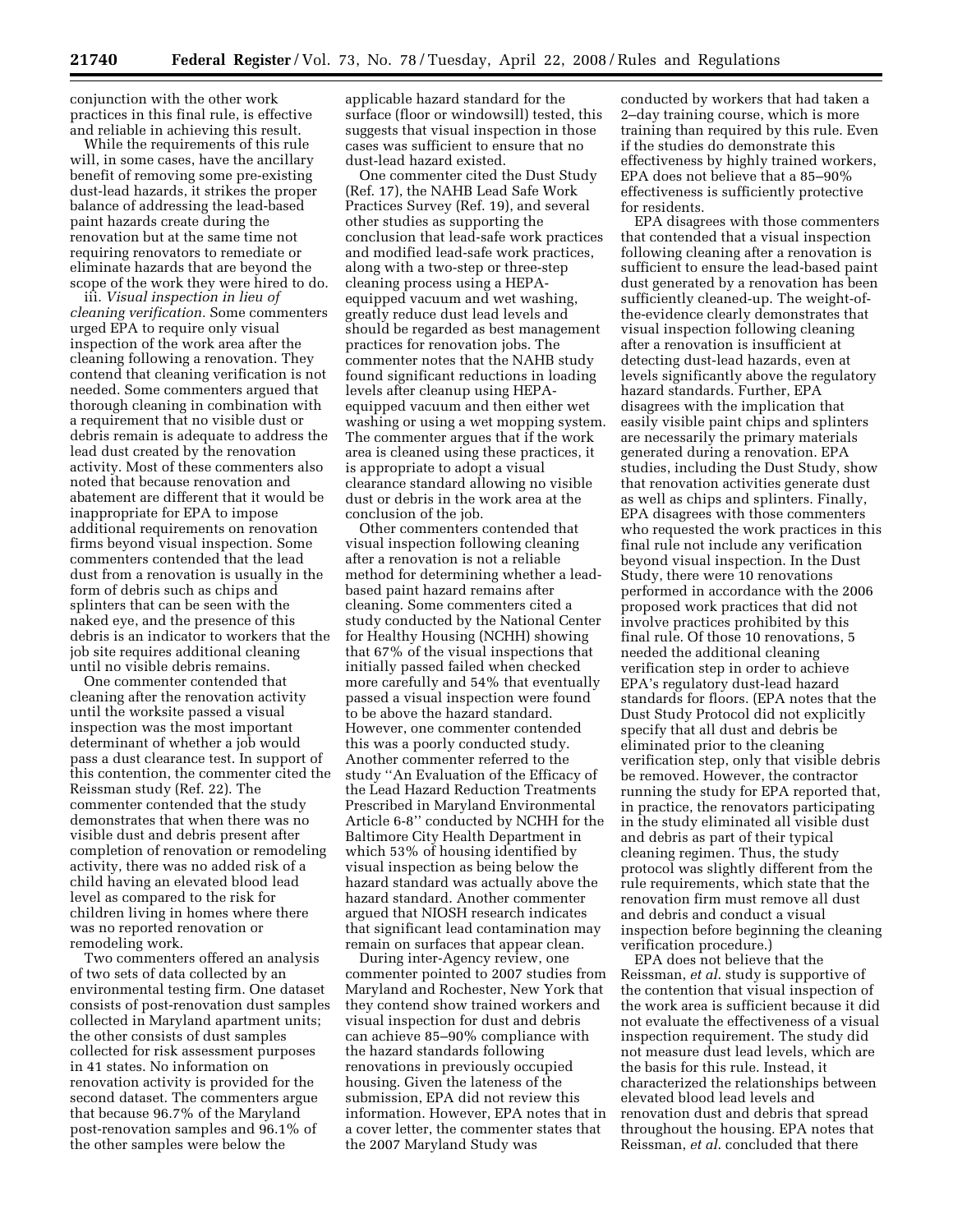conjunction with the other work practices in this final rule, is effective and reliable in achieving this result.

While the requirements of this rule will, in some cases, have the ancillary benefit of removing some pre-existing dust-lead hazards, it strikes the proper balance of addressing the lead-based paint hazards create during the renovation but at the same time not requiring renovators to remediate or eliminate hazards that are beyond the scope of the work they were hired to do.

iii. *Visual inspection in lieu of cleaning verification.* Some commenters urged EPA to require only visual inspection of the work area after the cleaning following a renovation. They contend that cleaning verification is not needed. Some commenters argued that thorough cleaning in combination with a requirement that no visible dust or debris remain is adequate to address the lead dust created by the renovation activity. Most of these commenters also noted that because renovation and abatement are different that it would be inappropriate for EPA to impose additional requirements on renovation firms beyond visual inspection. Some commenters contended that the lead dust from a renovation is usually in the form of debris such as chips and splinters that can be seen with the naked eye, and the presence of this debris is an indicator to workers that the job site requires additional cleaning until no visible debris remains.

One commenter contended that cleaning after the renovation activity until the worksite passed a visual inspection was the most important determinant of whether a job would pass a dust clearance test. In support of this contention, the commenter cited the Reissman study (Ref. 22). The commenter contended that the study demonstrates that when there was no visible dust and debris present after completion of renovation or remodeling activity, there was no added risk of a child having an elevated blood lead level as compared to the risk for children living in homes where there was no reported renovation or remodeling work.

Two commenters offered an analysis of two sets of data collected by an environmental testing firm. One dataset consists of post-renovation dust samples collected in Maryland apartment units; the other consists of dust samples collected for risk assessment purposes in 41 states. No information on renovation activity is provided for the second dataset. The commenters argue that because 96.7% of the Maryland post-renovation samples and 96.1% of the other samples were below the applicable hazard standard for the surface (floor or windowsill) tested, this suggests that visual inspection in those cases was sufficient to ensure that no dust-lead hazard existed.

One commenter cited the Dust Study (Ref. 17), the NAHB Lead Safe Work Practices Survey (Ref. 19), and several other studies as supporting the conclusion that lead-safe work practices and modified lead-safe work practices, along with a two-step or three-step cleaning process using a HEPA-equipped vacuum and wet washing, greatly reduce dust lead levels and should be regarded as best management practices for renovation jobs. The commenter notes that the NAHB study found significant reductions in loading levels after cleanup using HEPA-equipped vacuum and then either wet washing or using a wet mopping system. The commenter argues that if the work area is cleaned using these practices, it is appropriate to adopt a visual clearance standard allowing no visible dust or debris in the work area at the conclusion of the job.

Other commenters contended that visual inspection following cleaning after a renovation is not a reliable method for determining whether a lead-based paint hazard remains after cleaning. Some commenters cited a study conducted by the National Center for Healthy Housing (NCHH) showing that 67% of the visual inspections that initially passed failed when checked more carefully and 54% that eventually passed a visual inspection were found to be above the hazard standard. However, one commenter contended this was a poorly conducted study. Another commenter referred to the study ''An Evaluation of the Efficacy of the Lead Hazard Reduction Treatments Prescribed in Maryland Environmental Article 6-8'' conducted by NCHH for the Baltimore City Health Department in which 53% of housing identified by visual inspection as being below the hazard standard was actually above the hazard standard. Another commenter argued that NIOSH research indicates that significant lead contamination may remain on surfaces that appear clean.

During inter-Agency review, one commenter pointed to 2007 studies from Maryland and Rochester, New York that they contend show trained workers and visual inspection for dust and debris can achieve 85–90% compliance with the hazard standards following renovations in previously occupied housing. Given the lateness of the submission, EPA did not review this information. However, EPA notes that in a cover letter, the commenter states that the 2007 Maryland Study was conducted by workers that had taken a 2–day training course, which is more training than required by this rule. Even if the studies do demonstrate this effectiveness by highly trained workers, EPA does not believe that a 85–90% effectiveness is sufficiently protective for residents.

EPA disagrees with those commenters that contended that a visual inspection following cleaning after a renovation is sufficient to ensure the lead-based paint dust generated by a renovation has been sufficiently cleaned-up. The weight-of-the-evidence clearly demonstrates that visual inspection following cleaning after a renovation is insufficient at detecting dust-lead hazards, even at levels significantly above the regulatory hazard standards. Further, EPA disagrees with the implication that easily visible paint chips and splinters are necessarily the primary materials generated during a renovation. EPA studies, including the Dust Study, show that renovation activities generate dust as well as chips and splinters. Finally, EPA disagrees with those commenters who requested the work practices in this final rule not include any verification beyond visual inspection. In the Dust Study, there were 10 renovations performed in accordance with the 2006 proposed work practices that did not involve practices prohibited by this final rule. Of those 10 renovations, 5 needed the additional cleaning verification step in order to achieve EPA's regulatory dust-lead hazard standards for floors. (EPA notes that the Dust Study Protocol did not explicitly specify that all dust and debris be eliminated prior to the cleaning verification step, only that visible debris be removed. However, the contractor running the study for EPA reported that, in practice, the renovators participating in the study eliminated all visible dust and debris as part of their typical cleaning regimen. Thus, the study protocol was slightly different from the rule requirements, which state that the renovation firm must remove all dust and debris and conduct a visual inspection before beginning the cleaning verification procedure.)

EPA does not believe that the Reissman, *et al.* study is supportive of the contention that visual inspection of the work area is sufficient because it did not evaluate the effectiveness of a visual inspection requirement. The study did not measure dust lead levels, which are the basis for this rule. Instead, it characterized the relationships between elevated blood lead levels and renovation dust and debris that spread throughout the housing. EPA notes that Reissman, *et al.* concluded that there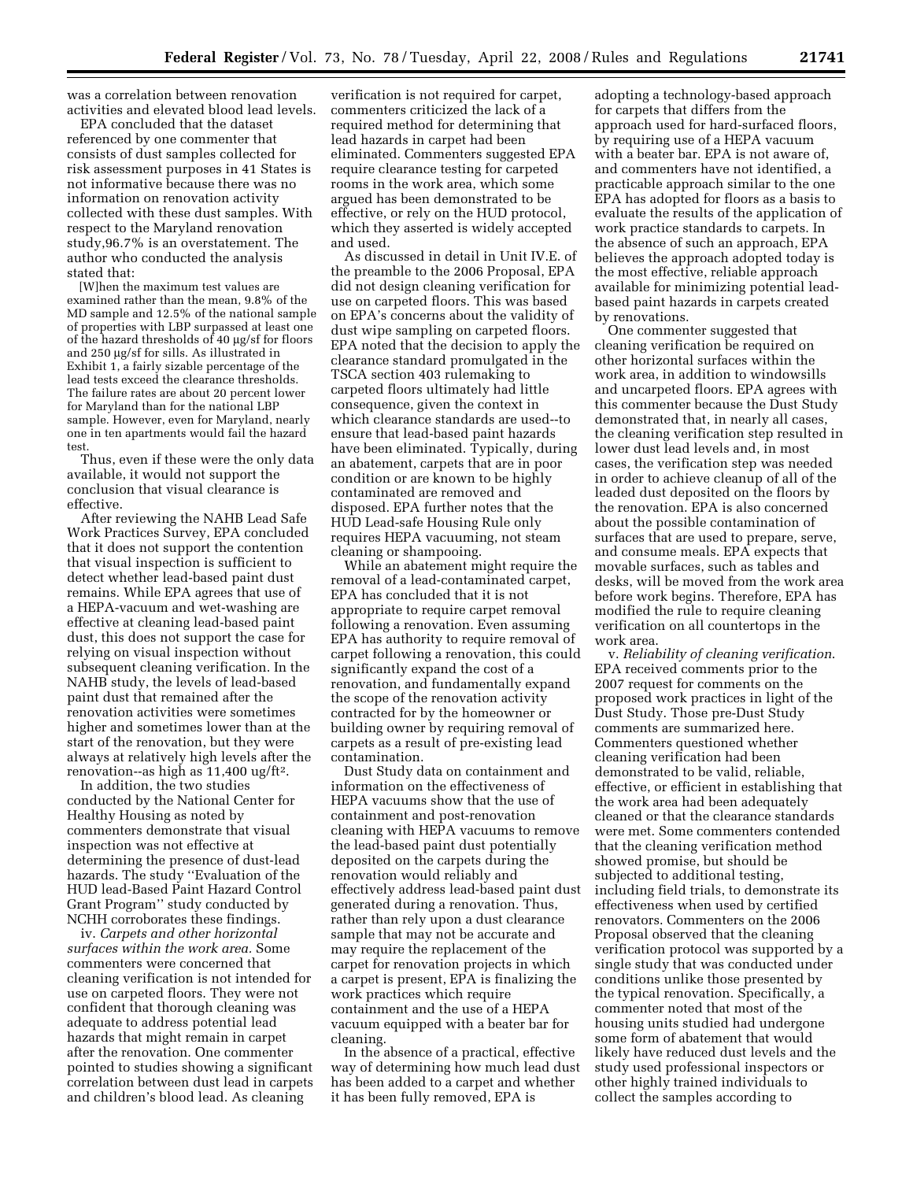was a correlation between renovation activities and elevated blood lead levels.

EPA concluded that the dataset referenced by one commenter that consists of dust samples collected for risk assessment purposes in 41 States is not informative because there was no information on renovation activity collected with these dust samples. With respect to the Maryland renovation study,96.7% is an overstatement. The author who conducted the analysis stated that:

> [W]hen the maximum test values are examined rather than the mean, 9.8% of the MD sample and 12.5% of the national sample of properties with LBP surpassed at least one of the hazard thresholds of 40 µg/sf for floors and 250 µg/sf for sills. As illustrated in Exhibit 1, a fairly sizable percentage of the lead tests exceed the clearance thresholds. The failure rates are about 20 percent lower for Maryland than for the national LBP sample. However, even for Maryland, nearly one in ten apartments would fail the hazard test.

Thus, even if these were the only data available, it would not support the conclusion that visual clearance is effective.

After reviewing the NAHB Lead Safe Work Practices Survey, EPA concluded that it does not support the contention that visual inspection is sufficient to detect whether lead-based paint dust remains. While EPA agrees that use of a HEPA-vacuum and wet-washing are effective at cleaning lead-based paint dust, this does not support the case for relying on visual inspection without subsequent cleaning verification. In the NAHB study, the levels of lead-based paint dust that remained after the renovation activities were sometimes higher and sometimes lower than at the start of the renovation, but they were always at relatively high levels after the renovation--as high as 11,400 ug/ft$^2$.

In addition, the two studies conducted by the National Center for Healthy Housing as noted by commenters demonstrate that visual inspection was not effective at determining the presence of dust-lead hazards. The study ''Evaluation of the HUD lead-Based Paint Hazard Control Grant Program'' study conducted by NCHH corroborates these findings.

iv. *Carpets and other horizontal surfaces within the work area.* Some commenters were concerned that cleaning verification is not intended for use on carpeted floors. They were not confident that thorough cleaning was adequate to address potential lead hazards that might remain in carpet after the renovation. One commenter pointed to studies showing a significant correlation between dust lead in carpets and children's blood lead. As cleaning verification is not required for carpet, commenters criticized the lack of a required method for determining that lead hazards in carpet had been eliminated. Commenters suggested EPA require clearance testing for carpeted rooms in the work area, which some argued has been demonstrated to be effective, or rely on the HUD protocol, which they asserted is widely accepted and used.

As discussed in detail in Unit IV.E. of the preamble to the 2006 Proposal, EPA did not design cleaning verification for use on carpeted floors. This was based on EPA's concerns about the validity of dust wipe sampling on carpeted floors. EPA noted that the decision to apply the clearance standard promulgated in the TSCA section 403 rulemaking to carpeted floors ultimately had little consequence, given the context in which clearance standards are used--to ensure that lead-based paint hazards have been eliminated. Typically, during an abatement, carpets that are in poor condition or are known to be highly contaminated are removed and disposed. EPA further notes that the HUD Lead-safe Housing Rule only requires HEPA vacuuming, not steam cleaning or shampooing.

While an abatement might require the removal of a lead-contaminated carpet, EPA has concluded that it is not appropriate to require carpet removal following a renovation. Even assuming EPA has authority to require removal of carpet following a renovation, this could significantly expand the cost of a renovation, and fundamentally expand the scope of the renovation activity contracted for by the homeowner or building owner by requiring removal of carpets as a result of pre-existing lead contamination.

Dust Study data on containment and information on the effectiveness of HEPA vacuums show that the use of containment and post-renovation cleaning with HEPA vacuums to remove the lead-based paint dust potentially deposited on the carpets during the renovation would reliably and effectively address lead-based paint dust generated during a renovation. Thus, rather than rely upon a dust clearance sample that may not be accurate and may require the replacement of the carpet for renovation projects in which a carpet is present, EPA is finalizing the work practices which require containment and the use of a HEPA vacuum equipped with a beater bar for cleaning.

In the absence of a practical, effective way of determining how much lead dust has been added to a carpet and whether it has been fully removed, EPA is adopting a technology-based approach for carpets that differs from the approach used for hard-surfaced floors, by requiring use of a HEPA vacuum with a beater bar. EPA is not aware of, and commenters have not identified, a practicable approach similar to the one EPA has adopted for floors as a basis to evaluate the results of the application of work practice standards to carpets. In the absence of such an approach, EPA believes the approach adopted today is the most effective, reliable approach available for minimizing potential lead-based paint hazards in carpets created by renovations.

One commenter suggested that cleaning verification be required on other horizontal surfaces within the work area, in addition to windowsills and uncarpeted floors. EPA agrees with this commenter because the Dust Study demonstrated that, in nearly all cases, the cleaning verification step resulted in lower dust lead levels and, in most cases, the verification step was needed in order to achieve cleanup of all of the leaded dust deposited on the floors by the renovation. EPA is also concerned about the possible contamination of surfaces that are used to prepare, serve, and consume meals. EPA expects that movable surfaces, such as tables and desks, will be moved from the work area before work begins. Therefore, EPA has modified the rule to require cleaning verification on all countertops in the work area.

v. *Reliability of cleaning verification.* EPA received comments prior to the 2007 request for comments on the proposed work practices in light of the Dust Study. Those pre-Dust Study comments are summarized here. Commenters questioned whether cleaning verification had been demonstrated to be valid, reliable, effective, or efficient in establishing that the work area had been adequately cleaned or that the clearance standards were met. Some commenters contended that the cleaning verification method showed promise, but should be subjected to additional testing, including field trials, to demonstrate its effectiveness when used by certified renovators. Commenters on the 2006 Proposal observed that the cleaning verification protocol was supported by a single study that was conducted under conditions unlike those presented by the typical renovation. Specifically, a commenter noted that most of the housing units studied had undergone some form of abatement that would likely have reduced dust levels and the study used professional inspectors or other highly trained individuals to collect the samples according to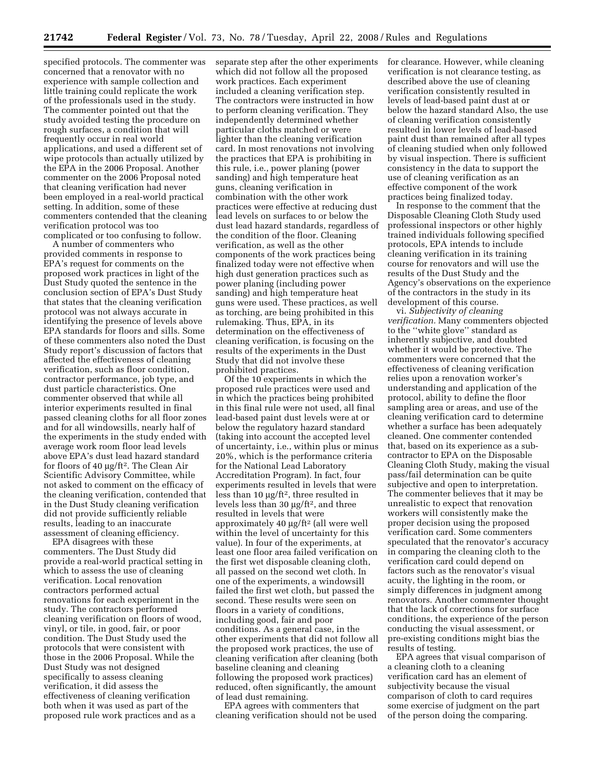specified protocols. The commenter was concerned that a renovator with no experience with sample collection and little training could replicate the work of the professionals used in the study. The commenter pointed out that the study avoided testing the procedure on rough surfaces, a condition that will frequently occur in real world applications, and used a different set of wipe protocols than actually utilized by the EPA in the 2006 Proposal. Another commenter on the 2006 Proposal noted that cleaning verification had never been employed in a real-world practical setting. In addition, some of these commenters contended that the cleaning verification protocol was too complicated or too confusing to follow.

A number of commenters who provided comments in response to EPA's request for comments on the proposed work practices in light of the Dust Study quoted the sentence in the conclusion section of EPA's Dust Study that states that the cleaning verification protocol was not always accurate in identifying the presence of levels above EPA standards for floors and sills. Some of these commenters also noted the Dust Study report's discussion of factors that affected the effectiveness of cleaning verification, such as floor condition, contractor performance, job type, and dust particle characteristics. One commenter observed that while all interior experiments resulted in final passed cleaning cloths for all floor zones and for all windowsills, nearly half of the experiments in the study ended with average work room floor lead levels above EPA's dust lead hazard standard for floors of 40 µg/ft². The Clean Air Scientific Advisory Committee, while not asked to comment on the efficacy of the cleaning verification, contended that in the Dust Study cleaning verification did not provide sufficiently reliable results, leading to an inaccurate assessment of cleaning efficiency.

EPA disagrees with these commenters. The Dust Study did provide a real-world practical setting in which to assess the use of cleaning verification. Local renovation contractors performed actual renovations for each experiment in the study. The contractors performed cleaning verification on floors of wood, vinyl, or tile, in good, fair, or poor condition. The Dust Study used the protocols that were consistent with those in the 2006 Proposal. While the Dust Study was not designed specifically to assess cleaning verification, it did assess the effectiveness of cleaning verification both when it was used as part of the proposed rule work practices and as a separate step after the other experiments which did not follow all the proposed work practices. Each experiment included a cleaning verification step. The contractors were instructed in how to perform cleaning verification. They independently determined whether particular cloths matched or were lighter than the cleaning verification card. In most renovations not involving the practices that EPA is prohibiting in this rule, i.e., power planing (power sanding) and high temperature heat guns, cleaning verification in combination with the other work practices were effective at reducing dust lead levels on surfaces to or below the dust lead hazard standards, regardless of the condition of the floor. Cleaning verification, as well as the other components of the work practices being finalized today were not effective when high dust generation practices such as power planing (including power sanding) and high temperature heat guns were used. These practices, as well as torching, are being prohibited in this rulemaking. Thus, EPA, in its determination on the effectiveness of cleaning verification, is focusing on the results of the experiments in the Dust Study that did not involve these prohibited practices.

Of the 10 experiments in which the proposed rule practices were used and in which the practices being prohibited in this final rule were not used, all final lead-based paint dust levels were at or below the regulatory hazard standard (taking into account the accepted level of uncertainty, i.e., within plus or minus 20%, which is the performance criteria for the National Lead Laboratory Accreditation Program). In fact, four experiments resulted in levels that were less than 10 µg/ft², three resulted in levels less than 30 µg/ft², and three resulted in levels that were approximately 40 µg/ft² (all were well within the level of uncertainty for this value). In four of the experiments, at least one floor area failed verification on the first wet disposable cleaning cloth, all passed on the second wet cloth. In one of the experiments, a windowsill failed the first wet cloth, but passed the second. These results were seen on floors in a variety of conditions, including good, fair and poor conditions. As a general case, in the other experiments that did not follow all the proposed work practices, the use of cleaning verification after cleaning (both baseline cleaning and cleaning following the proposed work practices) reduced, often significantly, the amount of lead dust remaining.

EPA agrees with commenters that cleaning verification should not be used for clearance. However, while cleaning verification is not clearance testing, as described above the use of cleaning verification consistently resulted in levels of lead-based paint dust at or below the hazard standard Also, the use of cleaning verification consistently resulted in lower levels of lead-based paint dust than remained after all types of cleaning studied when only followed by visual inspection. There is sufficient consistency in the data to support the use of cleaning verification as an effective component of the work practices being finalized today.

In response to the comment that the Disposable Cleaning Cloth Study used professional inspectors or other highly trained individuals following specified protocols, EPA intends to include cleaning verification in its training course for renovators and will use the results of the Dust Study and the Agency's observations on the experience of the contractors in the study in its development of this course.

vi. *Subjectivity of cleaning verification.* Many commenters objected to the ''white glove'' standard as inherently subjective, and doubted whether it would be protective. The commenters were concerned that the effectiveness of cleaning verification relies upon a renovation worker's understanding and application of the protocol, ability to define the floor sampling area or areas, and use of the cleaning verification card to determine whether a surface has been adequately cleaned. One commenter contended that, based on its experience as a sub-contractor to EPA on the Disposable Cleaning Cloth Study, making the visual pass/fail determination can be quite subjective and open to interpretation. The commenter believes that it may be unrealistic to expect that renovation workers will consistently make the proper decision using the proposed verification card. Some commenters speculated that the renovator's accuracy in comparing the cleaning cloth to the verification card could depend on factors such as the renovator's visual acuity, the lighting in the room, or simply differences in judgment among renovators. Another commenter thought that the lack of corrections for surface conditions, the experience of the person conducting the visual assessment, or pre-existing conditions might bias the results of testing.

EPA agrees that visual comparison of a cleaning cloth to a cleaning verification card has an element of subjectivity because the visual comparison of cloth to card requires some exercise of judgment on the part of the person doing the comparing.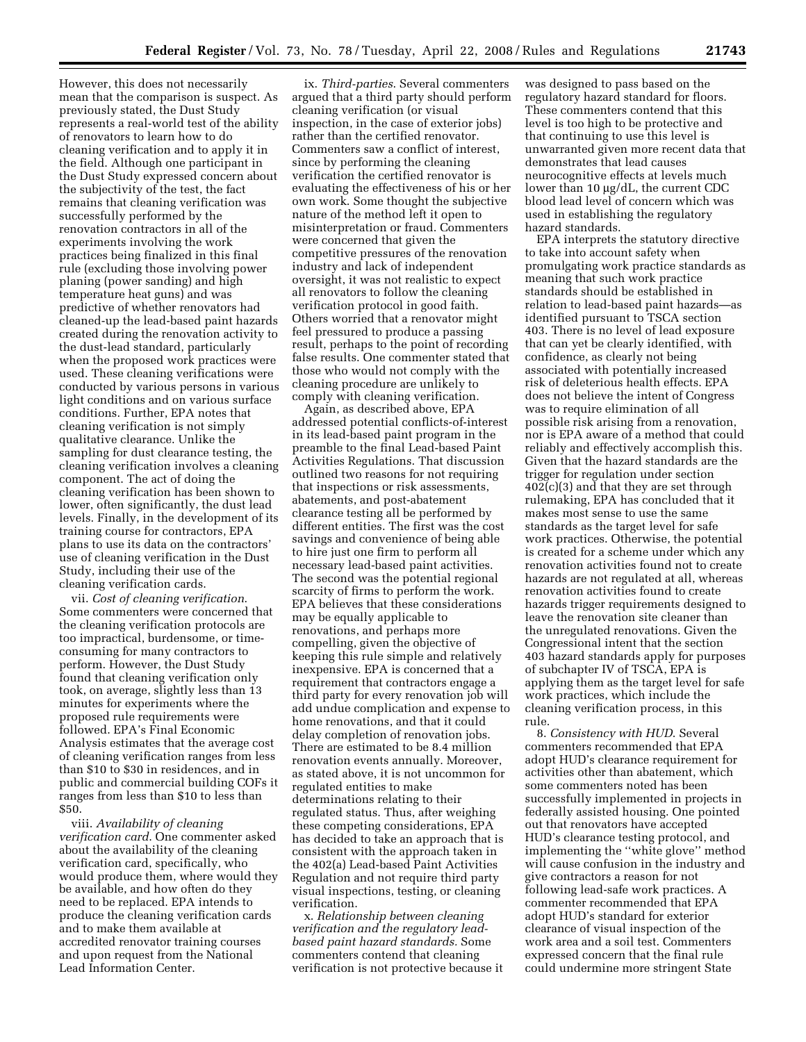However, this does not necessarily mean that the comparison is suspect. As previously stated, the Dust Study represents a real-world test of the ability of renovators to learn how to do cleaning verification and to apply it in the field. Although one participant in the Dust Study expressed concern about the subjectivity of the test, the fact remains that cleaning verification was successfully performed by the renovation contractors in all of the experiments involving the work practices being finalized in this final rule (excluding those involving power planing (power sanding) and high temperature heat guns) and was predictive of whether renovators had cleaned-up the lead-based paint hazards created during the renovation activity to the dust-lead standard, particularly when the proposed work practices were used. These cleaning verifications were conducted by various persons in various light conditions and on various surface conditions. Further, EPA notes that cleaning verification is not simply qualitative clearance. Unlike the sampling for dust clearance testing, the cleaning verification involves a cleaning component. The act of doing the cleaning verification has been shown to lower, often significantly, the dust lead levels. Finally, in the development of its training course for contractors, EPA plans to use its data on the contractors' use of cleaning verification in the Dust Study, including their use of the cleaning verification cards.

vii. *Cost of cleaning verification*. Some commenters were concerned that the cleaning verification protocols are too impractical, burdensome, or time-consuming for many contractors to perform. However, the Dust Study found that cleaning verification only took, on average, slightly less than 13 minutes for experiments where the proposed rule requirements were followed. EPA's Final Economic Analysis estimates that the average cost of cleaning verification ranges from less than \$10 to \$30 in residences, and in public and commercial building COFs it ranges from less than \$10 to less than \$50.

viii. *Availability of cleaning verification card*. One commenter asked about the availability of the cleaning verification card, specifically, who would produce them, where would they be available, and how often do they need to be replaced. EPA intends to produce the cleaning verification cards and to make them available at accredited renovator training courses and upon request from the National Lead Information Center.

ix. *Third-parties*. Several commenters argued that a third party should perform cleaning verification (or visual inspection, in the case of exterior jobs) rather than the certified renovator. Commenters saw a conflict of interest, since by performing the cleaning verification the certified renovator is evaluating the effectiveness of his or her own work. Some thought the subjective nature of the method left it open to misinterpretation or fraud. Commenters were concerned that given the competitive pressures of the renovation industry and lack of independent oversight, it was not realistic to expect all renovators to follow the cleaning verification protocol in good faith. Others worried that a renovator might feel pressured to produce a passing result, perhaps to the point of recording false results. One commenter stated that those who would not comply with the cleaning procedure are unlikely to comply with cleaning verification.

Again, as described above, EPA addressed potential conflicts-of-interest in its lead-based paint program in the preamble to the final Lead-based Paint Activities Regulations. That discussion outlined two reasons for not requiring that inspections or risk assessments, abatements, and post-abatement clearance testing all be performed by different entities. The first was the cost savings and convenience of being able to hire just one firm to perform all necessary lead-based paint activities. The second was the potential regional scarcity of firms to perform the work. EPA believes that these considerations may be equally applicable to renovations, and perhaps more compelling, given the objective of keeping this rule simple and relatively inexpensive. EPA is concerned that a requirement that contractors engage a third party for every renovation job will add undue complication and expense to home renovations, and that it could delay completion of renovation jobs. There are estimated to be 8.4 million renovation events annually. Moreover, as stated above, it is not uncommon for regulated entities to make determinations relating to their regulated status. Thus, after weighing these competing considerations, EPA has decided to take an approach that is consistent with the approach taken in the 402(a) Lead-based Paint Activities Regulation and not require third party visual inspections, testing, or cleaning verification.

x. *Relationship between cleaning verification and the regulatory lead-based paint hazard standards.* Some commenters contend that cleaning verification is not protective because it was designed to pass based on the regulatory hazard standard for floors. These commenters contend that this level is too high to be protective and that continuing to use this level is unwarranted given more recent data that demonstrates that lead causes neurocognitive effects at levels much lower than 10 μg/dL, the current CDC blood lead level of concern which was used in establishing the regulatory hazard standards.

EPA interprets the statutory directive to take into account safety when promulgating work practice standards as meaning that such work practice standards should be established in relation to lead-based paint hazards—as identified pursuant to TSCA section 403. There is no level of lead exposure that can yet be clearly identified, with confidence, as clearly not being associated with potentially increased risk of deleterious health effects. EPA does not believe the intent of Congress was to require elimination of all possible risk arising from a renovation, nor is EPA aware of a method that could reliably and effectively accomplish this. Given that the hazard standards are the trigger for regulation under section 402(c)(3) and that they are set through rulemaking, EPA has concluded that it makes most sense to use the same standards as the target level for safe work practices. Otherwise, the potential is created for a scheme under which any renovation activities found not to create hazards are not regulated at all, whereas renovation activities found to create hazards trigger requirements designed to leave the renovation site cleaner than the unregulated renovations. Given the Congressional intent that the section 403 hazard standards apply for purposes of subchapter IV of TSCA, EPA is applying them as the target level for safe work practices, which include the cleaning verification process, in this rule.

8. *Consistency with HUD*. Several commenters recommended that EPA adopt HUD's clearance requirement for activities other than abatement, which some commenters noted has been successfully implemented in projects in federally assisted housing. One pointed out that renovators have accepted HUD's clearance testing protocol, and implementing the ''white glove'' method will cause confusion in the industry and give contractors a reason for not following lead-safe work practices. A commenter recommended that EPA adopt HUD's standard for exterior clearance of visual inspection of the work area and a soil test. Commenters expressed concern that the final rule could undermine more stringent State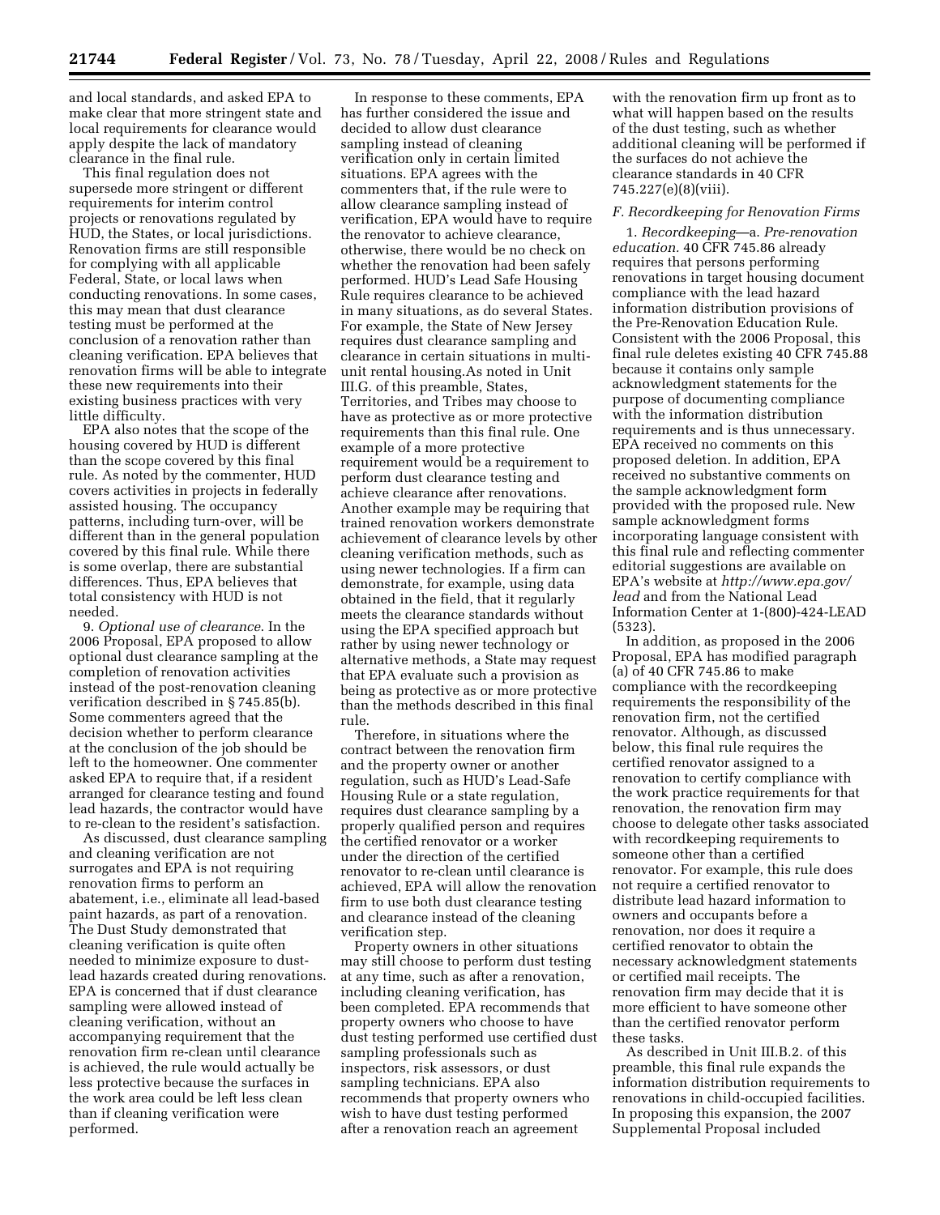and local standards, and asked EPA to make clear that more stringent state and local requirements for clearance would apply despite the lack of mandatory clearance in the final rule.

This final regulation does not supersede more stringent or different requirements for interim control projects or renovations regulated by HUD, the States, or local jurisdictions. Renovation firms are still responsible for complying with all applicable Federal, State, or local laws when conducting renovations. In some cases, this may mean that dust clearance testing must be performed at the conclusion of a renovation rather than cleaning verification. EPA believes that renovation firms will be able to integrate these new requirements into their existing business practices with very little difficulty.

EPA also notes that the scope of the housing covered by HUD is different than the scope covered by this final rule. As noted by the commenter, HUD covers activities in projects in federally assisted housing. The occupancy patterns, including turn-over, will be different than in the general population covered by this final rule. While there is some overlap, there are substantial differences. Thus, EPA believes that total consistency with HUD is not needed.

9. *Optional use of clearance.* In the 2006 Proposal, EPA proposed to allow optional dust clearance sampling at the completion of renovation activities instead of the post-renovation cleaning verification described in § 745.85(b). Some commenters agreed that the decision whether to perform clearance at the conclusion of the job should be left to the homeowner. One commenter asked EPA to require that, if a resident arranged for clearance testing and found lead hazards, the contractor would have to re-clean to the resident's satisfaction.

As discussed, dust clearance sampling and cleaning verification are not surrogates and EPA is not requiring renovation firms to perform an abatement, i.e., eliminate all lead-based paint hazards, as part of a renovation. The Dust Study demonstrated that cleaning verification is quite often needed to minimize exposure to dust-lead hazards created during renovations. EPA is concerned that if dust clearance sampling were allowed instead of cleaning verification, without an accompanying requirement that the renovation firm re-clean until clearance is achieved, the rule would actually be less protective because the surfaces in the work area could be left less clean than if cleaning verification were performed.

In response to these comments, EPA has further considered the issue and decided to allow dust clearance sampling instead of cleaning verification only in certain limited situations. EPA agrees with the commenters that, if the rule were to allow clearance sampling instead of verification, EPA would have to require the renovator to achieve clearance, otherwise, there would be no check on whether the renovation had been safely performed. HUD's Lead Safe Housing Rule requires clearance to be achieved in many situations, as do several States. For example, the State of New Jersey requires dust clearance sampling and clearance in certain situations in multi-unit rental housing.As noted in Unit III.G. of this preamble, States, Territories, and Tribes may choose to have as protective as or more protective requirements than this final rule. One example of a more protective requirement would be a requirement to perform dust clearance testing and achieve clearance after renovations. Another example may be requiring that trained renovation workers demonstrate achievement of clearance levels by other cleaning verification methods, such as using newer technologies. If a firm can demonstrate, for example, using data obtained in the field, that it regularly meets the clearance standards without using the EPA specified approach but rather by using newer technology or alternative methods, a State may request that EPA evaluate such a provision as being as protective as or more protective than the methods described in this final rule.

Therefore, in situations where the contract between the renovation firm and the property owner or another regulation, such as HUD's Lead-Safe Housing Rule or a state regulation, requires dust clearance sampling by a properly qualified person and requires the certified renovator or a worker under the direction of the certified renovator to re-clean until clearance is achieved, EPA will allow the renovation firm to use both dust clearance testing and clearance instead of the cleaning verification step.

Property owners in other situations may still choose to perform dust testing at any time, such as after a renovation, including cleaning verification, has been completed. EPA recommends that property owners who choose to have dust testing performed use certified dust sampling professionals such as inspectors, risk assessors, or dust sampling technicians. EPA also recommends that property owners who wish to have dust testing performed after a renovation reach an agreement with the renovation firm up front as to what will happen based on the results of the dust testing, such as whether additional cleaning will be performed if the surfaces do not achieve the clearance standards in 40 CFR 745.227(e)(8)(viii).

### *F. Recordkeeping for Renovation Firms*

1. *Recordkeeping*—a. *Pre-renovation education.* 40 CFR 745.86 already requires that persons performing renovations in target housing document compliance with the lead hazard information distribution provisions of the Pre-Renovation Education Rule. Consistent with the 2006 Proposal, this final rule deletes existing 40 CFR 745.88 because it contains only sample acknowledgment statements for the purpose of documenting compliance with the information distribution requirements and is thus unnecessary. EPA received no comments on this proposed deletion. In addition, EPA received no substantive comments on the sample acknowledgment form provided with the proposed rule. New sample acknowledgment forms incorporating language consistent with this final rule and reflecting commenter editorial suggestions are available on EPA's website at *http://www.epa.gov/lead* and from the National Lead Information Center at 1-(800)-424-LEAD (5323).

In addition, as proposed in the 2006 Proposal, EPA has modified paragraph (a) of 40 CFR 745.86 to make compliance with the recordkeeping requirements the responsibility of the renovation firm, not the certified renovator. Although, as discussed below, this final rule requires the certified renovator assigned to a renovation to certify compliance with the work practice requirements for that renovation, the renovation firm may choose to delegate other tasks associated with recordkeeping requirements to someone other than a certified renovator. For example, this rule does not require a certified renovator to distribute lead hazard information to owners and occupants before a renovation, nor does it require a certified renovator to obtain the necessary acknowledgment statements or certified mail receipts. The renovation firm may decide that it is more efficient to have someone other than the certified renovator perform these tasks.

As described in Unit III.B.2. of this preamble, this final rule expands the information distribution requirements to renovations in child-occupied facilities. In proposing this expansion, the 2007 Supplemental Proposal included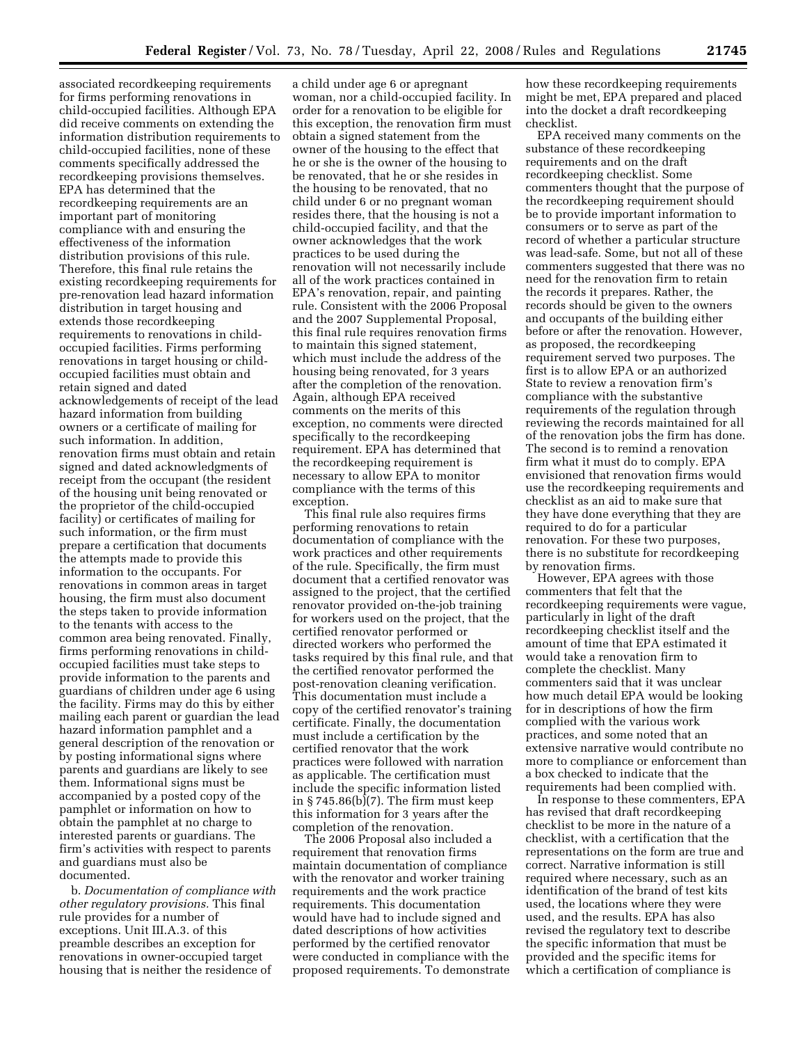associated recordkeeping requirements for firms performing renovations in child-occupied facilities. Although EPA did receive comments on extending the information distribution requirements to child-occupied facilities, none of these comments specifically addressed the recordkeeping provisions themselves. EPA has determined that the recordkeeping requirements are an important part of monitoring compliance with and ensuring the effectiveness of the information distribution provisions of this rule. Therefore, this final rule retains the existing recordkeeping requirements for pre-renovation lead hazard information distribution in target housing and extends those recordkeeping requirements to renovations in child-occupied facilities. Firms performing renovations in target housing or child-occupied facilities must obtain and retain signed and dated acknowledgements of receipt of the lead hazard information from building owners or a certificate of mailing for such information. In addition, renovation firms must obtain and retain signed and dated acknowledgments of receipt from the occupant (the resident of the housing unit being renovated or the proprietor of the child-occupied facility) or certificates of mailing for such information, or the firm must prepare a certification that documents the attempts made to provide this information to the occupants. For renovations in common areas in target housing, the firm must also document the steps taken to provide information to the tenants with access to the common area being renovated. Finally, firms performing renovations in child-occupied facilities must take steps to provide information to the parents and guardians of children under age 6 using the facility. Firms may do this by either mailing each parent or guardian the lead hazard information pamphlet and a general description of the renovation or by posting informational signs where parents and guardians are likely to see them. Informational signs must be accompanied by a posted copy of the pamphlet or information on how to obtain the pamphlet at no charge to interested parents or guardians. The firm's activities with respect to parents and guardians must also be documented.

b. *Documentation of compliance with other regulatory provisions.* This final rule provides for a number of exceptions. Unit III.A.3. of this preamble describes an exception for renovations in owner-occupied target housing that is neither the residence of a child under age 6 or apregnant woman, nor a child-occupied facility. In order for a renovation to be eligible for this exception, the renovation firm must obtain a signed statement from the owner of the housing to the effect that he or she is the owner of the housing to be renovated, that he or she resides in the housing to be renovated, that no child under 6 or no pregnant woman resides there, that the housing is not a child-occupied facility, and that the owner acknowledges that the work practices to be used during the renovation will not necessarily include all of the work practices contained in EPA's renovation, repair, and painting rule. Consistent with the 2006 Proposal and the 2007 Supplemental Proposal, this final rule requires renovation firms to maintain this signed statement, which must include the address of the housing being renovated, for 3 years after the completion of the renovation. Again, although EPA received comments on the merits of this exception, no comments were directed specifically to the recordkeeping requirement. EPA has determined that the recordkeeping requirement is necessary to allow EPA to monitor compliance with the terms of this exception.

This final rule also requires firms performing renovations to retain documentation of compliance with the work practices and other requirements of the rule. Specifically, the firm must document that a certified renovator was assigned to the project, that the certified renovator provided on-the-job training for workers used on the project, that the certified renovator performed or directed workers who performed the tasks required by this final rule, and that the certified renovator performed the post-renovation cleaning verification. This documentation must include a copy of the certified renovator's training certificate. Finally, the documentation must include a certification by the certified renovator that the work practices were followed with narration as applicable. The certification must include the specific information listed in § 745.86(b)(7). The firm must keep this information for 3 years after the completion of the renovation.

The 2006 Proposal also included a requirement that renovation firms maintain documentation of compliance with the renovator and worker training requirements and the work practice requirements. This documentation would have had to include signed and dated descriptions of how activities performed by the certified renovator were conducted in compliance with the proposed requirements. To demonstrate how these recordkeeping requirements might be met, EPA prepared and placed into the docket a draft recordkeeping checklist.

EPA received many comments on the substance of these recordkeeping requirements and on the draft recordkeeping checklist. Some commenters thought that the purpose of the recordkeeping requirement should be to provide important information to consumers or to serve as part of the record of whether a particular structure was lead-safe. Some, but not all of these commenters suggested that there was no need for the renovation firm to retain the records it prepares. Rather, the records should be given to the owners and occupants of the building either before or after the renovation. However, as proposed, the recordkeeping requirement served two purposes. The first is to allow EPA or an authorized State to review a renovation firm's compliance with the substantive requirements of the regulation through reviewing the records maintained for all of the renovation jobs the firm has done. The second is to remind a renovation firm what it must do to comply. EPA envisioned that renovation firms would use the recordkeeping requirements and checklist as an aid to make sure that they have done everything that they are required to do for a particular renovation. For these two purposes, there is no substitute for recordkeeping by renovation firms.

However, EPA agrees with those commenters that felt that the recordkeeping requirements were vague, particularly in light of the draft recordkeeping checklist itself and the amount of time that EPA estimated it would take a renovation firm to complete the checklist. Many commenters said that it was unclear how much detail EPA would be looking for in descriptions of how the firm complied with the various work practices, and some noted that an extensive narrative would contribute no more to compliance or enforcement than a box checked to indicate that the requirements had been complied with.

In response to these commenters, EPA has revised that draft recordkeeping checklist to be more in the nature of a checklist, with a certification that the representations on the form are true and correct. Narrative information is still required where necessary, such as an identification of the brand of test kits used, the locations where they were used, and the results. EPA has also revised the regulatory text to describe the specific information that must be provided and the specific items for which a certification of compliance is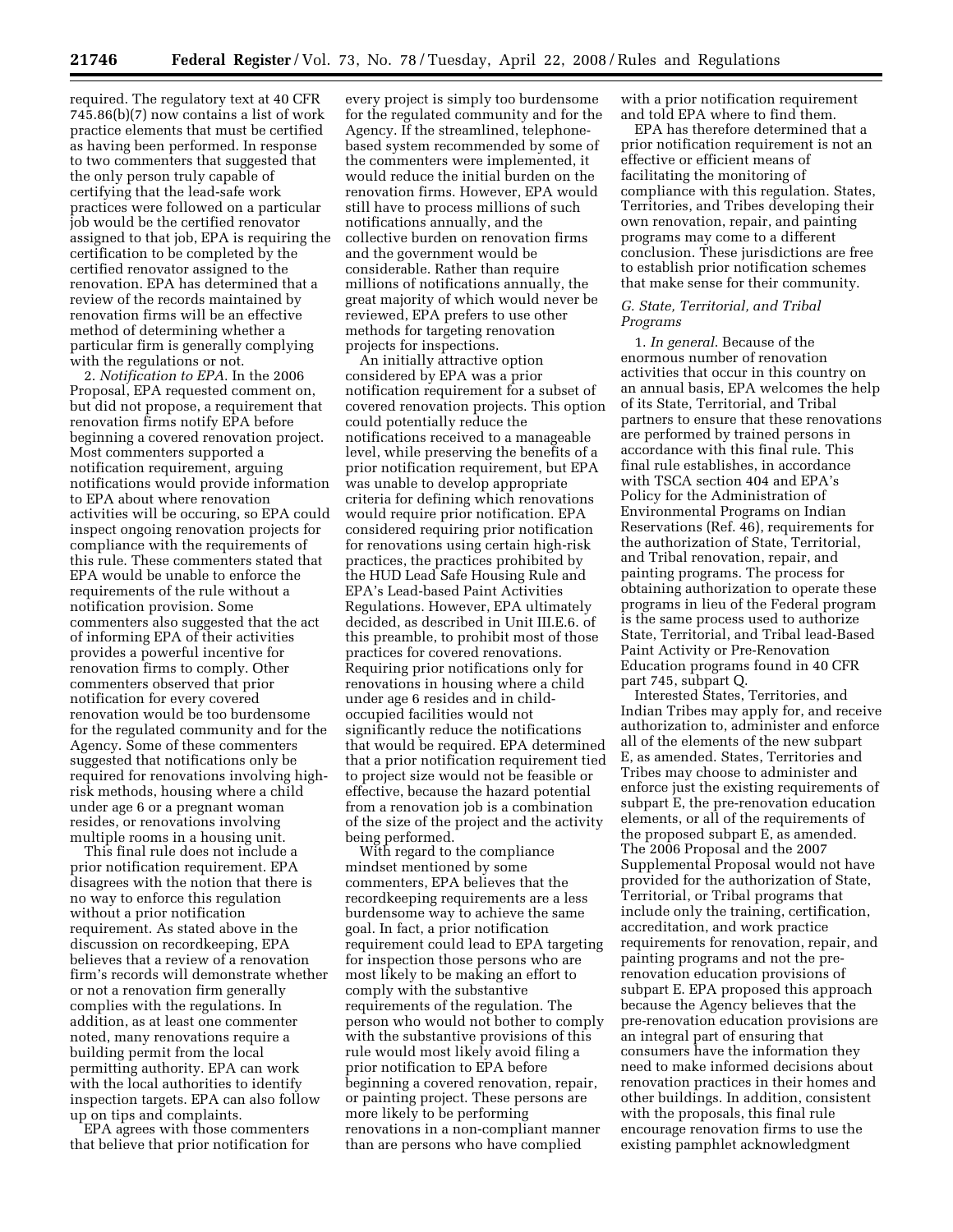required. The regulatory text at 40 CFR 745.86(b)(7) now contains a list of work practice elements that must be certified as having been performed. In response to two commenters that suggested that the only person truly capable of certifying that the lead-safe work practices were followed on a particular job would be the certified renovator assigned to that job, EPA is requiring the certification to be completed by the certified renovator assigned to the renovation. EPA has determined that a review of the records maintained by renovation firms will be an effective method of determining whether a particular firm is generally complying with the regulations or not.

2. *Notification to EPA.* In the 2006 Proposal, EPA requested comment on, but did not propose, a requirement that renovation firms notify EPA before beginning a covered renovation project. Most commenters supported a notification requirement, arguing notifications would provide information to EPA about where renovation activities will be occuring, so EPA could inspect ongoing renovation projects for compliance with the requirements of this rule. These commenters stated that EPA would be unable to enforce the requirements of the rule without a notification provision. Some commenters also suggested that the act of informing EPA of their activities provides a powerful incentive for renovation firms to comply. Other commenters observed that prior notification for every covered renovation would be too burdensome for the regulated community and for the Agency. Some of these commenters suggested that notifications only be required for renovations involving high-risk methods, housing where a child under age 6 or a pregnant woman resides, or renovations involving multiple rooms in a housing unit.

This final rule does not include a prior notification requirement. EPA disagrees with the notion that there is no way to enforce this regulation without a prior notification requirement. As stated above in the discussion on recordkeeping, EPA believes that a review of a renovation firm's records will demonstrate whether or not a renovation firm generally complies with the regulations. In addition, as at least one commenter noted, many renovations require a building permit from the local permitting authority. EPA can work with the local authorities to identify inspection targets. EPA can also follow up on tips and complaints.

EPA agrees with those commenters that believe that prior notification for every project is simply too burdensome for the regulated community and for the Agency. If the streamlined, telephone-based system recommended by some of the commenters were implemented, it would reduce the initial burden on the renovation firms. However, EPA would still have to process millions of such notifications annually, and the collective burden on renovation firms and the government would be considerable. Rather than require millions of notifications annually, the great majority of which would never be reviewed, EPA prefers to use other methods for targeting renovation projects for inspections.

An initially attractive option considered by EPA was a prior notification requirement for a subset of covered renovation projects. This option could potentially reduce the notifications received to a manageable level, while preserving the benefits of a prior notification requirement, but EPA was unable to develop appropriate criteria for defining which renovations would require prior notification. EPA considered requiring prior notification for renovations using certain high-risk practices, the practices prohibited by the HUD Lead Safe Housing Rule and EPA's Lead-based Paint Activities Regulations. However, EPA ultimately decided, as described in Unit III.E.6. of this preamble, to prohibit most of those practices for covered renovations. Requiring prior notifications only for renovations in housing where a child under age 6 resides and in child-occupied facilities would not significantly reduce the notifications that would be required. EPA determined that a prior notification requirement tied to project size would not be feasible or effective, because the hazard potential from a renovation job is a combination of the size of the project and the activity being performed.

With regard to the compliance mindset mentioned by some commenters, EPA believes that the recordkeeping requirements are a less burdensome way to achieve the same goal. In fact, a prior notification requirement could lead to EPA targeting for inspection those persons who are most likely to be making an effort to comply with the substantive requirements of the regulation. The person who would not bother to comply with the substantive provisions of this rule would most likely avoid filing a prior notification to EPA before beginning a covered renovation, repair, or painting project. These persons are more likely to be performing renovations in a non-compliant manner than are persons who have complied with a prior notification requirement and told EPA where to find them.

EPA has therefore determined that a prior notification requirement is not an effective or efficient means of facilitating the monitoring of compliance with this regulation. States, Territories, and Tribes developing their own renovation, repair, and painting programs may come to a different conclusion. These jurisdictions are free to establish prior notification schemes that make sense for their community.

### *G. State, Territorial, and Tribal Programs*

1. *In general.* Because of the enormous number of renovation activities that occur in this country on an annual basis, EPA welcomes the help of its State, Territorial, and Tribal partners to ensure that these renovations are performed by trained persons in accordance with this final rule. This final rule establishes, in accordance with TSCA section 404 and EPA's Policy for the Administration of Environmental Programs on Indian Reservations (Ref. 46), requirements for the authorization of State, Territorial, and Tribal renovation, repair, and painting programs. The process for obtaining authorization to operate these programs in lieu of the Federal program is the same process used to authorize State, Territorial, and Tribal lead-Based Paint Activity or Pre-Renovation Education programs found in 40 CFR part 745, subpart Q.

Interested States, Territories, and Indian Tribes may apply for, and receive authorization to, administer and enforce all of the elements of the new subpart E, as amended. States, Territories and Tribes may choose to administer and enforce just the existing requirements of subpart E, the pre-renovation education elements, or all of the requirements of the proposed subpart E, as amended. The 2006 Proposal and the 2007 Supplemental Proposal would not have provided for the authorization of State, Territorial, or Tribal programs that include only the training, certification, accreditation, and work practice requirements for renovation, repair, and painting programs and not the pre-renovation education provisions of subpart E. EPA proposed this approach because the Agency believes that the pre-renovation education provisions are an integral part of ensuring that consumers have the information they need to make informed decisions about renovation practices in their homes and other buildings. In addition, consistent with the proposals, this final rule encourage renovation firms to use the existing pamphlet acknowledgment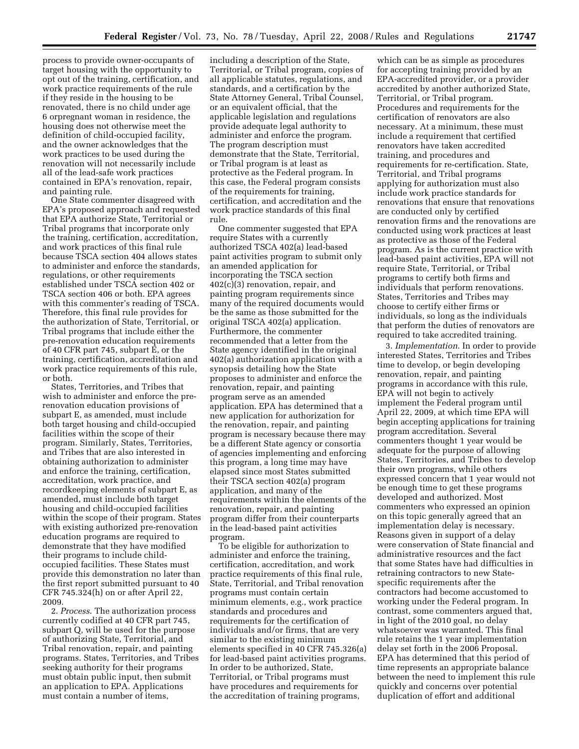process to provide owner-occupants of target housing with the opportunity to opt out of the training, certification, and work practice requirements of the rule if they reside in the housing to be renovated, there is no child under age 6 orpregnant woman in residence, the housing does not otherwise meet the definition of child-occupied facility, and the owner acknowledges that the work practices to be used during the renovation will not necessarily include all of the lead-safe work practices contained in EPA's renovation, repair, and painting rule.

One State commenter disagreed with EPA's proposed approach and requested that EPA authorize State, Territorial or Tribal programs that incorporate only the training, certification, accreditation, and work practices of this final rule because TSCA section 404 allows states to administer and enforce the standards, regulations, or other requirements established under TSCA section 402 or TSCA section 406 or both. EPA agrees with this commenter's reading of TSCA. Therefore, this final rule provides for the authorization of State, Territorial, or Tribal programs that include either the pre-renovation education requirements of 40 CFR part 745, subpart E, or the training, certification, accreditation and work practice requirements of this rule, or both.

States, Territories, and Tribes that wish to administer and enforce the pre-renovation education provisions of subpart E, as amended, must include both target housing and child-occupied facilities within the scope of their program. Similarly, States, Territories, and Tribes that are also interested in obtaining authorization to administer and enforce the training, certification, accreditation, work practice, and recordkeeping elements of subpart E, as amended, must include both target housing and child-occupied facilities within the scope of their program. States with existing authorized pre-renovation education programs are required to demonstrate that they have modified their programs to include child-occupied facilities. These States must provide this demonstration no later than the first report submitted pursuant to 40 CFR 745.324(h) on or after April 22, 2009.

2. *Process*. The authorization process currently codified at 40 CFR part 745, subpart Q, will be used for the purpose of authorizing State, Territorial, and Tribal renovation, repair, and painting programs. States, Territories, and Tribes seeking authority for their programs must obtain public input, then submit an application to EPA. Applications must contain a number of items, including a description of the State, Territorial, or Tribal program, copies of all applicable statutes, regulations, and standards, and a certification by the State Attorney General, Tribal Counsel, or an equivalent official, that the applicable legislation and regulations provide adequate legal authority to administer and enforce the program. The program description must demonstrate that the State, Territorial, or Tribal program is at least as protective as the Federal program. In this case, the Federal program consists of the requirements for training, certification, and accreditation and the work practice standards of this final rule.

One commenter suggested that EPA require States with a currently authorized TSCA 402(a) lead-based paint activities program to submit only an amended application for incorporating the TSCA section 402(c)(3) renovation, repair, and painting program requirements since many of the required documents would be the same as those submitted for the original TSCA 402(a) application. Furthermore, the commenter recommended that a letter from the State agency identified in the original 402(a) authorization application with a synopsis detailing how the State proposes to administer and enforce the renovation, repair, and painting program serve as an amended application. EPA has determined that a new application for authorization for the renovation, repair, and painting program is necessary because there may be a different State agency or consortia of agencies implementing and enforcing this program, a long time may have elapsed since most States submitted their TSCA section 402(a) program application, and many of the requirements within the elements of the renovation, repair, and painting program differ from their counterparts in the lead-based paint activities program.

To be eligible for authorization to administer and enforce the training, certification, accreditation, and work practice requirements of this final rule, State, Territorial, and Tribal renovation programs must contain certain minimum elements, e.g., work practice standards and procedures and requirements for the certification of individuals and/or firms, that are very similar to the existing minimum elements specified in 40 CFR 745.326(a) for lead-based paint activities programs. In order to be authorized, State, Territorial, or Tribal programs must have procedures and requirements for the accreditation of training programs, which can be as simple as procedures for accepting training provided by an EPA-accredited provider, or a provider accredited by another authorized State, Territorial, or Tribal program. Procedures and requirements for the certification of renovators are also necessary. At a minimum, these must include a requirement that certified renovators have taken accredited training, and procedures and requirements for re-certification. State, Territorial, and Tribal programs applying for authorization must also include work practice standards for renovations that ensure that renovations are conducted only by certified renovation firms and the renovations are conducted using work practices at least as protective as those of the Federal program. As is the current practice with lead-based paint activities, EPA will not require State, Territorial, or Tribal programs to certify both firms and individuals that perform renovations. States, Territories and Tribes may choose to certify either firms or individuals, so long as the individuals that perform the duties of renovators are required to take accredited training.

3. *Implementation*. In order to provide interested States, Territories and Tribes time to develop, or begin developing renovation, repair, and painting programs in accordance with this rule, EPA will not begin to actively implement the Federal program until April 22, 2009, at which time EPA will begin accepting applications for training program accreditation. Several commenters thought 1 year would be adequate for the purpose of allowing States, Territories, and Tribes to develop their own programs, while others expressed concern that 1 year would not be enough time to get these programs developed and authorized. Most commenters who expressed an opinion on this topic generally agreed that an implementation delay is necessary. Reasons given in support of a delay were conservation of State financial and administrative resources and the fact that some States have had difficulties in retraining contractors to new State-specific requirements after the contractors had become accustomed to working under the Federal program. In contrast, some commenters argued that, in light of the 2010 goal, no delay whatsoever was warranted. This final rule retains the 1 year implementation delay set forth in the 2006 Proposal. EPA has determined that this period of time represents an appropriate balance between the need to implement this rule quickly and concerns over potential duplication of effort and additional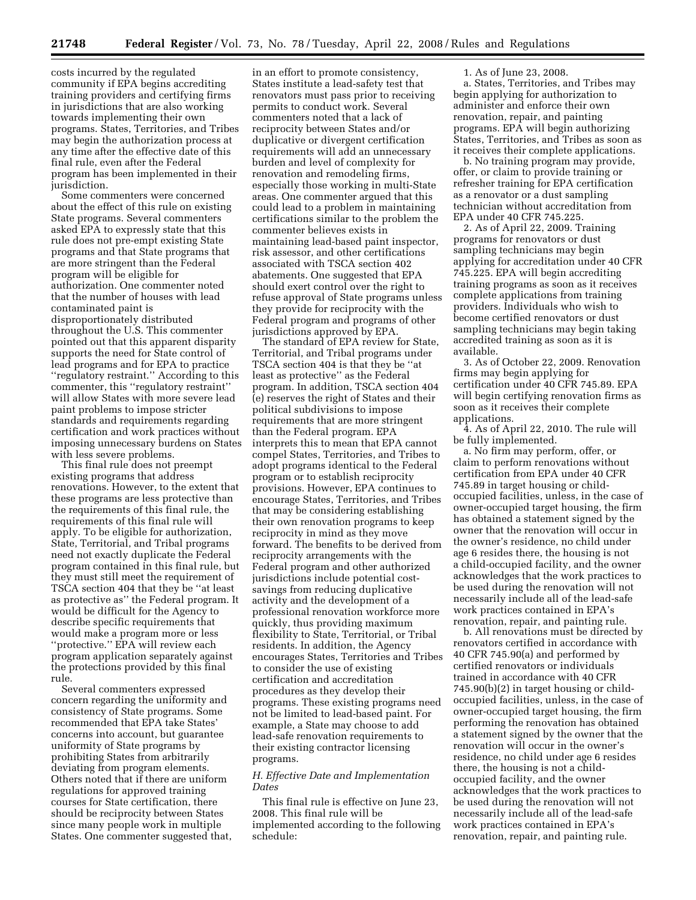costs incurred by the regulated community if EPA begins accrediting training providers and certifying firms in jurisdictions that are also working towards implementing their own programs. States, Territories, and Tribes may begin the authorization process at any time after the effective date of this final rule, even after the Federal program has been implemented in their jurisdiction.

Some commenters were concerned about the effect of this rule on existing State programs. Several commenters asked EPA to expressly state that this rule does not pre-empt existing State programs and that State programs that are more stringent than the Federal program will be eligible for authorization. One commenter noted that the number of houses with lead contaminated paint is disproportionately distributed throughout the U.S. This commenter pointed out that this apparent disparity supports the need for State control of lead programs and for EPA to practice ''regulatory restraint.'' According to this commenter, this ''regulatory restraint'' will allow States with more severe lead paint problems to impose stricter standards and requirements regarding certification and work practices without imposing unnecessary burdens on States with less severe problems.

This final rule does not preempt existing programs that address renovations. However, to the extent that these programs are less protective than the requirements of this final rule, the requirements of this final rule will apply. To be eligible for authorization, State, Territorial, and Tribal programs need not exactly duplicate the Federal program contained in this final rule, but they must still meet the requirement of TSCA section 404 that they be ''at least as protective as'' the Federal program. It would be difficult for the Agency to describe specific requirements that would make a program more or less ''protective.'' EPA will review each program application separately against the protections provided by this final rule.

Several commenters expressed concern regarding the uniformity and consistency of State programs. Some recommended that EPA take States' concerns into account, but guarantee uniformity of State programs by prohibiting States from arbitrarily deviating from program elements. Others noted that if there are uniform regulations for approved training courses for State certification, there should be reciprocity between States since many people work in multiple States. One commenter suggested that, in an effort to promote consistency, States institute a lead-safety test that renovators must pass prior to receiving permits to conduct work. Several commenters noted that a lack of reciprocity between States and/or duplicative or divergent certification requirements will add an unnecessary burden and level of complexity for renovation and remodeling firms, especially those working in multi-State areas. One commenter argued that this could lead to a problem in maintaining certifications similar to the problem the commenter believes exists in maintaining lead-based paint inspector, risk assessor, and other certifications associated with TSCA section 402 abatements. One suggested that EPA should exert control over the right to refuse approval of State programs unless they provide for reciprocity with the Federal program and programs of other jurisdictions approved by EPA.

The standard of EPA review for State, Territorial, and Tribal programs under TSCA section 404 is that they be ''at least as protective'' as the Federal program. In addition, TSCA section 404 (e) reserves the right of States and their political subdivisions to impose requirements that are more stringent than the Federal program. EPA interprets this to mean that EPA cannot compel States, Territories, and Tribes to adopt programs identical to the Federal program or to establish reciprocity provisions. However, EPA continues to encourage States, Territories, and Tribes that may be considering establishing their own renovation programs to keep reciprocity in mind as they move forward. The benefits to be derived from reciprocity arrangements with the Federal program and other authorized jurisdictions include potential cost-savings from reducing duplicative activity and the development of a professional renovation workforce more quickly, thus providing maximum flexibility to State, Territorial, or Tribal residents. In addition, the Agency encourages States, Territories and Tribes to consider the use of existing certification and accreditation procedures as they develop their programs. These existing programs need not be limited to lead-based paint. For example, a State may choose to add lead-safe renovation requirements to their existing contractor licensing programs.

### *H. Effective Date and Implementation Dates*

This final rule is effective on June 23, 2008. This final rule will be implemented according to the following schedule:

1. As of June 23, 2008.

a. States, Territories, and Tribes may begin applying for authorization to administer and enforce their own renovation, repair, and painting programs. EPA will begin authorizing States, Territories, and Tribes as soon as it receives their complete applications.

b. No training program may provide, offer, or claim to provide training or refresher training for EPA certification as a renovator or a dust sampling technician without accreditation from EPA under 40 CFR 745.225.

2. As of April 22, 2009. Training programs for renovators or dust sampling technicians may begin applying for accreditation under 40 CFR 745.225. EPA will begin accrediting training programs as soon as it receives complete applications from training providers. Individuals who wish to become certified renovators or dust sampling technicians may begin taking accredited training as soon as it is available.

3. As of October 22, 2009. Renovation firms may begin applying for certification under 40 CFR 745.89. EPA will begin certifying renovation firms as soon as it receives their complete applications.

4. As of April 22, 2010. The rule will be fully implemented.

a. No firm may perform, offer, or claim to perform renovations without certification from EPA under 40 CFR 745.89 in target housing or child-occupied facilities, unless, in the case of owner-occupied target housing, the firm has obtained a statement signed by the owner that the renovation will occur in the owner's residence, no child under age 6 resides there, the housing is not a child-occupied facility, and the owner acknowledges that the work practices to be used during the renovation will not necessarily include all of the lead-safe work practices contained in EPA's renovation, repair, and painting rule.

b. All renovations must be directed by renovators certified in accordance with 40 CFR 745.90(a) and performed by certified renovators or individuals trained in accordance with 40 CFR 745.90(b)(2) in target housing or child-occupied facilities, unless, in the case of owner-occupied target housing, the firm performing the renovation has obtained a statement signed by the owner that the renovation will occur in the owner's residence, no child under age 6 resides there, the housing is not a child-occupied facility, and the owner acknowledges that the work practices to be used during the renovation will not necessarily include all of the lead-safe work practices contained in EPA's renovation, repair, and painting rule.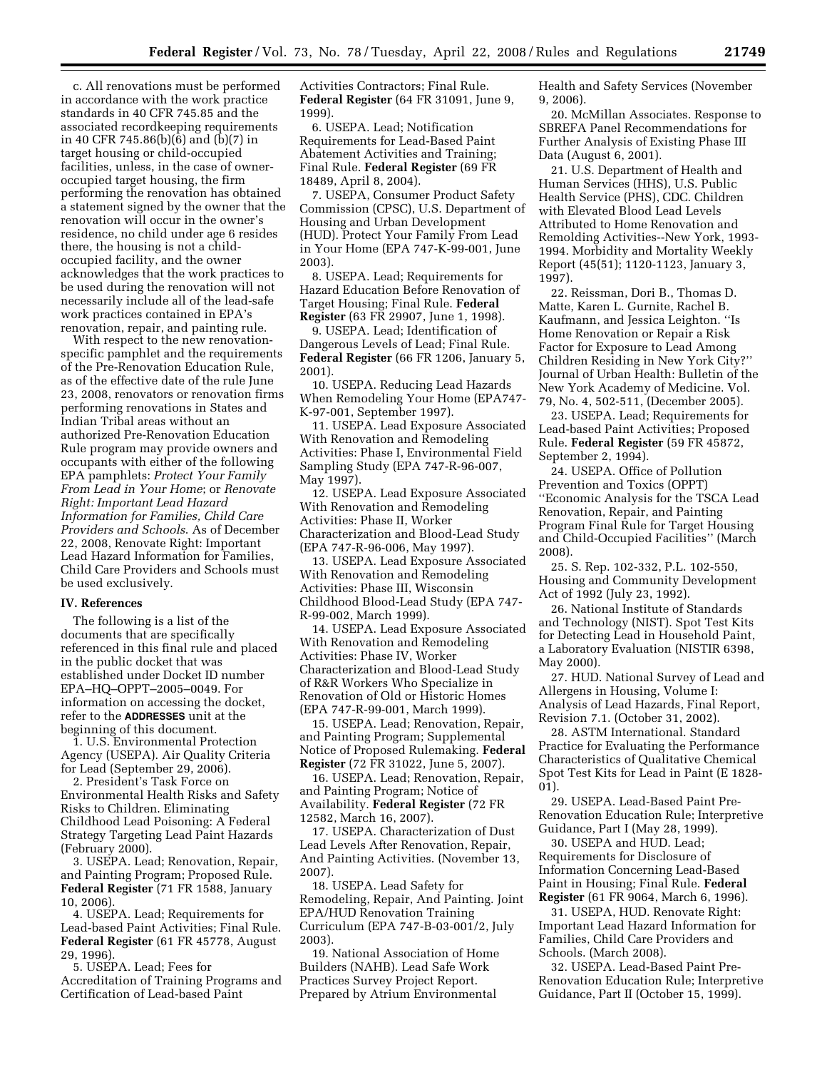c. All renovations must be performed in accordance with the work practice standards in 40 CFR 745.85 and the associated recordkeeping requirements in 40 CFR 745.86(b)(6) and (b)(7) in target housing or child-occupied facilities, unless, in the case of owner-occupied target housing, the firm performing the renovation has obtained a statement signed by the owner that the renovation will occur in the owner's residence, no child under age 6 resides there, the housing is not a child-occupied facility, and the owner acknowledges that the work practices to be used during the renovation will not necessarily include all of the lead-safe work practices contained in EPA's renovation, repair, and painting rule.

With respect to the new renovation-specific pamphlet and the requirements of the Pre-Renovation Education Rule, as of the effective date of the rule June 23, 2008, renovators or renovation firms performing renovations in States and Indian Tribal areas without an authorized Pre-Renovation Education Rule program may provide owners and occupants with either of the following EPA pamphlets: *Protect Your Family From Lead in Your Home*; or *Renovate Right: Important Lead Hazard Information for Families, Child Care Providers and Schools*. As of December 22, 2008, Renovate Right: Important Lead Hazard Information for Families, Child Care Providers and Schools must be used exclusively.

## IV. References

The following is a list of the documents that are specifically referenced in this final rule and placed in the public docket that was established under Docket ID number EPA–HQ–OPPT–2005–0049. For information on accessing the docket, refer to the **ADDRESSES** unit at the beginning of this document.

1. U.S. Environmental Protection Agency (USEPA). Air Quality Criteria for Lead (September 29, 2006).

2. President's Task Force on Environmental Health Risks and Safety Risks to Children. Eliminating Childhood Lead Poisoning: A Federal Strategy Targeting Lead Paint Hazards (February 2000).

3. USEPA. Lead; Renovation, Repair, and Painting Program; Proposed Rule. **Federal Register** (71 FR 1588, January 10, 2006).

4. USEPA. Lead; Requirements for Lead-based Paint Activities; Final Rule. **Federal Register** (61 FR 45778, August 29, 1996).

5. USEPA. Lead; Fees for Accreditation of Training Programs and Certification of Lead-based Paint Activities Contractors; Final Rule. **Federal Register** (64 FR 31091, June 9, 1999).

6. USEPA. Lead; Notification Requirements for Lead-Based Paint Abatement Activities and Training; Final Rule. **Federal Register** (69 FR 18489, April 8, 2004).

7. USEPA, Consumer Product Safety Commission (CPSC), U.S. Department of Housing and Urban Development (HUD). Protect Your Family From Lead in Your Home (EPA 747-K-99-001, June 2003).

8. USEPA. Lead; Requirements for Hazard Education Before Renovation of Target Housing; Final Rule. **Federal Register** (63 FR 29907, June 1, 1998).

9. USEPA. Lead; Identification of Dangerous Levels of Lead; Final Rule. **Federal Register** (66 FR 1206, January 5, 2001).

10. USEPA. Reducing Lead Hazards When Remodeling Your Home (EPA747-K-97-001, September 1997).

11. USEPA. Lead Exposure Associated With Renovation and Remodeling Activities: Phase I, Environmental Field Sampling Study (EPA 747-R-96-007, May 1997).

12. USEPA. Lead Exposure Associated With Renovation and Remodeling Activities: Phase II, Worker Characterization and Blood-Lead Study (EPA 747-R-96-006, May 1997).

13. USEPA. Lead Exposure Associated With Renovation and Remodeling Activities: Phase III, Wisconsin Childhood Blood-Lead Study (EPA 747-R-99-002, March 1999).

14. USEPA. Lead Exposure Associated With Renovation and Remodeling Activities: Phase IV, Worker Characterization and Blood-Lead Study of R&R Workers Who Specialize in Renovation of Old or Historic Homes (EPA 747-R-99-001, March 1999).

15. USEPA. Lead; Renovation, Repair, and Painting Program; Supplemental Notice of Proposed Rulemaking. **Federal Register** (72 FR 31022, June 5, 2007).

16. USEPA. Lead; Renovation, Repair, and Painting Program; Notice of Availability. **Federal Register** (72 FR 12582, March 16, 2007).

17. USEPA. Characterization of Dust Lead Levels After Renovation, Repair, And Painting Activities. (November 13, 2007).

18. USEPA. Lead Safety for Remodeling, Repair, And Painting. Joint EPA/HUD Renovation Training Curriculum (EPA 747-B-03-001/2, July 2003).

19. National Association of Home Builders (NAHB). Lead Safe Work Practices Survey Project Report. Prepared by Atrium Environmental Health and Safety Services (November 9, 2006).

20. McMillan Associates. Response to SBREFA Panel Recommendations for Further Analysis of Existing Phase III Data (August 6, 2001).

21. U.S. Department of Health and Human Services (HHS), U.S. Public Health Service (PHS), CDC. Children with Elevated Blood Lead Levels Attributed to Home Renovation and Remolding Activities--New York, 1993-1994. Morbidity and Mortality Weekly Report (45(51); 1120-1123, January 3, 1997).

22. Reissman, Dori B., Thomas D. Matte, Karen L. Gurnite, Rachel B. Kaufmann, and Jessica Leighton. ''Is Home Renovation or Repair a Risk Factor for Exposure to Lead Among Children Residing in New York City?'' Journal of Urban Health: Bulletin of the New York Academy of Medicine. Vol. 79, No. 4, 502-511, (December 2005).

23. USEPA. Lead; Requirements for Lead-based Paint Activities; Proposed Rule. **Federal Register** (59 FR 45872, September 2, 1994).

24. USEPA. Office of Pollution Prevention and Toxics (OPPT) ''Economic Analysis for the TSCA Lead Renovation, Repair, and Painting Program Final Rule for Target Housing and Child-Occupied Facilities'' (March 2008).

25. S. Rep. 102-332, P.L. 102-550, Housing and Community Development Act of 1992 (July 23, 1992).

26. National Institute of Standards and Technology (NIST). Spot Test Kits for Detecting Lead in Household Paint, a Laboratory Evaluation (NISTIR 6398, May 2000).

27. HUD. National Survey of Lead and Allergens in Housing, Volume I: Analysis of Lead Hazards, Final Report, Revision 7.1. (October 31, 2002).

28. ASTM International. Standard Practice for Evaluating the Performance Characteristics of Qualitative Chemical Spot Test Kits for Lead in Paint (E 1828-01).

29. USEPA. Lead-Based Paint Pre-Renovation Education Rule; Interpretive Guidance, Part I (May 28, 1999).

30. USEPA and HUD. Lead; Requirements for Disclosure of Information Concerning Lead-Based Paint in Housing; Final Rule. **Federal Register** (61 FR 9064, March 6, 1996).

31. USEPA, HUD. Renovate Right: Important Lead Hazard Information for Families, Child Care Providers and Schools. (March 2008).

32. USEPA. Lead-Based Paint Pre-Renovation Education Rule; Interpretive Guidance, Part II (October 15, 1999).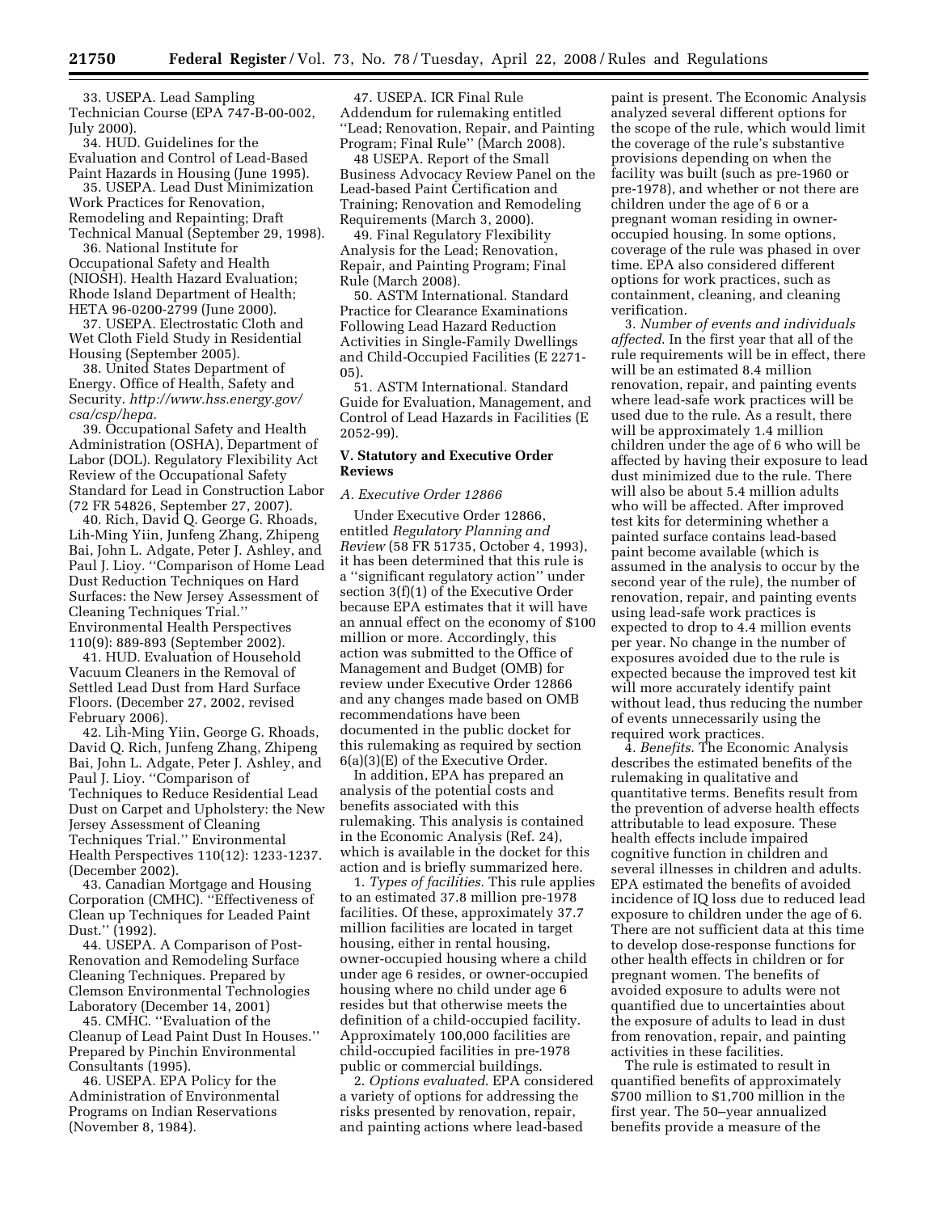33. USEPA. Lead Sampling Technician Course (EPA 747-B-00-002, July 2000).

34. HUD. Guidelines for the Evaluation and Control of Lead-Based Paint Hazards in Housing (June 1995).

35. USEPA. Lead Dust Minimization Work Practices for Renovation, Remodeling and Repainting; Draft Technical Manual (September 29, 1998).

36. National Institute for Occupational Safety and Health (NIOSH). Health Hazard Evaluation; Rhode Island Department of Health; HETA 96-0200-2799 (June 2000).

37. USEPA. Electrostatic Cloth and Wet Cloth Field Study in Residential Housing (September 2005).

38. United States Department of Energy. Office of Health, Safety and Security. *http://www.hss.energy.gov/csa/csp/hepa.*

39. Occupational Safety and Health Administration (OSHA), Department of Labor (DOL). Regulatory Flexibility Act Review of the Occupational Safety Standard for Lead in Construction Labor (72 FR 54826, September 27, 2007).

40. Rich, David Q. George G. Rhoads, Lih-Ming Yiin, Junfeng Zhang, Zhipeng Bai, John L. Adgate, Peter J. Ashley, and Paul J. Lioy. ''Comparison of Home Lead Dust Reduction Techniques on Hard Surfaces: the New Jersey Assessment of Cleaning Techniques Trial.'' Environmental Health Perspectives 110(9): 889-893 (September 2002).

41. HUD. Evaluation of Household Vacuum Cleaners in the Removal of Settled Lead Dust from Hard Surface Floors. (December 27, 2002, revised February 2006).

42. Lih-Ming Yiin, George G. Rhoads, David Q. Rich, Junfeng Zhang, Zhipeng Bai, John L. Adgate, Peter J. Ashley, and Paul J. Lioy. ''Comparison of Techniques to Reduce Residential Lead Dust on Carpet and Upholstery: the New Jersey Assessment of Cleaning Techniques Trial.'' Environmental Health Perspectives 110(12): 1233-1237. (December 2002).

43. Canadian Mortgage and Housing Corporation (CMHC). ''Effectiveness of Clean up Techniques for Leaded Paint Dust.'' (1992).

44. USEPA. A Comparison of Post-Renovation and Remodeling Surface Cleaning Techniques. Prepared by Clemson Environmental Technologies Laboratory (December 14, 2001)

45. CMHC. ''Evaluation of the Cleanup of Lead Paint Dust In Houses.'' Prepared by Pinchin Environmental Consultants (1995).

46. USEPA. EPA Policy for the Administration of Environmental Programs on Indian Reservations (November 8, 1984).

47. USEPA. ICR Final Rule Addendum for rulemaking entitled ''Lead; Renovation, Repair, and Painting Program; Final Rule'' (March 2008).

48 USEPA. Report of the Small Business Advocacy Review Panel on the Lead-based Paint Certification and Training; Renovation and Remodeling Requirements (March 3, 2000).

49. Final Regulatory Flexibility Analysis for the Lead; Renovation, Repair, and Painting Program; Final Rule (March 2008).

50. ASTM International. Standard Practice for Clearance Examinations Following Lead Hazard Reduction Activities in Single-Family Dwellings and Child-Occupied Facilities (E 2271-05).

51. ASTM International. Standard Guide for Evaluation, Management, and Control of Lead Hazards in Facilities (E 2052-99).

## V. Statutory and Executive Order Reviews

### *A. Executive Order 12866*

Under Executive Order 12866, entitled *Regulatory Planning and Review* (58 FR 51735, October 4, 1993), it has been determined that this rule is a ''significant regulatory action'' under section 3(f)(1) of the Executive Order because EPA estimates that it will have an annual effect on the economy of $100 million or more. Accordingly, this action was submitted to the Office of Management and Budget (OMB) for review under Executive Order 12866 and any changes made based on OMB recommendations have been documented in the public docket for this rulemaking as required by section 6(a)(3)(E) of the Executive Order.

In addition, EPA has prepared an analysis of the potential costs and benefits associated with this rulemaking. This analysis is contained in the Economic Analysis (Ref. 24), which is available in the docket for this action and is briefly summarized here.

1. *Types of facilities*. This rule applies to an estimated 37.8 million pre-1978 facilities. Of these, approximately 37.7 million facilities are located in target housing, either in rental housing, owner-occupied housing where a child under age 6 resides, or owner-occupied housing where no child under age 6 resides but that otherwise meets the definition of a child-occupied facility. Approximately 100,000 facilities are child-occupied facilities in pre-1978 public or commercial buildings.

2. *Options evaluated*. EPA considered a variety of options for addressing the risks presented by renovation, repair, and painting actions where lead-based paint is present. The Economic Analysis analyzed several different options for the scope of the rule, which would limit the coverage of the rule's substantive provisions depending on when the facility was built (such as pre-1960 or pre-1978), and whether or not there are children under the age of 6 or a pregnant woman residing in owner-occupied housing. In some options, coverage of the rule was phased in over time. EPA also considered different options for work practices, such as containment, cleaning, and cleaning verification.

3. *Number of events and individuals affected*. In the first year that all of the rule requirements will be in effect, there will be an estimated 8.4 million renovation, repair, and painting events where lead-safe work practices will be used due to the rule. As a result, there will be approximately 1.4 million children under the age of 6 who will be affected by having their exposure to lead dust minimized due to the rule. There will also be about 5.4 million adults who will be affected. After improved test kits for determining whether a painted surface contains lead-based paint become available (which is assumed in the analysis to occur by the second year of the rule), the number of renovation, repair, and painting events using lead-safe work practices is expected to drop to 4.4 million events per year. No change in the number of exposures avoided due to the rule is expected because the improved test kit will more accurately identify paint without lead, thus reducing the number of events unnecessarily using the required work practices.

4. *Benefits*. The Economic Analysis describes the estimated benefits of the rulemaking in qualitative and quantitative terms. Benefits result from the prevention of adverse health effects attributable to lead exposure. These health effects include impaired cognitive function in children and several illnesses in children and adults. EPA estimated the benefits of avoided incidence of IQ loss due to reduced lead exposure to children under the age of 6. There are not sufficient data at this time to develop dose-response functions for other health effects in children or for pregnant women. The benefits of avoided exposure to adults were not quantified due to uncertainties about the exposure of adults to lead in dust from renovation, repair, and painting activities in these facilities.

The rule is estimated to result in quantified benefits of approximately $700 million to $1,700 million in the first year. The 50–year annualized benefits provide a measure of the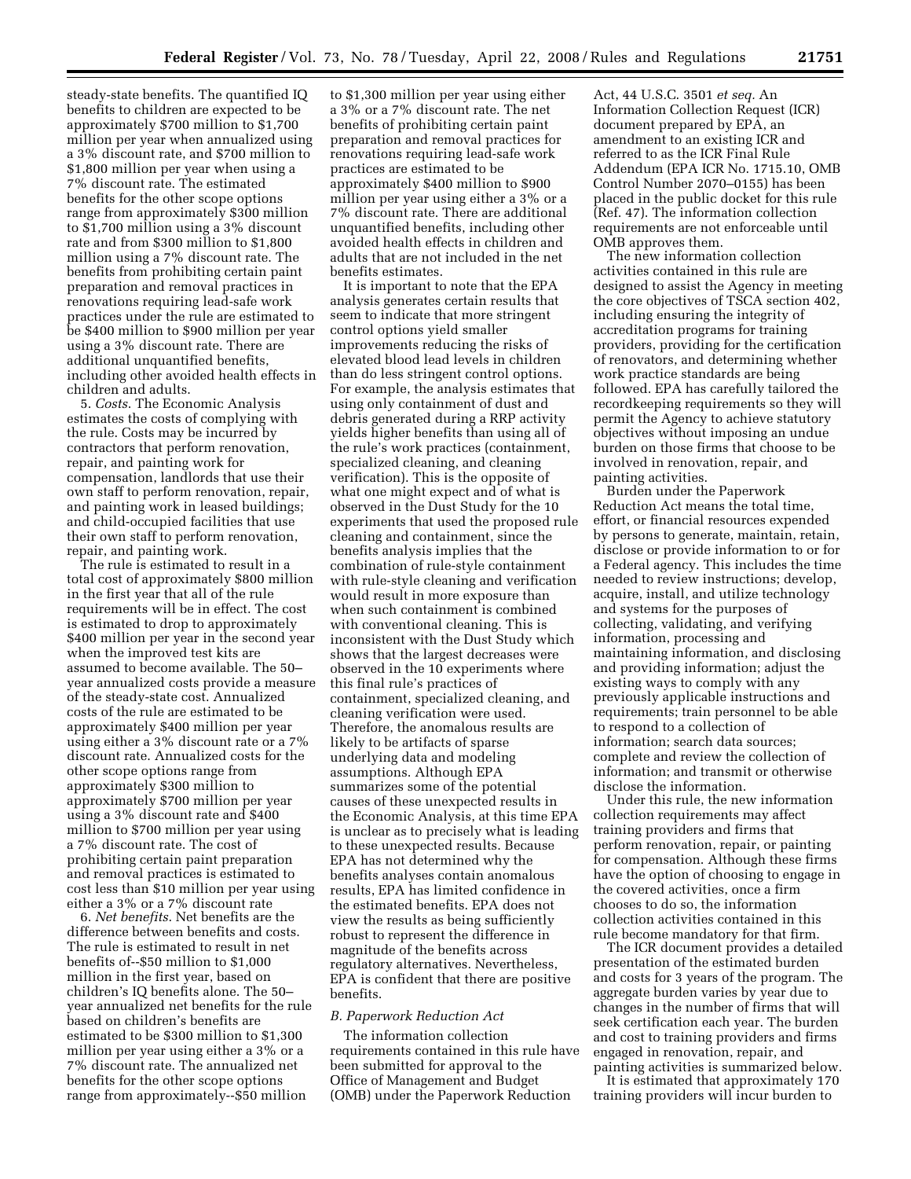steady-state benefits. The quantified IQ benefits to children are expected to be approximately $700 million to $1,700 million per year when annualized using a 3% discount rate, and $700 million to $1,800 million per year when using a 7% discount rate. The estimated benefits for the other scope options range from approximately $300 million to $1,700 million using a 3% discount rate and from $300 million to $1,800 million using a 7% discount rate. The benefits from prohibiting certain paint preparation and removal practices in renovations requiring lead-safe work practices under the rule are estimated to be $400 million to $900 million per year using a 3% discount rate. There are additional unquantified benefits, including other avoided health effects in children and adults.

5. *Costs*. The Economic Analysis estimates the costs of complying with the rule. Costs may be incurred by contractors that perform renovation, repair, and painting work for compensation, landlords that use their own staff to perform renovation, repair, and painting work in leased buildings; and child-occupied facilities that use their own staff to perform renovation, repair, and painting work.

The rule is estimated to result in a total cost of approximately $800 million in the first year that all of the rule requirements will be in effect. The cost is estimated to drop to approximately $400 million per year in the second year when the improved test kits are assumed to become available. The 50–year annualized costs provide a measure of the steady-state cost. Annualized costs of the rule are estimated to be approximately $400 million per year using either a 3% discount rate or a 7% discount rate. Annualized costs for the other scope options range from approximately $300 million to approximately $700 million per year using a 3% discount rate and $400 million to $700 million per year using a 7% discount rate. The cost of prohibiting certain paint preparation and removal practices is estimated to cost less than $10 million per year using either a 3% or a 7% discount rate

6. *Net benefits*. Net benefits are the difference between benefits and costs. The rule is estimated to result in net benefits of--$50 million to $1,000 million in the first year, based on children's IQ benefits alone. The 50–year annualized net benefits for the rule based on children's benefits are estimated to be $300 million to $1,300 million per year using either a 3% or a 7% discount rate. The annualized net benefits for the other scope options range from approximately--$50 million to $1,300 million per year using either a 3% or a 7% discount rate. The net benefits of prohibiting certain paint preparation and removal practices for renovations requiring lead-safe work practices are estimated to be approximately $400 million to $900 million per year using either a 3% or a 7% discount rate. There are additional unquantified benefits, including other avoided health effects in children and adults that are not included in the net benefits estimates.

It is important to note that the EPA analysis generates certain results that seem to indicate that more stringent control options yield smaller improvements reducing the risks of elevated blood lead levels in children than do less stringent control options. For example, the analysis estimates that using only containment of dust and debris generated during a RRP activity yields higher benefits than using all of the rule's work practices (containment, specialized cleaning, and cleaning verification). This is the opposite of what one might expect and of what is observed in the Dust Study for the 10 experiments that used the proposed rule cleaning and containment, since the benefits analysis implies that the combination of rule-style containment with rule-style cleaning and verification would result in more exposure than when such containment is combined with conventional cleaning. This is inconsistent with the Dust Study which shows that the largest decreases were observed in the 10 experiments where this final rule's practices of containment, specialized cleaning, and cleaning verification were used. Therefore, the anomalous results are likely to be artifacts of sparse underlying data and modeling assumptions. Although EPA summarizes some of the potential causes of these unexpected results in the Economic Analysis, at this time EPA is unclear as to precisely what is leading to these unexpected results. Because EPA has not determined why the benefits analyses contain anomalous results, EPA has limited confidence in the estimated benefits. EPA does not view the results as being sufficiently robust to represent the difference in magnitude of the benefits across regulatory alternatives. Nevertheless, EPA is confident that there are positive benefits.

### *B. Paperwork Reduction Act*

The information collection requirements contained in this rule have been submitted for approval to the Office of Management and Budget (OMB) under the Paperwork Reduction Act, 44 U.S.C. 3501 *et seq.* An Information Collection Request (ICR) document prepared by EPA, an amendment to an existing ICR and referred to as the ICR Final Rule Addendum (EPA ICR No. 1715.10, OMB Control Number 2070–0155) has been placed in the public docket for this rule (Ref. 47). The information collection requirements are not enforceable until OMB approves them.

The new information collection activities contained in this rule are designed to assist the Agency in meeting the core objectives of TSCA section 402, including ensuring the integrity of accreditation programs for training providers, providing for the certification of renovators, and determining whether work practice standards are being followed. EPA has carefully tailored the recordkeeping requirements so they will permit the Agency to achieve statutory objectives without imposing an undue burden on those firms that choose to be involved in renovation, repair, and painting activities.

Burden under the Paperwork Reduction Act means the total time, effort, or financial resources expended by persons to generate, maintain, retain, disclose or provide information to or for a Federal agency. This includes the time needed to review instructions; develop, acquire, install, and utilize technology and systems for the purposes of collecting, validating, and verifying information, processing and maintaining information, and disclosing and providing information; adjust the existing ways to comply with any previously applicable instructions and requirements; train personnel to be able to respond to a collection of information; search data sources; complete and review the collection of information; and transmit or otherwise disclose the information.

Under this rule, the new information collection requirements may affect training providers and firms that perform renovation, repair, or painting for compensation. Although these firms have the option of choosing to engage in the covered activities, once a firm chooses to do so, the information collection activities contained in this rule become mandatory for that firm.

The ICR document provides a detailed presentation of the estimated burden and costs for 3 years of the program. The aggregate burden varies by year due to changes in the number of firms that will seek certification each year. The burden and cost to training providers and firms engaged in renovation, repair, and painting activities is summarized below.

It is estimated that approximately 170 training providers will incur burden to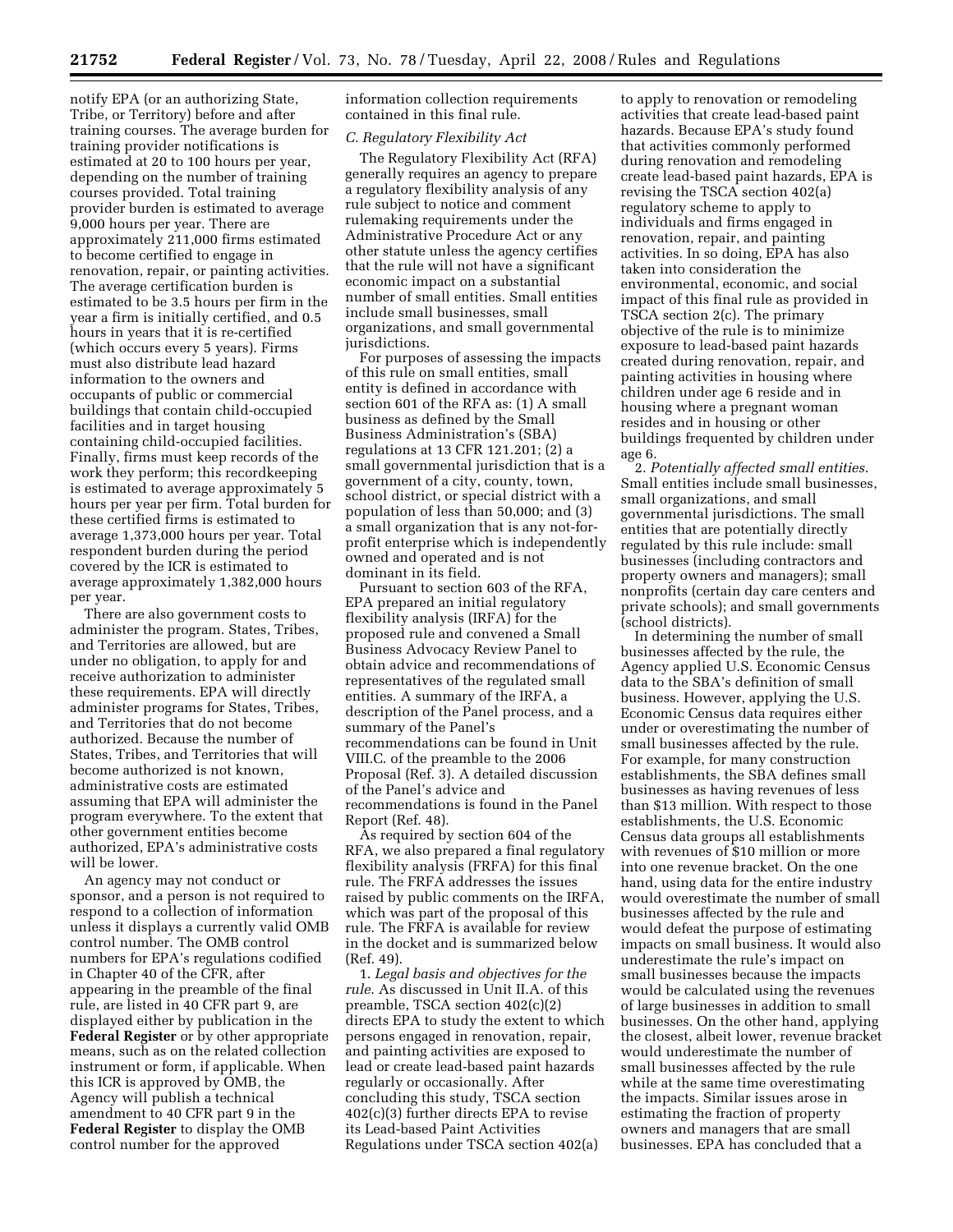notify EPA (or an authorizing State, Tribe, or Territory) before and after training courses. The average burden for training provider notifications is estimated at 20 to 100 hours per year, depending on the number of training courses provided. Total training provider burden is estimated to average 9,000 hours per year. There are approximately 211,000 firms estimated to become certified to engage in renovation, repair, or painting activities. The average certification burden is estimated to be 3.5 hours per firm in the year a firm is initially certified, and 0.5 hours in years that it is re-certified (which occurs every 5 years). Firms must also distribute lead hazard information to the owners and occupants of public or commercial buildings that contain child-occupied facilities and in target housing containing child-occupied facilities. Finally, firms must keep records of the work they perform; this recordkeeping is estimated to average approximately 5 hours per year per firm. Total burden for these certified firms is estimated to average 1,373,000 hours per year. Total respondent burden during the period covered by the ICR is estimated to average approximately 1,382,000 hours per year.

There are also government costs to administer the program. States, Tribes, and Territories are allowed, but are under no obligation, to apply for and receive authorization to administer these requirements. EPA will directly administer programs for States, Tribes, and Territories that do not become authorized. Because the number of States, Tribes, and Territories that will become authorized is not known, administrative costs are estimated assuming that EPA will administer the program everywhere. To the extent that other government entities become authorized, EPA's administrative costs will be lower.

An agency may not conduct or sponsor, and a person is not required to respond to a collection of information unless it displays a currently valid OMB control number. The OMB control numbers for EPA's regulations codified in Chapter 40 of the CFR, after appearing in the preamble of the final rule, are listed in 40 CFR part 9, are displayed either by publication in the **Federal Register** or by other appropriate means, such as on the related collection instrument or form, if applicable. When this ICR is approved by OMB, the Agency will publish a technical amendment to 40 CFR part 9 in the **Federal Register** to display the OMB control number for the approved information collection requirements contained in this final rule.

*C. Regulatory Flexibility Act*

The Regulatory Flexibility Act (RFA) generally requires an agency to prepare a regulatory flexibility analysis of any rule subject to notice and comment rulemaking requirements under the Administrative Procedure Act or any other statute unless the agency certifies that the rule will not have a significant economic impact on a substantial number of small entities. Small entities include small businesses, small organizations, and small governmental jurisdictions.

For purposes of assessing the impacts of this rule on small entities, small entity is defined in accordance with section 601 of the RFA as: (1) A small business as defined by the Small Business Administration's (SBA) regulations at 13 CFR 121.201; (2) a small governmental jurisdiction that is a government of a city, county, town, school district, or special district with a population of less than 50,000; and (3) a small organization that is any not-for-profit enterprise which is independently owned and operated and is not dominant in its field.

Pursuant to section 603 of the RFA, EPA prepared an initial regulatory flexibility analysis (IRFA) for the proposed rule and convened a Small Business Advocacy Review Panel to obtain advice and recommendations of representatives of the regulated small entities. A summary of the IRFA, a description of the Panel process, and a summary of the Panel's recommendations can be found in Unit VIII.C. of the preamble to the 2006 Proposal (Ref. 3). A detailed discussion of the Panel's advice and recommendations is found in the Panel Report (Ref. 48).

As required by section 604 of the RFA, we also prepared a final regulatory flexibility analysis (FRFA) for this final rule. The FRFA addresses the issues raised by public comments on the IRFA, which was part of the proposal of this rule. The FRFA is available for review in the docket and is summarized below (Ref. 49).

1. *Legal basis and objectives for the rule*. As discussed in Unit II.A. of this preamble, TSCA section 402(c)(2) directs EPA to study the extent to which persons engaged in renovation, repair, and painting activities are exposed to lead or create lead-based paint hazards regularly or occasionally. After concluding this study, TSCA section 402(c)(3) further directs EPA to revise its Lead-based Paint Activities Regulations under TSCA section 402(a) to apply to renovation or remodeling activities that create lead-based paint hazards. Because EPA's study found that activities commonly performed during renovation and remodeling create lead-based paint hazards, EPA is revising the TSCA section 402(a) regulatory scheme to apply to individuals and firms engaged in renovation, repair, and painting activities. In so doing, EPA has also taken into consideration the environmental, economic, and social impact of this final rule as provided in TSCA section 2(c). The primary objective of the rule is to minimize exposure to lead-based paint hazards created during renovation, repair, and painting activities in housing where children under age 6 reside and in housing where a pregnant woman resides and in housing or other buildings frequented by children under age 6.

2. *Potentially affected small entities*. Small entities include small businesses, small organizations, and small governmental jurisdictions. The small entities that are potentially directly regulated by this rule include: small businesses (including contractors and property owners and managers); small nonprofits (certain day care centers and private schools); and small governments (school districts).

In determining the number of small businesses affected by the rule, the Agency applied U.S. Economic Census data to the SBA's definition of small business. However, applying the U.S. Economic Census data requires either under or overestimating the number of small businesses affected by the rule. For example, for many construction establishments, the SBA defines small businesses as having revenues of less than $13 million. With respect to those establishments, the U.S. Economic Census data groups all establishments with revenues of $10 million or more into one revenue bracket. On the one hand, using data for the entire industry would overestimate the number of small businesses affected by the rule and would defeat the purpose of estimating impacts on small business. It would also underestimate the rule's impact on small businesses because the impacts would be calculated using the revenues of large businesses in addition to small businesses. On the other hand, applying the closest, albeit lower, revenue bracket would underestimate the number of small businesses affected by the rule while at the same time overestimating the impacts. Similar issues arose in estimating the fraction of property owners and managers that are small businesses. EPA has concluded that a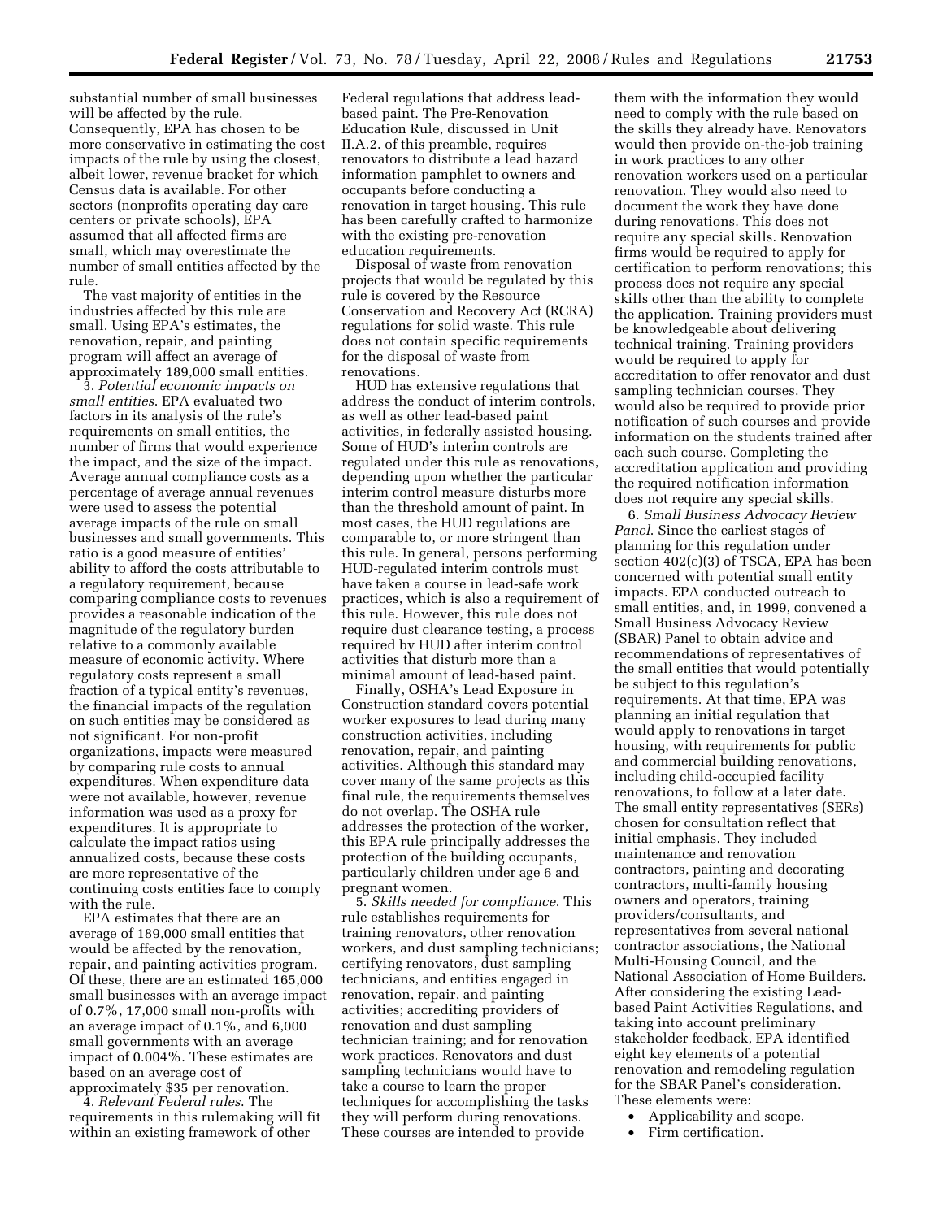substantial number of small businesses will be affected by the rule. Consequently, EPA has chosen to be more conservative in estimating the cost impacts of the rule by using the closest, albeit lower, revenue bracket for which Census data is available. For other sectors (nonprofits operating day care centers or private schools), EPA assumed that all affected firms are small, which may overestimate the number of small entities affected by the rule.

The vast majority of entities in the industries affected by this rule are small. Using EPA's estimates, the renovation, repair, and painting program will affect an average of approximately 189,000 small entities.

3. *Potential economic impacts on small entities.* EPA evaluated two factors in its analysis of the rule's requirements on small entities, the number of firms that would experience the impact, and the size of the impact. Average annual compliance costs as a percentage of average annual revenues were used to assess the potential average impacts of the rule on small businesses and small governments. This ratio is a good measure of entities' ability to afford the costs attributable to a regulatory requirement, because comparing compliance costs to revenues provides a reasonable indication of the magnitude of the regulatory burden relative to a commonly available measure of economic activity. Where regulatory costs represent a small fraction of a typical entity's revenues, the financial impacts of the regulation on such entities may be considered as not significant. For non-profit organizations, impacts were measured by comparing rule costs to annual expenditures. When expenditure data were not available, however, revenue information was used as a proxy for expenditures. It is appropriate to calculate the impact ratios using annualized costs, because these costs are more representative of the continuing costs entities face to comply with the rule.

EPA estimates that there are an average of 189,000 small entities that would be affected by the renovation, repair, and painting activities program. Of these, there are an estimated 165,000 small businesses with an average impact of 0.7%, 17,000 small non-profits with an average impact of 0.1%, and 6,000 small governments with an average impact of 0.004%. These estimates are based on an average cost of approximately $35 per renovation.

4. *Relevant Federal rules.* The requirements in this rulemaking will fit within an existing framework of other Federal regulations that address lead-based paint. The Pre-Renovation Education Rule, discussed in Unit II.A.2. of this preamble, requires renovators to distribute a lead hazard information pamphlet to owners and occupants before conducting a renovation in target housing. This rule has been carefully crafted to harmonize with the existing pre-renovation education requirements.

Disposal of waste from renovation projects that would be regulated by this rule is covered by the Resource Conservation and Recovery Act (RCRA) regulations for solid waste. This rule does not contain specific requirements for the disposal of waste from renovations.

HUD has extensive regulations that address the conduct of interim controls, as well as other lead-based paint activities, in federally assisted housing. Some of HUD's interim controls are regulated under this rule as renovations, depending upon whether the particular interim control measure disturbs more than the threshold amount of paint. In most cases, the HUD regulations are comparable to, or more stringent than this rule. In general, persons performing HUD-regulated interim controls must have taken a course in lead-safe work practices, which is also a requirement of this rule. However, this rule does not require dust clearance testing, a process required by HUD after interim control activities that disturb more than a minimal amount of lead-based paint.

Finally, OSHA's Lead Exposure in Construction standard covers potential worker exposures to lead during many construction activities, including renovation, repair, and painting activities. Although this standard may cover many of the same projects as this final rule, the requirements themselves do not overlap. The OSHA rule addresses the protection of the worker, this EPA rule principally addresses the protection of the building occupants, particularly children under age 6 and pregnant women.

5. *Skills needed for compliance.* This rule establishes requirements for training renovators, other renovation workers, and dust sampling technicians; certifying renovators, dust sampling technicians, and entities engaged in renovation, repair, and painting activities; accrediting providers of renovation and dust sampling technician training; and for renovation work practices. Renovators and dust sampling technicians would have to take a course to learn the proper techniques for accomplishing the tasks they will perform during renovations. These courses are intended to provide them with the information they would need to comply with the rule based on the skills they already have. Renovators would then provide on-the-job training in work practices to any other renovation workers used on a particular renovation. They would also need to document the work they have done during renovations. This does not require any special skills. Renovation firms would be required to apply for certification to perform renovations; this process does not require any special skills other than the ability to complete the application. Training providers must be knowledgeable about delivering technical training. Training providers would be required to apply for accreditation to offer renovator and dust sampling technician courses. They would also be required to provide prior notification of such courses and provide information on the students trained after each such course. Completing the accreditation application and providing the required notification information does not require any special skills.

6. *Small Business Advocacy Review Panel.* Since the earliest stages of planning for this regulation under section 402(c)(3) of TSCA, EPA has been concerned with potential small entity impacts. EPA conducted outreach to small entities, and, in 1999, convened a Small Business Advocacy Review (SBAR) Panel to obtain advice and recommendations of representatives of the small entities that would potentially be subject to this regulation's requirements. At that time, EPA was planning an initial regulation that would apply to renovations in target housing, with requirements for public and commercial building renovations, including child-occupied facility renovations, to follow at a later date. The small entity representatives (SERs) chosen for consultation reflect that initial emphasis. They included maintenance and renovation contractors, painting and decorating contractors, multi-family housing owners and operators, training providers/consultants, and representatives from several national contractor associations, the National Multi-Housing Council, and the National Association of Home Builders. After considering the existing Lead-based Paint Activities Regulations, and taking into account preliminary stakeholder feedback, EPA identified eight key elements of a potential renovation and remodeling regulation for the SBAR Panel's consideration. These elements were:

- Applicability and scope.
- Firm certification.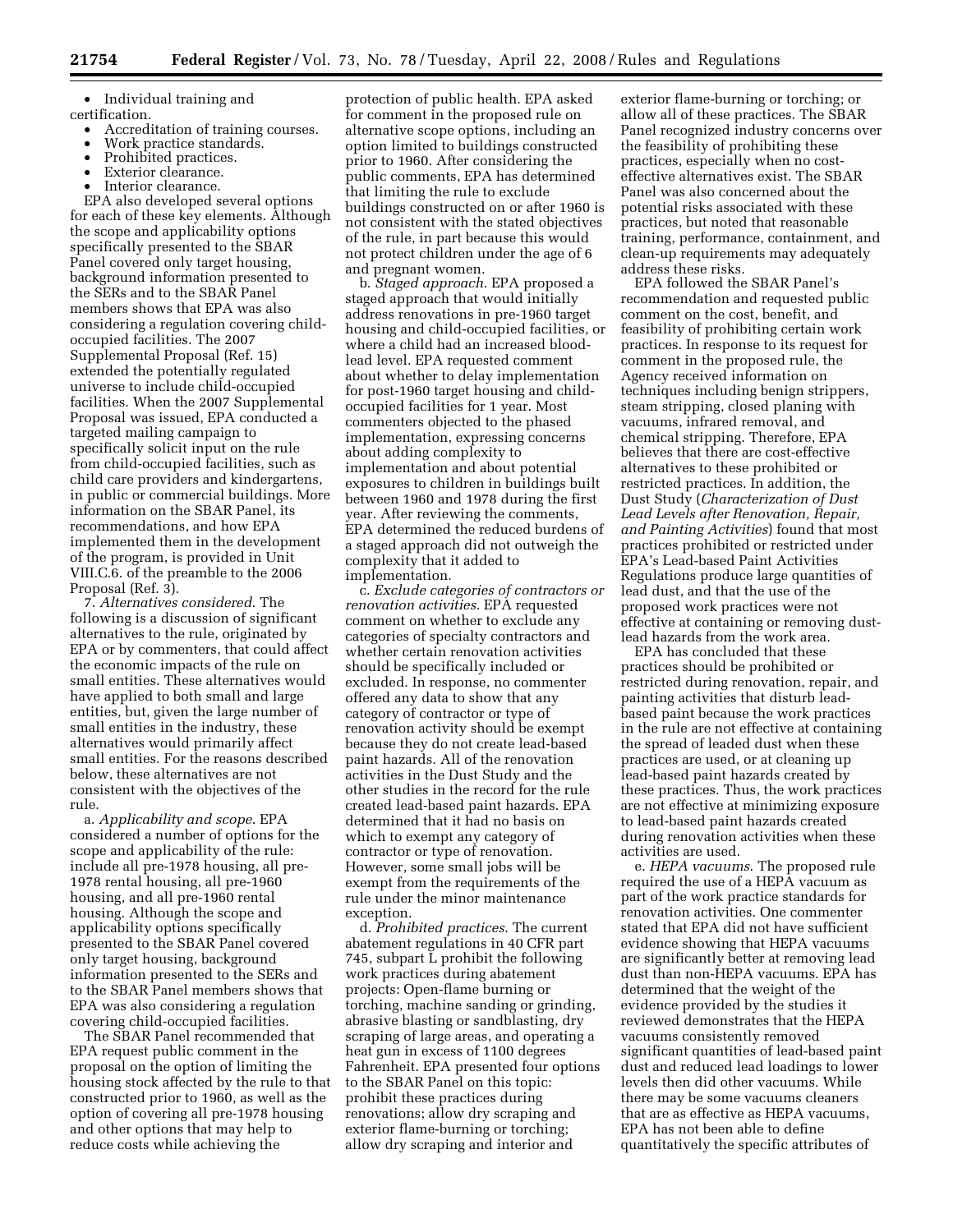- Individual training and certification.
- Accreditation of training courses.
- Work practice standards.
- Prohibited practices.
- Exterior clearance.
- Interior clearance.

EPA also developed several options for each of these key elements. Although the scope and applicability options specifically presented to the SBAR Panel covered only target housing, background information presented to the SERs and to the SBAR Panel members shows that EPA was also considering a regulation covering child-occupied facilities. The 2007 Supplemental Proposal (Ref. 15) extended the potentially regulated universe to include child-occupied facilities. When the 2007 Supplemental Proposal was issued, EPA conducted a targeted mailing campaign to specifically solicit input on the rule from child-occupied facilities, such as child care providers and kindergartens, in public or commercial buildings. More information on the SBAR Panel, its recommendations, and how EPA implemented them in the development of the program, is provided in Unit VIII.C.6. of the preamble to the 2006 Proposal (Ref. 3).

7. *Alternatives considered*. The following is a discussion of significant alternatives to the rule, originated by EPA or by commenters, that could affect the economic impacts of the rule on small entities. These alternatives would have applied to both small and large entities, but, given the large number of small entities in the industry, these alternatives would primarily affect small entities. For the reasons described below, these alternatives are not consistent with the objectives of the rule.

a. *Applicability and scope*. EPA considered a number of options for the scope and applicability of the rule: include all pre-1978 housing, all pre-1978 rental housing, all pre-1960 housing, and all pre-1960 rental housing. Although the scope and applicability options specifically presented to the SBAR Panel covered only target housing, background information presented to the SERs and to the SBAR Panel members shows that EPA was also considering a regulation covering child-occupied facilities.

The SBAR Panel recommended that EPA request public comment in the proposal on the option of limiting the housing stock affected by the rule to that constructed prior to 1960, as well as the option of covering all pre-1978 housing and other options that may help to reduce costs while achieving the protection of public health. EPA asked for comment in the proposed rule on alternative scope options, including an option limited to buildings constructed prior to 1960. After considering the public comments, EPA has determined that limiting the rule to exclude buildings constructed on or after 1960 is not consistent with the stated objectives of the rule, in part because this would not protect children under the age of 6 and pregnant women.

b. *Staged approach*. EPA proposed a staged approach that would initially address renovations in pre-1960 target housing and child-occupied facilities, or where a child had an increased blood-lead level. EPA requested comment about whether to delay implementation for post-1960 target housing and child-occupied facilities for 1 year. Most commenters objected to the phased implementation, expressing concerns about adding complexity to implementation and about potential exposures to children in buildings built between 1960 and 1978 during the first year. After reviewing the comments, EPA determined the reduced burdens of a staged approach did not outweigh the complexity that it added to implementation.

c. *Exclude categories of contractors or renovation activities*. EPA requested comment on whether to exclude any categories of specialty contractors and whether certain renovation activities should be specifically included or excluded. In response, no commenter offered any data to show that any category of contractor or type of renovation activity should be exempt because they do not create lead-based paint hazards. All of the renovation activities in the Dust Study and the other studies in the record for the rule created lead-based paint hazards. EPA determined that it had no basis on which to exempt any category of contractor or type of renovation. However, some small jobs will be exempt from the requirements of the rule under the minor maintenance exception.

d. *Prohibited practices.* The current abatement regulations in 40 CFR part 745, subpart L prohibit the following work practices during abatement projects: Open-flame burning or torching, machine sanding or grinding, abrasive blasting or sandblasting, dry scraping of large areas, and operating a heat gun in excess of 1100 degrees Fahrenheit. EPA presented four options to the SBAR Panel on this topic: prohibit these practices during renovations; allow dry scraping and exterior flame-burning or torching; allow dry scraping and interior and exterior flame-burning or torching; or allow all of these practices. The SBAR Panel recognized industry concerns over the feasibility of prohibiting these practices, especially when no cost-effective alternatives exist. The SBAR Panel was also concerned about the potential risks associated with these practices, but noted that reasonable training, performance, containment, and clean-up requirements may adequately address these risks.

EPA followed the SBAR Panel's recommendation and requested public comment on the cost, benefit, and feasibility of prohibiting certain work practices. In response to its request for comment in the proposed rule, the Agency received information on techniques including benign strippers, steam stripping, closed planing with vacuums, infrared removal, and chemical stripping. Therefore, EPA believes that there are cost-effective alternatives to these prohibited or restricted practices. In addition, the Dust Study (*Characterization of Dust Lead Levels after Renovation, Repair, and Painting Activities*) found that most practices prohibited or restricted under EPA's Lead-based Paint Activities Regulations produce large quantities of lead dust, and that the use of the proposed work practices were not effective at containing or removing dust-lead hazards from the work area.

EPA has concluded that these practices should be prohibited or restricted during renovation, repair, and painting activities that disturb lead-based paint because the work practices in the rule are not effective at containing the spread of leaded dust when these practices are used, or at cleaning up lead-based paint hazards created by these practices. Thus, the work practices are not effective at minimizing exposure to lead-based paint hazards created during renovation activities when these activities are used.

e. *HEPA vacuums*. The proposed rule required the use of a HEPA vacuum as part of the work practice standards for renovation activities. One commenter stated that EPA did not have sufficient evidence showing that HEPA vacuums are significantly better at removing lead dust than non-HEPA vacuums. EPA has determined that the weight of the evidence provided by the studies it reviewed demonstrates that the HEPA vacuums consistently removed significant quantities of lead-based paint dust and reduced lead loadings to lower levels then did other vacuums. While there may be some vacuums cleaners that are as effective as HEPA vacuums, EPA has not been able to define quantitatively the specific attributes of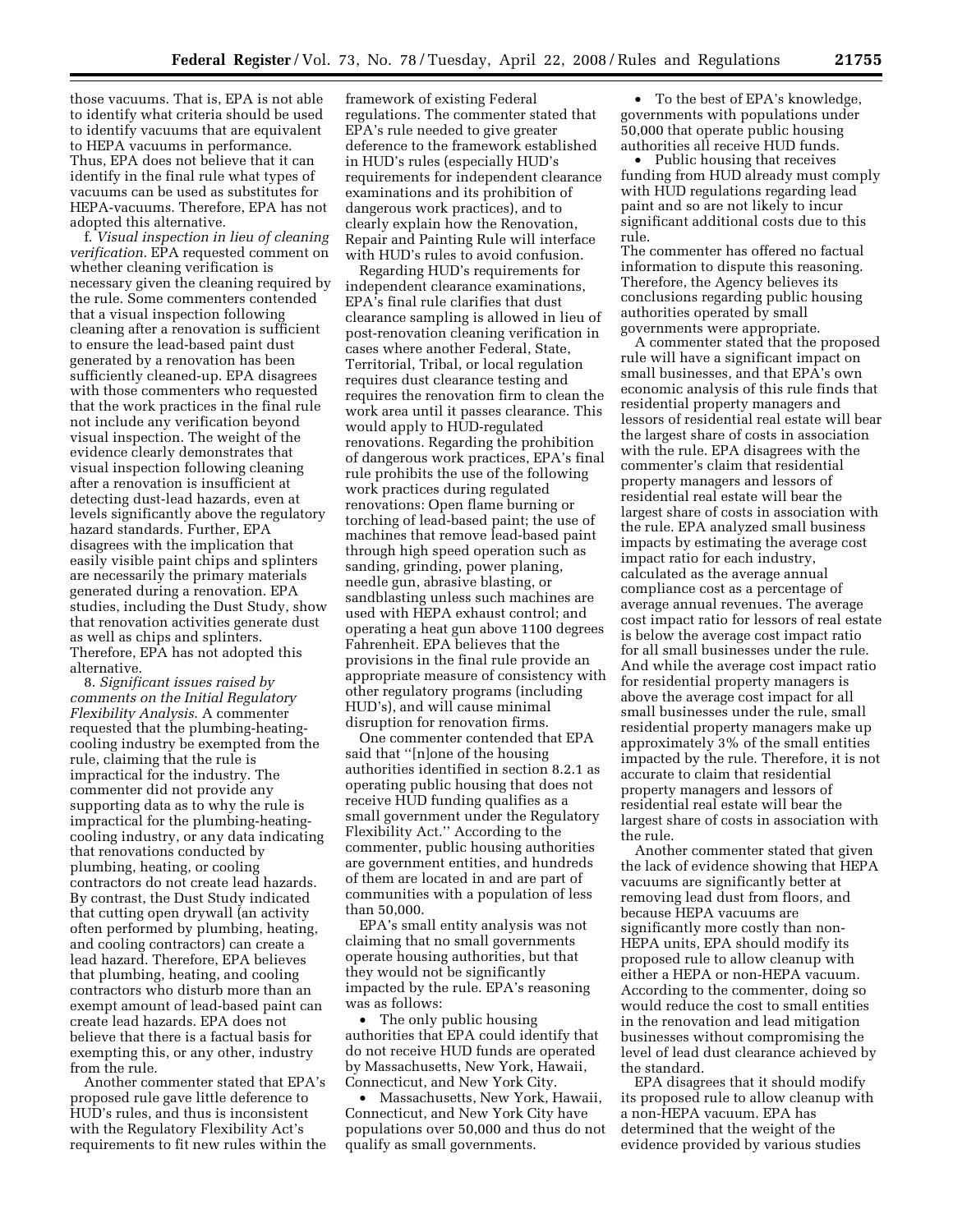those vacuums. That is, EPA is not able to identify what criteria should be used to identify vacuums that are equivalent to HEPA vacuums in performance. Thus, EPA does not believe that it can identify in the final rule what types of vacuums can be used as substitutes for HEPA-vacuums. Therefore, EPA has not adopted this alternative.

f. *Visual inspection in lieu of cleaning verification.* EPA requested comment on whether cleaning verification is necessary given the cleaning required by the rule. Some commenters contended that a visual inspection following cleaning after a renovation is sufficient to ensure the lead-based paint dust generated by a renovation has been sufficiently cleaned-up. EPA disagrees with those commenters who requested that the work practices in the final rule not include any verification beyond visual inspection. The weight of the evidence clearly demonstrates that visual inspection following cleaning after a renovation is insufficient at detecting dust-lead hazards, even at levels significantly above the regulatory hazard standards. Further, EPA disagrees with the implication that easily visible paint chips and splinters are necessarily the primary materials generated during a renovation. EPA studies, including the Dust Study, show that renovation activities generate dust as well as chips and splinters. Therefore, EPA has not adopted this alternative.

8. *Significant issues raised by comments on the Initial Regulatory Flexibility Analysis.* A commenter requested that the plumbing-heating-cooling industry be exempted from the rule, claiming that the rule is impractical for the industry. The commenter did not provide any supporting data as to why the rule is impractical for the plumbing-heating-cooling industry, or any data indicating that renovations conducted by plumbing, heating, or cooling contractors do not create lead hazards. By contrast, the Dust Study indicated that cutting open drywall (an activity often performed by plumbing, heating, and cooling contractors) can create a lead hazard. Therefore, EPA believes that plumbing, heating, and cooling contractors who disturb more than an exempt amount of lead-based paint can create lead hazards. EPA does not believe that there is a factual basis for exempting this, or any other, industry from the rule.

Another commenter stated that EPA's proposed rule gave little deference to HUD's rules, and thus is inconsistent with the Regulatory Flexibility Act's requirements to fit new rules within the framework of existing Federal regulations. The commenter stated that EPA's rule needed to give greater deference to the framework established in HUD's rules (especially HUD's requirements for independent clearance examinations and its prohibition of dangerous work practices), and to clearly explain how the Renovation, Repair and Painting Rule will interface with HUD's rules to avoid confusion.

Regarding HUD's requirements for independent clearance examinations, EPA's final rule clarifies that dust clearance sampling is allowed in lieu of post-renovation cleaning verification in cases where another Federal, State, Territorial, Tribal, or local regulation requires dust clearance testing and requires the renovation firm to clean the work area until it passes clearance. This would apply to HUD-regulated renovations. Regarding the prohibition of dangerous work practices, EPA's final rule prohibits the use of the following work practices during regulated renovations: Open flame burning or torching of lead-based paint; the use of machines that remove lead-based paint through high speed operation such as sanding, grinding, power planing, needle gun, abrasive blasting, or sandblasting unless such machines are used with HEPA exhaust control; and operating a heat gun above 1100 degrees Fahrenheit. EPA believes that the provisions in the final rule provide an appropriate measure of consistency with other regulatory programs (including HUD's), and will cause minimal disruption for renovation firms.

One commenter contended that EPA said that "[n]one of the housing authorities identified in section 8.2.1 as operating public housing that does not receive HUD funding qualifies as a small government under the Regulatory Flexibility Act." According to the commenter, public housing authorities are government entities, and hundreds of them are located in and are part of communities with a population of less than 50,000.

EPA's small entity analysis was not claiming that no small governments operate housing authorities, but that they would not be significantly impacted by the rule. EPA's reasoning was as follows:

- The only public housing authorities that EPA could identify that do not receive HUD funds are operated by Massachusetts, New York, Hawaii, Connecticut, and New York City.
- Massachusetts, New York, Hawaii, Connecticut, and New York City have populations over 50,000 and thus do not qualify as small governments.
- To the best of EPA's knowledge, governments with populations under 50,000 that operate public housing authorities all receive HUD funds.
- Public housing that receives funding from HUD already must comply with HUD regulations regarding lead paint and so are not likely to incur significant additional costs due to this rule.

The commenter has offered no factual information to dispute this reasoning. Therefore, the Agency believes its conclusions regarding public housing authorities operated by small governments were appropriate.

A commenter stated that the proposed rule will have a significant impact on small businesses, and that EPA's own economic analysis of this rule finds that residential property managers and lessors of residential real estate will bear the largest share of costs in association with the rule. EPA disagrees with the commenter's claim that residential property managers and lessors of residential real estate will bear the largest share of costs in association with the rule. EPA analyzed small business impacts by estimating the average cost impact ratio for each industry, calculated as the average annual compliance cost as a percentage of average annual revenues. The average cost impact ratio for lessors of real estate is below the average cost impact ratio for all small businesses under the rule. And while the average cost impact ratio for residential property managers is above the average cost impact for all small businesses under the rule, small residential property managers make up approximately 3% of the small entities impacted by the rule. Therefore, it is not accurate to claim that residential property managers and lessors of residential real estate will bear the largest share of costs in association with the rule.

Another commenter stated that given the lack of evidence showing that HEPA vacuums are significantly better at removing lead dust from floors, and because HEPA vacuums are significantly more costly than non-HEPA units, EPA should modify its proposed rule to allow cleanup with either a HEPA or non-HEPA vacuum. According to the commenter, doing so would reduce the cost to small entities in the renovation and lead mitigation businesses without compromising the level of lead dust clearance achieved by the standard.

EPA disagrees that it should modify its proposed rule to allow cleanup with a non-HEPA vacuum. EPA has determined that the weight of the evidence provided by various studies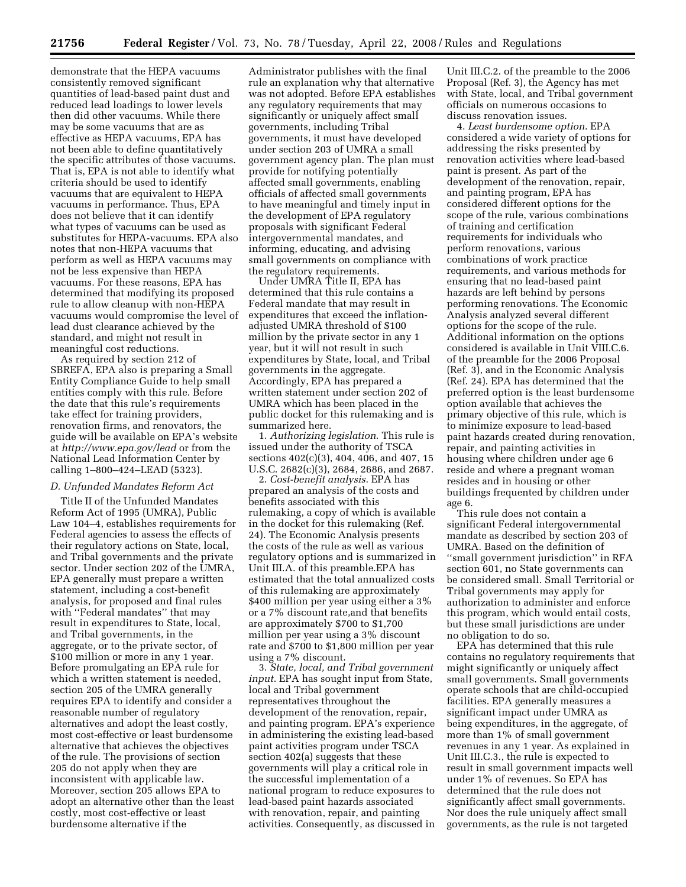demonstrate that the HEPA vacuums consistently removed significant quantities of lead-based paint dust and reduced lead loadings to lower levels then did other vacuums. While there may be some vacuums that are as effective as HEPA vacuums, EPA has not been able to define quantitatively the specific attributes of those vacuums. That is, EPA is not able to identify what criteria should be used to identify vacuums that are equivalent to HEPA vacuums in performance. Thus, EPA does not believe that it can identify what types of vacuums can be used as substitutes for HEPA-vacuums. EPA also notes that non-HEPA vacuums that perform as well as HEPA vacuums may not be less expensive than HEPA vacuums. For these reasons, EPA has determined that modifying its proposed rule to allow cleanup with non-HEPA vacuums would compromise the level of lead dust clearance achieved by the standard, and might not result in meaningful cost reductions.

As required by section 212 of SBREFA, EPA also is preparing a Small Entity Compliance Guide to help small entities comply with this rule. Before the date that this rule's requirements take effect for training providers, renovation firms, and renovators, the guide will be available on EPA's website at *http://www.epa.gov/lead* or from the National Lead Information Center by calling 1–800–424–LEAD (5323).

### *D. Unfunded Mandates Reform Act*

Title II of the Unfunded Mandates Reform Act of 1995 (UMRA), Public Law 104–4, establishes requirements for Federal agencies to assess the effects of their regulatory actions on State, local, and Tribal governments and the private sector. Under section 202 of the UMRA, EPA generally must prepare a written statement, including a cost-benefit analysis, for proposed and final rules with ''Federal mandates'' that may result in expenditures to State, local, and Tribal governments, in the aggregate, or to the private sector, of $100 million or more in any 1 year. Before promulgating an EPA rule for which a written statement is needed, section 205 of the UMRA generally requires EPA to identify and consider a reasonable number of regulatory alternatives and adopt the least costly, most cost-effective or least burdensome alternative that achieves the objectives of the rule. The provisions of section 205 do not apply when they are inconsistent with applicable law. Moreover, section 205 allows EPA to adopt an alternative other than the least costly, most cost-effective or least burdensome alternative if the Administrator publishes with the final rule an explanation why that alternative was not adopted. Before EPA establishes any regulatory requirements that may significantly or uniquely affect small governments, including Tribal governments, it must have developed under section 203 of UMRA a small government agency plan. The plan must provide for notifying potentially affected small governments, enabling officials of affected small governments to have meaningful and timely input in the development of EPA regulatory proposals with significant Federal intergovernmental mandates, and informing, educating, and advising small governments on compliance with the regulatory requirements.

Under UMRA Title II, EPA has determined that this rule contains a Federal mandate that may result in expenditures that exceed the inflation-adjusted UMRA threshold of $100 million by the private sector in any 1 year, but it will not result in such expenditures by State, local, and Tribal governments in the aggregate. Accordingly, EPA has prepared a written statement under section 202 of UMRA which has been placed in the public docket for this rulemaking and is summarized here.

1. *Authorizing legislation*. This rule is issued under the authority of TSCA sections 402(c)(3), 404, 406, and 407, 15 U.S.C. 2682(c)(3), 2684, 2686, and 2687.

2. *Cost-benefit analysis*. EPA has prepared an analysis of the costs and benefits associated with this rulemaking, a copy of which is available in the docket for this rulemaking (Ref. 24). The Economic Analysis presents the costs of the rule as well as various regulatory options and is summarized in Unit III.A. of this preamble.EPA has estimated that the total annualized costs of this rulemaking are approximately $400 million per year using either a 3% or a 7% discount rate,and that benefits are approximately $700 to $1,700 million per year using a 3% discount rate and $700 to $1,800 million per year using a 7% discount.

3. *State, local, and Tribal government input*. EPA has sought input from State, local and Tribal government representatives throughout the development of the renovation, repair, and painting program. EPA's experience in administering the existing lead-based paint activities program under TSCA section 402(a) suggests that these governments will play a critical role in the successful implementation of a national program to reduce exposures to lead-based paint hazards associated with renovation, repair, and painting activities. Consequently, as discussed in Unit III.C.2. of the preamble to the 2006 Proposal (Ref. 3), the Agency has met with State, local, and Tribal government officials on numerous occasions to discuss renovation issues.

4. *Least burdensome option*. EPA considered a wide variety of options for addressing the risks presented by renovation activities where lead-based paint is present. As part of the development of the renovation, repair, and painting program, EPA has considered different options for the scope of the rule, various combinations of training and certification requirements for individuals who perform renovations, various combinations of work practice requirements, and various methods for ensuring that no lead-based paint hazards are left behind by persons performing renovations. The Economic Analysis analyzed several different options for the scope of the rule. Additional information on the options considered is available in Unit VIII.C.6. of the preamble for the 2006 Proposal (Ref. 3), and in the Economic Analysis (Ref. 24). EPA has determined that the preferred option is the least burdensome option available that achieves the primary objective of this rule, which is to minimize exposure to lead-based paint hazards created during renovation, repair, and painting activities in housing where children under age 6 reside and where a pregnant woman resides and in housing or other buildings frequented by children under age 6.

This rule does not contain a significant Federal intergovernmental mandate as described by section 203 of UMRA. Based on the definition of ''small government jurisdiction'' in RFA section 601, no State governments can be considered small. Small Territorial or Tribal governments may apply for authorization to administer and enforce this program, which would entail costs, but these small jurisdictions are under no obligation to do so.

EPA has determined that this rule contains no regulatory requirements that might significantly or uniquely affect small governments. Small governments operate schools that are child-occupied facilities. EPA generally measures a significant impact under UMRA as being expenditures, in the aggregate, of more than 1% of small government revenues in any 1 year. As explained in Unit III.C.3., the rule is expected to result in small government impacts well under 1% of revenues. So EPA has determined that the rule does not significantly affect small governments. Nor does the rule uniquely affect small governments, as the rule is not targeted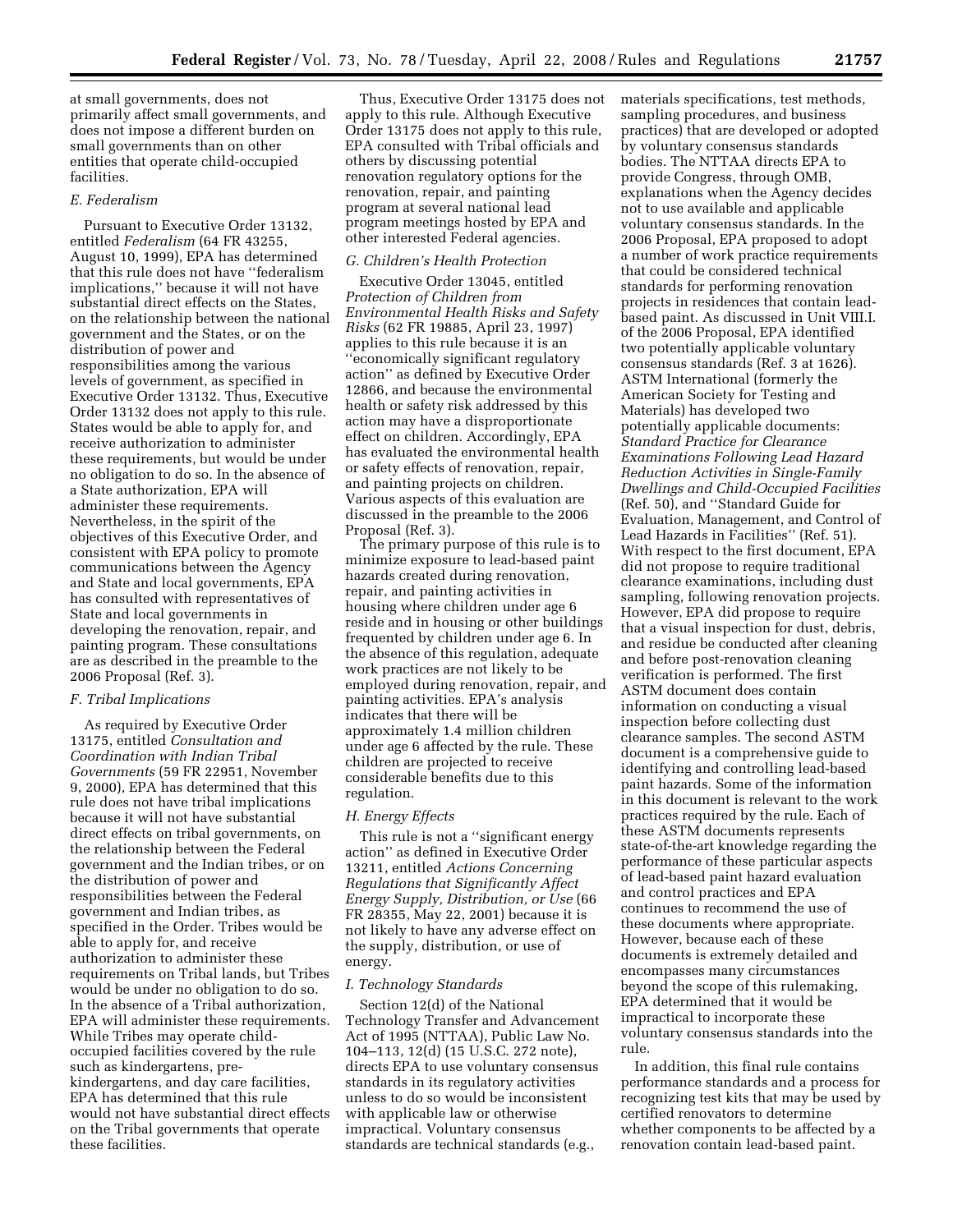at small governments, does not primarily affect small governments, and does not impose a different burden on small governments than on other entities that operate child-occupied facilities.

### E. Federalism

Pursuant to Executive Order 13132, entitled *Federalism* (64 FR 43255, August 10, 1999), EPA has determined that this rule does not have "federalism implications," because it will not have substantial direct effects on the States, on the relationship between the national government and the States, or on the distribution of power and responsibilities among the various levels of government, as specified in Executive Order 13132. Thus, Executive Order 13132 does not apply to this rule. States would be able to apply for, and receive authorization to administer these requirements, but would be under no obligation to do so. In the absence of a State authorization, EPA will administer these requirements. Nevertheless, in the spirit of the objectives of this Executive Order, and consistent with EPA policy to promote communications between the Agency and State and local governments, EPA has consulted with representatives of State and local governments in developing the renovation, repair, and painting program. These consultations are as described in the preamble to the 2006 Proposal (Ref. 3).

### F. Tribal Implications

As required by Executive Order 13175, entitled *Consultation and Coordination with Indian Tribal Governments* (59 FR 22951, November 9, 2000), EPA has determined that this rule does not have tribal implications because it will not have substantial direct effects on tribal governments, on the relationship between the Federal government and the Indian tribes, or on the distribution of power and responsibilities between the Federal government and Indian tribes, as specified in the Order. Tribes would be able to apply for, and receive authorization to administer these requirements on Tribal lands, but Tribes would be under no obligation to do so. In the absence of a Tribal authorization, EPA will administer these requirements. While Tribes may operate child-occupied facilities covered by the rule such as kindergartens, pre-kindergartens, and day care facilities, EPA has determined that this rule would not have substantial direct effects on the Tribal governments that operate these facilities.

Thus, Executive Order 13175 does not apply to this rule. Although Executive Order 13175 does not apply to this rule, EPA consulted with Tribal officials and others by discussing potential renovation regulatory options for the renovation, repair, and painting program at several national lead program meetings hosted by EPA and other interested Federal agencies.

### G. Children's Health Protection

Executive Order 13045, entitled *Protection of Children from Environmental Health Risks and Safety Risks* (62 FR 19885, April 23, 1997) applies to this rule because it is an "economically significant regulatory action" as defined by Executive Order 12866, and because the environmental health or safety risk addressed by this action may have a disproportionate effect on children. Accordingly, EPA has evaluated the environmental health or safety effects of renovation, repair, and painting projects on children. Various aspects of this evaluation are discussed in the preamble to the 2006 Proposal (Ref. 3).

The primary purpose of this rule is to minimize exposure to lead-based paint hazards created during renovation, repair, and painting activities in housing where children under age 6 reside and in housing or other buildings frequented by children under age 6. In the absence of this regulation, adequate work practices are not likely to be employed during renovation, repair, and painting activities. EPA's analysis indicates that there will be approximately 1.4 million children under age 6 affected by the rule. These children are projected to receive considerable benefits due to this regulation.

### H. Energy Effects

This rule is not a "significant energy action" as defined in Executive Order 13211, entitled *Actions Concerning Regulations that Significantly Affect Energy Supply, Distribution, or Use* (66 FR 28355, May 22, 2001) because it is not likely to have any adverse effect on the supply, distribution, or use of energy.

### I. Technology Standards

Section 12(d) of the National Technology Transfer and Advancement Act of 1995 (NTTAA), Public Law No. 104–113, 12(d) (15 U.S.C. 272 note), directs EPA to use voluntary consensus standards in its regulatory activities unless to do so would be inconsistent with applicable law or otherwise impractical. Voluntary consensus standards are technical standards (e.g., materials specifications, test methods, sampling procedures, and business practices) that are developed or adopted by voluntary consensus standards bodies. The NTTAA directs EPA to provide Congress, through OMB, explanations when the Agency decides not to use available and applicable voluntary consensus standards. In the 2006 Proposal, EPA proposed to adopt a number of work practice requirements that could be considered technical standards for performing renovation projects in residences that contain lead-based paint. As discussed in Unit VIII.I. of the 2006 Proposal, EPA identified two potentially applicable voluntary consensus standards (Ref. 3 at 1626). ASTM International (formerly the American Society for Testing and Materials) has developed two potentially applicable documents: *Standard Practice for Clearance Examinations Following Lead Hazard Reduction Activities in Single-Family Dwellings and Child-Occupied Facilities* (Ref. 50), and "Standard Guide for Evaluation, Management, and Control of Lead Hazards in Facilities" (Ref. 51). With respect to the first document, EPA did not propose to require traditional clearance examinations, including dust sampling, following renovation projects. However, EPA did propose to require that a visual inspection for dust, debris, and residue be conducted after cleaning and before post-renovation cleaning verification is performed. The first ASTM document does contain information on conducting a visual inspection before collecting dust clearance samples. The second ASTM document is a comprehensive guide to identifying and controlling lead-based paint hazards. Some of the information in this document is relevant to the work practices required by the rule. Each of these ASTM documents represents state-of-the-art knowledge regarding the performance of these particular aspects of lead-based paint hazard evaluation and control practices and EPA continues to recommend the use of these documents where appropriate. However, because each of these documents is extremely detailed and encompasses many circumstances beyond the scope of this rulemaking, EPA determined that it would be impractical to incorporate these voluntary consensus standards into the rule.

In addition, this final rule contains performance standards and a process for recognizing test kits that may be used by certified renovators to determine whether components to be affected by a renovation contain lead-based paint.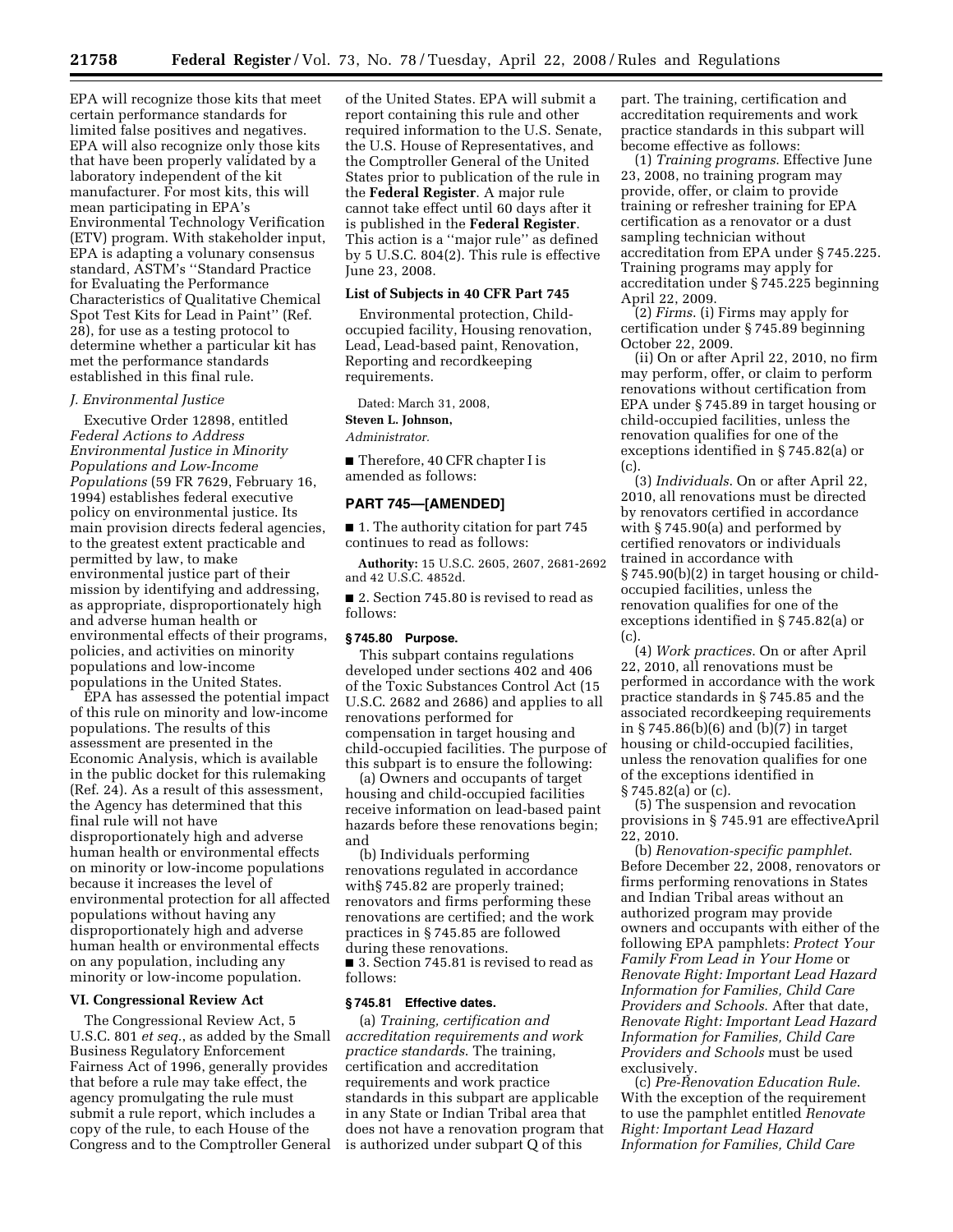EPA will recognize those kits that meet certain performance standards for limited false positives and negatives. EPA will also recognize only those kits that have been properly validated by a laboratory independent of the kit manufacturer. For most kits, this will mean participating in EPA's Environmental Technology Verification (ETV) program. With stakeholder input, EPA is adapting a volunary consensus standard, ASTM's ''Standard Practice for Evaluating the Performance Characteristics of Qualitative Chemical Spot Test Kits for Lead in Paint'' (Ref. 28), for use as a testing protocol to determine whether a particular kit has met the performance standards established in this final rule.

*J. Environmental Justice*

Executive Order 12898, entitled *Federal Actions to Address Environmental Justice in Minority Populations and Low-Income Populations* (59 FR 7629, February 16, 1994) establishes federal executive policy on environmental justice. Its main provision directs federal agencies, to the greatest extent practicable and permitted by law, to make environmental justice part of their mission by identifying and addressing, as appropriate, disproportionately high and adverse human health or environmental effects of their programs, policies, and activities on minority populations and low-income populations in the United States.

EPA has assessed the potential impact of this rule on minority and low-income populations. The results of this assessment are presented in the Economic Analysis, which is available in the public docket for this rulemaking (Ref. 24). As a result of this assessment, the Agency has determined that this final rule will not have disproportionately high and adverse human health or environmental effects on minority or low-income populations because it increases the level of environmental protection for all affected populations without having any disproportionately high and adverse human health or environmental effects on any population, including any minority or low-income population.

**VI. Congressional Review Act**

The Congressional Review Act, 5 U.S.C. 801 *et seq.*, as added by the Small Business Regulatory Enforcement Fairness Act of 1996, generally provides that before a rule may take effect, the agency promulgating the rule must submit a rule report, which includes a copy of the rule, to each House of the Congress and to the Comptroller General of the United States. EPA will submit a report containing this rule and other required information to the U.S. Senate, the U.S. House of Representatives, and the Comptroller General of the United States prior to publication of the rule in the **Federal Register**. A major rule cannot take effect until 60 days after it is published in the **Federal Register**. This action is a ''major rule'' as defined by 5 U.S.C. 804(2). This rule is effective June 23, 2008.

**List of Subjects in 40 CFR Part 745**

Environmental protection, Child-occupied facility, Housing renovation, Lead, Lead-based paint, Renovation, Reporting and recordkeeping requirements.

Dated: March 31, 2008,

**Steven L. Johnson,**

*Administrator.*

■ Therefore, 40 CFR chapter I is amended as follows:

**PART 745—[AMENDED]**

■ 1. The authority citation for part 745 continues to read as follows:

**Authority:** 15 U.S.C. 2605, 2607, 2681-2692 and 42 U.S.C. 4852d.

■ 2. Section 745.80 is revised to read as follows:

**§ 745.80 Purpose.**

This subpart contains regulations developed under sections 402 and 406 of the Toxic Substances Control Act (15 U.S.C. 2682 and 2686) and applies to all renovations performed for compensation in target housing and child-occupied facilities. The purpose of this subpart is to ensure the following:

(a) Owners and occupants of target housing and child-occupied facilities receive information on lead-based paint hazards before these renovations begin; and

(b) Individuals performing renovations regulated in accordance with§ 745.82 are properly trained; renovators and firms performing these renovations are certified; and the work practices in § 745.85 are followed during these renovations.

■ 3. Section 745.81 is revised to read as follows:

**§ 745.81 Effective dates.**

(a) *Training, certification and accreditation requirements and work practice standards.* The training, certification and accreditation requirements and work practice standards in this subpart are applicable in any State or Indian Tribal area that does not have a renovation program that is authorized under subpart Q of this part. The training, certification and accreditation requirements and work practice standards in this subpart will become effective as follows:

(1) *Training programs.* Effective June 23, 2008, no training program may provide, offer, or claim to provide training or refresher training for EPA certification as a renovator or a dust sampling technician without accreditation from EPA under § 745.225. Training programs may apply for accreditation under § 745.225 beginning April 22, 2009.

(2) *Firms.* (i) Firms may apply for certification under § 745.89 beginning October 22, 2009.

(ii) On or after April 22, 2010, no firm may perform, offer, or claim to perform renovations without certification from EPA under § 745.89 in target housing or child-occupied facilities, unless the renovation qualifies for one of the exceptions identified in § 745.82(a) or (c).

(3) *Individuals.* On or after April 22, 2010, all renovations must be directed by renovators certified in accordance with § 745.90(a) and performed by certified renovators or individuals trained in accordance with § 745.90(b)(2) in target housing or child-occupied facilities, unless the renovation qualifies for one of the exceptions identified in § 745.82(a) or (c).

(4) *Work practices.* On or after April 22, 2010, all renovations must be performed in accordance with the work practice standards in § 745.85 and the associated recordkeeping requirements in § 745.86(b)(6) and (b)(7) in target housing or child-occupied facilities, unless the renovation qualifies for one of the exceptions identified in § 745.82(a) or (c).

(5) The suspension and revocation provisions in § 745.91 are effectiveApril 22, 2010.

(b) *Renovation-specific pamphlet.* Before December 22, 2008, renovators or firms performing renovations in States and Indian Tribal areas without an authorized program may provide owners and occupants with either of the following EPA pamphlets: *Protect Your Family From Lead in Your Home* or *Renovate Right: Important Lead Hazard Information for Families, Child Care Providers and Schools.* After that date, *Renovate Right: Important Lead Hazard Information for Families, Child Care Providers and Schools* must be used exclusively.

(c) *Pre-Renovation Education Rule.* With the exception of the requirement to use the pamphlet entitled *Renovate Right: Important Lead Hazard Information for Families, Child Care*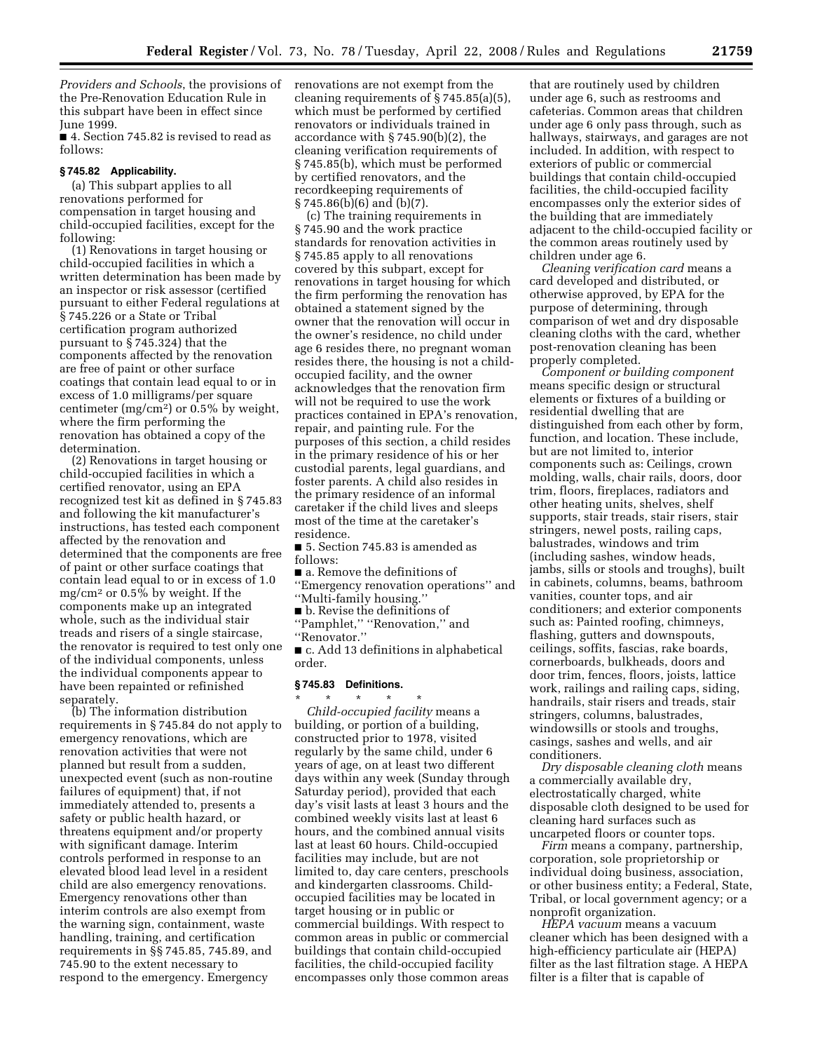*Providers and Schools,* the provisions of the Pre-Renovation Education Rule in this subpart have been in effect since June 1999.

■ 4. Section 745.82 is revised to read as follows:

### § 745.82 Applicability.

(a) This subpart applies to all renovations performed for compensation in target housing and child-occupied facilities, except for the following:

(1) Renovations in target housing or child-occupied facilities in which a written determination has been made by an inspector or risk assessor (certified pursuant to either Federal regulations at § 745.226 or a State or Tribal certification program authorized pursuant to § 745.324) that the components affected by the renovation are free of paint or other surface coatings that contain lead equal to or in excess of 1.0 milligrams/per square centimeter ($mg/cm^2$) or 0.5% by weight, where the firm performing the renovation has obtained a copy of the determination.

(2) Renovations in target housing or child-occupied facilities in which a certified renovator, using an EPA recognized test kit as defined in § 745.83 and following the kit manufacturer's instructions, has tested each component affected by the renovation and determined that the components are free of paint or other surface coatings that contain lead equal to or in excess of 1.0 $mg/cm^2$ or 0.5% by weight. If the components make up an integrated whole, such as the individual stair treads and risers of a single staircase, the renovator is required to test only one of the individual components, unless the individual components appear to have been repainted or refinished separately.

(b) The information distribution requirements in § 745.84 do not apply to emergency renovations, which are renovation activities that were not planned but result from a sudden, unexpected event (such as non-routine failures of equipment) that, if not immediately attended to, presents a safety or public health hazard, or threatens equipment and/or property with significant damage. Interim controls performed in response to an elevated blood lead level in a resident child are also emergency renovations. Emergency renovations other than interim controls are also exempt from the warning sign, containment, waste handling, training, and certification requirements in §§ 745.85, 745.89, and 745.90 to the extent necessary to respond to the emergency. Emergency renovations are not exempt from the cleaning requirements of § 745.85(a)(5), which must be performed by certified renovators or individuals trained in accordance with § 745.90(b)(2), the cleaning verification requirements of § 745.85(b), which must be performed by certified renovators, and the recordkeeping requirements of § 745.86(b)(6) and (b)(7).

(c) The training requirements in § 745.90 and the work practice standards for renovation activities in § 745.85 apply to all renovations covered by this subpart, except for renovations in target housing for which the firm performing the renovation has obtained a statement signed by the owner that the renovation will occur in the owner's residence, no child under age 6 resides there, no pregnant woman resides there, the housing is not a child-occupied facility, and the owner acknowledges that the renovation firm will not be required to use the work practices contained in EPA's renovation, repair, and painting rule. For the purposes of this section, a child resides in the primary residence of his or her custodial parents, legal guardians, and foster parents. A child also resides in the primary residence of an informal caretaker if the child lives and sleeps most of the time at the caretaker's residence.

■ 5. Section 745.83 is amended as follows:

■ a. Remove the definitions of ''Emergency renovation operations'' and ''Multi-family housing.''

■ b. Revise the definitions of ''Pamphlet,'' ''Renovation,'' and ''Renovator.''

■ c. Add 13 definitions in alphabetical order.

### § 745.83 Definitions.

\* \* \* \* \*

*Child-occupied facility* means a building, or portion of a building, constructed prior to 1978, visited regularly by the same child, under 6 years of age, on at least two different days within any week (Sunday through Saturday period), provided that each day's visit lasts at least 3 hours and the combined weekly visits last at least 6 hours, and the combined annual visits last at least 60 hours. Child-occupied facilities may include, but are not limited to, day care centers, preschools and kindergarten classrooms. Child-occupied facilities may be located in target housing or in public or commercial buildings. With respect to common areas in public or commercial buildings that contain child-occupied facilities, the child-occupied facility encompasses only those common areas that are routinely used by children under age 6, such as restrooms and cafeterias. Common areas that children under age 6 only pass through, such as hallways, stairways, and garages are not included. In addition, with respect to exteriors of public or commercial buildings that contain child-occupied facilities, the child-occupied facility encompasses only the exterior sides of the building that are immediately adjacent to the child-occupied facility or the common areas routinely used by children under age 6.

*Cleaning verification card* means a card developed and distributed, or otherwise approved, by EPA for the purpose of determining, through comparison of wet and dry disposable cleaning cloths with the card, whether post-renovation cleaning has been properly completed.

*Component or building component* means specific design or structural elements or fixtures of a building or residential dwelling that are distinguished from each other by form, function, and location. These include, but are not limited to, interior components such as: Ceilings, crown molding, walls, chair rails, doors, door trim, floors, fireplaces, radiators and other heating units, shelves, shelf supports, stair treads, stair risers, stair stringers, newel posts, railing caps, balustrades, windows and trim (including sashes, window heads, jambs, sills or stools and troughs), built in cabinets, columns, beams, bathroom vanities, counter tops, and air conditioners; and exterior components such as: Painted roofing, chimneys, flashing, gutters and downspouts, ceilings, soffits, fascias, rake boards, cornerboards, bulkheads, doors and door trim, fences, floors, joists, lattice work, railings and railing caps, siding, handrails, stair risers and treads, stair stringers, columns, balustrades, windowsills or stools and troughs, casings, sashes and wells, and air conditioners.

*Dry disposable cleaning cloth* means a commercially available dry, electrostatically charged, white disposable cloth designed to be used for cleaning hard surfaces such as uncarpeted floors or counter tops.

*Firm* means a company, partnership, corporation, sole proprietorship or individual doing business, association, or other business entity; a Federal, State, Tribal, or local government agency; or a nonprofit organization.

*HEPA vacuum* means a vacuum cleaner which has been designed with a high-efficiency particulate air (HEPA) filter as the last filtration stage. A HEPA filter is a filter that is capable of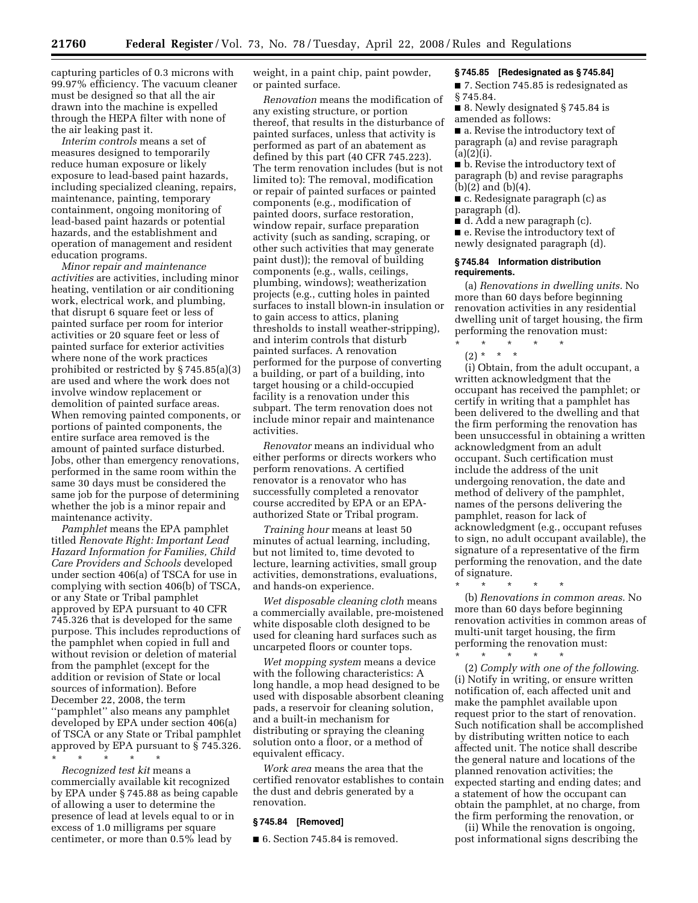capturing particles of 0.3 microns with 99.97% efficiency. The vacuum cleaner must be designed so that all the air drawn into the machine is expelled through the HEPA filter with none of the air leaking past it.

*Interim controls* means a set of measures designed to temporarily reduce human exposure or likely exposure to lead-based paint hazards, including specialized cleaning, repairs, maintenance, painting, temporary containment, ongoing monitoring of lead-based paint hazards or potential hazards, and the establishment and operation of management and resident education programs.

*Minor repair and maintenance activities* are activities, including minor heating, ventilation or air conditioning work, electrical work, and plumbing, that disrupt 6 square feet or less of painted surface per room for interior activities or 20 square feet or less of painted surface for exterior activities where none of the work practices prohibited or restricted by § 745.85(a)(3) are used and where the work does not involve window replacement or demolition of painted surface areas. When removing painted components, or portions of painted components, the entire surface area removed is the amount of painted surface disturbed. Jobs, other than emergency renovations, performed in the same room within the same 30 days must be considered the same job for the purpose of determining whether the job is a minor repair and maintenance activity.

*Pamphlet* means the EPA pamphlet titled *Renovate Right: Important Lead Hazard Information for Families, Child Care Providers and Schools* developed under section 406(a) of TSCA for use in complying with section 406(b) of TSCA, or any State or Tribal pamphlet approved by EPA pursuant to 40 CFR 745.326 that is developed for the same purpose. This includes reproductions of the pamphlet when copied in full and without revision or deletion of material from the pamphlet (except for the addition or revision of State or local sources of information). Before December 22, 2008, the term ''pamphlet'' also means any pamphlet developed by EPA under section 406(a) of TSCA or any State or Tribal pamphlet approved by EPA pursuant to § 745.326.

\* \* \* \* \*

*Recognized test kit* means a commercially available kit recognized by EPA under § 745.88 as being capable of allowing a user to determine the presence of lead at levels equal to or in excess of 1.0 milligrams per square centimeter, or more than 0.5% lead by weight, in a paint chip, paint powder, or painted surface.

*Renovation* means the modification of any existing structure, or portion thereof, that results in the disturbance of painted surfaces, unless that activity is performed as part of an abatement as defined by this part (40 CFR 745.223). The term renovation includes (but is not limited to): The removal, modification or repair of painted surfaces or painted components (e.g., modification of painted doors, surface restoration, window repair, surface preparation activity (such as sanding, scraping, or other such activities that may generate paint dust)); the removal of building components (e.g., walls, ceilings, plumbing, windows); weatherization projects (e.g., cutting holes in painted surfaces to install blown-in insulation or to gain access to attics, planing thresholds to install weather-stripping), and interim controls that disturb painted surfaces. A renovation performed for the purpose of converting a building, or part of a building, into target housing or a child-occupied facility is a renovation under this subpart. The term renovation does not include minor repair and maintenance activities.

*Renovator* means an individual who either performs or directs workers who perform renovations. A certified renovator is a renovator who has successfully completed a renovator course accredited by EPA or an EPA-authorized State or Tribal program.

*Training hour* means at least 50 minutes of actual learning, including, but not limited to, time devoted to lecture, learning activities, small group activities, demonstrations, evaluations, and hands-on experience.

*Wet disposable cleaning cloth* means a commercially available, pre-moistened white disposable cloth designed to be used for cleaning hard surfaces such as uncarpeted floors or counter tops.

*Wet mopping system* means a device with the following characteristics: A long handle, a mop head designed to be used with disposable absorbent cleaning pads, a reservoir for cleaning solution, and a built-in mechanism for distributing or spraying the cleaning solution onto a floor, or a method of equivalent efficacy.

*Work area* means the area that the certified renovator establishes to contain the dust and debris generated by a renovation.

**§ 745.84 [Removed]**

■ 6. Section 745.84 is removed.

**§ 745.85 [Redesignated as § 745.84]**

■ 7. Section 745.85 is redesignated as § 745.84.

■ 8. Newly designated § 745.84 is amended as follows:

■ a. Revise the introductory text of paragraph (a) and revise paragraph (a)(2)(i).

■ b. Revise the introductory text of paragraph (b) and revise paragraphs (b)(2) and (b)(4).

■ c. Redesignate paragraph (c) as paragraph (d).

■ d. Add a new paragraph (c).

■ e. Revise the introductory text of newly designated paragraph (d).

**§ 745.84 Information distribution requirements.**

(a) *Renovations in dwelling units.* No more than 60 days before beginning renovation activities in any residential dwelling unit of target housing, the firm performing the renovation must:

\* \* \* \* \*

(2) \* \* \*

(i) Obtain, from the adult occupant, a written acknowledgment that the occupant has received the pamphlet; or certify in writing that a pamphlet has been delivered to the dwelling and that the firm performing the renovation has been unsuccessful in obtaining a written acknowledgment from an adult occupant. Such certification must include the address of the unit undergoing renovation, the date and method of delivery of the pamphlet, names of the persons delivering the pamphlet, reason for lack of acknowledgment (e.g., occupant refuses to sign, no adult occupant available), the signature of a representative of the firm performing the renovation, and the date of signature.

\* \* \* \* \*

(b) *Renovations in common areas.* No more than 60 days before beginning renovation activities in common areas of multi-unit target housing, the firm performing the renovation must:

\* \* \* \* \*

(2) *Comply with one of the following.* (i) Notify in writing, or ensure written notification of, each affected unit and make the pamphlet available upon request prior to the start of renovation. Such notification shall be accomplished by distributing written notice to each affected unit. The notice shall describe the general nature and locations of the planned renovation activities; the expected starting and ending dates; and a statement of how the occupant can obtain the pamphlet, at no charge, from the firm performing the renovation, or

(ii) While the renovation is ongoing, post informational signs describing the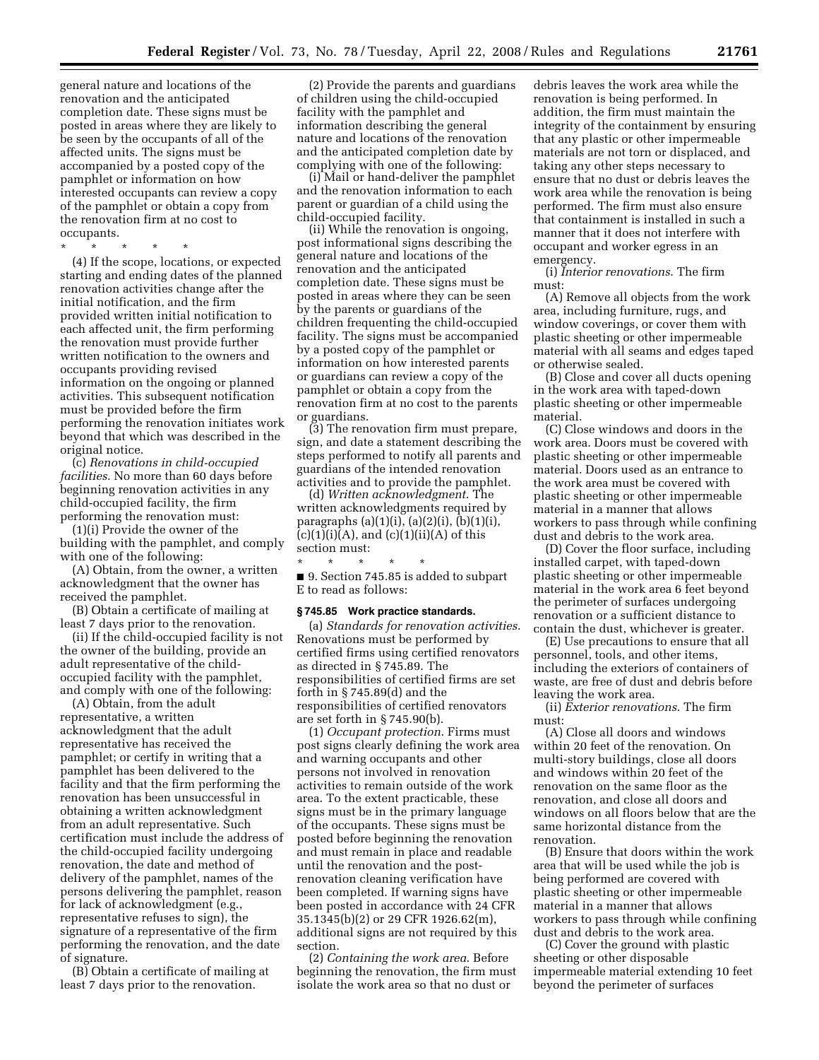general nature and locations of the renovation and the anticipated completion date. These signs must be posted in areas where they are likely to be seen by the occupants of all of the affected units. The signs must be accompanied by a posted copy of the pamphlet or information on how interested occupants can review a copy of the pamphlet or obtain a copy from the renovation firm at no cost to occupants.

\* \* \* \* \*

(4) If the scope, locations, or expected starting and ending dates of the planned renovation activities change after the initial notification, and the firm provided written initial notification to each affected unit, the firm performing the renovation must provide further written notification to the owners and occupants providing revised information on the ongoing or planned activities. This subsequent notification must be provided before the firm performing the renovation initiates work beyond that which was described in the original notice.

(c) *Renovations in child-occupied facilities.* No more than 60 days before beginning renovation activities in any child-occupied facility, the firm performing the renovation must:

(1)(i) Provide the owner of the building with the pamphlet, and comply with one of the following:

(A) Obtain, from the owner, a written acknowledgment that the owner has received the pamphlet.

(B) Obtain a certificate of mailing at least 7 days prior to the renovation.

(ii) If the child-occupied facility is not the owner of the building, provide an adult representative of the child-occupied facility with the pamphlet, and comply with one of the following:

(A) Obtain, from the adult representative, a written acknowledgment that the adult representative has received the pamphlet; or certify in writing that a pamphlet has been delivered to the facility and that the firm performing the renovation has been unsuccessful in obtaining a written acknowledgment from an adult representative. Such certification must include the address of the child-occupied facility undergoing renovation, the date and method of delivery of the pamphlet, names of the persons delivering the pamphlet, reason for lack of acknowledgment (e.g., representative refuses to sign), the signature of a representative of the firm performing the renovation, and the date of signature.

(B) Obtain a certificate of mailing at least 7 days prior to the renovation.

(2) Provide the parents and guardians of children using the child-occupied facility with the pamphlet and information describing the general nature and locations of the renovation and the anticipated completion date by complying with one of the following:

(i) Mail or hand-deliver the pamphlet and the renovation information to each parent or guardian of a child using the child-occupied facility.

(ii) While the renovation is ongoing, post informational signs describing the general nature and locations of the renovation and the anticipated completion date. These signs must be posted in areas where they can be seen by the parents or guardians of the children frequenting the child-occupied facility. The signs must be accompanied by a posted copy of the pamphlet or information on how interested parents or guardians can review a copy of the pamphlet or obtain a copy from the renovation firm at no cost to the parents or guardians.

(3) The renovation firm must prepare, sign, and date a statement describing the steps performed to notify all parents and guardians of the intended renovation activities and to provide the pamphlet.

(d) *Written acknowledgment.* The written acknowledgments required by paragraphs (a)(1)(i), (a)(2)(i), (b)(1)(i), (c)(1)(i)(A), and (c)(1)(ii)(A) of this section must:

\* \* \* \* \*

■ 9. Section 745.85 is added to subpart E to read as follows:

### § 745.85 Work practice standards.

(a) *Standards for renovation activities.* Renovations must be performed by certified firms using certified renovators as directed in § 745.89. The responsibilities of certified firms are set forth in § 745.89(d) and the responsibilities of certified renovators are set forth in § 745.90(b).

(1) *Occupant protection.* Firms must post signs clearly defining the work area and warning occupants and other persons not involved in renovation activities to remain outside of the work area. To the extent practicable, these signs must be in the primary language of the occupants. These signs must be posted before beginning the renovation and must remain in place and readable until the renovation and the post-renovation cleaning verification have been completed. If warning signs have been posted in accordance with 24 CFR 35.1345(b)(2) or 29 CFR 1926.62(m), additional signs are not required by this section.

(2) *Containing the work area.* Before beginning the renovation, the firm must isolate the work area so that no dust or debris leaves the work area while the renovation is being performed. In addition, the firm must maintain the integrity of the containment by ensuring that any plastic or other impermeable materials are not torn or displaced, and taking any other steps necessary to ensure that no dust or debris leaves the work area while the renovation is being performed. The firm must also ensure that containment is installed in such a manner that it does not interfere with occupant and worker egress in an emergency.

(i) *Interior renovations.* The firm must:

(A) Remove all objects from the work area, including furniture, rugs, and window coverings, or cover them with plastic sheeting or other impermeable material with all seams and edges taped or otherwise sealed.

(B) Close and cover all ducts opening in the work area with taped-down plastic sheeting or other impermeable material.

(C) Close windows and doors in the work area. Doors must be covered with plastic sheeting or other impermeable material. Doors used as an entrance to the work area must be covered with plastic sheeting or other impermeable material in a manner that allows workers to pass through while confining dust and debris to the work area.

(D) Cover the floor surface, including installed carpet, with taped-down plastic sheeting or other impermeable material in the work area 6 feet beyond the perimeter of surfaces undergoing renovation or a sufficient distance to contain the dust, whichever is greater.

(E) Use precautions to ensure that all personnel, tools, and other items, including the exteriors of containers of waste, are free of dust and debris before leaving the work area.

(ii) *Exterior renovations.* The firm must:

(A) Close all doors and windows within 20 feet of the renovation. On multi-story buildings, close all doors and windows within 20 feet of the renovation on the same floor as the renovation, and close all doors and windows on all floors below that are the same horizontal distance from the renovation.

(B) Ensure that doors within the work area that will be used while the job is being performed are covered with plastic sheeting or other impermeable material in a manner that allows workers to pass through while confining dust and debris to the work area.

(C) Cover the ground with plastic sheeting or other disposable impermeable material extending 10 feet beyond the perimeter of surfaces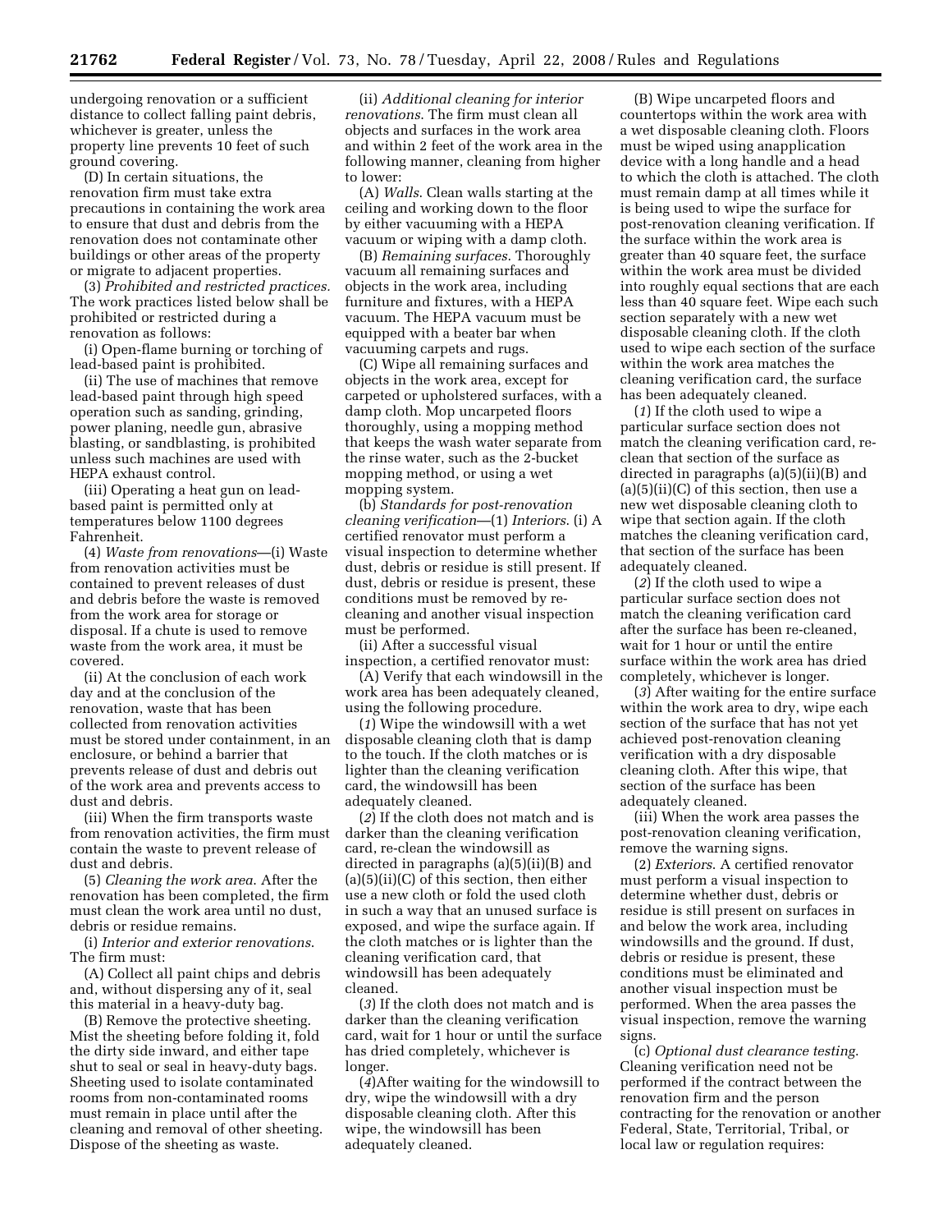undergoing renovation or a sufficient distance to collect falling paint debris, whichever is greater, unless the property line prevents 10 feet of such ground covering.

(D) In certain situations, the renovation firm must take extra precautions in containing the work area to ensure that dust and debris from the renovation does not contaminate other buildings or other areas of the property or migrate to adjacent properties.

(3) *Prohibited and restricted practices.* The work practices listed below shall be prohibited or restricted during a renovation as follows:

(i) Open-flame burning or torching of lead-based paint is prohibited.

(ii) The use of machines that remove lead-based paint through high speed operation such as sanding, grinding, power planing, needle gun, abrasive blasting, or sandblasting, is prohibited unless such machines are used with HEPA exhaust control.

(iii) Operating a heat gun on lead-based paint is permitted only at temperatures below 1100 degrees Fahrenheit.

(4) *Waste from renovations*—(i) Waste from renovation activities must be contained to prevent releases of dust and debris before the waste is removed from the work area for storage or disposal. If a chute is used to remove waste from the work area, it must be covered.

(ii) At the conclusion of each work day and at the conclusion of the renovation, waste that has been collected from renovation activities must be stored under containment, in an enclosure, or behind a barrier that prevents release of dust and debris out of the work area and prevents access to dust and debris.

(iii) When the firm transports waste from renovation activities, the firm must contain the waste to prevent release of dust and debris.

(5) *Cleaning the work area.* After the renovation has been completed, the firm must clean the work area until no dust, debris or residue remains.

(i) *Interior and exterior renovations.* The firm must:

(A) Collect all paint chips and debris and, without dispersing any of it, seal this material in a heavy-duty bag.

(B) Remove the protective sheeting. Mist the sheeting before folding it, fold the dirty side inward, and either tape shut to seal or seal in heavy-duty bags. Sheeting used to isolate contaminated rooms from non-contaminated rooms must remain in place until after the cleaning and removal of other sheeting. Dispose of the sheeting as waste.

(ii) *Additional cleaning for interior renovations.* The firm must clean all objects and surfaces in the work area and within 2 feet of the work area in the following manner, cleaning from higher to lower:

(A) *Walls.* Clean walls starting at the ceiling and working down to the floor by either vacuuming with a HEPA vacuum or wiping with a damp cloth.

(B) *Remaining surfaces.* Thoroughly vacuum all remaining surfaces and objects in the work area, including furniture and fixtures, with a HEPA vacuum. The HEPA vacuum must be equipped with a beater bar when vacuuming carpets and rugs.

(C) Wipe all remaining surfaces and objects in the work area, except for carpeted or upholstered surfaces, with a damp cloth. Mop uncarpeted floors thoroughly, using a mopping method that keeps the wash water separate from the rinse water, such as the 2-bucket mopping method, or using a wet mopping system.

(b) *Standards for post-renovation cleaning verification*—(1) *Interiors.* (i) A certified renovator must perform a visual inspection to determine whether dust, debris or residue is still present. If dust, debris or residue is present, these conditions must be removed by re-cleaning and another visual inspection must be performed.

(ii) After a successful visual inspection, a certified renovator must:

(A) Verify that each windowsill in the work area has been adequately cleaned, using the following procedure.

(*1*) Wipe the windowsill with a wet disposable cleaning cloth that is damp to the touch. If the cloth matches or is lighter than the cleaning verification card, the windowsill has been adequately cleaned.

(*2*) If the cloth does not match and is darker than the cleaning verification card, re-clean the windowsill as directed in paragraphs (a)(5)(ii)(B) and (a)(5)(ii)(C) of this section, then either use a new cloth or fold the used cloth in such a way that an unused surface is exposed, and wipe the surface again. If the cloth matches or is lighter than the cleaning verification card, that windowsill has been adequately cleaned.

(*3*) If the cloth does not match and is darker than the cleaning verification card, wait for 1 hour or until the surface has dried completely, whichever is longer.

(*4*)After waiting for the windowsill to dry, wipe the windowsill with a dry disposable cleaning cloth. After this wipe, the windowsill has been adequately cleaned.

(B) Wipe uncarpeted floors and countertops within the work area with a wet disposable cleaning cloth. Floors must be wiped using anapplication device with a long handle and a head to which the cloth is attached. The cloth must remain damp at all times while it is being used to wipe the surface for post-renovation cleaning verification. If the surface within the work area is greater than 40 square feet, the surface within the work area must be divided into roughly equal sections that are each less than 40 square feet. Wipe each such section separately with a new wet disposable cleaning cloth. If the cloth used to wipe each section of the surface within the work area matches the cleaning verification card, the surface has been adequately cleaned.

(*1*) If the cloth used to wipe a particular surface section does not match the cleaning verification card, re-clean that section of the surface as directed in paragraphs (a)(5)(ii)(B) and (a)(5)(ii)(C) of this section, then use a new wet disposable cleaning cloth to wipe that section again. If the cloth matches the cleaning verification card, that section of the surface has been adequately cleaned.

(*2*) If the cloth used to wipe a particular surface section does not match the cleaning verification card after the surface has been re-cleaned, wait for 1 hour or until the entire surface within the work area has dried completely, whichever is longer.

(*3*) After waiting for the entire surface within the work area to dry, wipe each section of the surface that has not yet achieved post-renovation cleaning verification with a dry disposable cleaning cloth. After this wipe, that section of the surface has been adequately cleaned.

(iii) When the work area passes the post-renovation cleaning verification, remove the warning signs.

(2) *Exteriors.* A certified renovator must perform a visual inspection to determine whether dust, debris or residue is still present on surfaces in and below the work area, including windowsills and the ground. If dust, debris or residue is present, these conditions must be eliminated and another visual inspection must be performed. When the area passes the visual inspection, remove the warning signs.

(c) *Optional dust clearance testing.* Cleaning verification need not be performed if the contract between the renovation firm and the person contracting for the renovation or another Federal, State, Territorial, Tribal, or local law or regulation requires: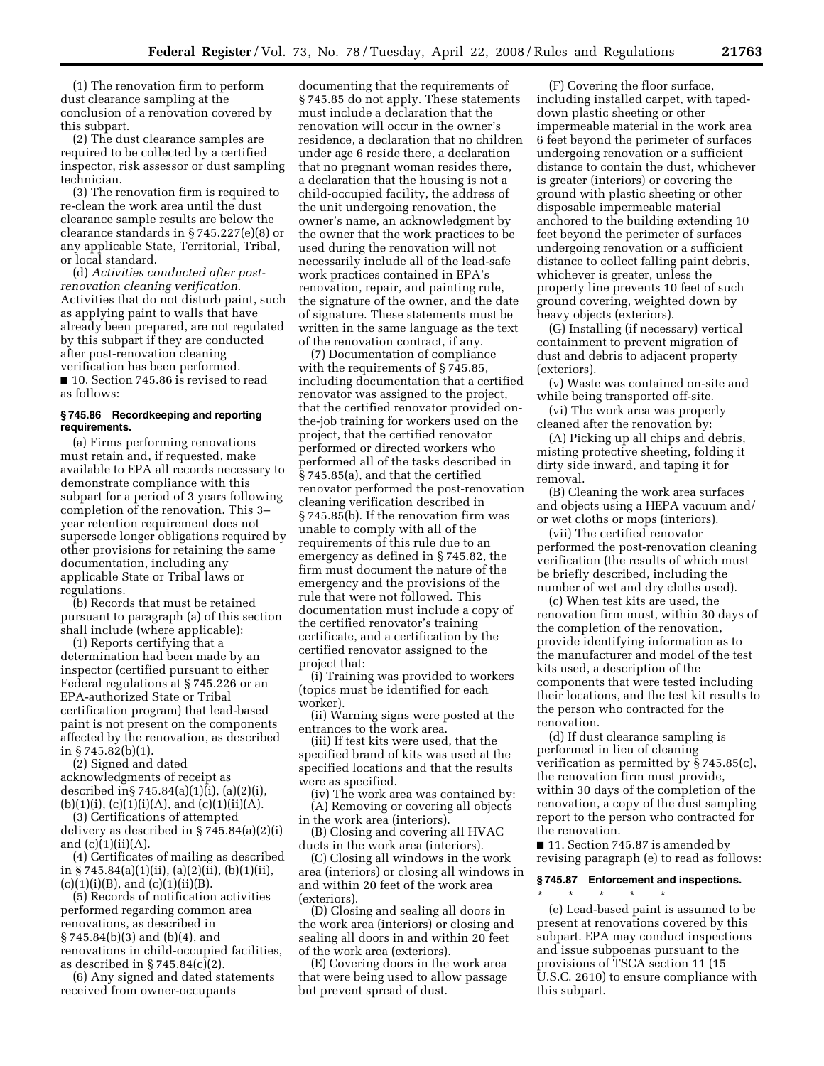(1) The renovation firm to perform dust clearance sampling at the conclusion of a renovation covered by this subpart.

(2) The dust clearance samples are required to be collected by a certified inspector, risk assessor or dust sampling technician.

(3) The renovation firm is required to re-clean the work area until the dust clearance sample results are below the clearance standards in § 745.227(e)(8) or any applicable State, Territorial, Tribal, or local standard.

(d) *Activities conducted after post-renovation cleaning verification.* Activities that do not disturb paint, such as applying paint to walls that have already been prepared, are not regulated by this subpart if they are conducted after post-renovation cleaning verification has been performed.

■ 10. Section 745.86 is revised to read as follows:

### § 745.86 Recordkeeping and reporting requirements.

(a) Firms performing renovations must retain and, if requested, make available to EPA all records necessary to demonstrate compliance with this subpart for a period of 3 years following completion of the renovation. This 3–year retention requirement does not supersede longer obligations required by other provisions for retaining the same documentation, including any applicable State or Tribal laws or regulations.

(b) Records that must be retained pursuant to paragraph (a) of this section shall include (where applicable):

(1) Reports certifying that a determination had been made by an inspector (certified pursuant to either Federal regulations at § 745.226 or an EPA-authorized State or Tribal certification program) that lead-based paint is not present on the components affected by the renovation, as described in § 745.82(b)(1).

(2) Signed and dated acknowledgments of receipt as described in§ 745.84(a)(1)(i), (a)(2)(i), (b)(1)(i), (c)(1)(i)(A), and (c)(1)(ii)(A).

(3) Certifications of attempted delivery as described in § 745.84(a)(2)(i) and (c)(1)(ii)(A).

(4) Certificates of mailing as described in § 745.84(a)(1)(ii), (a)(2)(ii), (b)(1)(ii), (c)(1)(i)(B), and (c)(1)(ii)(B).

(5) Records of notification activities performed regarding common area renovations, as described in § 745.84(b)(3) and (b)(4), and renovations in child-occupied facilities, as described in § 745.84(c)(2).

(6) Any signed and dated statements received from owner-occupants documenting that the requirements of § 745.85 do not apply. These statements must include a declaration that the renovation will occur in the owner's residence, a declaration that no children under age 6 reside there, a declaration that no pregnant woman resides there, a declaration that the housing is not a child-occupied facility, the address of the unit undergoing renovation, the owner's name, an acknowledgment by the owner that the work practices to be used during the renovation will not necessarily include all of the lead-safe work practices contained in EPA's renovation, repair, and painting rule, the signature of the owner, and the date of signature. These statements must be written in the same language as the text of the renovation contract, if any.

(7) Documentation of compliance with the requirements of § 745.85, including documentation that a certified renovator was assigned to the project, that the certified renovator provided on-the-job training for workers used on the project, that the certified renovator performed or directed workers who performed all of the tasks described in § 745.85(a), and that the certified renovator performed the post-renovation cleaning verification described in § 745.85(b). If the renovation firm was unable to comply with all of the requirements of this rule due to an emergency as defined in § 745.82, the firm must document the nature of the emergency and the provisions of the rule that were not followed. This documentation must include a copy of the certified renovator's training certificate, and a certification by the certified renovator assigned to the project that:

(i) Training was provided to workers (topics must be identified for each worker).

(ii) Warning signs were posted at the entrances to the work area.

(iii) If test kits were used, that the specified brand of kits was used at the specified locations and that the results were as specified.

(iv) The work area was contained by:

(A) Removing or covering all objects in the work area (interiors).

(B) Closing and covering all HVAC ducts in the work area (interiors).

(C) Closing all windows in the work area (interiors) or closing all windows in and within 20 feet of the work area (exteriors).

(D) Closing and sealing all doors in the work area (interiors) or closing and sealing all doors in and within 20 feet of the work area (exteriors).

(E) Covering doors in the work area that were being used to allow passage but prevent spread of dust.

(F) Covering the floor surface, including installed carpet, with taped-down plastic sheeting or other impermeable material in the work area 6 feet beyond the perimeter of surfaces undergoing renovation or a sufficient distance to contain the dust, whichever is greater (interiors) or covering the ground with plastic sheeting or other disposable impermeable material anchored to the building extending 10 feet beyond the perimeter of surfaces undergoing renovation or a sufficient distance to collect falling paint debris, whichever is greater, unless the property line prevents 10 feet of such ground covering, weighted down by heavy objects (exteriors).

(G) Installing (if necessary) vertical containment to prevent migration of dust and debris to adjacent property (exteriors).

(v) Waste was contained on-site and while being transported off-site.

(vi) The work area was properly cleaned after the renovation by:

(A) Picking up all chips and debris, misting protective sheeting, folding it dirty side inward, and taping it for removal.

(B) Cleaning the work area surfaces and objects using a HEPA vacuum and/or wet cloths or mops (interiors).

(vii) The certified renovator performed the post-renovation cleaning verification (the results of which must be briefly described, including the number of wet and dry cloths used).

(c) When test kits are used, the renovation firm must, within 30 days of the completion of the renovation, provide identifying information as to the manufacturer and model of the test kits used, a description of the components that were tested including their locations, and the test kit results to the person who contracted for the renovation.

(d) If dust clearance sampling is performed in lieu of cleaning verification as permitted by § 745.85(c), the renovation firm must provide, within 30 days of the completion of the renovation, a copy of the dust sampling report to the person who contracted for the renovation.

■ 11. Section 745.87 is amended by revising paragraph (e) to read as follows:

### § 745.87 Enforcement and inspections.

\* \* \* \* \*

(e) Lead-based paint is assumed to be present at renovations covered by this subpart. EPA may conduct inspections and issue subpoenas pursuant to the provisions of TSCA section 11 (15 U.S.C. 2610) to ensure compliance with this subpart.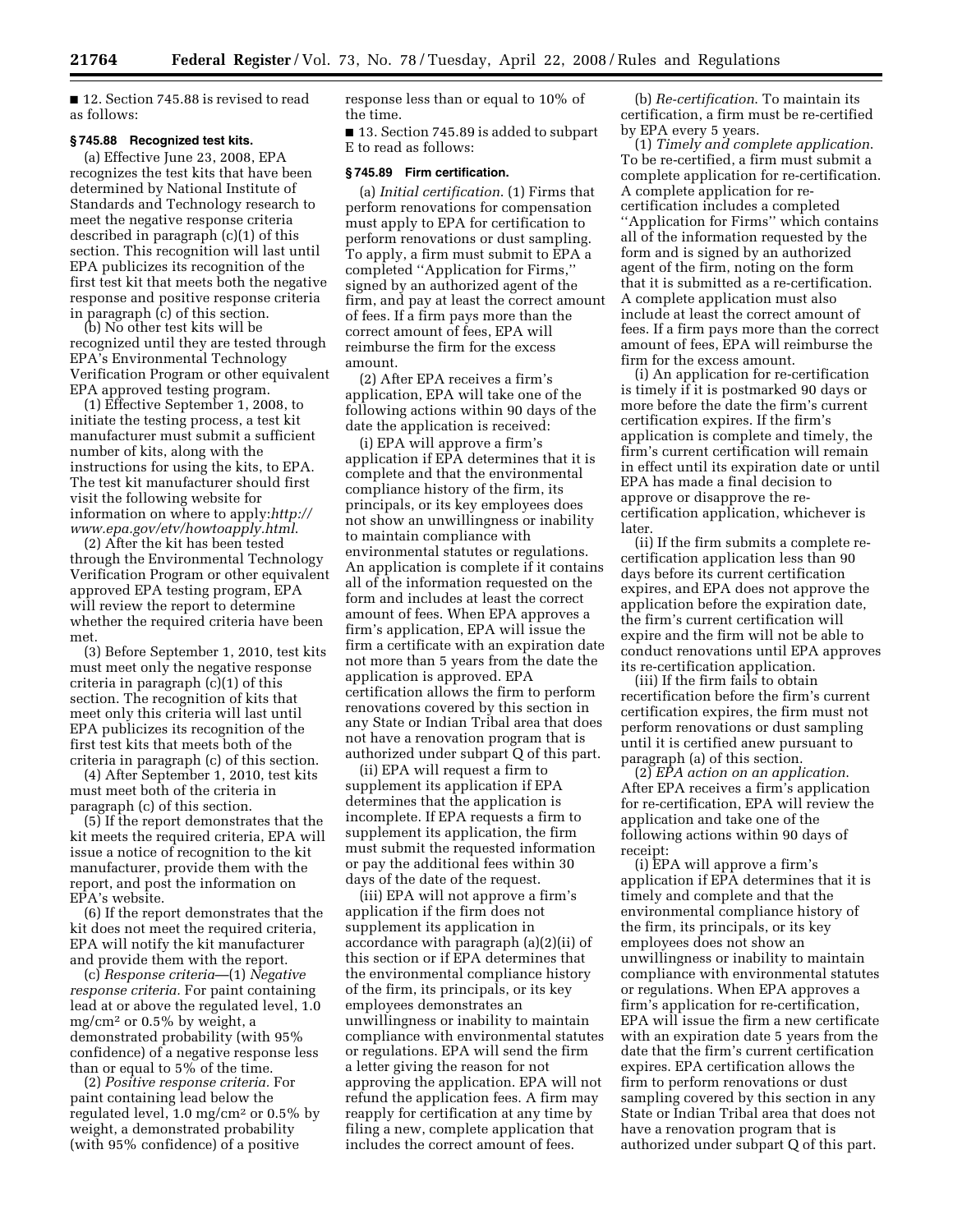■ 12. Section 745.88 is revised to read as follows:

### § 745.88 Recognized test kits.

(a) Effective June 23, 2008, EPA recognizes the test kits that have been determined by National Institute of Standards and Technology research to meet the negative response criteria described in paragraph (c)(1) of this section. This recognition will last until EPA publicizes its recognition of the first test kit that meets both the negative response and positive response criteria in paragraph (c) of this section.

(b) No other test kits will be recognized until they are tested through EPA's Environmental Technology Verification Program or other equivalent EPA approved testing program.

(1) Effective September 1, 2008, to initiate the testing process, a test kit manufacturer must submit a sufficient number of kits, along with the instructions for using the kits, to EPA. The test kit manufacturer should first visit the following website for information on where to apply: *http://www.epa.gov/etv/howtoapply.html*.

(2) After the kit has been tested through the Environmental Technology Verification Program or other equivalent approved EPA testing program, EPA will review the report to determine whether the required criteria have been met.

(3) Before September 1, 2010, test kits must meet only the negative response criteria in paragraph (c)(1) of this section. The recognition of kits that meet only this criteria will last until EPA publicizes its recognition of the first test kits that meets both of the criteria in paragraph (c) of this section.

(4) After September 1, 2010, test kits must meet both of the criteria in paragraph (c) of this section.

(5) If the report demonstrates that the kit meets the required criteria, EPA will issue a notice of recognition to the kit manufacturer, provide them with the report, and post the information on EPA's website.

(6) If the report demonstrates that the kit does not meet the required criteria, EPA will notify the kit manufacturer and provide them with the report.

(c) *Response criteria*—(1) *Negative response criteria.* For paint containing lead at or above the regulated level, 1.0 mg/cm$^2$ or 0.5% by weight, a demonstrated probability (with 95% confidence) of a negative response less than or equal to 5% of the time.

(2) *Positive response criteria.* For paint containing lead below the regulated level, 1.0 mg/cm$^2$ or 0.5% by weight, a demonstrated probability (with 95% confidence) of a positive response less than or equal to 10% of the time.

■ 13. Section 745.89 is added to subpart E to read as follows:

### § 745.89 Firm certification.

(a) *Initial certification.* (1) Firms that perform renovations for compensation must apply to EPA for certification to perform renovations or dust sampling. To apply, a firm must submit to EPA a completed "Application for Firms," signed by an authorized agent of the firm, and pay at least the correct amount of fees. If a firm pays more than the correct amount of fees, EPA will reimburse the firm for the excess amount.

(2) After EPA receives a firm's application, EPA will take one of the following actions within 90 days of the date the application is received:

(i) EPA will approve a firm's application if EPA determines that it is complete and that the environmental compliance history of the firm, its principals, or its key employees does not show an unwillingness or inability to maintain compliance with environmental statutes or regulations. An application is complete if it contains all of the information requested on the form and includes at least the correct amount of fees. When EPA approves a firm's application, EPA will issue the firm a certificate with an expiration date not more than 5 years from the date the application is approved. EPA certification allows the firm to perform renovations covered by this section in any State or Indian Tribal area that does not have a renovation program that is authorized under subpart Q of this part.

(ii) EPA will request a firm to supplement its application if EPA determines that the application is incomplete. If EPA requests a firm to supplement its application, the firm must submit the requested information or pay the additional fees within 30 days of the date of the request.

(iii) EPA will not approve a firm's application if the firm does not supplement its application in accordance with paragraph (a)(2)(ii) of this section or if EPA determines that the environmental compliance history of the firm, its principals, or its key employees demonstrates an unwillingness or inability to maintain compliance with environmental statutes or regulations. EPA will send the firm a letter giving the reason for not approving the application. EPA will not refund the application fees. A firm may reapply for certification at any time by filing a new, complete application that includes the correct amount of fees.

(b) *Re-certification.* To maintain its certification, a firm must be re-certified by EPA every 5 years.

(1) *Timely and complete application.* To be re-certified, a firm must submit a complete application for re-certification. A complete application for re-certification includes a completed "Application for Firms" which contains all of the information requested by the form and is signed by an authorized agent of the firm, noting on the form that it is submitted as a re-certification. A complete application must also include at least the correct amount of fees. If a firm pays more than the correct amount of fees, EPA will reimburse the firm for the excess amount.

(i) An application for re-certification is timely if it is postmarked 90 days or more before the date the firm's current certification expires. If the firm's application is complete and timely, the firm's current certification will remain in effect until its expiration date or until EPA has made a final decision to approve or disapprove the re-certification application, whichever is later.

(ii) If the firm submits a complete re-certification application less than 90 days before its current certification expires, and EPA does not approve the application before the expiration date, the firm's current certification will expire and the firm will not be able to conduct renovations until EPA approves its re-certification application.

(iii) If the firm fails to obtain recertification before the firm's current certification expires, the firm must not perform renovations or dust sampling until it is certified anew pursuant to paragraph (a) of this section.

(2) *EPA action on an application.* After EPA receives a firm's application for re-certification, EPA will review the application and take one of the following actions within 90 days of receipt:

(i) EPA will approve a firm's application if EPA determines that it is timely and complete and that the environmental compliance history of the firm, its principals, or its key employees does not show an unwillingness or inability to maintain compliance with environmental statutes or regulations. When EPA approves a firm's application for re-certification, EPA will issue the firm a new certificate with an expiration date 5 years from the date that the firm's current certification expires. EPA certification allows the firm to perform renovations or dust sampling covered by this section in any State or Indian Tribal area that does not have a renovation program that is authorized under subpart Q of this part.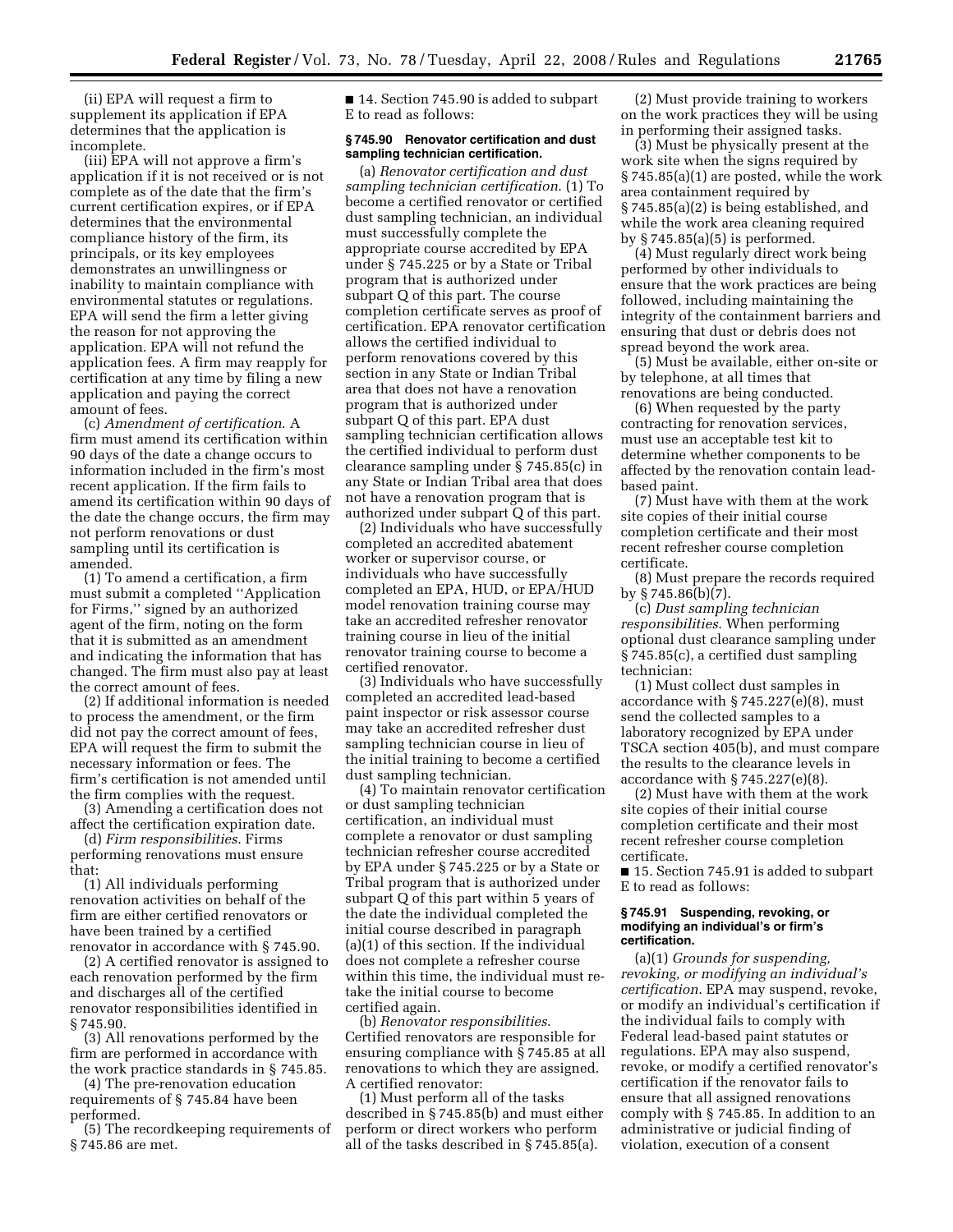(ii) EPA will request a firm to supplement its application if EPA determines that the application is incomplete.

(iii) EPA will not approve a firm's application if it is not received or is not complete as of the date that the firm's current certification expires, or if EPA determines that the environmental compliance history of the firm, its principals, or its key employees demonstrates an unwillingness or inability to maintain compliance with environmental statutes or regulations. EPA will send the firm a letter giving the reason for not approving the application. EPA will not refund the application fees. A firm may reapply for certification at any time by filing a new application and paying the correct amount of fees.

(c) *Amendment of certification*. A firm must amend its certification within 90 days of the date a change occurs to information included in the firm's most recent application. If the firm fails to amend its certification within 90 days of the date the change occurs, the firm may not perform renovations or dust sampling until its certification is amended.

(1) To amend a certification, a firm must submit a completed ''Application for Firms,'' signed by an authorized agent of the firm, noting on the form that it is submitted as an amendment and indicating the information that has changed. The firm must also pay at least the correct amount of fees.

(2) If additional information is needed to process the amendment, or the firm did not pay the correct amount of fees, EPA will request the firm to submit the necessary information or fees. The firm's certification is not amended until the firm complies with the request.

(3) Amending a certification does not affect the certification expiration date.

(d) *Firm responsibilities*. Firms performing renovations must ensure that:

(1) All individuals performing renovation activities on behalf of the firm are either certified renovators or have been trained by a certified renovator in accordance with § 745.90.

(2) A certified renovator is assigned to each renovation performed by the firm and discharges all of the certified renovator responsibilities identified in § 745.90.

(3) All renovations performed by the firm are performed in accordance with the work practice standards in § 745.85.

(4) The pre-renovation education requirements of § 745.84 have been performed.

(5) The recordkeeping requirements of § 745.86 are met.

■ 14. Section 745.90 is added to subpart E to read as follows:

**§ 745.90 Renovator certification and dust sampling technician certification.**

(a) *Renovator certification and dust sampling technician certification*. (1) To become a certified renovator or certified dust sampling technician, an individual must successfully complete the appropriate course accredited by EPA under § 745.225 or by a State or Tribal program that is authorized under subpart Q of this part. The course completion certificate serves as proof of certification. EPA renovator certification allows the certified individual to perform renovations covered by this section in any State or Indian Tribal area that does not have a renovation program that is authorized under subpart Q of this part. EPA dust sampling technician certification allows the certified individual to perform dust clearance sampling under § 745.85(c) in any State or Indian Tribal area that does not have a renovation program that is authorized under subpart Q of this part.

(2) Individuals who have successfully completed an accredited abatement worker or supervisor course, or individuals who have successfully completed an EPA, HUD, or EPA/HUD model renovation training course may take an accredited refresher renovator training course in lieu of the initial renovator training course to become a certified renovator.

(3) Individuals who have successfully completed an accredited lead-based paint inspector or risk assessor course may take an accredited refresher dust sampling technician course in lieu of the initial training to become a certified dust sampling technician.

(4) To maintain renovator certification or dust sampling technician certification, an individual must complete a renovator or dust sampling technician refresher course accredited by EPA under § 745.225 or by a State or Tribal program that is authorized under subpart Q of this part within 5 years of the date the individual completed the initial course described in paragraph (a)(1) of this section. If the individual does not complete a refresher course within this time, the individual must re-take the initial course to become certified again.

(b) *Renovator responsibilities*. Certified renovators are responsible for ensuring compliance with § 745.85 at all renovations to which they are assigned. A certified renovator:

(1) Must perform all of the tasks described in § 745.85(b) and must either perform or direct workers who perform all of the tasks described in § 745.85(a).

(2) Must provide training to workers on the work practices they will be using in performing their assigned tasks.

(3) Must be physically present at the work site when the signs required by § 745.85(a)(1) are posted, while the work area containment required by § 745.85(a)(2) is being established, and while the work area cleaning required by § 745.85(a)(5) is performed.

(4) Must regularly direct work being performed by other individuals to ensure that the work practices are being followed, including maintaining the integrity of the containment barriers and ensuring that dust or debris does not spread beyond the work area.

(5) Must be available, either on-site or by telephone, at all times that renovations are being conducted.

(6) When requested by the party contracting for renovation services, must use an acceptable test kit to determine whether components to be affected by the renovation contain lead-based paint.

(7) Must have with them at the work site copies of their initial course completion certificate and their most recent refresher course completion certificate.

(8) Must prepare the records required by § 745.86(b)(7).

(c) *Dust sampling technician responsibilities*. When performing optional dust clearance sampling under § 745.85(c), a certified dust sampling technician:

(1) Must collect dust samples in accordance with § 745.227(e)(8), must send the collected samples to a laboratory recognized by EPA under TSCA section 405(b), and must compare the results to the clearance levels in accordance with § 745.227(e)(8).

(2) Must have with them at the work site copies of their initial course completion certificate and their most recent refresher course completion certificate.

■ 15. Section 745.91 is added to subpart E to read as follows:

**§ 745.91 Suspending, revoking, or modifying an individual's or firm's certification.**

(a)(1) *Grounds for suspending, revoking, or modifying an individual's certification*. EPA may suspend, revoke, or modify an individual's certification if the individual fails to comply with Federal lead-based paint statutes or regulations. EPA may also suspend, revoke, or modify a certified renovator's certification if the renovator fails to ensure that all assigned renovations comply with § 745.85. In addition to an administrative or judicial finding of violation, execution of a consent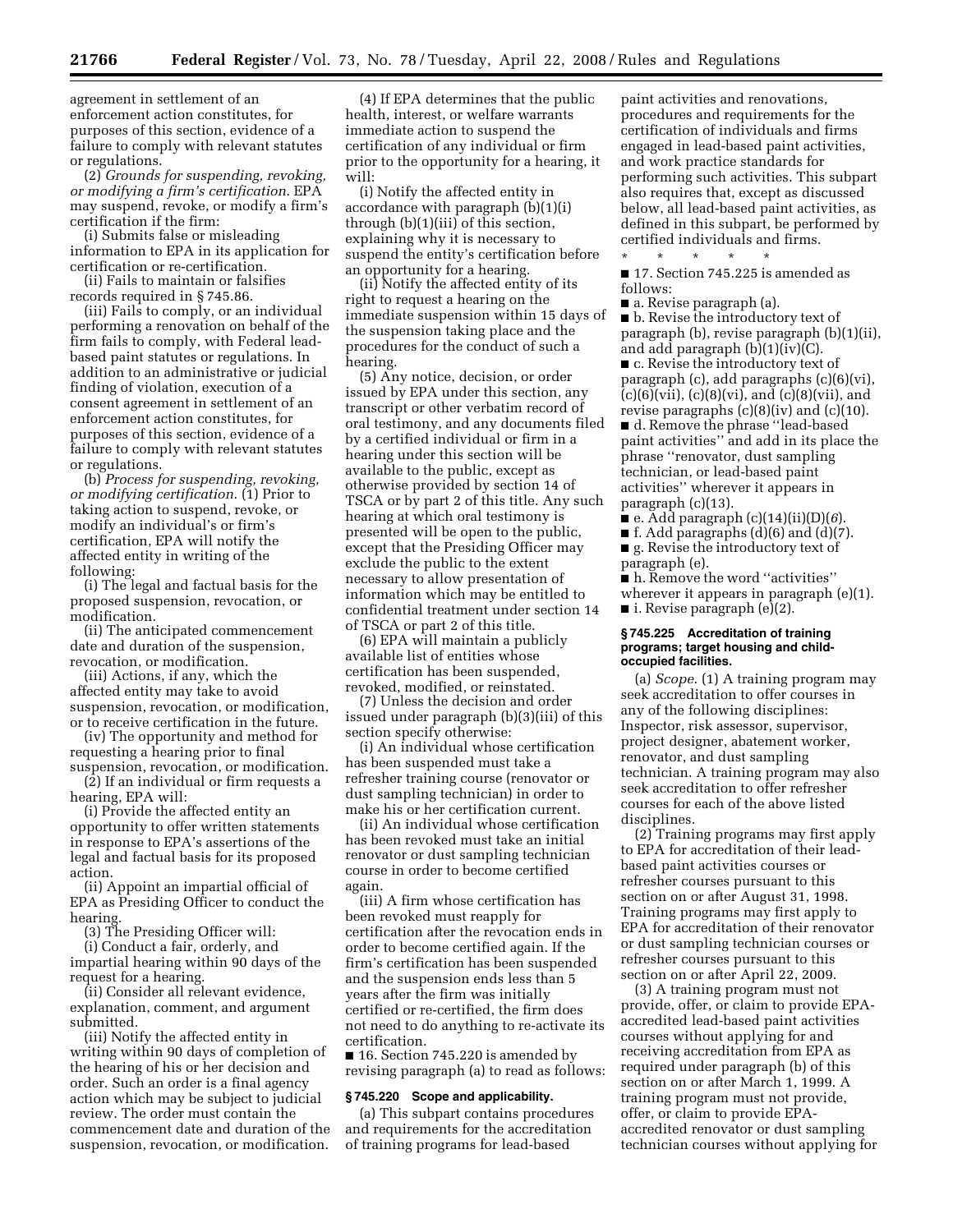agreement in settlement of an enforcement action constitutes, for purposes of this section, evidence of a failure to comply with relevant statutes or regulations.

(2) *Grounds for suspending, revoking, or modifying a firm's certification.* EPA may suspend, revoke, or modify a firm's certification if the firm:

(i) Submits false or misleading information to EPA in its application for certification or re-certification.

(ii) Fails to maintain or falsifies records required in § 745.86.

(iii) Fails to comply, or an individual performing a renovation on behalf of the firm fails to comply, with Federal lead-based paint statutes or regulations. In addition to an administrative or judicial finding of violation, execution of a consent agreement in settlement of an enforcement action constitutes, for purposes of this section, evidence of a failure to comply with relevant statutes or regulations.

(b) *Process for suspending, revoking, or modifying certification.* (1) Prior to taking action to suspend, revoke, or modify an individual's or firm's certification, EPA will notify the affected entity in writing of the following:

(i) The legal and factual basis for the proposed suspension, revocation, or modification.

(ii) The anticipated commencement date and duration of the suspension, revocation, or modification.

(iii) Actions, if any, which the affected entity may take to avoid suspension, revocation, or modification, or to receive certification in the future.

(iv) The opportunity and method for requesting a hearing prior to final suspension, revocation, or modification.

(2) If an individual or firm requests a hearing, EPA will:

(i) Provide the affected entity an opportunity to offer written statements in response to EPA's assertions of the legal and factual basis for its proposed action.

(ii) Appoint an impartial official of EPA as Presiding Officer to conduct the hearing.

(3) The Presiding Officer will:

(i) Conduct a fair, orderly, and impartial hearing within 90 days of the request for a hearing.

(ii) Consider all relevant evidence, explanation, comment, and argument submitted.

(iii) Notify the affected entity in writing within 90 days of completion of the hearing of his or her decision and order. Such an order is a final agency action which may be subject to judicial review. The order must contain the commencement date and duration of the suspension, revocation, or modification.

(4) If EPA determines that the public health, interest, or welfare warrants immediate action to suspend the certification of any individual or firm prior to the opportunity for a hearing, it will:

(i) Notify the affected entity in accordance with paragraph (b)(1)(i) through (b)(1)(iii) of this section, explaining why it is necessary to suspend the entity's certification before an opportunity for a hearing.

(ii) Notify the affected entity of its right to request a hearing on the immediate suspension within 15 days of the suspension taking place and the procedures for the conduct of such a hearing.

(5) Any notice, decision, or order issued by EPA under this section, any transcript or other verbatim record of oral testimony, and any documents filed by a certified individual or firm in a hearing under this section will be available to the public, except as otherwise provided by section 14 of TSCA or by part 2 of this title. Any such hearing at which oral testimony is presented will be open to the public, except that the Presiding Officer may exclude the public to the extent necessary to allow presentation of information which may be entitled to confidential treatment under section 14 of TSCA or part 2 of this title.

(6) EPA will maintain a publicly available list of entities whose certification has been suspended, revoked, modified, or reinstated.

(7) Unless the decision and order issued under paragraph (b)(3)(iii) of this section specify otherwise:

(i) An individual whose certification has been suspended must take a refresher training course (renovator or dust sampling technician) in order to make his or her certification current.

(ii) An individual whose certification has been revoked must take an initial renovator or dust sampling technician course in order to become certified again.

(iii) A firm whose certification has been revoked must reapply for certification after the revocation ends in order to become certified again. If the firm's certification has been suspended and the suspension ends less than 5 years after the firm was initially certified or re-certified, the firm does not need to do anything to re-activate its certification.

■ 16. Section 745.220 is amended by revising paragraph (a) to read as follows:

### § 745.220 Scope and applicability.

(a) This subpart contains procedures and requirements for the accreditation of training programs for lead-based paint activities and renovations, procedures and requirements for the certification of individuals and firms engaged in lead-based paint activities, and work practice standards for performing such activities. This subpart also requires that, except as discussed below, all lead-based paint activities, as defined in this subpart, be performed by certified individuals and firms.

\* \* \* \* \*

■ 17. Section 745.225 is amended as follows:

■ a. Revise paragraph (a).

■ b. Revise the introductory text of paragraph (b), revise paragraph (b)(1)(ii), and add paragraph (b)(1)(iv)(C).

■ c. Revise the introductory text of paragraph (c), add paragraphs (c)(6)(vi), (c)(6)(vii), (c)(8)(vi), and (c)(8)(vii), and revise paragraphs (c)(8)(iv) and (c)(10).

■ d. Remove the phrase "lead-based paint activities" and add in its place the phrase "renovator, dust sampling technician, or lead-based paint activities" wherever it appears in paragraph (c)(13).

■ e. Add paragraph (c)(14)(ii)(D)(*6*).

■ f. Add paragraphs (d)(6) and (d)(7).

■ g. Revise the introductory text of paragraph (e).

■ h. Remove the word "activities" wherever it appears in paragraph (e)(1).

■ i. Revise paragraph (e)(2).

### § 745.225 Accreditation of training programs; target housing and child-occupied facilities.

(a) *Scope.* (1) A training program may seek accreditation to offer courses in any of the following disciplines: Inspector, risk assessor, supervisor, project designer, abatement worker, renovator, and dust sampling technician. A training program may also seek accreditation to offer refresher courses for each of the above listed disciplines.

(2) Training programs may first apply to EPA for accreditation of their lead-based paint activities courses or refresher courses pursuant to this section on or after August 31, 1998. Training programs may first apply to EPA for accreditation of their renovator or dust sampling technician courses or refresher courses pursuant to this section on or after April 22, 2009.

(3) A training program must not provide, offer, or claim to provide EPA-accredited lead-based paint activities courses without applying for and receiving accreditation from EPA as required under paragraph (b) of this section on or after March 1, 1999. A training program must not provide, offer, or claim to provide EPA-accredited renovator or dust sampling technician courses without applying for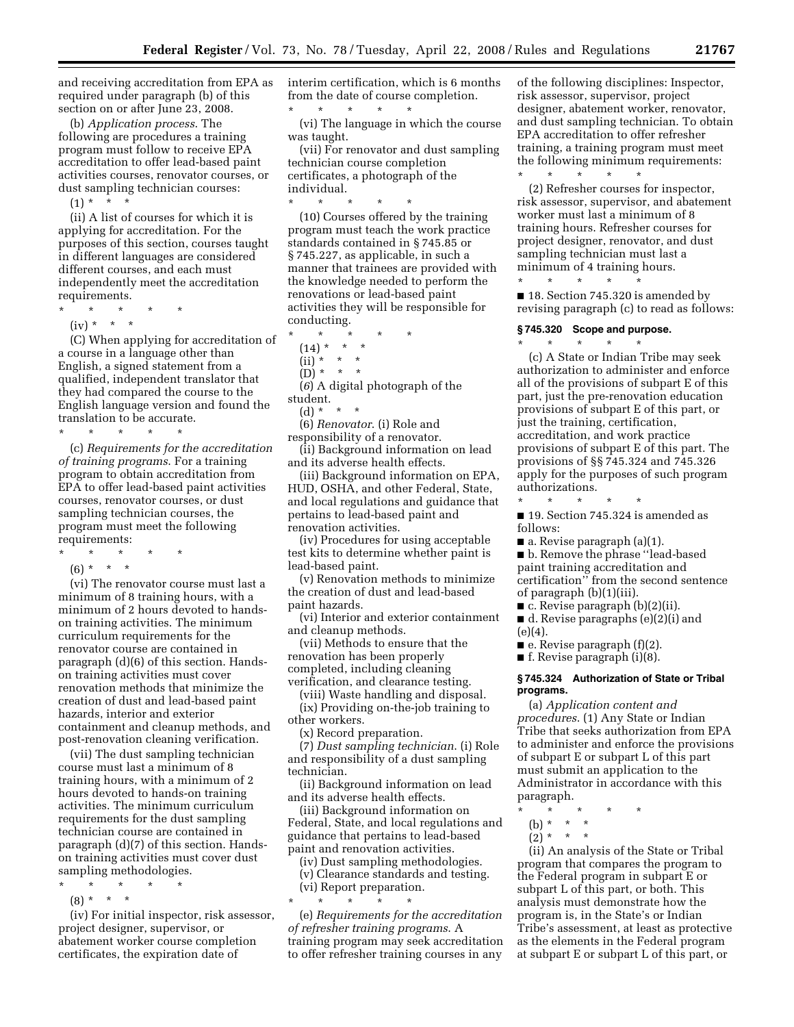and receiving accreditation from EPA as required under paragraph (b) of this section on or after June 23, 2008.

(b) *Application process.* The following are procedures a training program must follow to receive EPA accreditation to offer lead-based paint activities courses, renovator courses, or dust sampling technician courses:

(1) * * *

(ii) A list of courses for which it is applying for accreditation. For the purposes of this section, courses taught in different languages are considered different courses, and each must independently meet the accreditation requirements.

\* \* \* \* \*

(iv) * * *

(C) When applying for accreditation of a course in a language other than English, a signed statement from a qualified, independent translator that they had compared the course to the English language version and found the translation to be accurate.

\* \* \* \* \*

(c) *Requirements for the accreditation of training programs.* For a training program to obtain accreditation from EPA to offer lead-based paint activities courses, renovator courses, or dust sampling technician courses, the program must meet the following requirements:

\* \* \* \* \*

(6) * * *

(vi) The renovator course must last a minimum of 8 training hours, with a minimum of 2 hours devoted to hands-on training activities. The minimum curriculum requirements for the renovator course are contained in paragraph (d)(6) of this section. Hands-on training activities must cover renovation methods that minimize the creation of dust and lead-based paint hazards, interior and exterior containment and cleanup methods, and post-renovation cleaning verification.

(vii) The dust sampling technician course must last a minimum of 8 training hours, with a minimum of 2 hours devoted to hands-on training activities. The minimum curriculum requirements for the dust sampling technician course are contained in paragraph (d)(7) of this section. Hands-on training activities must cover dust sampling methodologies.

\* \* \* \* \*

(8) * * *

(iv) For initial inspector, risk assessor, project designer, supervisor, or abatement worker course completion certificates, the expiration date of interim certification, which is 6 months from the date of course completion.

\* \* \* \* \*

(vi) The language in which the course was taught.

(vii) For renovator and dust sampling technician course completion certificates, a photograph of the individual.

\* \* \* \* \*

(10) Courses offered by the training program must teach the work practice standards contained in § 745.85 or § 745.227, as applicable, in such a manner that trainees are provided with the knowledge needed to perform the renovations or lead-based paint activities they will be responsible for conducting.

\* \* \* \* \*

(14) * * *

(ii) * * *

(D) * * *

(*6*) A digital photograph of the student.

(d) * * *

(6) *Renovator.* (i) Role and responsibility of a renovator.

(ii) Background information on lead and its adverse health effects.

(iii) Background information on EPA, HUD, OSHA, and other Federal, State, and local regulations and guidance that pertains to lead-based paint and renovation activities.

(iv) Procedures for using acceptable test kits to determine whether paint is lead-based paint.

(v) Renovation methods to minimize the creation of dust and lead-based paint hazards.

(vi) Interior and exterior containment and cleanup methods.

(vii) Methods to ensure that the renovation has been properly completed, including cleaning verification, and clearance testing.

(viii) Waste handling and disposal.

(ix) Providing on-the-job training to other workers.

(x) Record preparation.

(7) *Dust sampling technician.* (i) Role and responsibility of a dust sampling technician.

(ii) Background information on lead and its adverse health effects.

(iii) Background information on Federal, State, and local regulations and guidance that pertains to lead-based paint and renovation activities.

(iv) Dust sampling methodologies.

(v) Clearance standards and testing.

(vi) Report preparation.

\* \* \* \* \*

(e) *Requirements for the accreditation of refresher training programs.* A training program may seek accreditation to offer refresher training courses in any of the following disciplines: Inspector, risk assessor, supervisor, project designer, abatement worker, renovator, and dust sampling technician. To obtain EPA accreditation to offer refresher training, a training program must meet the following minimum requirements:

\* \* \* \* \*

(2) Refresher courses for inspector, risk assessor, supervisor, and abatement worker must last a minimum of 8 training hours. Refresher courses for project designer, renovator, and dust sampling technician must last a minimum of 4 training hours.

\* \* \* \* \*

■ 18. Section 745.320 is amended by revising paragraph (c) to read as follows:

### § 745.320 Scope and purpose.

\* \* \* \* \*

(c) A State or Indian Tribe may seek authorization to administer and enforce all of the provisions of subpart E of this part, just the pre-renovation education provisions of subpart E of this part, or just the training, certification, accreditation, and work practice provisions of subpart E of this part. The provisions of §§ 745.324 and 745.326 apply for the purposes of such program authorizations.

\* \* \* \* \*

■ 19. Section 745.324 is amended as follows:

■ a. Revise paragraph (a)(1).

■ b. Remove the phrase "lead-based paint training accreditation and certification" from the second sentence of paragraph (b)(1)(iii).

■ c. Revise paragraph (b)(2)(ii).

■ d. Revise paragraphs (e)(2)(i) and (e)(4).

■ e. Revise paragraph (f)(2).

■ f. Revise paragraph (i)(8).

### § 745.324 Authorization of State or Tribal programs.

(a) *Application content and procedures.* (1) Any State or Indian Tribe that seeks authorization from EPA to administer and enforce the provisions of subpart E or subpart L of this part must submit an application to the Administrator in accordance with this paragraph.

\* \* \* \* \*

(b) * * *

(2) * * *

(ii) An analysis of the State or Tribal program that compares the program to the Federal program in subpart E or subpart L of this part, or both. This analysis must demonstrate how the program is, in the State's or Indian Tribe's assessment, at least as protective as the elements in the Federal program at subpart E or subpart L of this part, or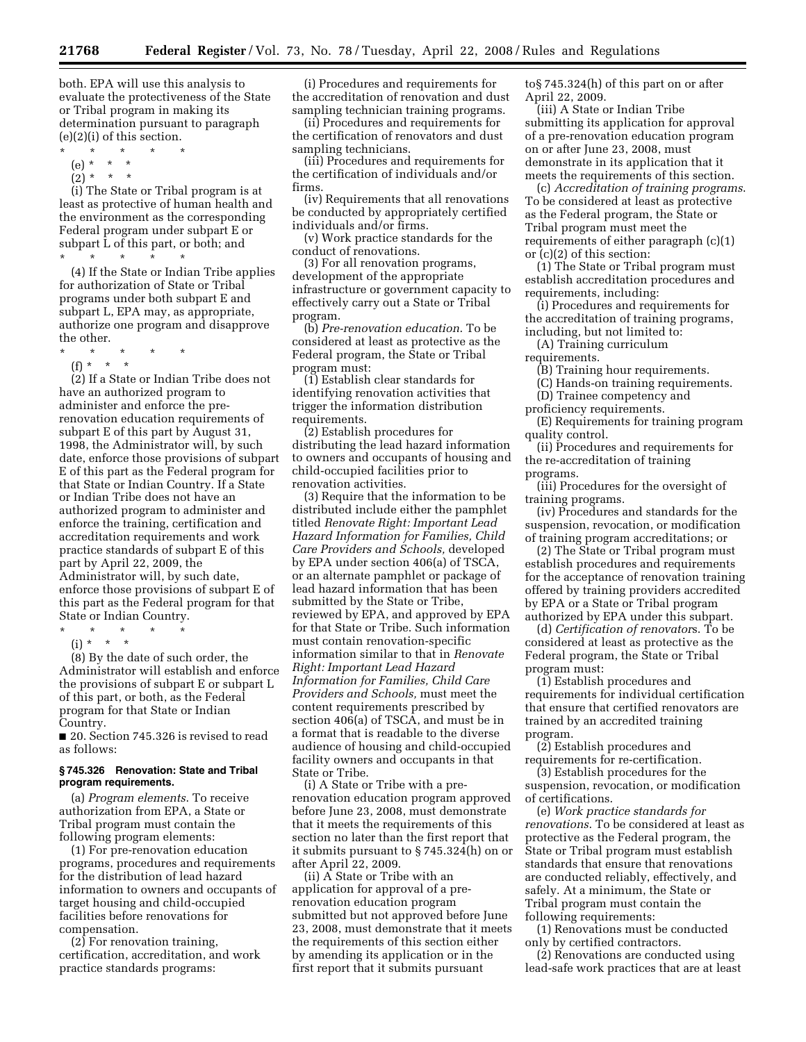both. EPA will use this analysis to evaluate the protectiveness of the State or Tribal program in making its determination pursuant to paragraph (e)(2)(i) of this section.

\* \* \* \* \*

(e) \* \* \*

(2) \* \* \*

(i) The State or Tribal program is at least as protective of human health and the environment as the corresponding Federal program under subpart E or subpart L of this part, or both; and

\* \* \* \* \*

(4) If the State or Indian Tribe applies for authorization of State or Tribal programs under both subpart E and subpart L, EPA may, as appropriate, authorize one program and disapprove the other.

\* \* \* \* \*

(f) \* \* \*

(2) If a State or Indian Tribe does not have an authorized program to administer and enforce the pre-renovation education requirements of subpart E of this part by August 31, 1998, the Administrator will, by such date, enforce those provisions of subpart E of this part as the Federal program for that State or Indian Country. If a State or Indian Tribe does not have an authorized program to administer and enforce the training, certification and accreditation requirements and work practice standards of subpart E of this part by April 22, 2009, the Administrator will, by such date, enforce those provisions of subpart E of this part as the Federal program for that State or Indian Country.

\* \* \* \* \*

(i) \* \* \*

(8) By the date of such order, the Administrator will establish and enforce the provisions of subpart E or subpart L of this part, or both, as the Federal program for that State or Indian Country.

■ 20. Section 745.326 is revised to read as follows:

**§ 745.326 Renovation: State and Tribal program requirements.**

(a) *Program elements*. To receive authorization from EPA, a State or Tribal program must contain the following program elements:

(1) For pre-renovation education programs, procedures and requirements for the distribution of lead hazard information to owners and occupants of target housing and child-occupied facilities before renovations for compensation.

(2) For renovation training, certification, accreditation, and work practice standards programs:

(i) Procedures and requirements for the accreditation of renovation and dust sampling technician training programs.

(ii) Procedures and requirements for the certification of renovators and dust sampling technicians.

(iii) Procedures and requirements for the certification of individuals and/or firms.

(iv) Requirements that all renovations be conducted by appropriately certified individuals and/or firms.

(v) Work practice standards for the conduct of renovations.

(3) For all renovation programs, development of the appropriate infrastructure or government capacity to effectively carry out a State or Tribal program.

(b) *Pre-renovation education*. To be considered at least as protective as the Federal program, the State or Tribal program must:

(1) Establish clear standards for identifying renovation activities that trigger the information distribution requirements.

(2) Establish procedures for distributing the lead hazard information to owners and occupants of housing and child-occupied facilities prior to renovation activities.

(3) Require that the information to be distributed include either the pamphlet titled *Renovate Right: Important Lead Hazard Information for Families, Child Care Providers and Schools,* developed by EPA under section 406(a) of TSCA, or an alternate pamphlet or package of lead hazard information that has been submitted by the State or Tribe, reviewed by EPA, and approved by EPA for that State or Tribe. Such information must contain renovation-specific information similar to that in *Renovate Right: Important Lead Hazard Information for Families, Child Care Providers and Schools,* must meet the content requirements prescribed by section 406(a) of TSCA, and must be in a format that is readable to the diverse audience of housing and child-occupied facility owners and occupants in that State or Tribe.

(i) A State or Tribe with a pre-renovation education program approved before June 23, 2008, must demonstrate that it meets the requirements of this section no later than the first report that it submits pursuant to § 745.324(h) on or after April 22, 2009.

(ii) A State or Tribe with an application for approval of a pre-renovation education program submitted but not approved before June 23, 2008, must demonstrate that it meets the requirements of this section either by amending its application or in the first report that it submits pursuant to§ 745.324(h) of this part on or after April 22, 2009.

(iii) A State or Indian Tribe submitting its application for approval of a pre-renovation education program on or after June 23, 2008, must demonstrate in its application that it meets the requirements of this section.

(c) *Accreditation of training programs*. To be considered at least as protective as the Federal program, the State or Tribal program must meet the requirements of either paragraph (c)(1) or (c)(2) of this section:

(1) The State or Tribal program must establish accreditation procedures and requirements, including:

(i) Procedures and requirements for the accreditation of training programs, including, but not limited to:

(A) Training curriculum requirements.

(B) Training hour requirements.

(C) Hands-on training requirements.

(D) Trainee competency and proficiency requirements.

(E) Requirements for training program quality control.

(ii) Procedures and requirements for the re-accreditation of training programs.

(iii) Procedures for the oversight of training programs.

(iv) Procedures and standards for the suspension, revocation, or modification of training program accreditations; or

(2) The State or Tribal program must establish procedures and requirements for the acceptance of renovation training offered by training providers accredited by EPA or a State or Tribal program authorized by EPA under this subpart.

(d) *Certification of renovators*. To be considered at least as protective as the Federal program, the State or Tribal program must:

(1) Establish procedures and requirements for individual certification that ensure that certified renovators are trained by an accredited training program.

(2) Establish procedures and requirements for re-certification.

(3) Establish procedures for the suspension, revocation, or modification of certifications.

(e) *Work practice standards for renovations*. To be considered at least as protective as the Federal program, the State or Tribal program must establish standards that ensure that renovations are conducted reliably, effectively, and safely. At a minimum, the State or Tribal program must contain the following requirements:

(1) Renovations must be conducted only by certified contractors.

(2) Renovations are conducted using lead-safe work practices that are at least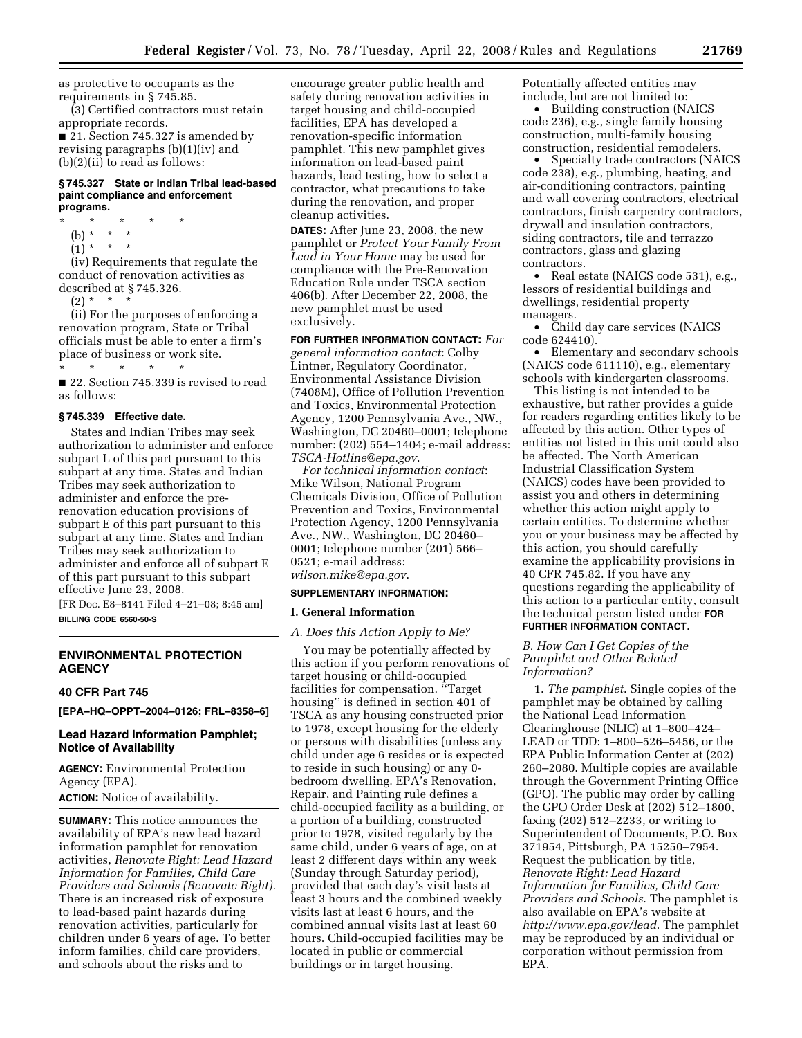as protective to occupants as the requirements in § 745.85.

(3) Certified contractors must retain appropriate records.

■ 21. Section 745.327 is amended by revising paragraphs (b)(1)(iv) and (b)(2)(ii) to read as follows:

**§ 745.327 State or Indian Tribal lead-based paint compliance and enforcement programs.**

\* \* \* \* \*

(b) \* \* \*

(1) \* \* \*

(iv) Requirements that regulate the conduct of renovation activities as described at § 745.326.

(2) \* \* \*

(ii) For the purposes of enforcing a renovation program, State or Tribal officials must be able to enter a firm's place of business or work site.

\* \* \* \* \*

■ 22. Section 745.339 is revised to read as follows:

**§ 745.339 Effective date.**

States and Indian Tribes may seek authorization to administer and enforce subpart L of this part pursuant to this subpart at any time. States and Indian Tribes may seek authorization to administer and enforce the pre-renovation education provisions of subpart E of this part pursuant to this subpart at any time. States and Indian Tribes may seek authorization to administer and enforce all of subpart E of this part pursuant to this subpart effective June 23, 2008.

[FR Doc. E8–8141 Filed 4–21–08; 8:45 am]

**BILLING CODE 6560-50-S**

## ENVIRONMENTAL PROTECTION AGENCY

### 40 CFR Part 745

**[EPA–HQ–OPPT–2004–0126; FRL–8358–6]**

### Lead Hazard Information Pamphlet; Notice of Availability

**AGENCY:** Environmental Protection Agency (EPA).

**ACTION:** Notice of availability.

**SUMMARY:** This notice announces the availability of EPA's new lead hazard information pamphlet for renovation activities, *Renovate Right: Lead Hazard Information for Families, Child Care Providers and Schools (Renovate Right)*. There is an increased risk of exposure to lead-based paint hazards during renovation activities, particularly for children under 6 years of age. To better inform families, child care providers, and schools about the risks and to encourage greater public health and safety during renovation activities in target housing and child-occupied facilities, EPA has developed a renovation-specific information pamphlet. This new pamphlet gives information on lead-based paint hazards, lead testing, how to select a contractor, what precautions to take during the renovation, and proper cleanup activities.

**DATES:** After June 23, 2008, the new pamphlet or *Protect Your Family From Lead in Your Home* may be used for compliance with the Pre-Renovation Education Rule under TSCA section 406(b). After December 22, 2008, the new pamphlet must be used exclusively.

**FOR FURTHER INFORMATION CONTACT:** *For general information contact*: Colby Lintner, Regulatory Coordinator, Environmental Assistance Division (7408M), Office of Pollution Prevention and Toxics, Environmental Protection Agency, 1200 Pennsylvania Ave., NW., Washington, DC 20460–0001; telephone number: (202) 554–1404; e-mail address: *TSCA-Hotline@epa.gov*.

*For technical information contact*: Mike Wilson, National Program Chemicals Division, Office of Pollution Prevention and Toxics, Environmental Protection Agency, 1200 Pennsylvania Ave., NW., Washington, DC 20460–0001; telephone number (201) 566–0521; e-mail address: *wilson.mike@epa.gov*.

**SUPPLEMENTARY INFORMATION:**

### I. General Information

#### *A. Does this Action Apply to Me?*

You may be potentially affected by this action if you perform renovations of target housing or child-occupied facilities for compensation. ''Target housing'' is defined in section 401 of TSCA as any housing constructed prior to 1978, except housing for the elderly or persons with disabilities (unless any child under age 6 resides or is expected to reside in such housing) or any 0-bedroom dwelling. EPA's Renovation, Repair, and Painting rule defines a child-occupied facility as a building, or a portion of a building, constructed prior to 1978, visited regularly by the same child, under 6 years of age, on at least 2 different days within any week (Sunday through Saturday period), provided that each day's visit lasts at least 3 hours and the combined weekly visits last at least 6 hours, and the combined annual visits last at least 60 hours. Child-occupied facilities may be located in public or commercial buildings or in target housing.

Potentially affected entities may include, but are not limited to:

- Building construction (NAICS code 236), e.g., single family housing construction, multi-family housing construction, residential remodelers.
- Specialty trade contractors (NAICS code 238), e.g., plumbing, heating, and air-conditioning contractors, painting and wall covering contractors, electrical contractors, finish carpentry contractors, drywall and insulation contractors, siding contractors, tile and terrazzo contractors, glass and glazing contractors.
- Real estate (NAICS code 531), e.g., lessors of residential buildings and dwellings, residential property managers.
- Child day care services (NAICS code 624410).
- Elementary and secondary schools (NAICS code 611110), e.g., elementary schools with kindergarten classrooms.

This listing is not intended to be exhaustive, but rather provides a guide for readers regarding entities likely to be affected by this action. Other types of entities not listed in this unit could also be affected. The North American Industrial Classification System (NAICS) codes have been provided to assist you and others in determining whether this action might apply to certain entities. To determine whether you or your business may be affected by this action, you should carefully examine the applicability provisions in 40 CFR 745.82. If you have any questions regarding the applicability of this action to a particular entity, consult the technical person listed under **FOR FURTHER INFORMATION CONTACT**.

#### *B. How Can I Get Copies of the Pamphlet and Other Related Information?*

1. *The pamphlet*. Single copies of the pamphlet may be obtained by calling the National Lead Information Clearinghouse (NLIC) at 1–800–424–LEAD or TDD: 1–800–526–5456, or the EPA Public Information Center at (202) 260–2080. Multiple copies are available through the Government Printing Office (GPO). The public may order by calling the GPO Order Desk at (202) 512–1800, faxing (202) 512–2233, or writing to Superintendent of Documents, P.O. Box 371954, Pittsburgh, PA 15250–7954. Request the publication by title, *Renovate Right: Lead Hazard Information for Families, Child Care Providers and Schools*. The pamphlet is also available on EPA's website at *http://www.epa.gov/lead*. The pamphlet may be reproduced by an individual or corporation without permission from EPA.